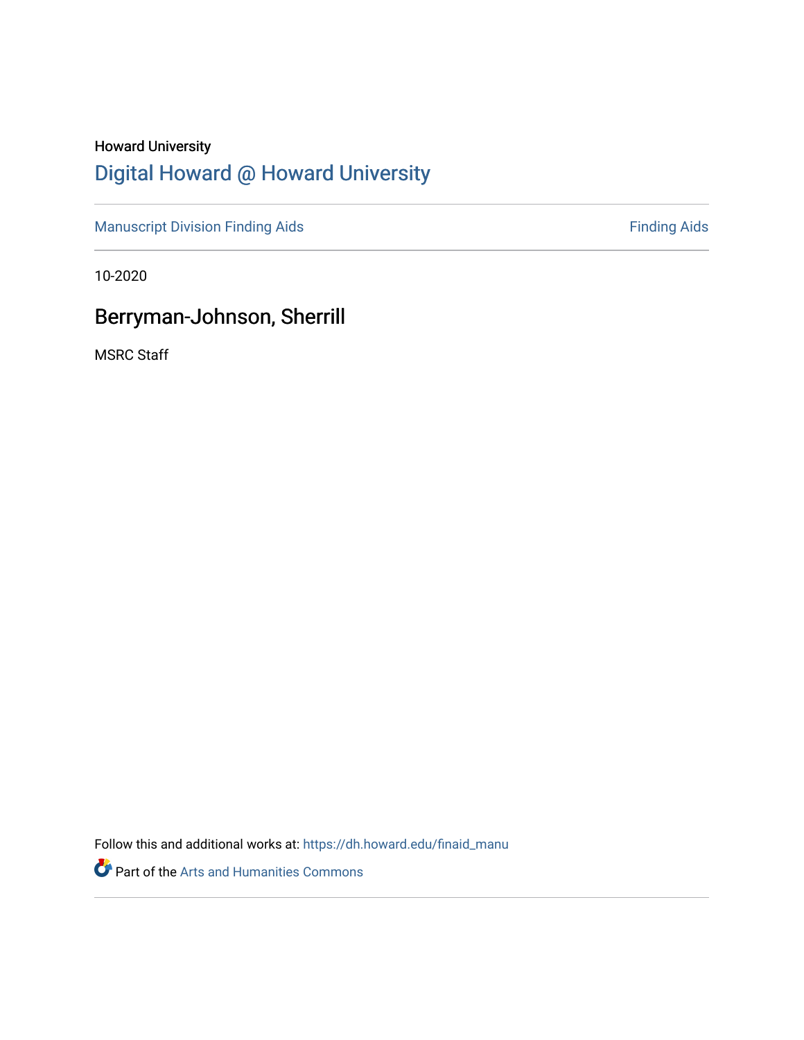Howard University

## Digital Howard @ Howard University

Manuscript Division Finding Aids

Finding Aids

10-2020

# Berryman-Johnson, Sherrill

MSRC Staff

Follow this and additional works at: https://dh.howard.edu/finaid_manu

Part of the Arts and Humanities Commons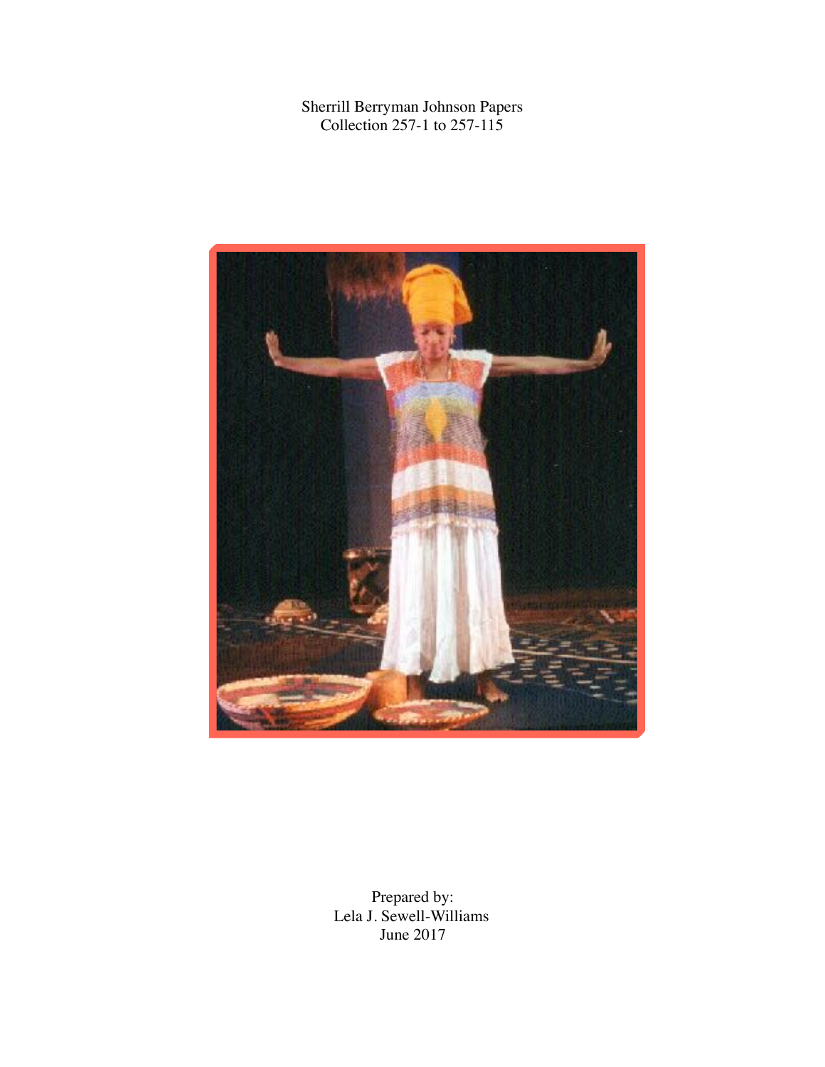Sherrill Berryman Johnson Papers
Collection 257-1 to 257-115

Prepared by:
Lela J. Sewell-Williams
June 2017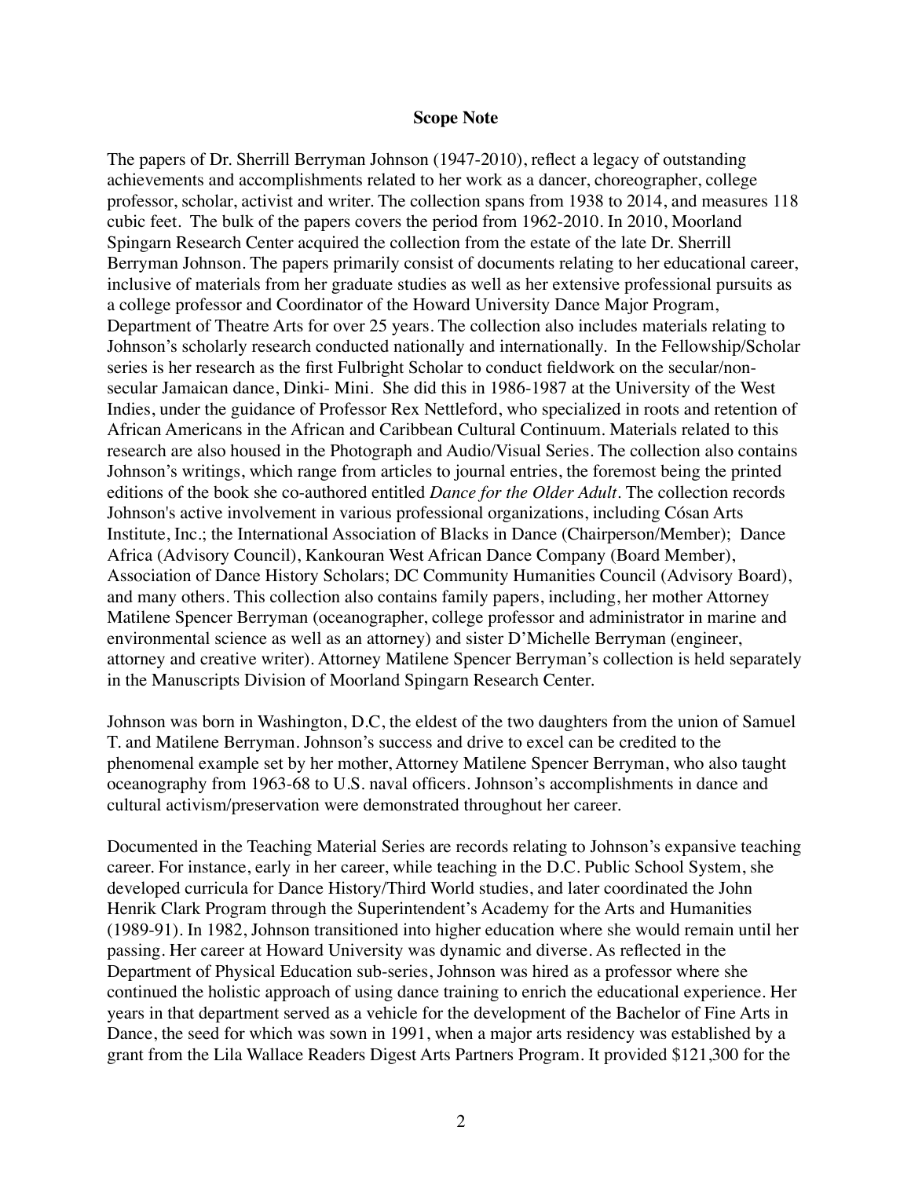**Scope Note**

The papers of Dr. Sherrill Berryman Johnson (1947-2010), reflect a legacy of outstanding achievements and accomplishments related to her work as a dancer, choreographer, college professor, scholar, activist and writer. The collection spans from 1938 to 2014, and measures 118 cubic feet. The bulk of the papers covers the period from 1962-2010. In 2010, Moorland Spingarn Research Center acquired the collection from the estate of the late Dr. Sherrill Berryman Johnson. The papers primarily consist of documents relating to her educational career, inclusive of materials from her graduate studies as well as her extensive professional pursuits as a college professor and Coordinator of the Howard University Dance Major Program, Department of Theatre Arts for over 25 years. The collection also includes materials relating to Johnson's scholarly research conducted nationally and internationally. In the Fellowship/Scholar series is her research as the first Fulbright Scholar to conduct fieldwork on the secular/non-secular Jamaican dance, Dinki- Mini. She did this in 1986-1987 at the University of the West Indies, under the guidance of Professor Rex Nettleford, who specialized in roots and retention of African Americans in the African and Caribbean Cultural Continuum. Materials related to this research are also housed in the Photograph and Audio/Visual Series. The collection also contains Johnson's writings, which range from articles to journal entries, the foremost being the printed editions of the book she co-authored entitled *Dance for the Older Adult*. The collection records Johnson's active involvement in various professional organizations, including Cósan Arts Institute, Inc.; the International Association of Blacks in Dance (Chairperson/Member); Dance Africa (Advisory Council), Kankouran West African Dance Company (Board Member), Association of Dance History Scholars; DC Community Humanities Council (Advisory Board), and many others. This collection also contains family papers, including, her mother Attorney Matilene Spencer Berryman (oceanographer, college professor and administrator in marine and environmental science as well as an attorney) and sister D'Michelle Berryman (engineer, attorney and creative writer). Attorney Matilene Spencer Berryman's collection is held separately in the Manuscripts Division of Moorland Spingarn Research Center.

Johnson was born in Washington, D.C, the eldest of the two daughters from the union of Samuel T. and Matilene Berryman. Johnson's success and drive to excel can be credited to the phenomenal example set by her mother, Attorney Matilene Spencer Berryman, who also taught oceanography from 1963-68 to U.S. naval officers. Johnson's accomplishments in dance and cultural activism/preservation were demonstrated throughout her career.

Documented in the Teaching Material Series are records relating to Johnson's expansive teaching career. For instance, early in her career, while teaching in the D.C. Public School System, she developed curricula for Dance History/Third World studies, and later coordinated the John Henrik Clark Program through the Superintendent's Academy for the Arts and Humanities (1989-91). In 1982, Johnson transitioned into higher education where she would remain until her passing. Her career at Howard University was dynamic and diverse. As reflected in the Department of Physical Education sub-series, Johnson was hired as a professor where she continued the holistic approach of using dance training to enrich the educational experience. Her years in that department served as a vehicle for the development of the Bachelor of Fine Arts in Dance, the seed for which was sown in 1991, when a major arts residency was established by a grant from the Lila Wallace Readers Digest Arts Partners Program. It provided $121,300 for the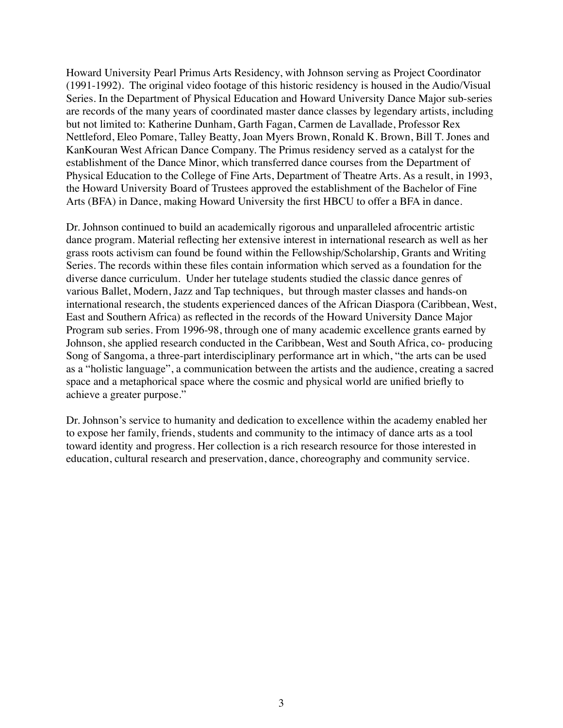Howard University Pearl Primus Arts Residency, with Johnson serving as Project Coordinator (1991-1992). The original video footage of this historic residency is housed in the Audio/Visual Series. In the Department of Physical Education and Howard University Dance Major sub-series are records of the many years of coordinated master dance classes by legendary artists, including but not limited to: Katherine Dunham, Garth Fagan, Carmen de Lavallade, Professor Rex Nettleford, Eleo Pomare, Talley Beatty, Joan Myers Brown, Ronald K. Brown, Bill T. Jones and KanKouran West African Dance Company. The Primus residency served as a catalyst for the establishment of the Dance Minor, which transferred dance courses from the Department of Physical Education to the College of Fine Arts, Department of Theatre Arts. As a result, in 1993, the Howard University Board of Trustees approved the establishment of the Bachelor of Fine Arts (BFA) in Dance, making Howard University the first HBCU to offer a BFA in dance.

Dr. Johnson continued to build an academically rigorous and unparalleled afrocentric artistic dance program. Material reflecting her extensive interest in international research as well as her grass roots activism can found be found within the Fellowship/Scholarship, Grants and Writing Series. The records within these files contain information which served as a foundation for the diverse dance curriculum. Under her tutelage students studied the classic dance genres of various Ballet, Modern, Jazz and Tap techniques, but through master classes and hands-on international research, the students experienced dances of the African Diaspora (Caribbean, West, East and Southern Africa) as reflected in the records of the Howard University Dance Major Program sub series. From 1996-98, through one of many academic excellence grants earned by Johnson, she applied research conducted in the Caribbean, West and South Africa, co- producing Song of Sangoma, a three-part interdisciplinary performance art in which, "the arts can be used as a "holistic language", a communication between the artists and the audience, creating a sacred space and a metaphorical space where the cosmic and physical world are unified briefly to achieve a greater purpose."

Dr. Johnson's service to humanity and dedication to excellence within the academy enabled her to expose her family, friends, students and community to the intimacy of dance arts as a tool toward identity and progress. Her collection is a rich research resource for those interested in education, cultural research and preservation, dance, choreography and community service.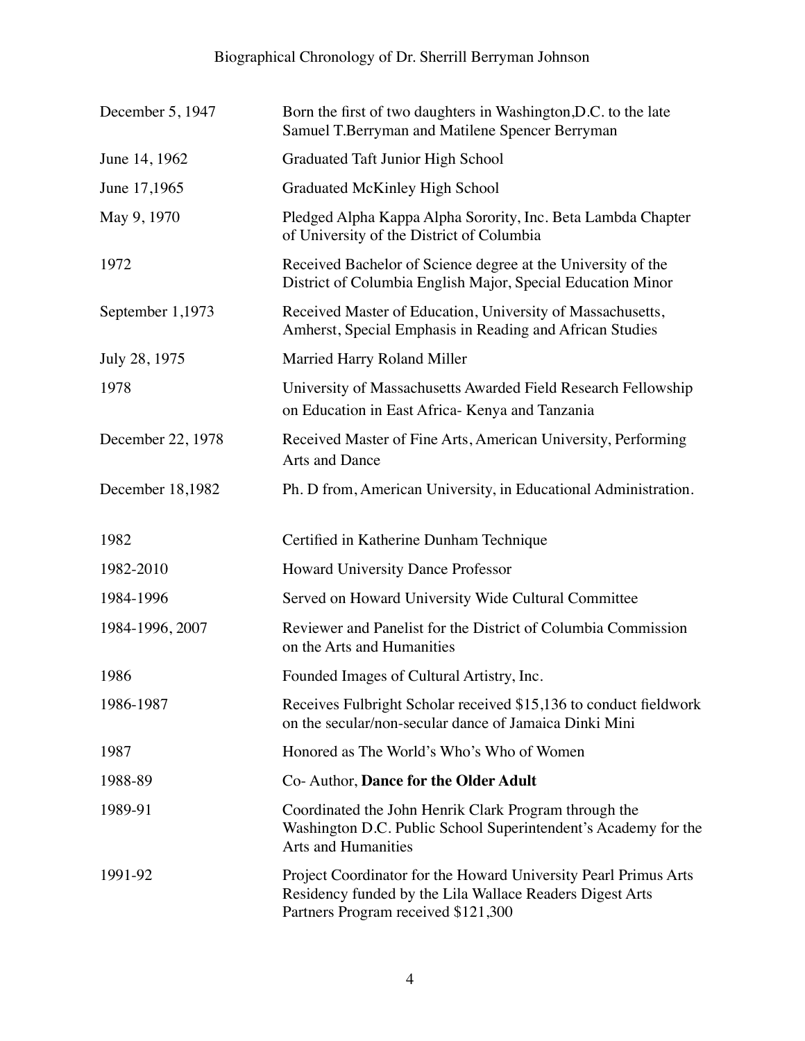# Biographical Chronology of Dr. Sherrill Berryman Johnson

| | |
|---|---|
| December 5, 1947 | Born the first of two daughters in Washington,D.C. to the late Samuel T.Berryman and Matilene Spencer Berryman |
| June 14, 1962 | Graduated Taft Junior High School |
| June 17,1965 | Graduated McKinley High School |
| May 9, 1970 | Pledged Alpha Kappa Alpha Sorority, Inc. Beta Lambda Chapter of University of the District of Columbia |
| 1972 | Received Bachelor of Science degree at the University of the District of Columbia English Major, Special Education Minor |
| September 1,1973 | Received Master of Education, University of Massachusetts, Amherst, Special Emphasis in Reading and African Studies |
| July 28, 1975 | Married Harry Roland Miller |
| 1978 | University of Massachusetts Awarded Field Research Fellowship on Education in East Africa- Kenya and Tanzania |
| December 22, 1978 | Received Master of Fine Arts, American University, Performing Arts and Dance |
| December 18,1982 | Ph. D from, American University, in Educational Administration. |
| 1982 | Certified in Katherine Dunham Technique |
| 1982-2010 | Howard University Dance Professor |
| 1984-1996 | Served on Howard University Wide Cultural Committee |
| 1984-1996, 2007 | Reviewer and Panelist for the District of Columbia Commission on the Arts and Humanities |
| 1986 | Founded Images of Cultural Artistry, Inc. |
| 1986-1987 | Receives Fulbright Scholar received $15,136 to conduct fieldwork on the secular/non-secular dance of Jamaica Dinki Mini |
| 1987 | Honored as The World's Who's Who of Women |
| 1988-89 | Co- Author, **Dance for the Older Adult** |
| 1989-91 | Coordinated the John Henrik Clark Program through the Washington D.C. Public School Superintendent's Academy for the Arts and Humanities |
| 1991-92 | Project Coordinator for the Howard University Pearl Primus Arts Residency funded by the Lila Wallace Readers Digest Arts Partners Program received $121,300 |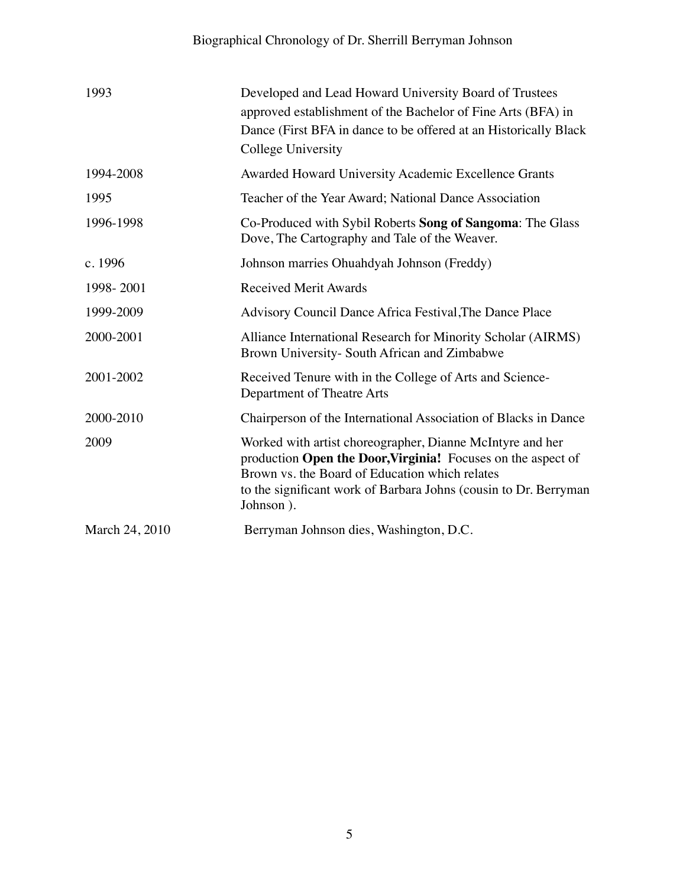| | |
|---|---|
| 1993 | Developed and Lead Howard University Board of Trustees approved establishment of the Bachelor of Fine Arts (BFA) in Dance (First BFA in dance to be offered at an Historically Black College University |
| 1994-2008 | Awarded Howard University Academic Excellence Grants |
| 1995 | Teacher of the Year Award; National Dance Association |
| 1996-1998 | Co-Produced with Sybil Roberts **Song of Sangoma**: The Glass Dove, The Cartography and Tale of the Weaver. |
| c. 1996 | Johnson marries Ohuahdyah Johnson (Freddy) |
| 1998- 2001 | Received Merit Awards |
| 1999-2009 | Advisory Council Dance Africa Festival,The Dance Place |
| 2000-2001 | Alliance International Research for Minority Scholar (AIRMS) Brown University- South African and Zimbabwe |
| 2001-2002 | Received Tenure with in the College of Arts and Science-Department of Theatre Arts |
| 2000-2010 | Chairperson of the International Association of Blacks in Dance |
| 2009 | Worked with artist choreographer, Dianne McIntyre and her production **Open the Door,Virginia!** Focuses on the aspect of Brown vs. the Board of Education which relates to the significant work of Barbara Johns (cousin to Dr. Berryman Johnson ). |
| March 24, 2010 | Berryman Johnson dies, Washington, D.C. |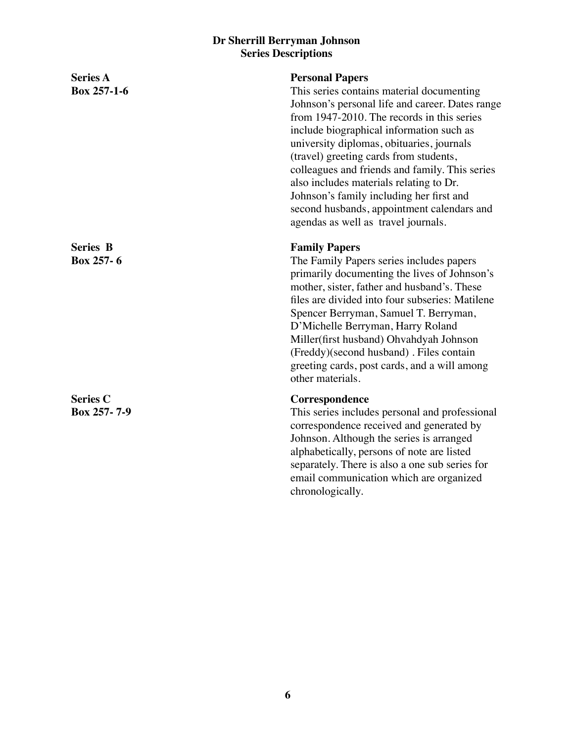# Dr Sherrill Berryman Johnson
## Series Descriptions

**Series A**
**Box 257-1-6**

**Personal Papers**
This series contains material documenting Johnson's personal life and career. Dates range from 1947-2010. The records in this series include biographical information such as university diplomas, obituaries, journals (travel) greeting cards from students, colleagues and friends and family. This series also includes materials relating to Dr. Johnson's family including her first and second husbands, appointment calendars and agendas as well as travel journals.

**Series B**
**Box 257- 6**

**Family Papers**
The Family Papers series includes papers primarily documenting the lives of Johnson's mother, sister, father and husband's. These files are divided into four subseries: Matilene Spencer Berryman, Samuel T. Berryman, D'Michelle Berryman, Harry Roland Miller(first husband) Ohvahdyah Johnson (Freddy)(second husband) . Files contain greeting cards, post cards, and a will among other materials.

**Series C**
**Box 257- 7-9**

**Correspondence**
This series includes personal and professional correspondence received and generated by Johnson. Although the series is arranged alphabetically, persons of note are listed separately. There is also a one sub series for email communication which are organized chronologically.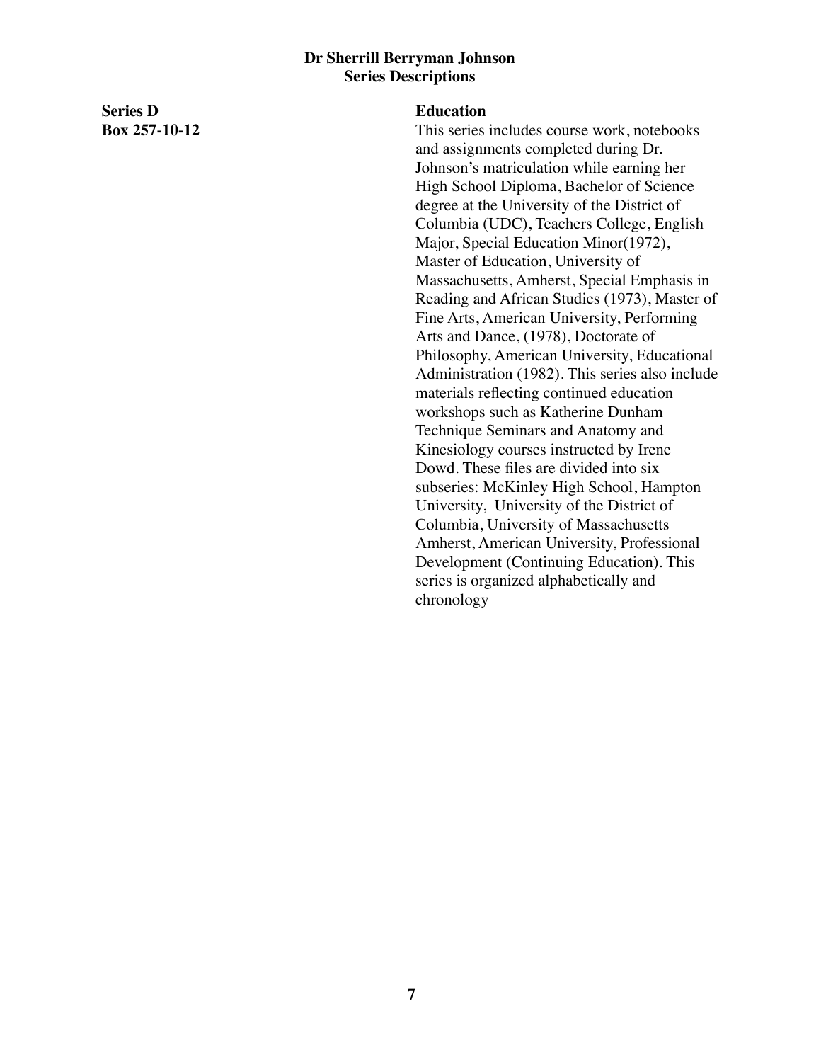**Dr Sherrill Berryman Johnson**
**Series Descriptions**

**Series D**
**Box 257-10-12**

**Education**

This series includes course work, notebooks and assignments completed during Dr. Johnson's matriculation while earning her High School Diploma, Bachelor of Science degree at the University of the District of Columbia (UDC), Teachers College, English Major, Special Education Minor(1972), Master of Education, University of Massachusetts, Amherst, Special Emphasis in Reading and African Studies (1973), Master of Fine Arts, American University, Performing Arts and Dance, (1978), Doctorate of Philosophy, American University, Educational Administration (1982). This series also include materials reflecting continued education workshops such as Katherine Dunham Technique Seminars and Anatomy and Kinesiology courses instructed by Irene Dowd. These files are divided into six subseries: McKinley High School, Hampton University, University of the District of Columbia, University of Massachusetts Amherst, American University, Professional Development (Continuing Education). This series is organized alphabetically and chronology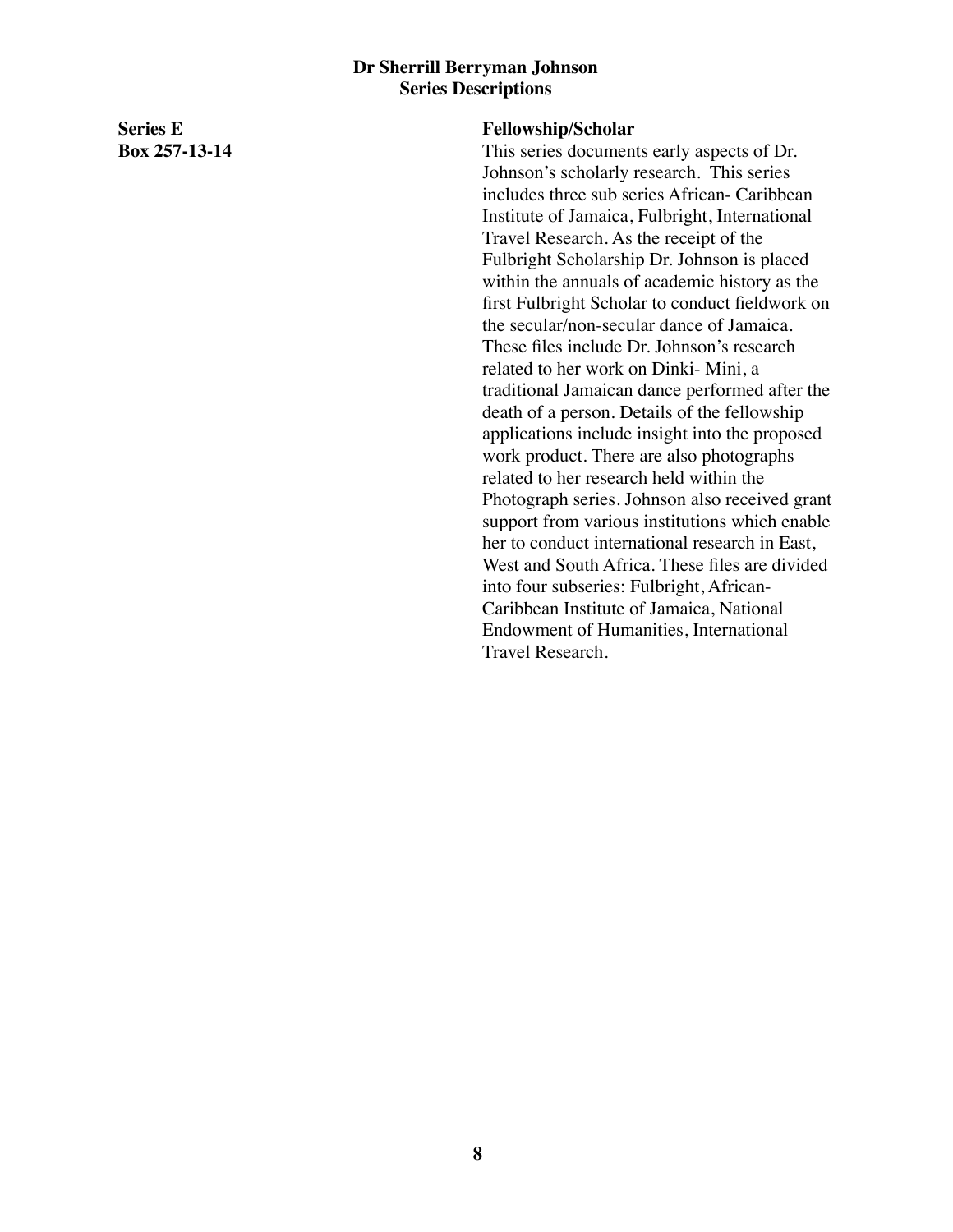**Dr Sherrill Berryman Johnson**
**Series Descriptions**

**Series E**
**Box 257-13-14**

**Fellowship/Scholar**

This series documents early aspects of Dr. Johnson's scholarly research. This series includes three sub series African- Caribbean Institute of Jamaica, Fulbright, International Travel Research. As the receipt of the Fulbright Scholarship Dr. Johnson is placed within the annuals of academic history as the first Fulbright Scholar to conduct fieldwork on the secular/non-secular dance of Jamaica. These files include Dr. Johnson's research related to her work on Dinki- Mini, a traditional Jamaican dance performed after the death of a person. Details of the fellowship applications include insight into the proposed work product. There are also photographs related to her research held within the Photograph series. Johnson also received grant support from various institutions which enable her to conduct international research in East, West and South Africa. These files are divided into four subseries: Fulbright, African-Caribbean Institute of Jamaica, National Endowment of Humanities, International Travel Research.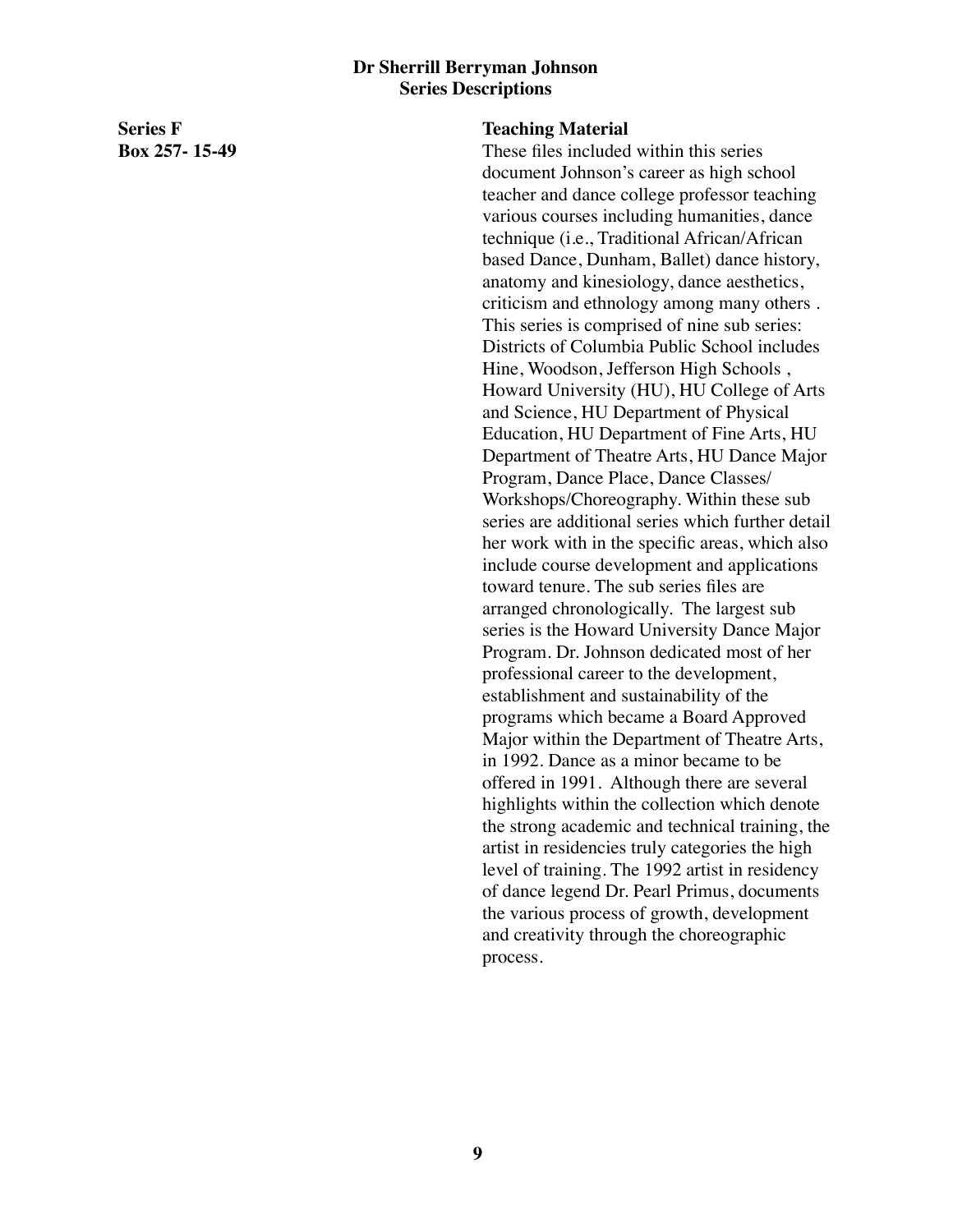**Dr Sherrill Berryman Johnson**
**Series Descriptions**

**Series F** **Teaching Material**
**Box 257- 15-49**

These files included within this series document Johnson's career as high school teacher and dance college professor teaching various courses including humanities, dance technique (i.e., Traditional African/African based Dance, Dunham, Ballet) dance history, anatomy and kinesiology, dance aesthetics, criticism and ethnology among many others . This series is comprised of nine sub series: Districts of Columbia Public School includes Hine, Woodson, Jefferson High Schools , Howard University (HU), HU College of Arts and Science, HU Department of Physical Education, HU Department of Fine Arts, HU Department of Theatre Arts, HU Dance Major Program, Dance Place, Dance Classes/ Workshops/Choreography. Within these sub series are additional series which further detail her work with in the specific areas, which also include course development and applications toward tenure. The sub series files are arranged chronologically. The largest sub series is the Howard University Dance Major Program. Dr. Johnson dedicated most of her professional career to the development, establishment and sustainability of the programs which became a Board Approved Major within the Department of Theatre Arts, in 1992. Dance as a minor became to be offered in 1991. Although there are several highlights within the collection which denote the strong academic and technical training, the artist in residencies truly categories the high level of training. The 1992 artist in residency of dance legend Dr. Pearl Primus, documents the various process of growth, development and creativity through the choreographic process.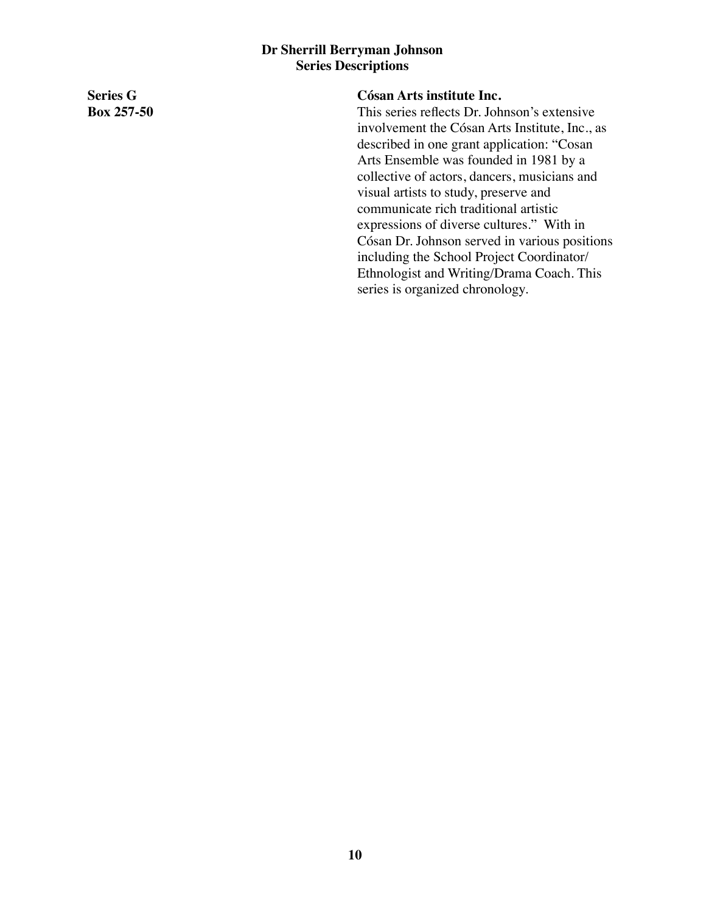**Dr Sherrill Berryman Johnson**
**Series Descriptions**

**Series G**
**Box 257-50**

**Cósan Arts institute Inc.**

This series reflects Dr. Johnson's extensive involvement the Cósan Arts Institute, Inc., as described in one grant application: "Cosan Arts Ensemble was founded in 1981 by a collective of actors, dancers, musicians and visual artists to study, preserve and communicate rich traditional artistic expressions of diverse cultures." With in Cósan Dr. Johnson served in various positions including the School Project Coordinator/ Ethnologist and Writing/Drama Coach. This series is organized chronology.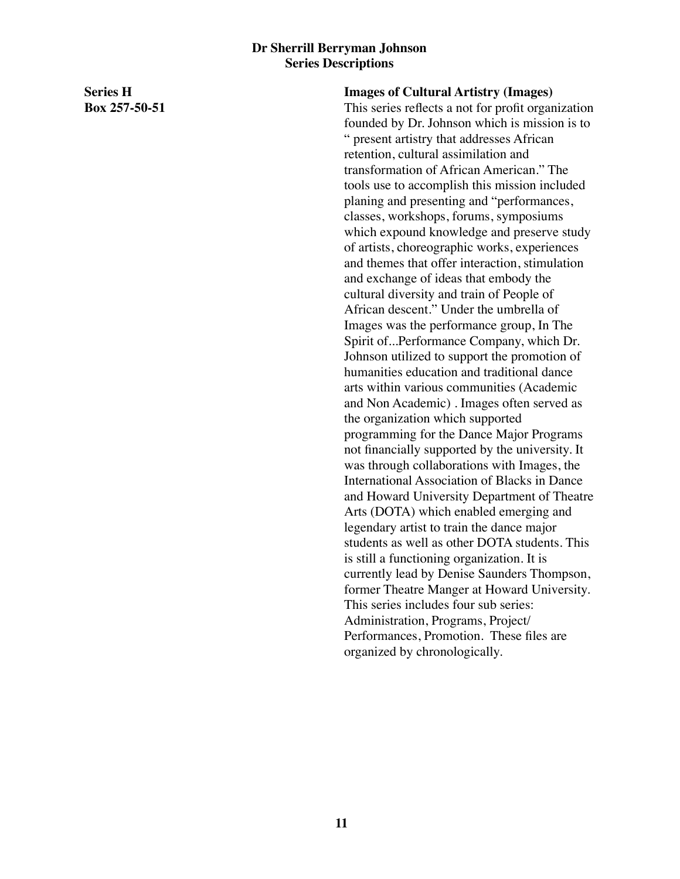**Series H**
**Box 257-50-51**

**Images of Cultural Artistry (Images)**

This series reflects a not for profit organization founded by Dr. Johnson which is mission is to " present artistry that addresses African retention, cultural assimilation and transformation of African American." The tools use to accomplish this mission included planing and presenting and "performances, classes, workshops, forums, symposiums which expound knowledge and preserve study of artists, choreographic works, experiences and themes that offer interaction, stimulation and exchange of ideas that embody the cultural diversity and train of People of African descent." Under the umbrella of Images was the performance group, In The Spirit of...Performance Company, which Dr. Johnson utilized to support the promotion of humanities education and traditional dance arts within various communities (Academic and Non Academic) . Images often served as the organization which supported programming for the Dance Major Programs not financially supported by the university. It was through collaborations with Images, the International Association of Blacks in Dance and Howard University Department of Theatre Arts (DOTA) which enabled emerging and legendary artist to train the dance major students as well as other DOTA students. This is still a functioning organization. It is currently lead by Denise Saunders Thompson, former Theatre Manger at Howard University. This series includes four sub series: Administration, Programs, Project/ Performances, Promotion. These files are organized by chronologically.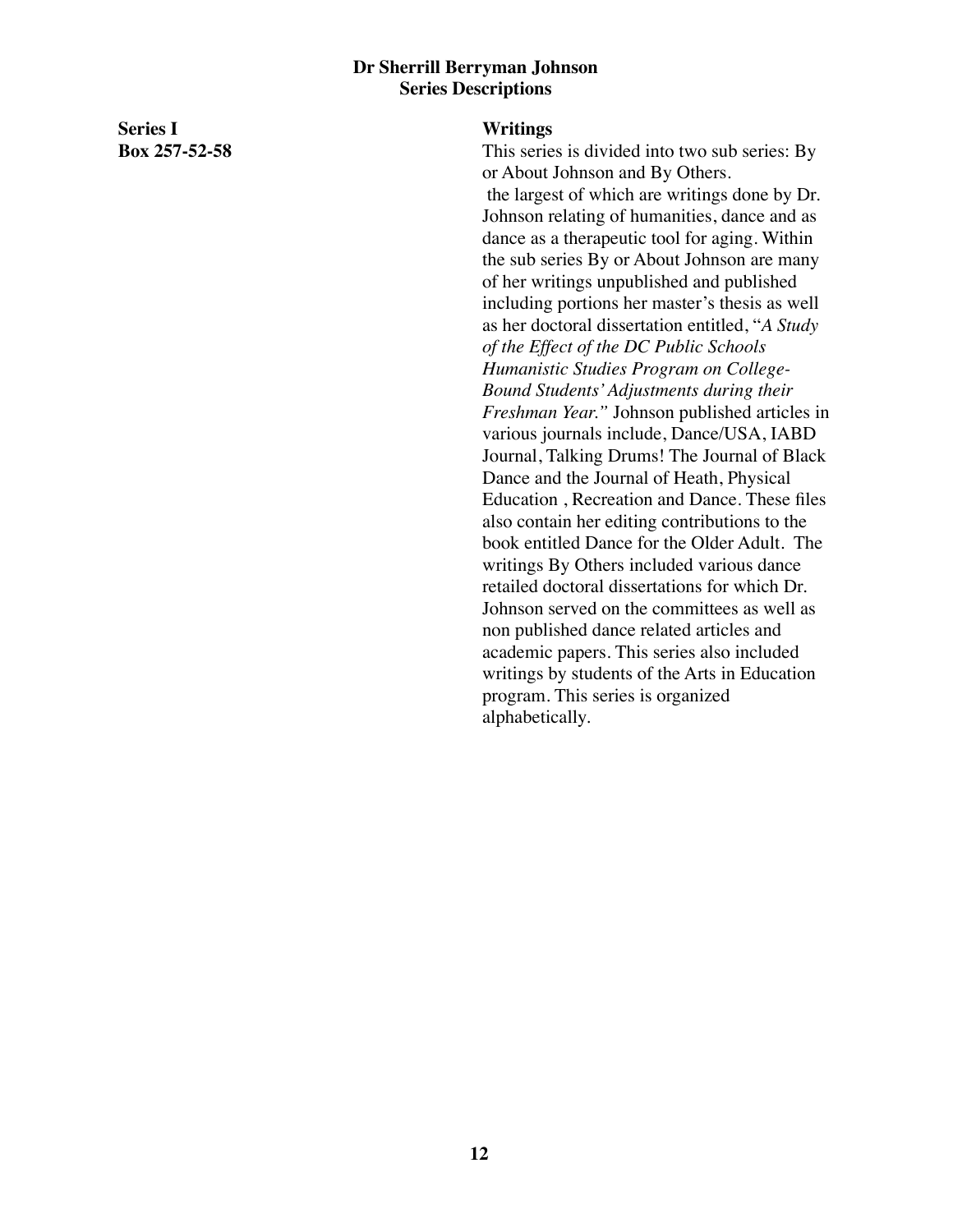# Dr Sherrill Berryman Johnson
## Series Descriptions

**Series I**
**Box 257-52-58**

**Writings**

This series is divided into two sub series: By or About Johnson and By Others.
 the largest of which are writings done by Dr. Johnson relating of humanities, dance and as dance as a therapeutic tool for aging. Within the sub series By or About Johnson are many of her writings unpublished and published including portions her master's thesis as well as her doctoral dissertation entitled, "*A Study of the Effect of the DC Public Schools Humanistic Studies Program on College-Bound Students' Adjustments during their Freshman Year."* Johnson published articles in various journals include, Dance/USA, IABD Journal, Talking Drums! The Journal of Black Dance and the Journal of Heath, Physical Education , Recreation and Dance. These files also contain her editing contributions to the book entitled Dance for the Older Adult.  The writings By Others included various dance retailed doctoral dissertations for which Dr. Johnson served on the committees as well as non published dance related articles and academic papers. This series also included writings by students of the Arts in Education program. This series is organized alphabetically.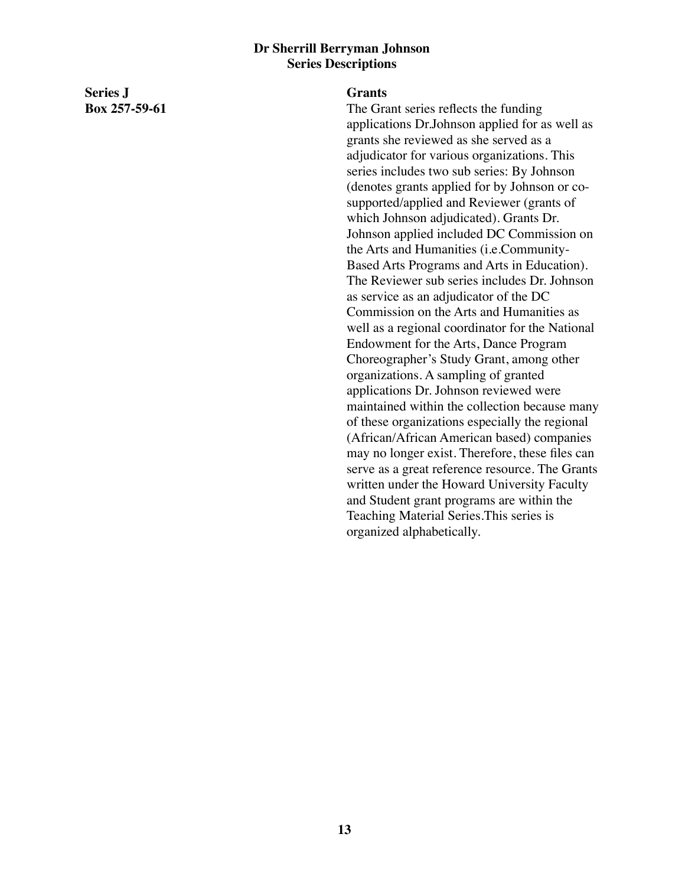**Dr Sherrill Berryman Johnson**
**Series Descriptions**

**Series J**
**Box 257-59-61**

**Grants**

The Grant series reflects the funding applications Dr.Johnson applied for as well as grants she reviewed as she served as a adjudicator for various organizations. This series includes two sub series: By Johnson (denotes grants applied for by Johnson or co-supported/applied and Reviewer (grants of which Johnson adjudicated). Grants Dr. Johnson applied included DC Commission on the Arts and Humanities (i.e.Community-Based Arts Programs and Arts in Education). The Reviewer sub series includes Dr. Johnson as service as an adjudicator of the DC Commission on the Arts and Humanities as well as a regional coordinator for the National Endowment for the Arts, Dance Program Choreographer's Study Grant, among other organizations. A sampling of granted applications Dr. Johnson reviewed were maintained within the collection because many of these organizations especially the regional (African/African American based) companies may no longer exist. Therefore, these files can serve as a great reference resource. The Grants written under the Howard University Faculty and Student grant programs are within the Teaching Material Series.This series is organized alphabetically.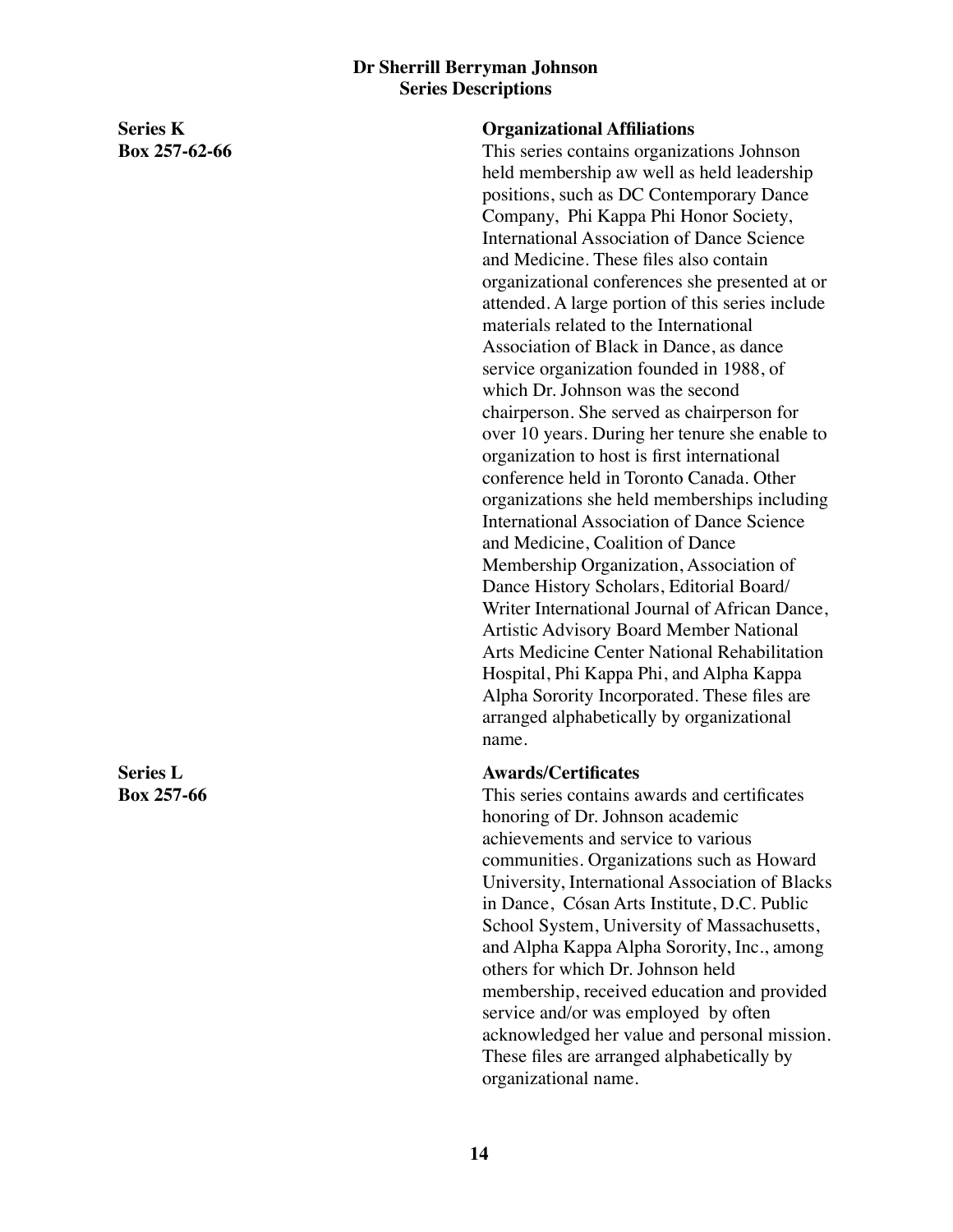**Dr Sherrill Berryman Johnson**
**Series Descriptions**

**Series K**
**Box 257-62-66**

**Organizational Affiliations**

This series contains organizations Johnson held membership aw well as held leadership positions, such as DC Contemporary Dance Company, Phi Kappa Phi Honor Society, International Association of Dance Science and Medicine. These files also contain organizational conferences she presented at or attended. A large portion of this series include materials related to the International Association of Black in Dance, as dance service organization founded in 1988, of which Dr. Johnson was the second chairperson. She served as chairperson for over 10 years. During her tenure she enable to organization to host is first international conference held in Toronto Canada. Other organizations she held memberships including International Association of Dance Science and Medicine, Coalition of Dance Membership Organization, Association of Dance History Scholars, Editorial Board/ Writer International Journal of African Dance, Artistic Advisory Board Member National Arts Medicine Center National Rehabilitation Hospital, Phi Kappa Phi, and Alpha Kappa Alpha Sorority Incorporated. These files are arranged alphabetically by organizational name.

**Series L**
**Box 257-66**

**Awards/Certificates**

This series contains awards and certificates honoring of Dr. Johnson academic achievements and service to various communities. Organizations such as Howard University, International Association of Blacks in Dance, Cósan Arts Institute, D.C. Public School System, University of Massachusetts, and Alpha Kappa Alpha Sorority, Inc., among others for which Dr. Johnson held membership, received education and provided service and/or was employed by often acknowledged her value and personal mission. These files are arranged alphabetically by organizational name.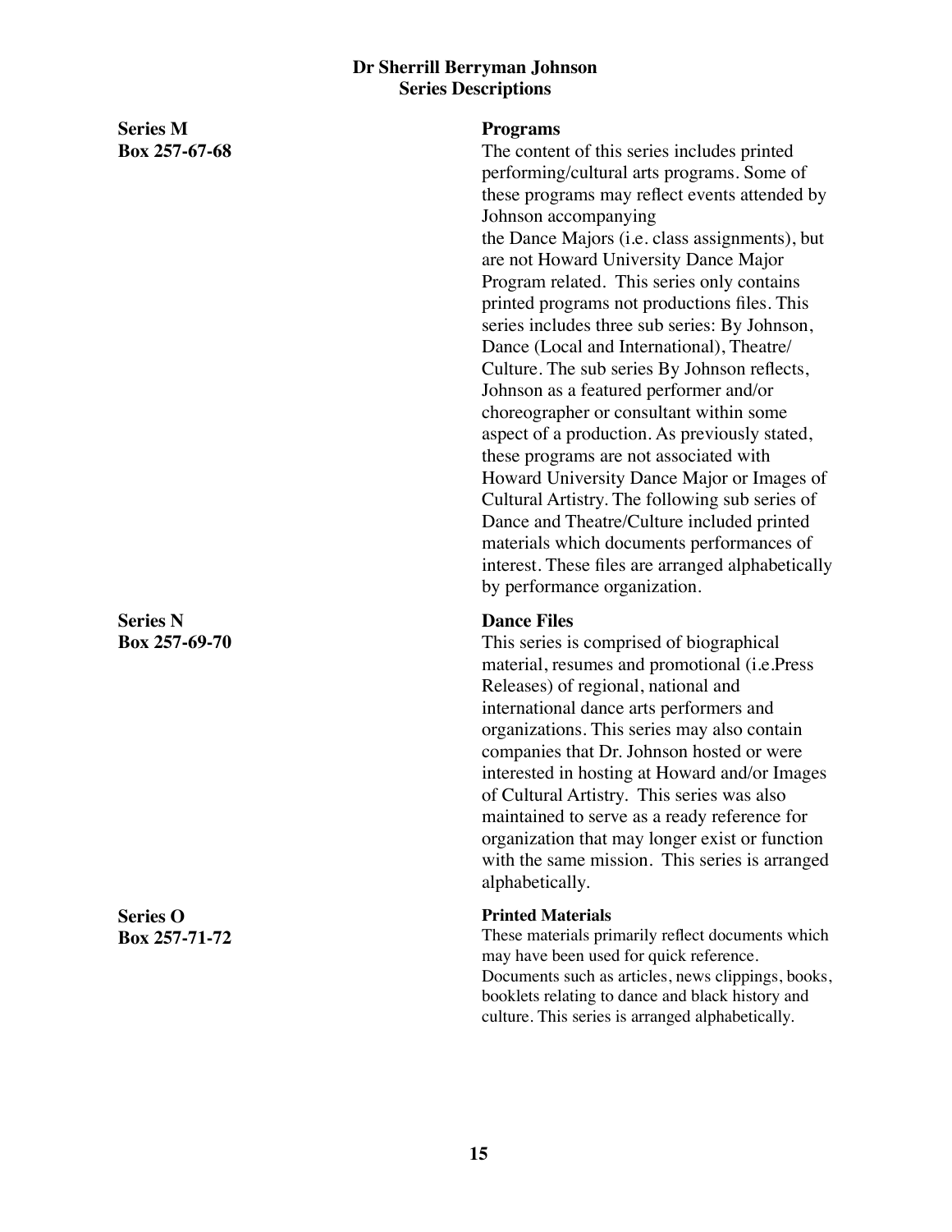**Dr Sherrill Berryman Johnson**
**Series Descriptions**

**Series M**
**Box 257-67-68**

**Programs**

The content of this series includes printed performing/cultural arts programs. Some of these programs may reflect events attended by Johnson accompanying the Dance Majors (i.e. class assignments), but are not Howard University Dance Major Program related. This series only contains printed programs not productions files. This series includes three sub series: By Johnson, Dance (Local and International), Theatre/ Culture. The sub series By Johnson reflects, Johnson as a featured performer and/or choreographer or consultant within some aspect of a production. As previously stated, these programs are not associated with Howard University Dance Major or Images of Cultural Artistry. The following sub series of Dance and Theatre/Culture included printed materials which documents performances of interest. These files are arranged alphabetically by performance organization.

**Series N**
**Box 257-69-70**

**Dance Files**

This series is comprised of biographical material, resumes and promotional (i.e.Press Releases) of regional, national and international dance arts performers and organizations. This series may also contain companies that Dr. Johnson hosted or were interested in hosting at Howard and/or Images of Cultural Artistry. This series was also maintained to serve as a ready reference for organization that may longer exist or function with the same mission. This series is arranged alphabetically.

**Series O**
**Box 257-71-72**

**Printed Materials**

These materials primarily reflect documents which may have been used for quick reference. Documents such as articles, news clippings, books, booklets relating to dance and black history and culture. This series is arranged alphabetically.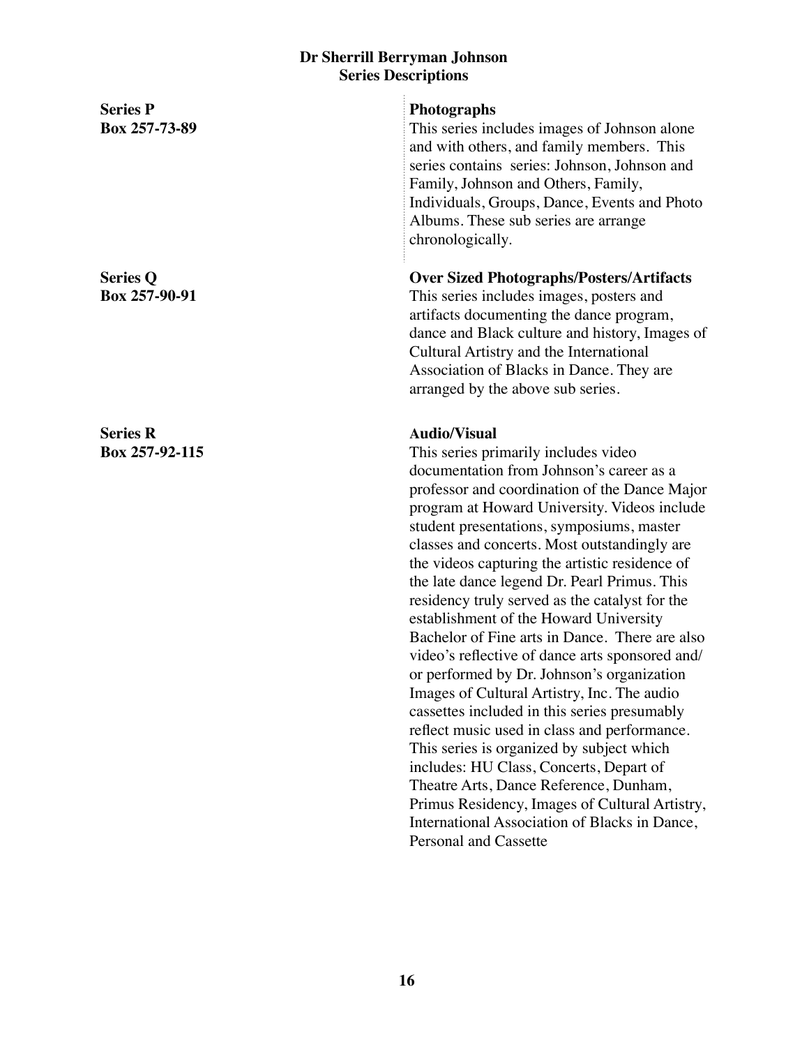**Dr Sherrill Berryman Johnson**
**Series Descriptions**

**Series P**
**Box 257-73-89**

**Photographs**
This series includes images of Johnson alone and with others, and family members. This series contains series: Johnson, Johnson and Family, Johnson and Others, Family, Individuals, Groups, Dance, Events and Photo Albums. These sub series are arrange chronologically.

**Series Q**
**Box 257-90-91**

**Over Sized Photographs/Posters/Artifacts**
This series includes images, posters and artifacts documenting the dance program, dance and Black culture and history, Images of Cultural Artistry and the International Association of Blacks in Dance. They are arranged by the above sub series.

**Series R**
**Box 257-92-115**

**Audio/Visual**
This series primarily includes video documentation from Johnson's career as a professor and coordination of the Dance Major program at Howard University. Videos include student presentations, symposiums, master classes and concerts. Most outstandingly are the videos capturing the artistic residence of the late dance legend Dr. Pearl Primus. This residency truly served as the catalyst for the establishment of the Howard University Bachelor of Fine arts in Dance. There are also video's reflective of dance arts sponsored and/ or performed by Dr. Johnson's organization Images of Cultural Artistry, Inc. The audio cassettes included in this series presumably reflect music used in class and performance. This series is organized by subject which includes: HU Class, Concerts, Depart of Theatre Arts, Dance Reference, Dunham, Primus Residency, Images of Cultural Artistry, International Association of Blacks in Dance, Personal and Cassette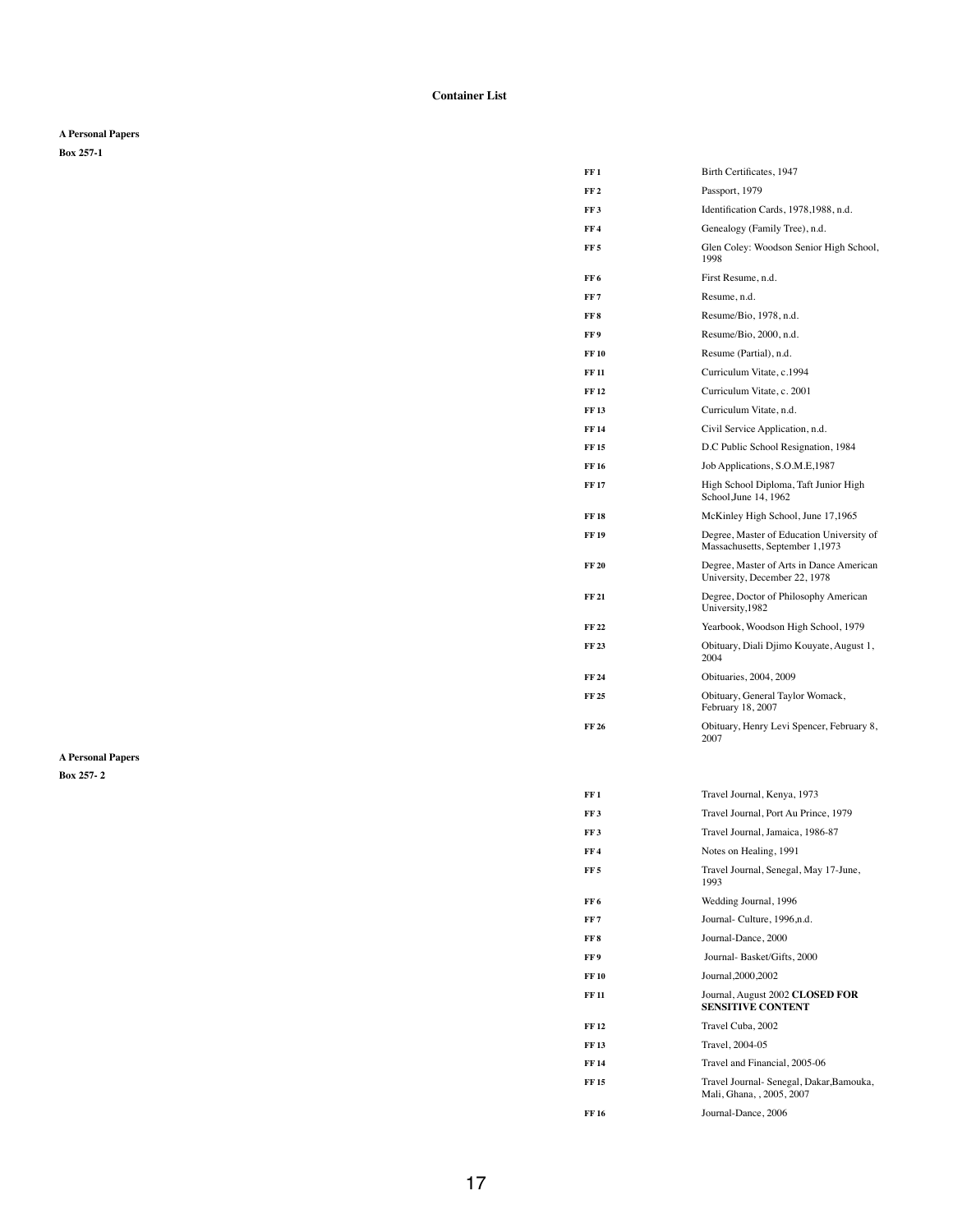**Container List**

**A Personal Papers**

**Box 257-1**

| | |
|---|---|
| **FF 1** | Birth Certificates, 1947 |
| **FF 2** | Passport, 1979 |
| **FF 3** | Identification Cards, 1978,1988, n.d. |
| **FF 4** | Genealogy (Family Tree), n.d. |
| **FF 5** | Glen Coley: Woodson Senior High School, 1998 |
| **FF 6** | First Resume, n.d. |
| **FF 7** | Resume, n.d. |
| **FF 8** | Resume/Bio, 1978, n.d. |
| **FF 9** | Resume/Bio, 2000, n.d. |
| **FF 10** | Resume (Partial), n.d. |
| **FF 11** | Curriculum Vitate, c.1994 |
| **FF 12** | Curriculum Vitate, c. 2001 |
| **FF 13** | Curriculum Vitate, n.d. |
| **FF 14** | Civil Service Application, n.d. |
| **FF 15** | D.C Public School Resignation, 1984 |
| **FF 16** | Job Applications, S.O.M.E,1987 |
| **FF 17** | High School Diploma, Taft Junior High School,June 14, 1962 |
| **FF 18** | McKinley High School, June 17,1965 |
| **FF 19** | Degree, Master of Education University of Massachusetts, September 1,1973 |
| **FF 20** | Degree, Master of Arts in Dance American University, December 22, 1978 |
| **FF 21** | Degree, Doctor of Philosophy American University,1982 |
| **FF 22** | Yearbook, Woodson High School, 1979 |
| **FF 23** | Obituary, Diali Djimo Kouyate, August 1, 2004 |
| **FF 24** | Obituaries, 2004, 2009 |
| **FF 25** | Obituary, General Taylor Womack, February 18, 2007 |
| **FF 26** | Obituary, Henry Levi Spencer, February 8, 2007 |

**A Personal Papers**

**Box 257- 2**

| | |
|---|---|
| **FF 1** | Travel Journal, Kenya, 1973 |
| **FF 3** | Travel Journal, Port Au Prince, 1979 |
| **FF 3** | Travel Journal, Jamaica, 1986-87 |
| **FF 4** | Notes on Healing, 1991 |
| **FF 5** | Travel Journal, Senegal, May 17-June, 1993 |
| **FF 6** | Wedding Journal, 1996 |
| **FF 7** | Journal- Culture, 1996,n.d. |
| **FF 8** | Journal-Dance, 2000 |
| **FF 9** | Journal- Basket/Gifts, 2000 |
| **FF 10** | Journal,2000,2002 |
| **FF 11** | Journal, August 2002 **CLOSED FOR SENSITIVE CONTENT** |
| **FF 12** | Travel Cuba, 2002 |
| **FF 13** | Travel, 2004-05 |
| **FF 14** | Travel and Financial, 2005-06 |
| **FF 15** | Travel Journal- Senegal, Dakar,Bamouka, Mali, Ghana, , 2005, 2007 |
| **FF 16** | Journal-Dance, 2006 |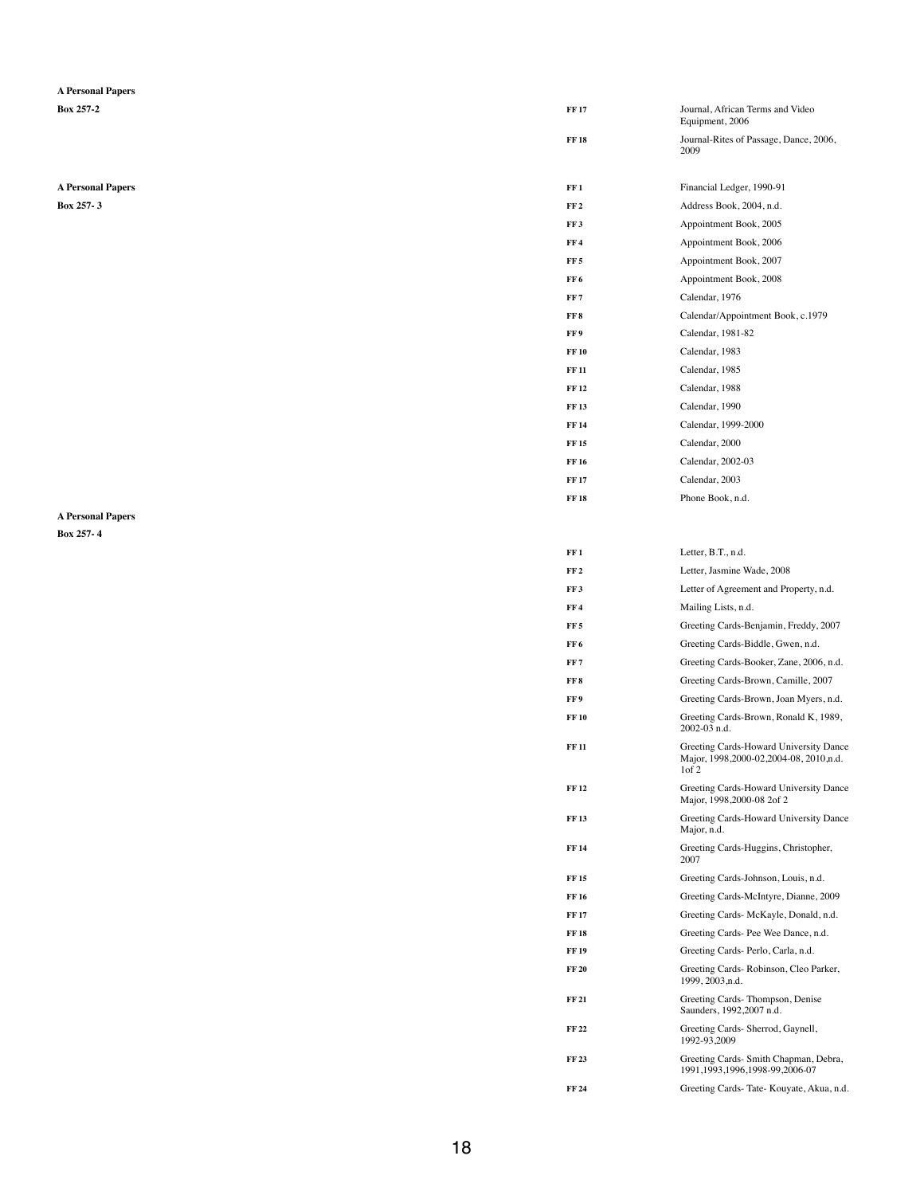| Series | Box | Folder | Description |
|---|---|---|---|
| **A Personal Papers** | **Box 257-2** | **FF 17** | Journal, African Terms and Video Equipment, 2006 |
| | | **FF 18** | Journal-Rites of Passage, Dance, 2006, 2009 |
| **A Personal Papers** | **Box 257- 3** | **FF 1** | Financial Ledger, 1990-91 |
| | | **FF 2** | Address Book, 2004, n.d. |
| | | **FF 3** | Appointment Book, 2005 |
| | | **FF 4** | Appointment Book, 2006 |
| | | **FF 5** | Appointment Book, 2007 |
| | | **FF 6** | Appointment Book, 2008 |
| | | **FF 7** | Calendar, 1976 |
| | | **FF 8** | Calendar/Appointment Book, c.1979 |
| | | **FF 9** | Calendar, 1981-82 |
| | | **FF 10** | Calendar, 1983 |
| | | **FF 11** | Calendar, 1985 |
| | | **FF 12** | Calendar, 1988 |
| | | **FF 13** | Calendar, 1990 |
| | | **FF 14** | Calendar, 1999-2000 |
| | | **FF 15** | Calendar, 2000 |
| | | **FF 16** | Calendar, 2002-03 |
| | | **FF 17** | Calendar, 2003 |
| | | **FF 18** | Phone Book, n.d. |
| **A Personal Papers** | **Box 257- 4** | **FF 1** | Letter, B.T., n.d. |
| | | **FF 2** | Letter, Jasmine Wade, 2008 |
| | | **FF 3** | Letter of Agreement and Property, n.d. |
| | | **FF 4** | Mailing Lists, n.d. |
| | | **FF 5** | Greeting Cards-Benjamin, Freddy, 2007 |
| | | **FF 6** | Greeting Cards-Biddle, Gwen, n.d. |
| | | **FF 7** | Greeting Cards-Booker, Zane, 2006, n.d. |
| | | **FF 8** | Greeting Cards-Brown, Camille, 2007 |
| | | **FF 9** | Greeting Cards-Brown, Joan Myers, n.d. |
| | | **FF 10** | Greeting Cards-Brown, Ronald K, 1989, 2002-03 n.d. |
| | | **FF 11** | Greeting Cards-Howard University Dance Major, 1998,2000-02,2004-08, 2010,n.d. 1of 2 |
| | | **FF 12** | Greeting Cards-Howard University Dance Major, 1998,2000-08 2of 2 |
| | | **FF 13** | Greeting Cards-Howard University Dance Major, n.d. |
| | | **FF 14** | Greeting Cards-Huggins, Christopher, 2007 |
| | | **FF 15** | Greeting Cards-Johnson, Louis, n.d. |
| | | **FF 16** | Greeting Cards-McIntyre, Dianne, 2009 |
| | | **FF 17** | Greeting Cards- McKayle, Donald, n.d. |
| | | **FF 18** | Greeting Cards- Pee Wee Dance, n.d. |
| | | **FF 19** | Greeting Cards- Perlo, Carla, n.d. |
| | | **FF 20** | Greeting Cards- Robinson, Cleo Parker, 1999, 2003,n.d. |
| | | **FF 21** | Greeting Cards- Thompson, Denise Saunders, 1992,2007 n.d. |
| | | **FF 22** | Greeting Cards- Sherrod, Gaynell, 1992-93,2009 |
| | | **FF 23** | Greeting Cards- Smith Chapman, Debra, 1991,1993,1996,1998-99,2006-07 |
| | | **FF 24** | Greeting Cards- Tate- Kouyate, Akua, n.d. |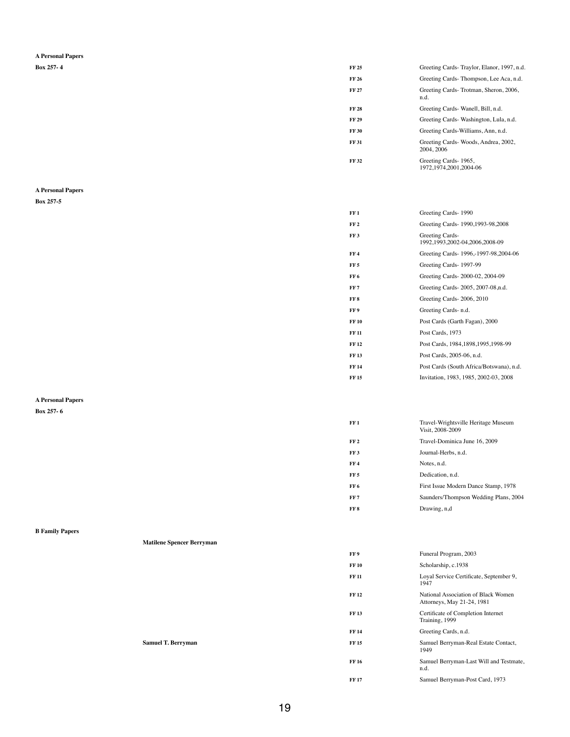**A Personal Papers**

**Box 257- 4**

| | | |
|---|---|---|
| | **FF 25** | Greeting Cards- Traylor, Elanor, 1997, n.d. |
| | **FF 26** | Greeting Cards- Thompson, Lee Aca, n.d. |
| | **FF 27** | Greeting Cards- Trotman, Sheron, 2006, n.d. |
| | **FF 28** | Greeting Cards- Wanell, Bill, n.d. |
| | **FF 29** | Greeting Cards- Washington, Lula, n.d. |
| | **FF 30** | Greeting Cards-Williams, Ann, n.d. |
| | **FF 31** | Greeting Cards- Woods, Andrea, 2002, 2004, 2006 |
| | **FF 32** | Greeting Cards- 1965, 1972,1974,2001,2004-06 |

**A Personal Papers**

**Box 257-5**

| | | |
|---|---|---|
| | **FF 1** | Greeting Cards- 1990 |
| | **FF 2** | Greeting Cards- 1990,1993-98,2008 |
| | **FF 3** | Greeting Cards- 1992,1993,2002-04,2006,2008-09 |
| | **FF 4** | Greeting Cards- 1996,-1997-98,2004-06 |
| | **FF 5** | Greeting Cards- 1997-99 |
| | **FF 6** | Greeting Cards- 2000-02, 2004-09 |
| | **FF 7** | Greeting Cards- 2005, 2007-08,n.d. |
| | **FF 8** | Greeting Cards- 2006, 2010 |
| | **FF 9** | Greeting Cards- n.d. |
| | **FF 10** | Post Cards (Garth Fagan), 2000 |
| | **FF 11** | Post Cards, 1973 |
| | **FF 12** | Post Cards, 1984,1898,1995,1998-99 |
| | **FF 13** | Post Cards, 2005-06, n.d. |
| | **FF 14** | Post Cards (South Africa/Botswana), n.d. |
| | **FF 15** | Invitation, 1983, 1985, 2002-03, 2008 |

**A Personal Papers**

**Box 257- 6**

| | | |
|---|---|---|
| | **FF 1** | Travel-Wrightsville Heritage Museum Visit, 2008-2009 |
| | **FF 2** | Travel-Dominica June 16, 2009 |
| | **FF 3** | Journal-Herbs, n.d. |
| | **FF 4** | Notes, n.d. |
| | **FF 5** | Dedication, n.d. |
| | **FF 6** | First Issue Modern Dance Stamp, 1978 |
| | **FF 7** | Saunders/Thompson Wedding Plans, 2004 |
| | **FF 8** | Drawing, n,d |

**B Family Papers**

| | | |
|---|---|---|
| **Matilene Spencer Berryman** | | |
| | **FF 9** | Funeral Program, 2003 |
| | **FF 10** | Scholarship, c.1938 |
| | **FF 11** | Loyal Service Certificate, September 9, 1947 |
| | **FF 12** | National Association of Black Women Attorneys, May 21-24, 1981 |
| | **FF 13** | Certificate of Completion Internet Training, 1999 |
| | **FF 14** | Greeting Cards, n.d. |
| **Samuel T. Berryman** | **FF 15** | Samuel Berryman-Real Estate Contact, 1949 |
| | **FF 16** | Samuel Berryman-Last Will and Testmate, n.d. |
| | **FF 17** | Samuel Berryman-Post Card, 1973 |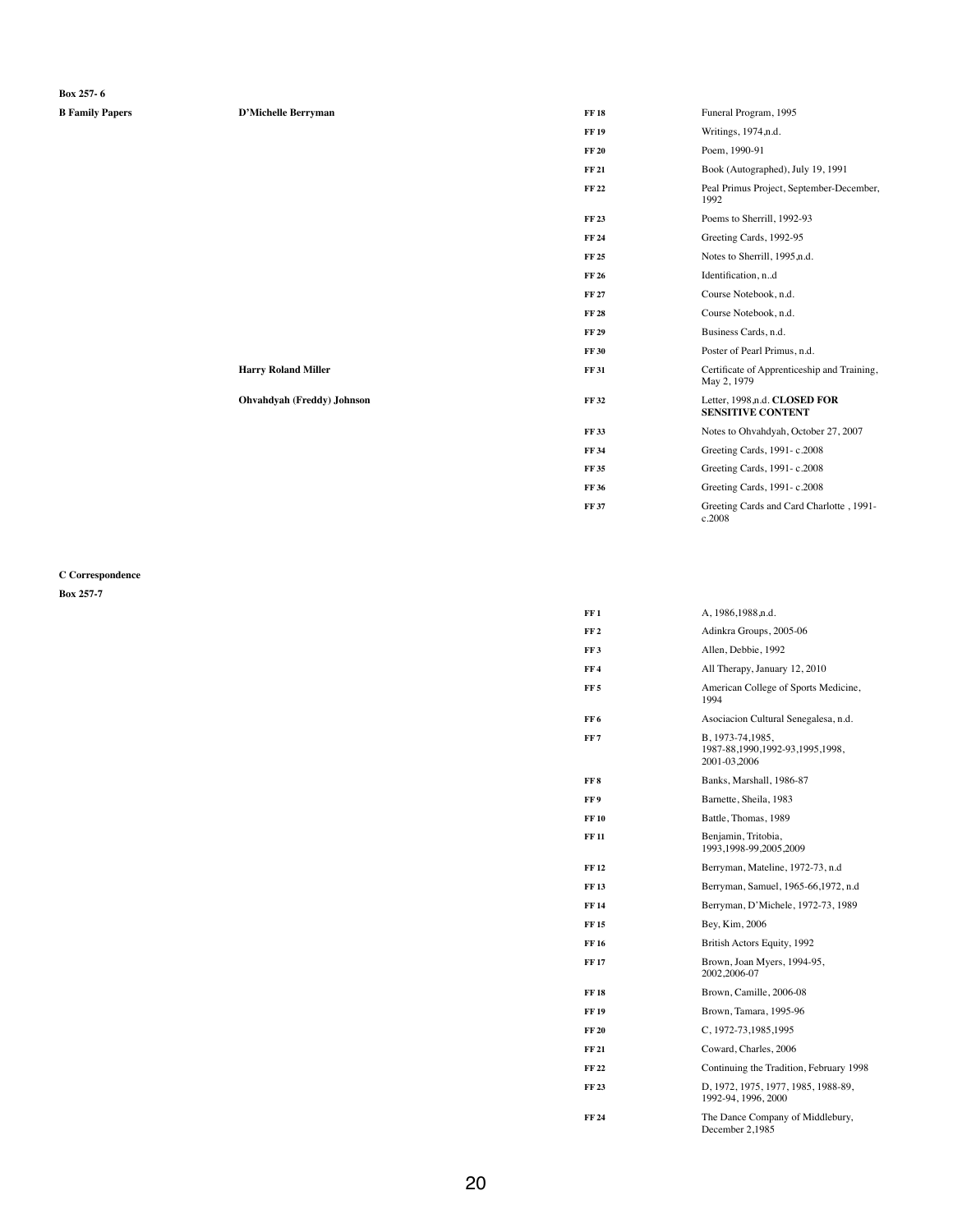**Box 257- 6**

| | | | |
|---|---|---|---|
| **B Family Papers** | **D'Michelle Berryman** | **FF 18** | Funeral Program, 1995 |
| | | **FF 19** | Writings, 1974,n.d. |
| | | **FF 20** | Poem, 1990-91 |
| | | **FF 21** | Book (Autographed), July 19, 1991 |
| | | **FF 22** | Peal Primus Project, September-December, 1992 |
| | | **FF 23** | Poems to Sherrill, 1992-93 |
| | | **FF 24** | Greeting Cards, 1992-95 |
| | | **FF 25** | Notes to Sherrill, 1995,n.d. |
| | | **FF 26** | Identification, n..d |
| | | **FF 27** | Course Notebook, n.d. |
| | | **FF 28** | Course Notebook, n.d. |
| | | **FF 29** | Business Cards, n.d. |
| | | **FF 30** | Poster of Pearl Primus, n.d. |
| | **Harry Roland Miller** | **FF 31** | Certificate of Apprenticeship and Training, May 2, 1979 |
| | **Ohvahdyah (Freddy) Johnson** | **FF 32** | Letter, 1998,n.d. **CLOSED FOR SENSITIVE CONTENT** |
| | | **FF 33** | Notes to Ohvahdyah, October 27, 2007 |
| | | **FF 34** | Greeting Cards, 1991- c.2008 |
| | | **FF 35** | Greeting Cards, 1991- c.2008 |
| | | **FF 36** | Greeting Cards, 1991- c.2008 |
| | | **FF 37** | Greeting Cards and Card Charlotte , 1991- c.2008 |

**C Correspondence**

**Box 257-7**

| | |
|---|---|
| **FF 1** | A, 1986,1988,n.d. |
| **FF 2** | Adinkra Groups, 2005-06 |
| **FF 3** | Allen, Debbie, 1992 |
| **FF 4** | All Therapy, January 12, 2010 |
| **FF 5** | American College of Sports Medicine, 1994 |
| **FF 6** | Asociacion Cultural Senegalesa, n.d. |
| **FF 7** | B, 1973-74,1985, 1987-88,1990,1992-93,1995,1998, 2001-03,2006 |
| **FF 8** | Banks, Marshall, 1986-87 |
| **FF 9** | Barnette, Sheila, 1983 |
| **FF 10** | Battle, Thomas, 1989 |
| **FF 11** | Benjamin, Tritobia, 1993,1998-99,2005,2009 |
| **FF 12** | Berryman, Mateline, 1972-73, n.d |
| **FF 13** | Berryman, Samuel, 1965-66,1972, n.d |
| **FF 14** | Berryman, D'Michele, 1972-73, 1989 |
| **FF 15** | Bey, Kim, 2006 |
| **FF 16** | British Actors Equity, 1992 |
| **FF 17** | Brown, Joan Myers, 1994-95, 2002,2006-07 |
| **FF 18** | Brown, Camille, 2006-08 |
| **FF 19** | Brown, Tamara, 1995-96 |
| **FF 20** | C, 1972-73,1985,1995 |
| **FF 21** | Coward, Charles, 2006 |
| **FF 22** | Continuing the Tradition, February 1998 |
| **FF 23** | D, 1972, 1975, 1977, 1985, 1988-89, 1992-94, 1996, 2000 |
| **FF 24** | The Dance Company of Middlebury, December 2,1985 |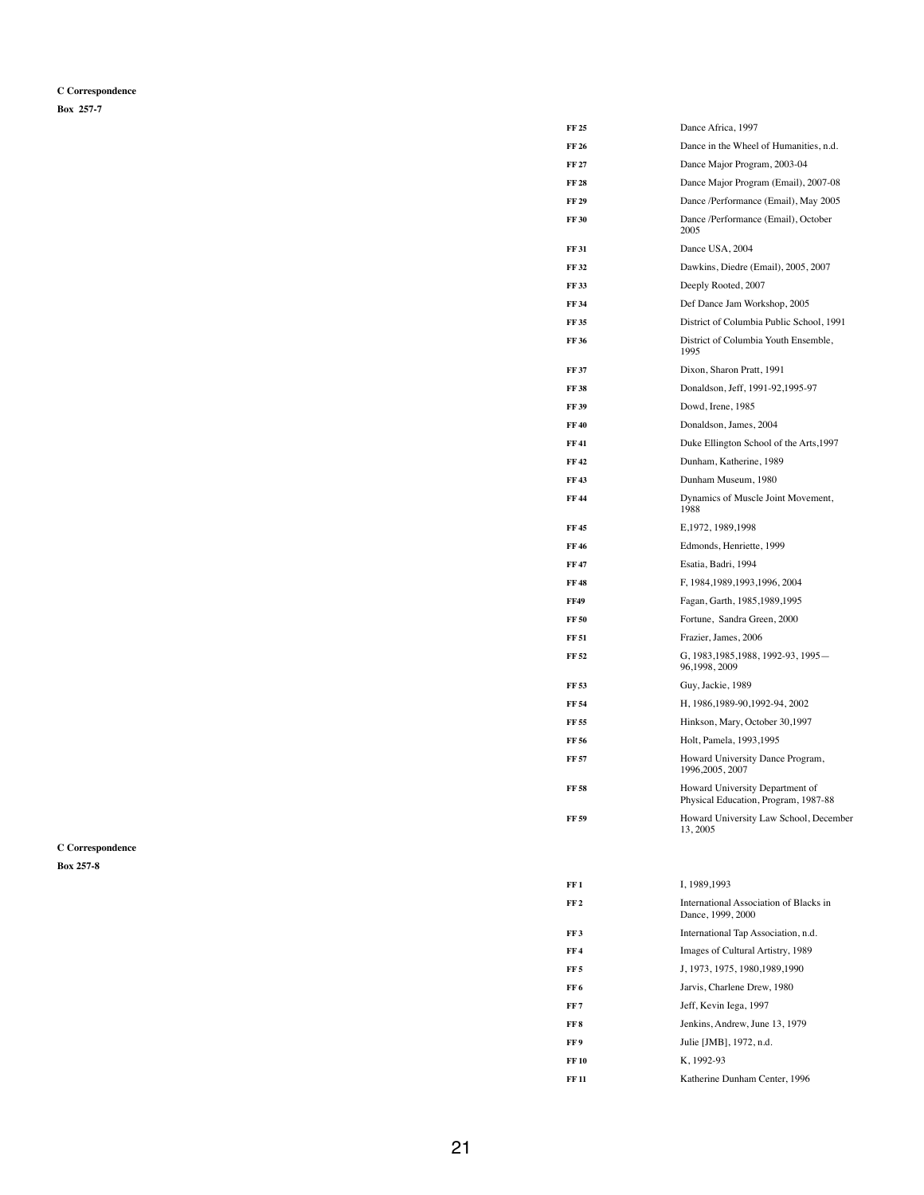**C Correspondence**

**Box 257-7**

| | |
|---|---|
| **FF 25** | Dance Africa, 1997 |
| **FF 26** | Dance in the Wheel of Humanities, n.d. |
| **FF 27** | Dance Major Program, 2003-04 |
| **FF 28** | Dance Major Program (Email), 2007-08 |
| **FF 29** | Dance /Performance (Email), May 2005 |
| **FF 30** | Dance /Performance (Email), October 2005 |
| **FF 31** | Dance USA, 2004 |
| **FF 32** | Dawkins, Diedre (Email), 2005, 2007 |
| **FF 33** | Deeply Rooted, 2007 |
| **FF 34** | Def Dance Jam Workshop, 2005 |
| **FF 35** | District of Columbia Public School, 1991 |
| **FF 36** | District of Columbia Youth Ensemble, 1995 |
| **FF 37** | Dixon, Sharon Pratt, 1991 |
| **FF 38** | Donaldson, Jeff, 1991-92,1995-97 |
| **FF 39** | Dowd, Irene, 1985 |
| **FF 40** | Donaldson, James, 2004 |
| **FF 41** | Duke Ellington School of the Arts,1997 |
| **FF 42** | Dunham, Katherine, 1989 |
| **FF 43** | Dunham Museum, 1980 |
| **FF 44** | Dynamics of Muscle Joint Movement, 1988 |
| **FF 45** | E,1972, 1989,1998 |
| **FF 46** | Edmonds, Henriette, 1999 |
| **FF 47** | Esatia, Badri, 1994 |
| **FF 48** | F, 1984,1989,1993,1996, 2004 |
| **FF49** | Fagan, Garth, 1985,1989,1995 |
| **FF 50** | Fortune, Sandra Green, 2000 |
| **FF 51** | Frazier, James, 2006 |
| **FF 52** | G, 1983,1985,1988, 1992-93, 1995—96,1998, 2009 |
| **FF 53** | Guy, Jackie, 1989 |
| **FF 54** | H, 1986,1989-90,1992-94, 2002 |
| **FF 55** | Hinkson, Mary, October 30,1997 |
| **FF 56** | Holt, Pamela, 1993,1995 |
| **FF 57** | Howard University Dance Program, 1996,2005, 2007 |
| **FF 58** | Howard University Department of Physical Education, Program, 1987-88 |
| **FF 59** | Howard University Law School, December 13, 2005 |

**C Correspondence**

**Box 257-8**

| | |
|---|---|
| **FF 1** | I, 1989,1993 |
| **FF 2** | International Association of Blacks in Dance, 1999, 2000 |
| **FF 3** | International Tap Association, n.d. |
| **FF 4** | Images of Cultural Artistry, 1989 |
| **FF 5** | J, 1973, 1975, 1980,1989,1990 |
| **FF 6** | Jarvis, Charlene Drew, 1980 |
| **FF 7** | Jeff, Kevin Iega, 1997 |
| **FF 8** | Jenkins, Andrew, June 13, 1979 |
| **FF 9** | Julie [JMB], 1972, n.d. |
| **FF 10** | K, 1992-93 |
| **FF 11** | Katherine Dunham Center, 1996 |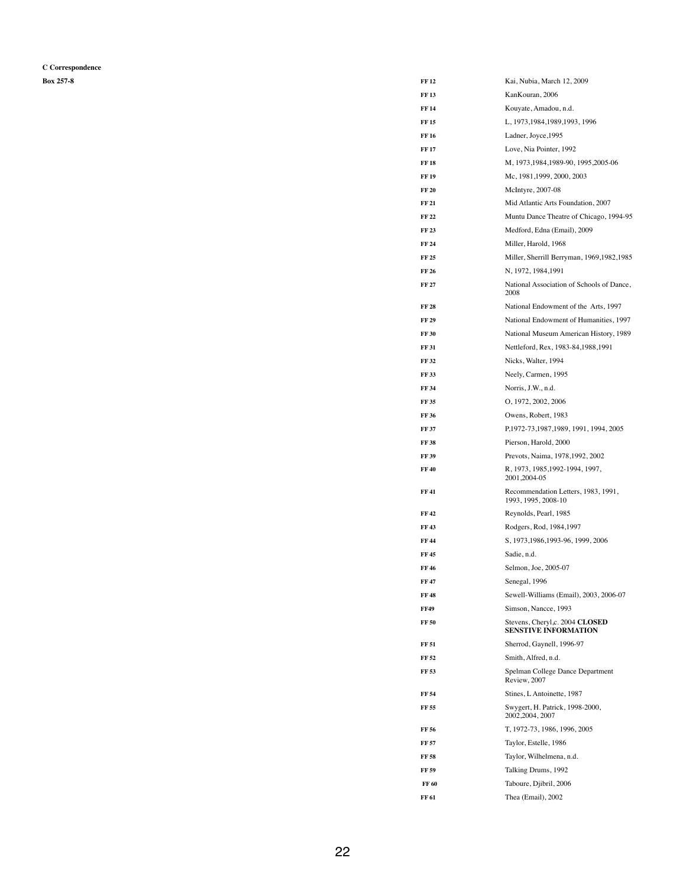**C Correspondence**

**Box 257-8**

| | |
|---|---|
| **FF 12** | Kai, Nubia, March 12, 2009 |
| **FF 13** | KanKouran, 2006 |
| **FF 14** | Kouyate, Amadou, n.d. |
| **FF 15** | L, 1973,1984,1989,1993, 1996 |
| **FF 16** | Ladner, Joyce,1995 |
| **FF 17** | Love, Nia Pointer, 1992 |
| **FF 18** | M, 1973,1984,1989-90, 1995,2005-06 |
| **FF 19** | Mc, 1981,1999, 2000, 2003 |
| **FF 20** | McIntyre, 2007-08 |
| **FF 21** | Mid Atlantic Arts Foundation, 2007 |
| **FF 22** | Muntu Dance Theatre of Chicago, 1994-95 |
| **FF 23** | Medford, Edna (Email), 2009 |
| **FF 24** | Miller, Harold, 1968 |
| **FF 25** | Miller, Sherrill Berryman, 1969,1982,1985 |
| **FF 26** | N, 1972, 1984,1991 |
| **FF 27** | National Association of Schools of Dance, 2008 |
| **FF 28** | National Endowment of the Arts, 1997 |
| **FF 29** | National Endowment of Humanities, 1997 |
| **FF 30** | National Museum American History, 1989 |
| **FF 31** | Nettleford, Rex, 1983-84,1988,1991 |
| **FF 32** | Nicks, Walter, 1994 |
| **FF 33** | Neely, Carmen, 1995 |
| **FF 34** | Norris, J.W., n.d. |
| **FF 35** | O, 1972, 2002, 2006 |
| **FF 36** | Owens, Robert, 1983 |
| **FF 37** | P,1972-73,1987,1989, 1991, 1994, 2005 |
| **FF 38** | Pierson, Harold, 2000 |
| **FF 39** | Prevots, Naima, 1978,1992, 2002 |
| **FF 40** | R, 1973, 1985,1992-1994, 1997, 2001,2004-05 |
| **FF 41** | Recommendation Letters, 1983, 1991, 1993, 1995, 2008-10 |
| **FF 42** | Reynolds, Pearl, 1985 |
| **FF 43** | Rodgers, Rod, 1984,1997 |
| **FF 44** | S, 1973,1986,1993-96, 1999, 2006 |
| **FF 45** | Sadie, n.d. |
| **FF 46** | Selmon, Joe, 2005-07 |
| **FF 47** | Senegal, 1996 |
| **FF 48** | Sewell-Williams (Email), 2003, 2006-07 |
| **FF49** | Simson, Nancce, 1993 |
| **FF 50** | Stevens, Cheryl,c. 2004 **CLOSED SENSTIVE INFORMATION** |
| **FF 51** | Sherrod, Gaynell, 1996-97 |
| **FF 52** | Smith, Alfred, n.d. |
| **FF 53** | Spelman College Dance Department Review, 2007 |
| **FF 54** | Stines, L Antoinette, 1987 |
| **FF 55** | Swygert, H. Patrick, 1998-2000, 2002,2004, 2007 |
| **FF 56** | T, 1972-73, 1986, 1996, 2005 |
| **FF 57** | Taylor, Estelle, 1986 |
| **FF 58** | Taylor, Wilhelmena, n.d. |
| **FF 59** | Talking Drums, 1992 |
| **FF 60** | Taboure, Djibril, 2006 |
| **FF 61** | Thea (Email), 2002 |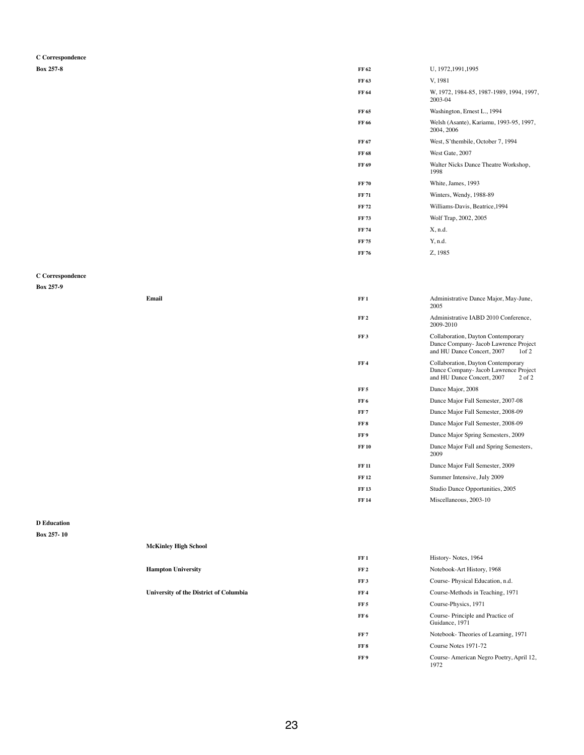**C Correspondence**

**Box 257-8**

| | | |
|---|---|---|
| **FF 62** | U, 1972,1991,1995 |
| **FF 63** | V, 1981 |
| **FF 64** | W, 1972, 1984-85, 1987-1989, 1994, 1997, 2003-04 |
| **FF 65** | Washington, Ernest L., 1994 |
| **FF 66** | Welsh (Asante), Kariamu, 1993-95, 1997, 2004, 2006 |
| **FF 67** | West, S'thembile, October 7, 1994 |
| **FF 68** | West Gate, 2007 |
| **FF 69** | Walter Nicks Dance Theatre Workshop, 1998 |
| **FF 70** | White, James, 1993 |
| **FF 71** | Winters, Wendy, 1988-89 |
| **FF 72** | Williams-Davis, Beatrice,1994 |
| **FF 73** | Wolf Trap, 2002, 2005 |
| **FF 74** | X, n.d. |
| **FF 75** | Y, n.d. |
| **FF 76** | Z, 1985 |

**C Correspondence**

**Box 257-9**

| | | |
|---|---|---|
| **Email** | **FF 1** | Administrative Dance Major, May-June, 2005 |
| | **FF 2** | Administrative IABD 2010 Conference, 2009-2010 |
| | **FF 3** | Collaboration, Dayton Contemporary Dance Company- Jacob Lawrence Project and HU Dance Concert, 2007 1of 2 |
| | **FF 4** | Collaboration, Dayton Contemporary Dance Company- Jacob Lawrence Project and HU Dance Concert, 2007 2 of 2 |
| | **FF 5** | Dance Major, 2008 |
| | **FF 6** | Dance Major Fall Semester, 2007-08 |
| | **FF 7** | Dance Major Fall Semester, 2008-09 |
| | **FF 8** | Dance Major Fall Semester, 2008-09 |
| | **FF 9** | Dance Major Spring Semesters, 2009 |
| | **FF 10** | Dance Major Fall and Spring Semesters, 2009 |
| | **FF 11** | Dance Major Fall Semester, 2009 |
| | **FF 12** | Summer Intensive, July 2009 |
| | **FF 13** | Studio Dance Opportunities, 2005 |
| | **FF 14** | Miscellaneous, 2003-10 |

**D Education**

**Box 257- 10**

| | | |
|---|---|---|
| **McKinley High School** | | |
| | **FF 1** | History- Notes, 1964 |
| **Hampton University** | **FF 2** | Notebook-Art History, 1968 |
| | **FF 3** | Course- Physical Education, n.d. |
| **University of the District of Columbia** | **FF 4** | Course-Methods in Teaching, 1971 |
| | **FF 5** | Course-Physics, 1971 |
| | **FF 6** | Course- Principle and Practice of Guidance, 1971 |
| | **FF 7** | Notebook- Theories of Learning, 1971 |
| | **FF 8** | Course Notes 1971-72 |
| | **FF 9** | Course- American Negro Poetry, April 12, 1972 |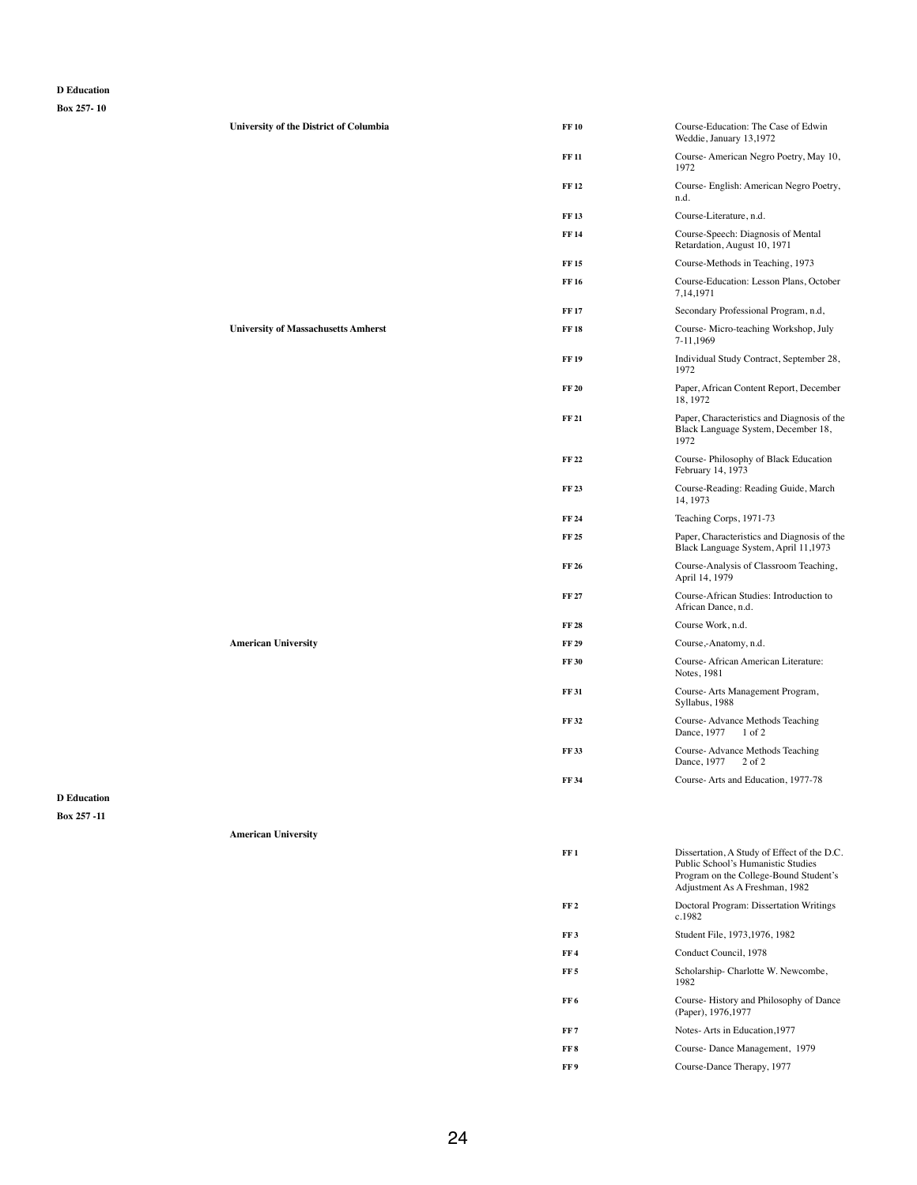**D Education**

**Box 257- 10**

| | | |
|---|---|---|
| **University of the District of Columbia** | **FF 10** | Course-Education: The Case of Edwin Weddie, January 13,1972 |
| | **FF 11** | Course- American Negro Poetry, May 10, 1972 |
| | **FF 12** | Course- English: American Negro Poetry, n.d. |
| | **FF 13** | Course-Literature, n.d. |
| | **FF 14** | Course-Speech: Diagnosis of Mental Retardation, August 10, 1971 |
| | **FF 15** | Course-Methods in Teaching, 1973 |
| | **FF 16** | Course-Education: Lesson Plans, October 7,14,1971 |
| | **FF 17** | Secondary Professional Program, n.d, |
| **University of Massachusetts Amherst** | **FF 18** | Course- Micro-teaching Workshop, July 7-11,1969 |
| | **FF 19** | Individual Study Contract, September 28, 1972 |
| | **FF 20** | Paper, African Content Report, December 18, 1972 |
| | **FF 21** | Paper, Characteristics and Diagnosis of the Black Language System, December 18, 1972 |
| | **FF 22** | Course- Philosophy of Black Education February 14, 1973 |
| | **FF 23** | Course-Reading: Reading Guide, March 14, 1973 |
| | **FF 24** | Teaching Corps, 1971-73 |
| | **FF 25** | Paper, Characteristics and Diagnosis of the Black Language System, April 11,1973 |
| | **FF 26** | Course-Analysis of Classroom Teaching, April 14, 1979 |
| | **FF 27** | Course-African Studies: Introduction to African Dance, n.d. |
| | **FF 28** | Course Work, n.d. |
| **American University** | **FF 29** | Course,-Anatomy, n.d. |
| | **FF 30** | Course- African American Literature: Notes, 1981 |
| | **FF 31** | Course- Arts Management Program, Syllabus, 1988 |
| | **FF 32** | Course- Advance Methods Teaching Dance, 1977 1 of 2 |
| | **FF 33** | Course- Advance Methods Teaching Dance, 1977 2 of 2 |
| | **FF 34** | Course- Arts and Education, 1977-78 |

**D Education**

**Box 257 -11**

| | | |
|---|---|---|
| **American University** | | |
| | **FF 1** | Dissertation, A Study of Effect of the D.C. Public School's Humanistic Studies Program on the College-Bound Student's Adjustment As A Freshman, 1982 |
| | **FF 2** | Doctoral Program: Dissertation Writings c.1982 |
| | **FF 3** | Student File, 1973,1976, 1982 |
| | **FF 4** | Conduct Council, 1978 |
| | **FF 5** | Scholarship- Charlotte W. Newcombe, 1982 |
| | **FF 6** | Course- History and Philosophy of Dance (Paper), 1976,1977 |
| | **FF 7** | Notes- Arts in Education,1977 |
| | **FF 8** | Course- Dance Management, 1979 |
| | **FF 9** | Course-Dance Therapy, 1977 |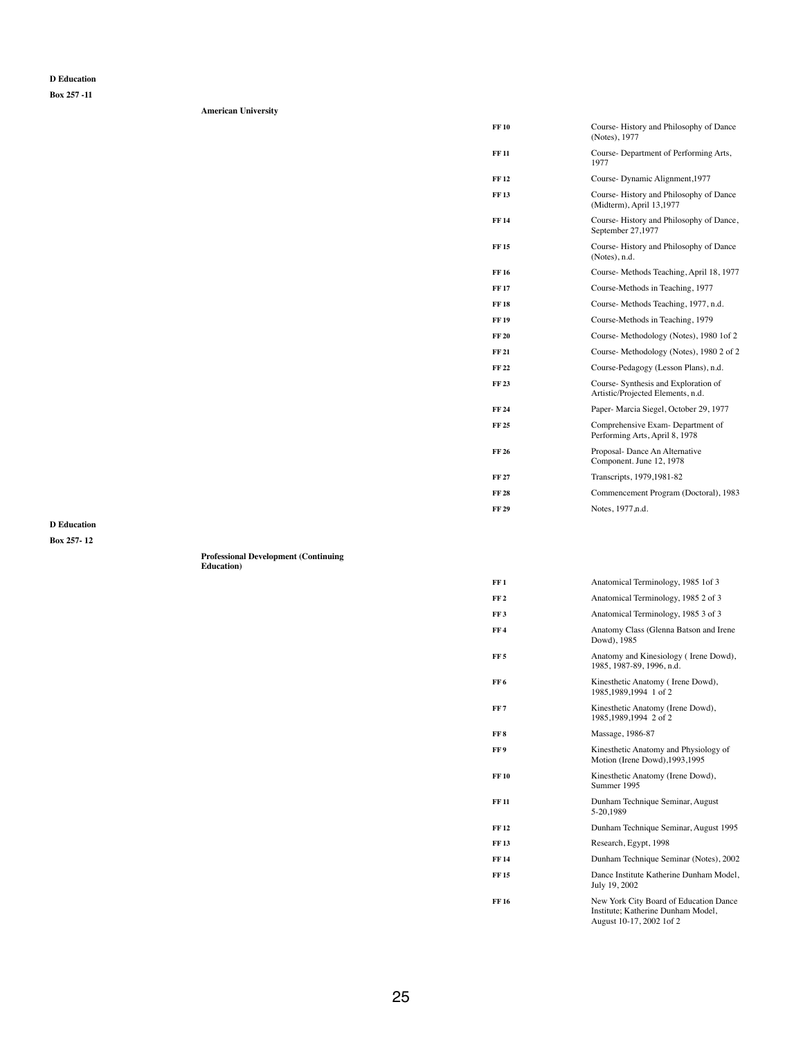**D Education**

**Box 257 -11**

**American University**

| | |
|---|---|
| **FF 10** | Course- History and Philosophy of Dance (Notes), 1977 |
| **FF 11** | Course- Department of Performing Arts, 1977 |
| **FF 12** | Course- Dynamic Alignment,1977 |
| **FF 13** | Course- History and Philosophy of Dance (Midterm), April 13,1977 |
| **FF 14** | Course- History and Philosophy of Dance, September 27,1977 |
| **FF 15** | Course- History and Philosophy of Dance (Notes), n.d. |
| **FF 16** | Course- Methods Teaching, April 18, 1977 |
| **FF 17** | Course-Methods in Teaching, 1977 |
| **FF 18** | Course- Methods Teaching, 1977, n.d. |
| **FF 19** | Course-Methods in Teaching, 1979 |
| **FF 20** | Course- Methodology (Notes), 1980 1of 2 |
| **FF 21** | Course- Methodology (Notes), 1980 2 of 2 |
| **FF 22** | Course-Pedagogy (Lesson Plans), n.d. |
| **FF 23** | Course- Synthesis and Exploration of Artistic/Projected Elements, n.d. |
| **FF 24** | Paper- Marcia Siegel, October 29, 1977 |
| **FF 25** | Comprehensive Exam- Department of Performing Arts, April 8, 1978 |
| **FF 26** | Proposal- Dance An Alternative Component. June 12, 1978 |
| **FF 27** | Transcripts, 1979,1981-82 |
| **FF 28** | Commencement Program (Doctoral), 1983 |
| **FF 29** | Notes, 1977,n.d. |

**D Education**

**Box 257- 12**

**Professional Development (Continuing Education)**

| | |
|---|---|
| **FF 1** | Anatomical Terminology, 1985 1of 3 |
| **FF 2** | Anatomical Terminology, 1985 2 of 3 |
| **FF 3** | Anatomical Terminology, 1985 3 of 3 |
| **FF 4** | Anatomy Class (Glenna Batson and Irene Dowd), 1985 |
| **FF 5** | Anatomy and Kinesiology ( Irene Dowd), 1985, 1987-89, 1996, n.d. |
| **FF 6** | Kinesthetic Anatomy ( Irene Dowd), 1985,1989,1994 1 of 2 |
| **FF 7** | Kinesthetic Anatomy (Irene Dowd), 1985,1989,1994 2 of 2 |
| **FF 8** | Massage, 1986-87 |
| **FF 9** | Kinesthetic Anatomy and Physiology of Motion (Irene Dowd),1993,1995 |
| **FF 10** | Kinesthetic Anatomy (Irene Dowd), Summer 1995 |
| **FF 11** | Dunham Technique Seminar, August 5-20,1989 |
| **FF 12** | Dunham Technique Seminar, August 1995 |
| **FF 13** | Research, Egypt, 1998 |
| **FF 14** | Dunham Technique Seminar (Notes), 2002 |
| **FF 15** | Dance Institute Katherine Dunham Model, July 19, 2002 |
| **FF 16** | New York City Board of Education Dance Institute; Katherine Dunham Model, August 10-17, 2002 1of 2 |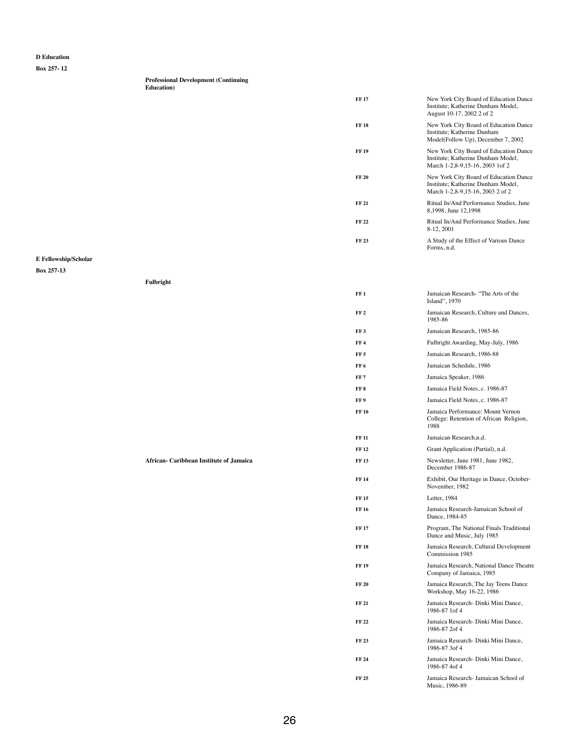**D Education**

**Box 257- 12**

| | | | |
|---|---|---|---|
| | **Professional Development (Continuing Education)** | | |
| | | **FF 17** | New York City Board of Education Dance Institute; Katherine Dunham Model, August 10-17, 2002 2 of 2 |
| | | **FF 18** | New York City Board of Education Dance Institute; Katherine Dunham Model(Follow Up), December 7, 2002 |
| | | **FF 19** | New York City Board of Education Dance Institute; Katherine Dunham Model, March 1-2,8-9,15-16, 2003 1of 2 |
| | | **FF 20** | New York City Board of Education Dance Institute; Katherine Dunham Model, March 1-2,8-9,15-16, 2003 2 of 2 |
| | | **FF 21** | Ritual In/And Performance Studies, June 8,1998, June 12,1998 |
| | | **FF 22** | Ritual In/And Performance Studies, June 8-12, 2001 |
| | | **FF 23** | A Study of the Effect of Various Dance Forms, n.d. |

**E Fellowship/Scholar**

**Box 257-13**

| | | | |
|---|---|---|---|
| | **Fulbright** | | |
| | | **FF 1** | Jamaican Research- "The Arts of the Island", 1970 |
| | | **FF 2** | Jamaican Research, Culture and Dances, 1985-86 |
| | | **FF 3** | Jamaican Research, 1985-86 |
| | | **FF 4** | Fulbright Awarding, May-July, 1986 |
| | | **FF 5** | Jamaican Research, 1986-88 |
| | | **FF 6** | Jamaican Schedule, 1986 |
| | | **FF 7** | Jamaica Speaker, 1986 |
| | | **FF 8** | Jamaica Field Notes, c. 1986-87 |
| | | **FF 9** | Jamaica Field Notes, c. 1986-87 |
| | | **FF 10** | Jamaica Performance: Mount Vernon College: Retention of African Religion, 1988 |
| | | **FF 11** | Jamaican Research,n.d. |
| | | **FF 12** | Grant Application (Partial), n.d. |
| | **African- Caribbean Institute of Jamaica** | **FF 13** | Newsletter, June 1981, June 1982, December 1986-87 |
| | | **FF 14** | Exhibit, Our Heritage in Dance, October-November, 1982 |
| | | **FF 15** | Letter, 1984 |
| | | **FF 16** | Jamaica Research-Jamaican School of Dance, 1984-85 |
| | | **FF 17** | Program, The National Finals Traditional Dance and Music, July 1985 |
| | | **FF 18** | Jamaica Research, Cultural Development Commission 1985 |
| | | **FF 19** | Jamaica Research, National Dance Theatre Company of Jamaica, 1985 |
| | | **FF 20** | Jamaica Research, The Jay Teens Dance Workshop, May 16-22, 1986 |
| | | **FF 21** | Jamaica Research- Dinki Mini Dance, 1986-87 1of 4 |
| | | **FF 22** | Jamaica Research- Dinki Mini Dance, 1986-87 2of 4 |
| | | **FF 23** | Jamaica Research- Dinki Mini Dance, 1986-87 3of 4 |
| | | **FF 24** | Jamaica Research- Dinki Mini Dance, 1986-87 4of 4 |
| | | **FF 25** | Jamaica Research- Jamaican School of Music, 1986-89 |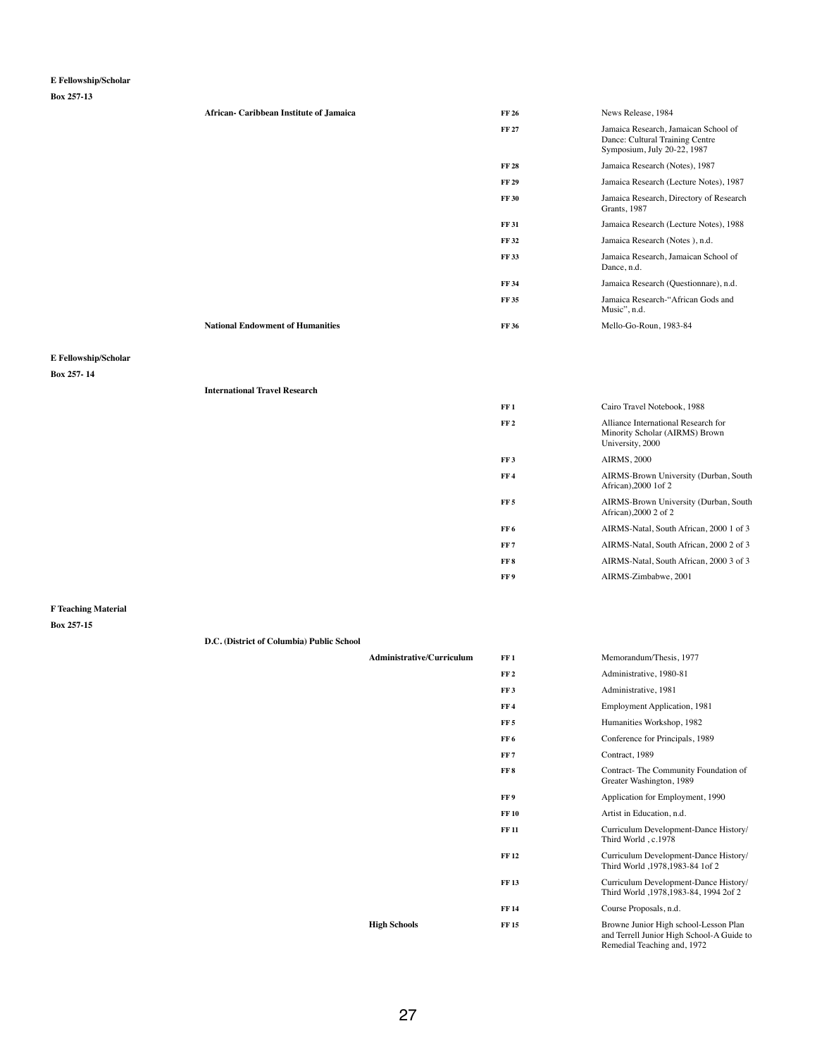**E Fellowship/Scholar**

**Box 257-13**

| | | | |
|---|---|---|---|
| **African- Caribbean Institute of Jamaica** | | **FF 26** | News Release, 1984 |
| | | **FF 27** | Jamaica Research, Jamaican School of Dance: Cultural Training Centre Symposium, July 20-22, 1987 |
| | | **FF 28** | Jamaica Research (Notes), 1987 |
| | | **FF 29** | Jamaica Research (Lecture Notes), 1987 |
| | | **FF 30** | Jamaica Research, Directory of Research Grants, 1987 |
| | | **FF 31** | Jamaica Research (Lecture Notes), 1988 |
| | | **FF 32** | Jamaica Research (Notes ), n.d. |
| | | **FF 33** | Jamaica Research, Jamaican School of Dance, n.d. |
| | | **FF 34** | Jamaica Research (Questionnare), n.d. |
| | | **FF 35** | Jamaica Research-"African Gods and Music", n.d. |
| **National Endowment of Humanities** | | **FF 36** | Mello-Go-Roun, 1983-84 |

**E Fellowship/Scholar**

**Box 257- 14**

| | | | |
|---|---|---|---|
| **International Travel Research** | | | |
| | | **FF 1** | Cairo Travel Notebook, 1988 |
| | | **FF 2** | Alliance International Research for Minority Scholar (AIRMS) Brown University, 2000 |
| | | **FF 3** | AIRMS, 2000 |
| | | **FF 4** | AIRMS-Brown University (Durban, South African),2000 1of 2 |
| | | **FF 5** | AIRMS-Brown University (Durban, South African),2000 2 of 2 |
| | | **FF 6** | AIRMS-Natal, South African, 2000 1 of 3 |
| | | **FF 7** | AIRMS-Natal, South African, 2000 2 of 3 |
| | | **FF 8** | AIRMS-Natal, South African, 2000 3 of 3 |
| | | **FF 9** | AIRMS-Zimbabwe, 2001 |

**F Teaching Material**

**Box 257-15**

| | | | |
|---|---|---|---|
| **D.C. (District of Columbia) Public School** | | | |
| | **Administrative/Curriculum** | **FF 1** | Memorandum/Thesis, 1977 |
| | | **FF 2** | Administrative, 1980-81 |
| | | **FF 3** | Administrative, 1981 |
| | | **FF 4** | Employment Application, 1981 |
| | | **FF 5** | Humanities Workshop, 1982 |
| | | **FF 6** | Conference for Principals, 1989 |
| | | **FF 7** | Contract, 1989 |
| | | **FF 8** | Contract- The Community Foundation of Greater Washington, 1989 |
| | | **FF 9** | Application for Employment, 1990 |
| | | **FF 10** | Artist in Education, n.d. |
| | | **FF 11** | Curriculum Development-Dance History/ Third World , c.1978 |
| | | **FF 12** | Curriculum Development-Dance History/ Third World ,1978,1983-84 1of 2 |
| | | **FF 13** | Curriculum Development-Dance History/ Third World ,1978,1983-84, 1994 2of 2 |
| | | **FF 14** | Course Proposals, n.d. |
| | **High Schools** | **FF 15** | Browne Junior High school-Lesson Plan and Terrell Junior High School-A Guide to Remedial Teaching and, 1972 |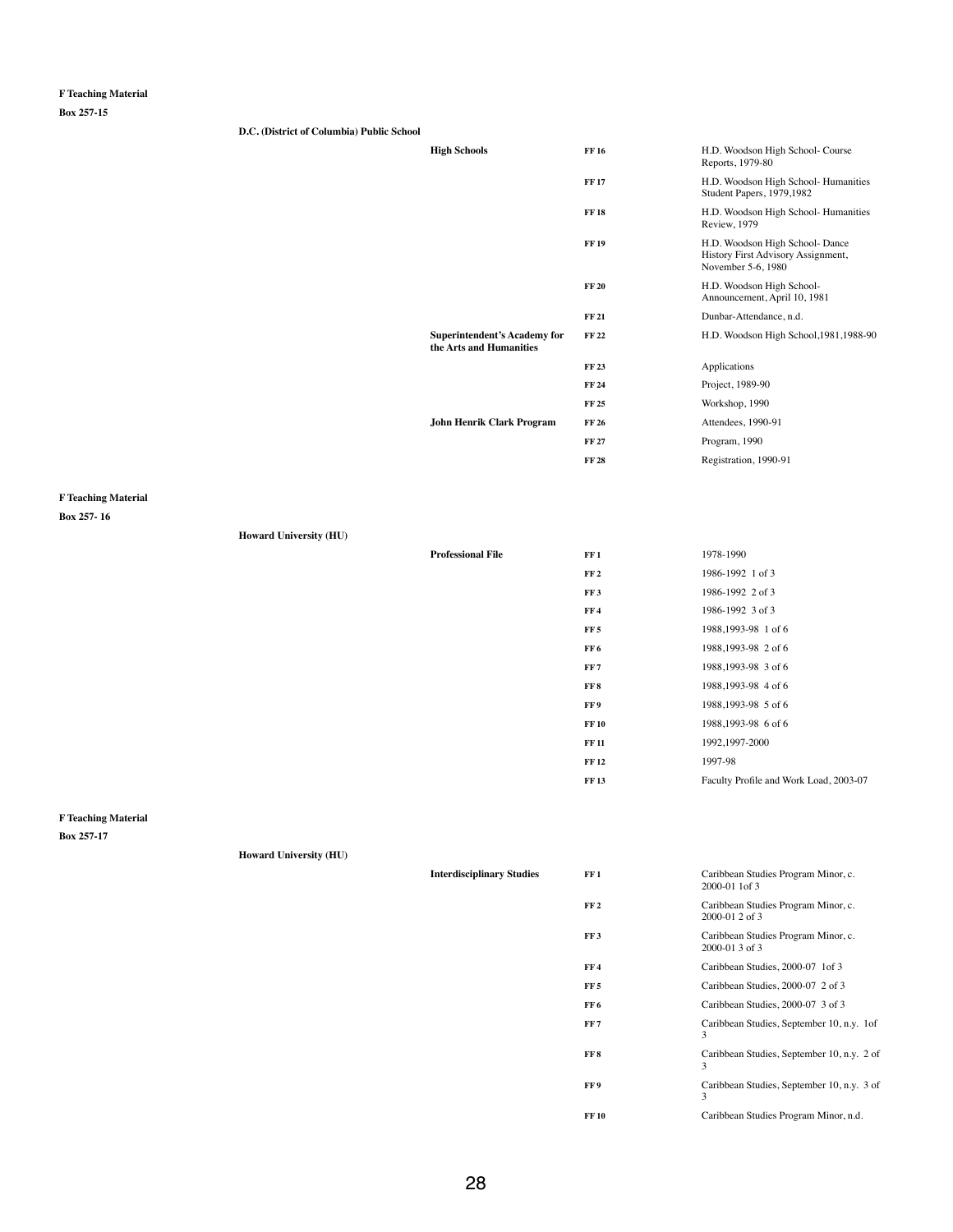**F Teaching Material**

**Box 257-15**

**D.C. (District of Columbia) Public School**

| | | |
|---|---|---|
| **High Schools** | **FF 16** | H.D. Woodson High School- Course Reports, 1979-80 |
| | **FF 17** | H.D. Woodson High School- Humanities Student Papers, 1979,1982 |
| | **FF 18** | H.D. Woodson High School- Humanities Review, 1979 |
| | **FF 19** | H.D. Woodson High School- Dance History First Advisory Assignment, November 5-6, 1980 |
| | **FF 20** | H.D. Woodson High School- Announcement, April 10, 1981 |
| | **FF 21** | Dunbar-Attendance, n.d. |
| **Superintendent's Academy for the Arts and Humanities** | **FF 22** | H.D. Woodson High School,1981,1988-90 |
| | **FF 23** | Applications |
| | **FF 24** | Project, 1989-90 |
| | **FF 25** | Workshop, 1990 |
| **John Henrik Clark Program** | **FF 26** | Attendees, 1990-91 |
| | **FF 27** | Program, 1990 |
| | **FF 28** | Registration, 1990-91 |

**F Teaching Material**

**Box 257- 16**

**Howard University (HU)**

| | | |
|---|---|---|
| **Professional File** | **FF 1** | 1978-1990 |
| | **FF 2** | 1986-1992 1 of 3 |
| | **FF 3** | 1986-1992 2 of 3 |
| | **FF 4** | 1986-1992 3 of 3 |
| | **FF 5** | 1988,1993-98 1 of 6 |
| | **FF 6** | 1988,1993-98 2 of 6 |
| | **FF 7** | 1988,1993-98 3 of 6 |
| | **FF 8** | 1988,1993-98 4 of 6 |
| | **FF 9** | 1988,1993-98 5 of 6 |
| | **FF 10** | 1988,1993-98 6 of 6 |
| | **FF 11** | 1992,1997-2000 |
| | **FF 12** | 1997-98 |
| | **FF 13** | Faculty Profile and Work Load, 2003-07 |

**F Teaching Material**

**Box 257-17**

**Howard University (HU)**

| | | |
|---|---|---|
| **Interdisciplinary Studies** | **FF 1** | Caribbean Studies Program Minor, c. 2000-01 1of 3 |
| | **FF 2** | Caribbean Studies Program Minor, c. 2000-01 2 of 3 |
| | **FF 3** | Caribbean Studies Program Minor, c. 2000-01 3 of 3 |
| | **FF 4** | Caribbean Studies, 2000-07 1of 3 |
| | **FF 5** | Caribbean Studies, 2000-07 2 of 3 |
| | **FF 6** | Caribbean Studies, 2000-07 3 of 3 |
| | **FF 7** | Caribbean Studies, September 10, n.y. 1of 3 |
| | **FF 8** | Caribbean Studies, September 10, n.y. 2 of 3 |
| | **FF 9** | Caribbean Studies, September 10, n.y. 3 of 3 |
| | **FF 10** | Caribbean Studies Program Minor, n.d. |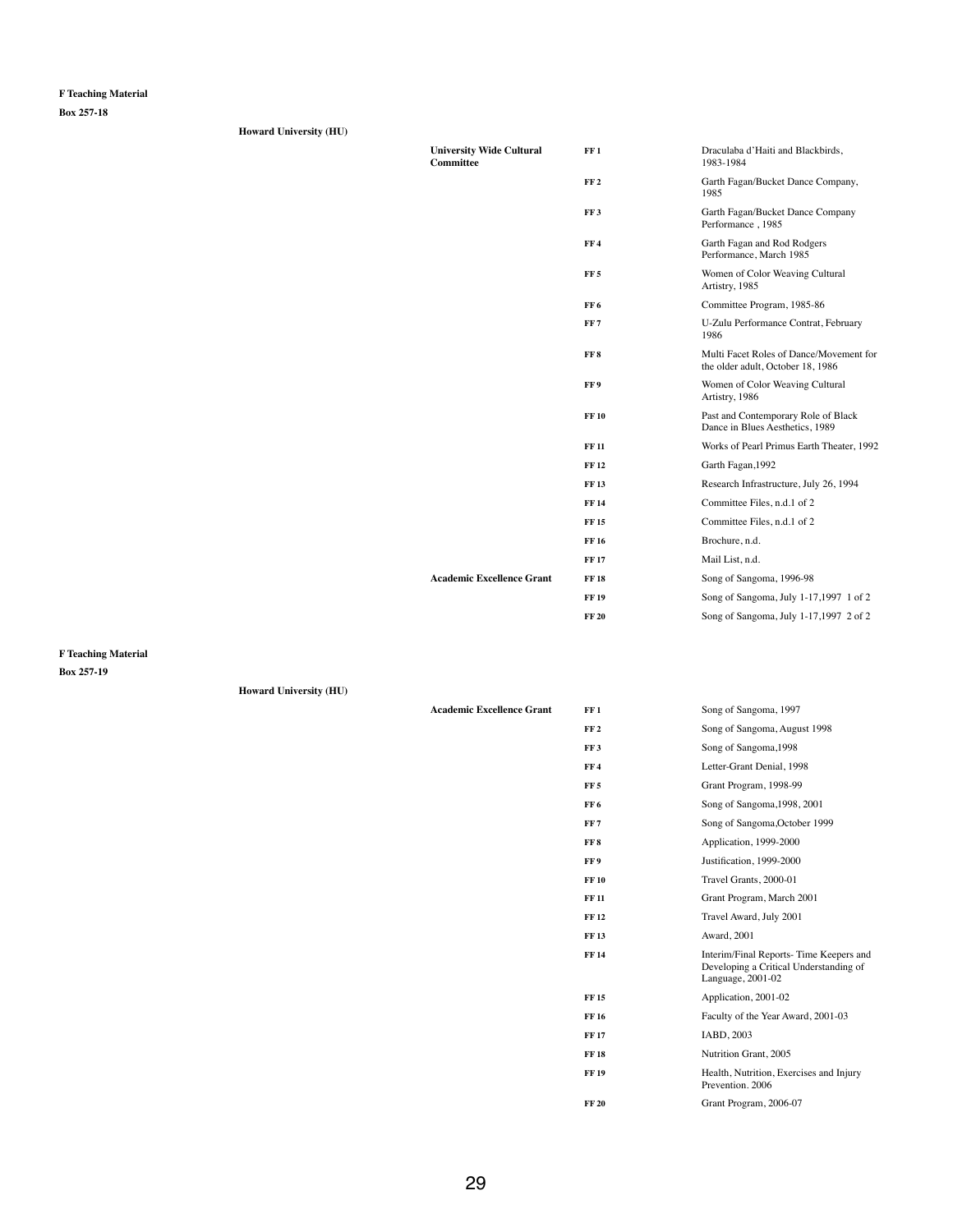**F Teaching Material**

**Box 257-18**

**Howard University (HU)**

| | | |
|---|---|---|
| **University Wide Cultural Committee** | **FF 1** | Draculaba d'Haiti and Blackbirds, 1983-1984 |
| | **FF 2** | Garth Fagan/Bucket Dance Company, 1985 |
| | **FF 3** | Garth Fagan/Bucket Dance Company Performance , 1985 |
| | **FF 4** | Garth Fagan and Rod Rodgers Performance, March 1985 |
| | **FF 5** | Women of Color Weaving Cultural Artistry, 1985 |
| | **FF 6** | Committee Program, 1985-86 |
| | **FF 7** | U-Zulu Performance Contrat, February 1986 |
| | **FF 8** | Multi Facet Roles of Dance/Movement for the older adult, October 18, 1986 |
| | **FF 9** | Women of Color Weaving Cultural Artistry, 1986 |
| | **FF 10** | Past and Contemporary Role of Black Dance in Blues Aesthetics, 1989 |
| | **FF 11** | Works of Pearl Primus Earth Theater, 1992 |
| | **FF 12** | Garth Fagan,1992 |
| | **FF 13** | Research Infrastructure, July 26, 1994 |
| | **FF 14** | Committee Files, n.d.1 of 2 |
| | **FF 15** | Committee Files, n.d.1 of 2 |
| | **FF 16** | Brochure, n.d. |
| | **FF 17** | Mail List, n.d. |
| **Academic Excellence Grant** | **FF 18** | Song of Sangoma, 1996-98 |
| | **FF 19** | Song of Sangoma, July 1-17,1997 1 of 2 |
| | **FF 20** | Song of Sangoma, July 1-17,1997 2 of 2 |

**F Teaching Material**

**Box 257-19**

**Howard University (HU)**

| | | |
|---|---|---|
| **Academic Excellence Grant** | **FF 1** | Song of Sangoma, 1997 |
| | **FF 2** | Song of Sangoma, August 1998 |
| | **FF 3** | Song of Sangoma,1998 |
| | **FF 4** | Letter-Grant Denial, 1998 |
| | **FF 5** | Grant Program, 1998-99 |
| | **FF 6** | Song of Sangoma,1998, 2001 |
| | **FF 7** | Song of Sangoma,October 1999 |
| | **FF 8** | Application, 1999-2000 |
| | **FF 9** | Justification, 1999-2000 |
| | **FF 10** | Travel Grants, 2000-01 |
| | **FF 11** | Grant Program, March 2001 |
| | **FF 12** | Travel Award, July 2001 |
| | **FF 13** | Award, 2001 |
| | **FF 14** | Interim/Final Reports- Time Keepers and Developing a Critical Understanding of Language, 2001-02 |
| | **FF 15** | Application, 2001-02 |
| | **FF 16** | Faculty of the Year Award, 2001-03 |
| | **FF 17** | IABD, 2003 |
| | **FF 18** | Nutrition Grant, 2005 |
| | **FF 19** | Health, Nutrition, Exercises and Injury Prevention. 2006 |
| | **FF 20** | Grant Program, 2006-07 |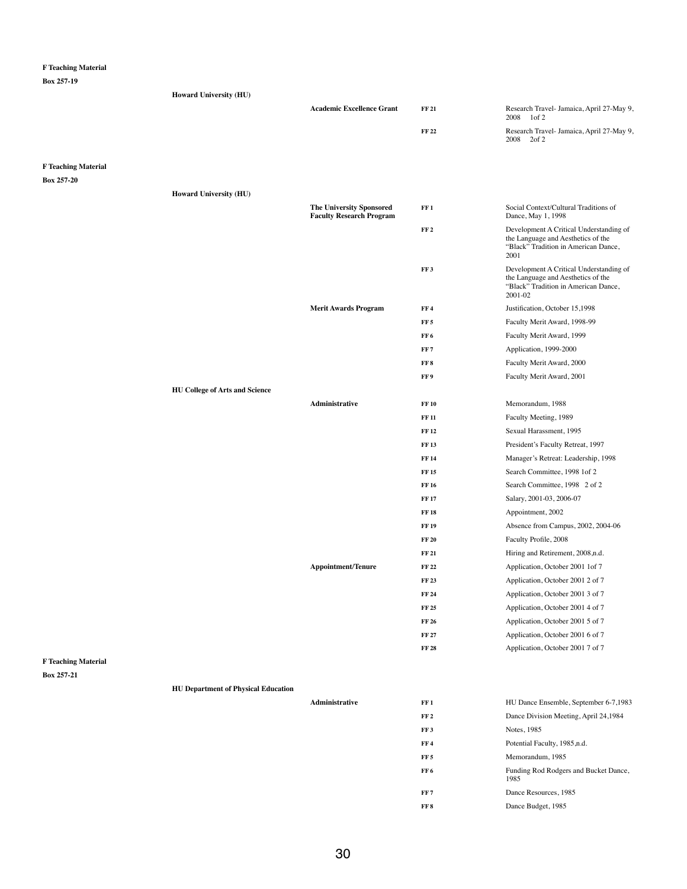**F Teaching Material**

**Box 257-19**

| | | | |
|---|---|---|---|
| **Howard University (HU)** | | | |
| | **Academic Excellence Grant** | **FF 21** | Research Travel- Jamaica, April 27-May 9, 2008 1of 2 |
| | | **FF 22** | Research Travel- Jamaica, April 27-May 9, 2008 2of 2 |

**F Teaching Material**

**Box 257-20**

| | | | |
|---|---|---|---|
| **Howard University (HU)** | | | |
| | **The University Sponsored Faculty Research Program** | **FF 1** | Social Context/Cultural Traditions of Dance, May 1, 1998 |
| | | **FF 2** | Development A Critical Understanding of the Language and Aesthetics of the "Black" Tradition in American Dance, 2001 |
| | | **FF 3** | Development A Critical Understanding of the Language and Aesthetics of the "Black" Tradition in American Dance, 2001-02 |
| | **Merit Awards Program** | **FF 4** | Justification, October 15,1998 |
| | | **FF 5** | Faculty Merit Award, 1998-99 |
| | | **FF 6** | Faculty Merit Award, 1999 |
| | | **FF 7** | Application, 1999-2000 |
| | | **FF 8** | Faculty Merit Award, 2000 |
| | | **FF 9** | Faculty Merit Award, 2001 |
| **HU College of Arts and Science** | | | |
| | **Administrative** | **FF 10** | Memorandum, 1988 |
| | | **FF 11** | Faculty Meeting, 1989 |
| | | **FF 12** | Sexual Harassment, 1995 |
| | | **FF 13** | President's Faculty Retreat, 1997 |
| | | **FF 14** | Manager's Retreat: Leadership, 1998 |
| | | **FF 15** | Search Committee, 1998 1of 2 |
| | | **FF 16** | Search Committee, 1998 2 of 2 |
| | | **FF 17** | Salary, 2001-03, 2006-07 |
| | | **FF 18** | Appointment, 2002 |
| | | **FF 19** | Absence from Campus, 2002, 2004-06 |
| | | **FF 20** | Faculty Profile, 2008 |
| | | **FF 21** | Hiring and Retirement, 2008,n.d. |
| | **Appointment/Tenure** | **FF 22** | Application, October 2001 1of 7 |
| | | **FF 23** | Application, October 2001 2 of 7 |
| | | **FF 24** | Application, October 2001 3 of 7 |
| | | **FF 25** | Application, October 2001 4 of 7 |
| | | **FF 26** | Application, October 2001 5 of 7 |
| | | **FF 27** | Application, October 2001 6 of 7 |
| | | **FF 28** | Application, October 2001 7 of 7 |

**F Teaching Material**

**Box 257-21**

| | | | |
|---|---|---|---|
| **HU Department of Physical Education** | | | |
| | **Administrative** | **FF 1** | HU Dance Ensemble, September 6-7,1983 |
| | | **FF 2** | Dance Division Meeting, April 24,1984 |
| | | **FF 3** | Notes, 1985 |
| | | **FF 4** | Potential Faculty, 1985,n.d. |
| | | **FF 5** | Memorandum, 1985 |
| | | **FF 6** | Funding Rod Rodgers and Bucket Dance, 1985 |
| | | **FF 7** | Dance Resources, 1985 |
| | | **FF 8** | Dance Budget, 1985 |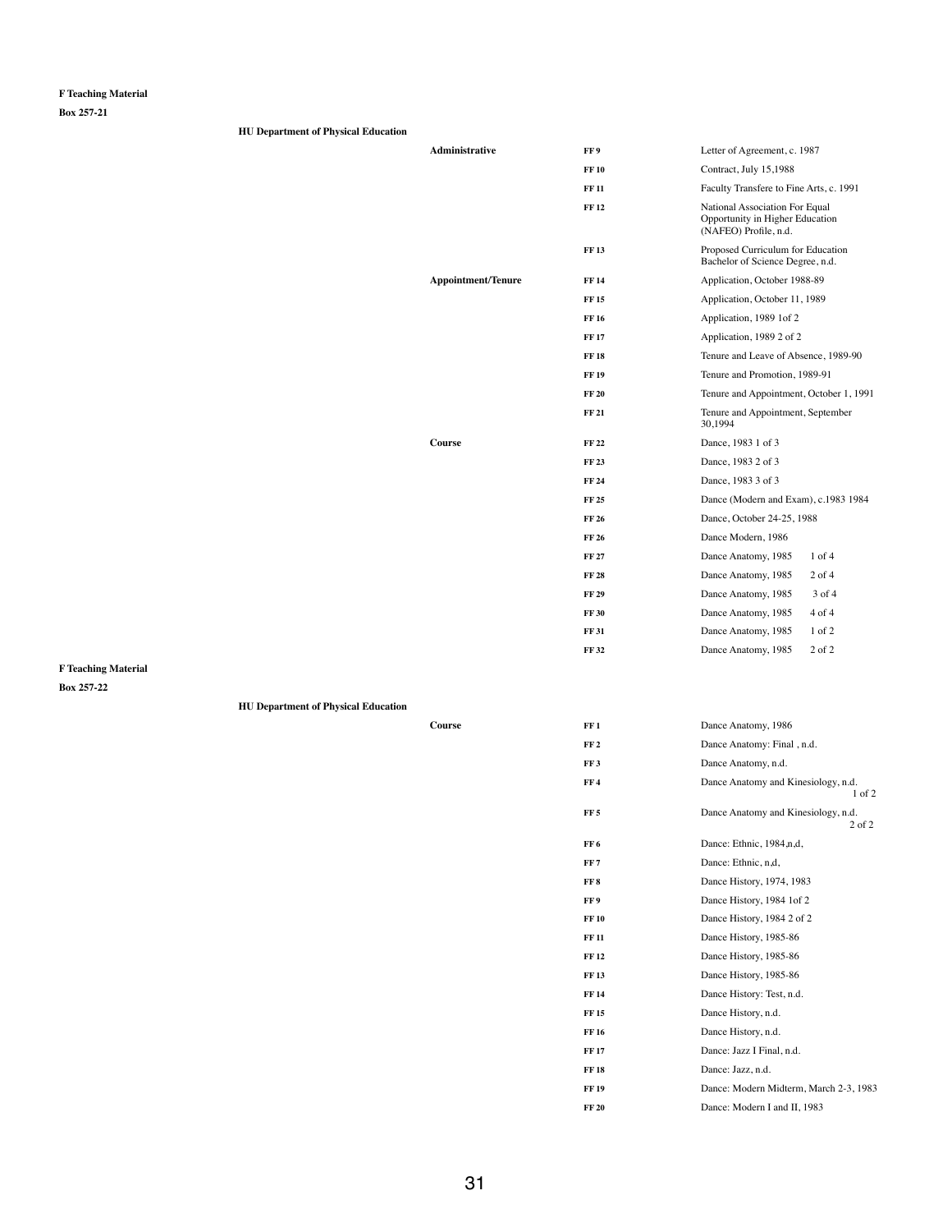**F Teaching Material**

**Box 257-21**

**HU Department of Physical Education**

| | | |
|---|---|---|
| **Administrative** | **FF 9** | Letter of Agreement, c. 1987 |
| | **FF 10** | Contract, July 15,1988 |
| | **FF 11** | Faculty Transfere to Fine Arts, c. 1991 |
| | **FF 12** | National Association For Equal Opportunity in Higher Education (NAFEO) Profile, n.d. |
| | **FF 13** | Proposed Curriculum for Education Bachelor of Science Degree, n.d. |
| **Appointment/Tenure** | **FF 14** | Application, October 1988-89 |
| | **FF 15** | Application, October 11, 1989 |
| | **FF 16** | Application, 1989 1of 2 |
| | **FF 17** | Application, 1989 2 of 2 |
| | **FF 18** | Tenure and Leave of Absence, 1989-90 |
| | **FF 19** | Tenure and Promotion, 1989-91 |
| | **FF 20** | Tenure and Appointment, October 1, 1991 |
| | **FF 21** | Tenure and Appointment, September 30,1994 |
| **Course** | **FF 22** | Dance, 1983 1 of 3 |
| | **FF 23** | Dance, 1983 2 of 3 |
| | **FF 24** | Dance, 1983 3 of 3 |
| | **FF 25** | Dance (Modern and Exam), c.1983 1984 |
| | **FF 26** | Dance, October 24-25, 1988 |
| | **FF 26** | Dance Modern, 1986 |
| | **FF 27** | Dance Anatomy, 1985 1 of 4 |
| | **FF 28** | Dance Anatomy, 1985 2 of 4 |
| | **FF 29** | Dance Anatomy, 1985 3 of 4 |
| | **FF 30** | Dance Anatomy, 1985 4 of 4 |
| | **FF 31** | Dance Anatomy, 1985 1 of 2 |
| | **FF 32** | Dance Anatomy, 1985 2 of 2 |

**F Teaching Material**

**Box 257-22**

**HU Department of Physical Education**

| | | |
|---|---|---|
| **Course** | **FF 1** | Dance Anatomy, 1986 |
| | **FF 2** | Dance Anatomy: Final , n.d. |
| | **FF 3** | Dance Anatomy, n.d. |
| | **FF 4** | Dance Anatomy and Kinesiology, n.d. 1 of 2 |
| | **FF 5** | Dance Anatomy and Kinesiology, n.d. 2 of 2 |
| | **FF 6** | Dance: Ethnic, 1984,n,d, |
| | **FF 7** | Dance: Ethnic, n,d, |
| | **FF 8** | Dance History, 1974, 1983 |
| | **FF 9** | Dance History, 1984 1of 2 |
| | **FF 10** | Dance History, 1984 2 of 2 |
| | **FF 11** | Dance History, 1985-86 |
| | **FF 12** | Dance History, 1985-86 |
| | **FF 13** | Dance History, 1985-86 |
| | **FF 14** | Dance History: Test, n.d. |
| | **FF 15** | Dance History, n.d. |
| | **FF 16** | Dance History, n.d. |
| | **FF 17** | Dance: Jazz I Final, n.d. |
| | **FF 18** | Dance: Jazz, n.d. |
| | **FF 19** | Dance: Modern Midterm, March 2-3, 1983 |
| | **FF 20** | Dance: Modern I and II, 1983 |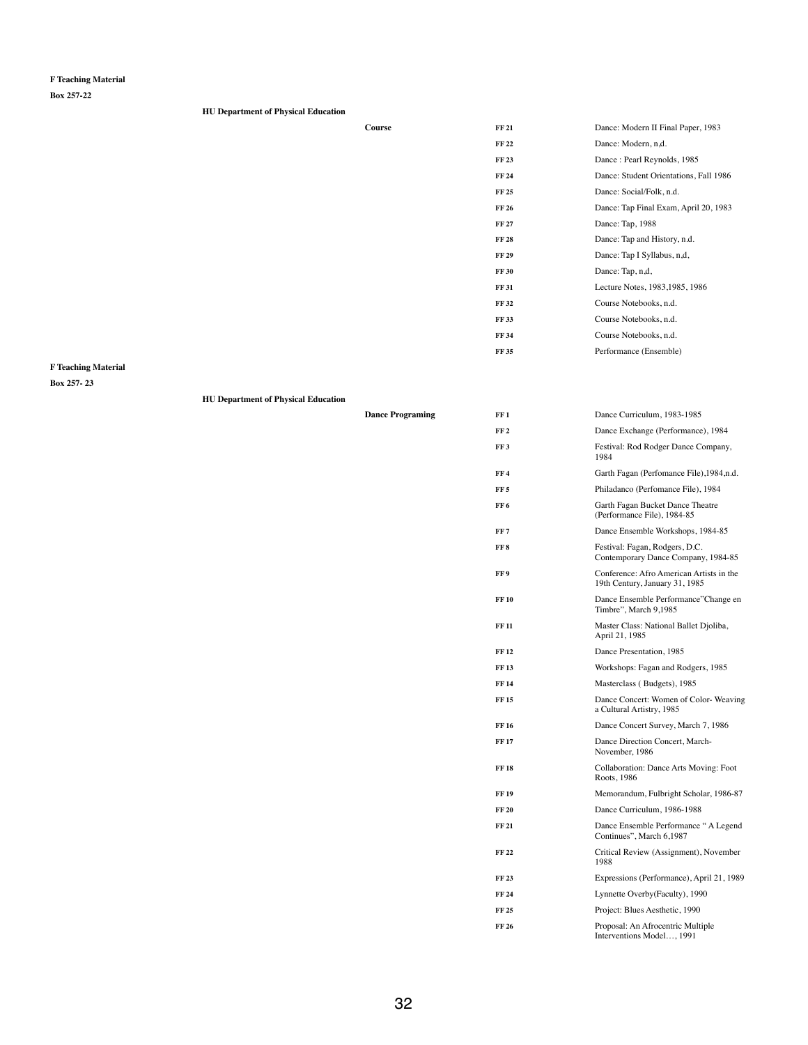**F Teaching Material**

**Box 257-22**

**HU Department of Physical Education**

| | | |
|---|---|---|
| **Course** | **FF 21** | Dance: Modern II Final Paper, 1983 |
| | **FF 22** | Dance: Modern, n,d. |
| | **FF 23** | Dance : Pearl Reynolds, 1985 |
| | **FF 24** | Dance: Student Orientations, Fall 1986 |
| | **FF 25** | Dance: Social/Folk, n.d. |
| | **FF 26** | Dance: Tap Final Exam, April 20, 1983 |
| | **FF 27** | Dance: Tap, 1988 |
| | **FF 28** | Dance: Tap and History, n.d. |
| | **FF 29** | Dance: Tap I Syllabus, n,d, |
| | **FF 30** | Dance: Tap, n,d, |
| | **FF 31** | Lecture Notes, 1983,1985, 1986 |
| | **FF 32** | Course Notebooks, n.d. |
| | **FF 33** | Course Notebooks, n.d. |
| | **FF 34** | Course Notebooks, n.d. |
| | **FF 35** | Performance (Ensemble) |

**F Teaching Material**

**Box 257- 23**

**HU Department of Physical Education**

| | | |
|---|---|---|
| **Dance Programing** | **FF 1** | Dance Curriculum, 1983-1985 |
| | **FF 2** | Dance Exchange (Performance), 1984 |
| | **FF 3** | Festival: Rod Rodger Dance Company, 1984 |
| | **FF 4** | Garth Fagan (Perfomance File),1984,n.d. |
| | **FF 5** | Philadanco (Perfomance File), 1984 |
| | **FF 6** | Garth Fagan Bucket Dance Theatre (Performance File), 1984-85 |
| | **FF 7** | Dance Ensemble Workshops, 1984-85 |
| | **FF 8** | Festival: Fagan, Rodgers, D.C. Contemporary Dance Company, 1984-85 |
| | **FF 9** | Conference: Afro American Artists in the 19th Century, January 31, 1985 |
| | **FF 10** | Dance Ensemble Performance"Change en Timbre", March 9,1985 |
| | **FF 11** | Master Class: National Ballet Djoliba, April 21, 1985 |
| | **FF 12** | Dance Presentation, 1985 |
| | **FF 13** | Workshops: Fagan and Rodgers, 1985 |
| | **FF 14** | Masterclass ( Budgets), 1985 |
| | **FF 15** | Dance Concert: Women of Color- Weaving a Cultural Artistry, 1985 |
| | **FF 16** | Dance Concert Survey, March 7, 1986 |
| | **FF 17** | Dance Direction Concert, March-November, 1986 |
| | **FF 18** | Collaboration: Dance Arts Moving: Foot Roots, 1986 |
| | **FF 19** | Memorandum, Fulbright Scholar, 1986-87 |
| | **FF 20** | Dance Curriculum, 1986-1988 |
| | **FF 21** | Dance Ensemble Performance " A Legend Continues", March 6,1987 |
| | **FF 22** | Critical Review (Assignment), November 1988 |
| | **FF 23** | Expressions (Performance), April 21, 1989 |
| | **FF 24** | Lynnette Overby(Faculty), 1990 |
| | **FF 25** | Project: Blues Aesthetic, 1990 |
| | **FF 26** | Proposal: An Afrocentric Multiple Interventions Model…, 1991 |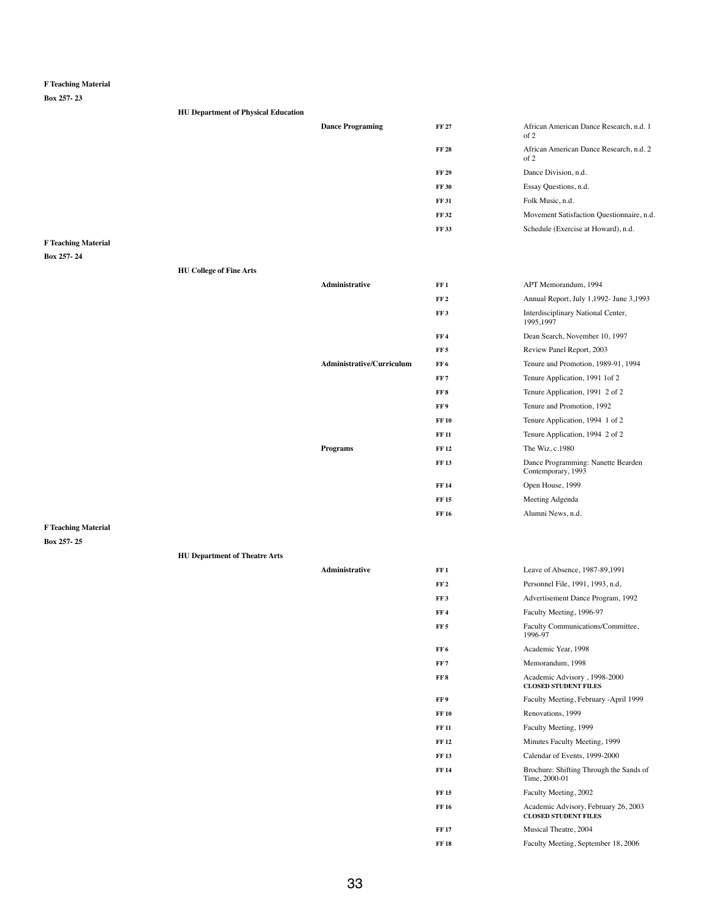**F Teaching Material**

**Box 257- 23**

**HU Department of Physical Education**

| | | |
|---|---|---|
| **Dance Programing** | **FF 27** | African American Dance Research, n.d. 1 of 2 |
| | **FF 28** | African American Dance Research, n.d. 2 of 2 |
| | **FF 29** | Dance Division, n.d. |
| | **FF 30** | Essay Questions, n.d. |
| | **FF 31** | Folk Music, n.d. |
| | **FF 32** | Movement Satisfaction Questionnaire, n.d. |
| | **FF 33** | Schedule (Exercise at Howard), n.d. |

**F Teaching Material**

**Box 257- 24**

**HU College of Fine Arts**

| | | |
|---|---|---|
| **Administrative** | **FF 1** | APT Memorandum, 1994 |
| | **FF 2** | Annual Report, July 1,1992- June 3,1993 |
| | **FF 3** | Interdisciplinary National Center, 1995,1997 |
| | **FF 4** | Dean Search, November 10, 1997 |
| | **FF 5** | Review Panel Report, 2003 |
| **Administrative/Curriculum** | **FF 6** | Tenure and Promotion, 1989-91, 1994 |
| | **FF 7** | Tenure Application, 1991 1of 2 |
| | **FF 8** | Tenure Application, 1991 2 of 2 |
| | **FF 9** | Tenure and Promotion, 1992 |
| | **FF 10** | Tenure Application, 1994 1 of 2 |
| | **FF 11** | Tenure Application, 1994 2 of 2 |
| **Programs** | **FF 12** | The Wiz, c.1980 |
| | **FF 13** | Dance Programming: Nanette Bearden Contemporary, 1993 |
| | **FF 14** | Open House, 1999 |
| | **FF 15** | Meeting Adgenda |
| | **FF 16** | Alumni News, n.d. |

**F Teaching Material**

**Box 257- 25**

**HU Department of Theatre Arts**

| | | |
|---|---|---|
| **Administrative** | **FF 1** | Leave of Absence, 1987-89,1991 |
| | **FF 2** | Personnel File, 1991, 1993, n.d, |
| | **FF 3** | Advertisement Dance Program, 1992 |
| | **FF 4** | Faculty Meeting, 1996-97 |
| | **FF 5** | Faculty Communications/Committee, 1996-97 |
| | **FF 6** | Academic Year, 1998 |
| | **FF 7** | Memorandum, 1998 |
| | **FF 8** | Academic Advisory , 1998-2000 **CLOSED STUDENT FILES** |
| | **FF 9** | Faculty Meeting, February -April 1999 |
| | **FF 10** | Renovations, 1999 |
| | **FF 11** | Faculty Meeting, 1999 |
| | **FF 12** | Minutes Faculty Meeting, 1999 |
| | **FF 13** | Calendar of Events, 1999-2000 |
| | **FF 14** | Brochure: Shifting Through the Sands of Time, 2000-01 |
| | **FF 15** | Faculty Meeting, 2002 |
| | **FF 16** | Academic Advisory, February 26, 2003 **CLOSED STUDENT FILES** |
| | **FF 17** | Musical Theatre, 2004 |
| | **FF 18** | Faculty Meeting, September 18, 2006 |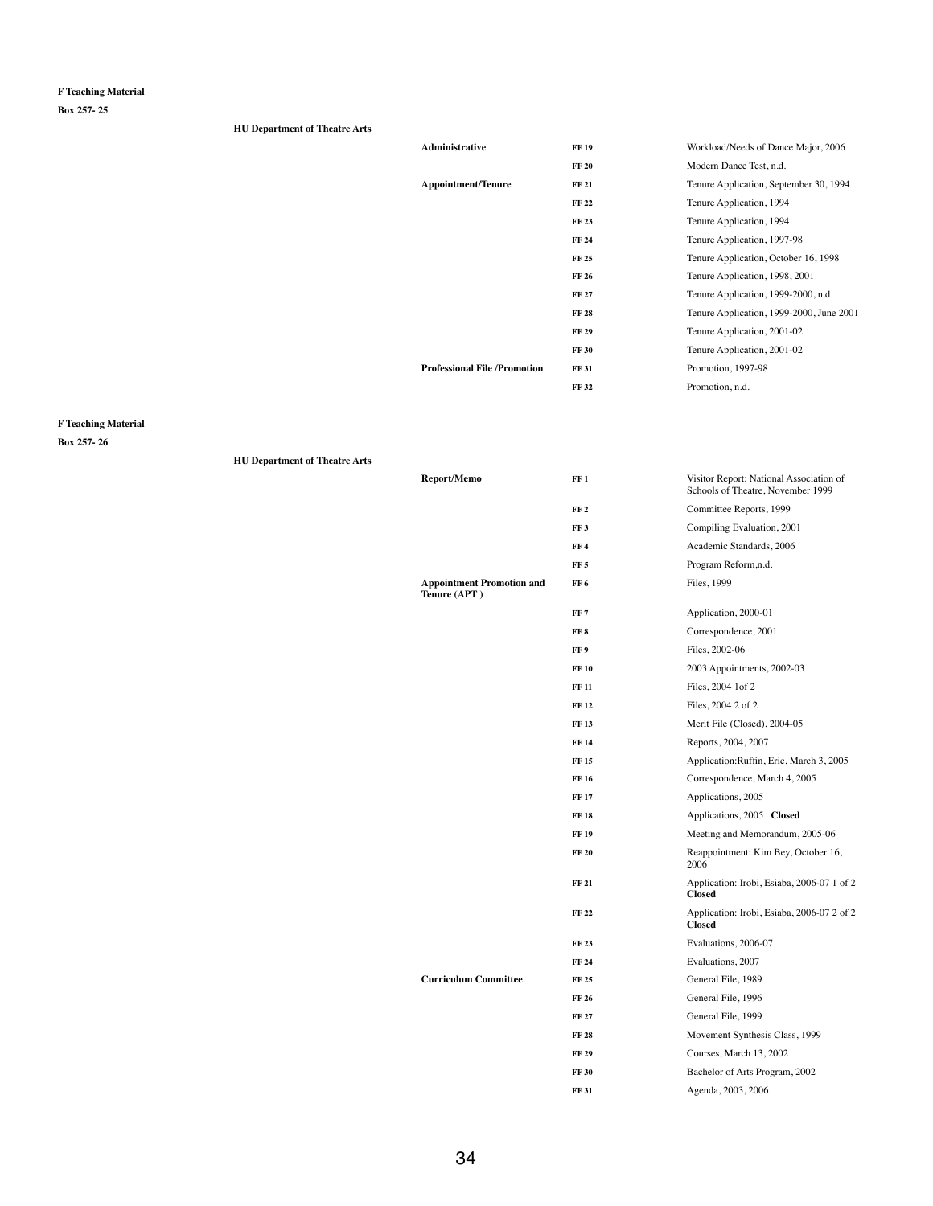**F Teaching Material**

**Box 257- 25**

**HU Department of Theatre Arts**

| | | |
|---|---|---|
| **Administrative** | **FF 19** | Workload/Needs of Dance Major, 2006 |
| | **FF 20** | Modern Dance Test, n.d. |
| **Appointment/Tenure** | **FF 21** | Tenure Application, September 30, 1994 |
| | **FF 22** | Tenure Application, 1994 |
| | **FF 23** | Tenure Application, 1994 |
| | **FF 24** | Tenure Application, 1997-98 |
| | **FF 25** | Tenure Application, October 16, 1998 |
| | **FF 26** | Tenure Application, 1998, 2001 |
| | **FF 27** | Tenure Application, 1999-2000, n.d. |
| | **FF 28** | Tenure Application, 1999-2000, June 2001 |
| | **FF 29** | Tenure Application, 2001-02 |
| | **FF 30** | Tenure Application, 2001-02 |
| **Professional File /Promotion** | **FF 31** | Promotion, 1997-98 |
| | **FF 32** | Promotion, n.d. |

**F Teaching Material**

**Box 257- 26**

**HU Department of Theatre Arts**

| | | |
|---|---|---|
| **Report/Memo** | **FF 1** | Visitor Report: National Association of Schools of Theatre, November 1999 |
| | **FF 2** | Committee Reports, 1999 |
| | **FF 3** | Compiling Evaluation, 2001 |
| | **FF 4** | Academic Standards, 2006 |
| | **FF 5** | Program Reform,n.d. |
| **Appointment Promotion and Tenure (APT )** | **FF 6** | Files, 1999 |
| | **FF 7** | Application, 2000-01 |
| | **FF 8** | Correspondence, 2001 |
| | **FF 9** | Files, 2002-06 |
| | **FF 10** | 2003 Appointments, 2002-03 |
| | **FF 11** | Files, 2004 1of 2 |
| | **FF 12** | Files, 2004 2 of 2 |
| | **FF 13** | Merit File (Closed), 2004-05 |
| | **FF 14** | Reports, 2004, 2007 |
| | **FF 15** | Application:Ruffin, Eric, March 3, 2005 |
| | **FF 16** | Correspondence, March 4, 2005 |
| | **FF 17** | Applications, 2005 |
| | **FF 18** | Applications, 2005 **Closed** |
| | **FF 19** | Meeting and Memorandum, 2005-06 |
| | **FF 20** | Reappointment: Kim Bey, October 16, 2006 |
| | **FF 21** | Application: Irobi, Esiaba, 2006-07 1 of 2 **Closed** |
| | **FF 22** | Application: Irobi, Esiaba, 2006-07 2 of 2 **Closed** |
| | **FF 23** | Evaluations, 2006-07 |
| | **FF 24** | Evaluations, 2007 |
| **Curriculum Committee** | **FF 25** | General File, 1989 |
| | **FF 26** | General File, 1996 |
| | **FF 27** | General File, 1999 |
| | **FF 28** | Movement Synthesis Class, 1999 |
| | **FF 29** | Courses, March 13, 2002 |
| | **FF 30** | Bachelor of Arts Program, 2002 |
| | **FF 31** | Agenda, 2003, 2006 |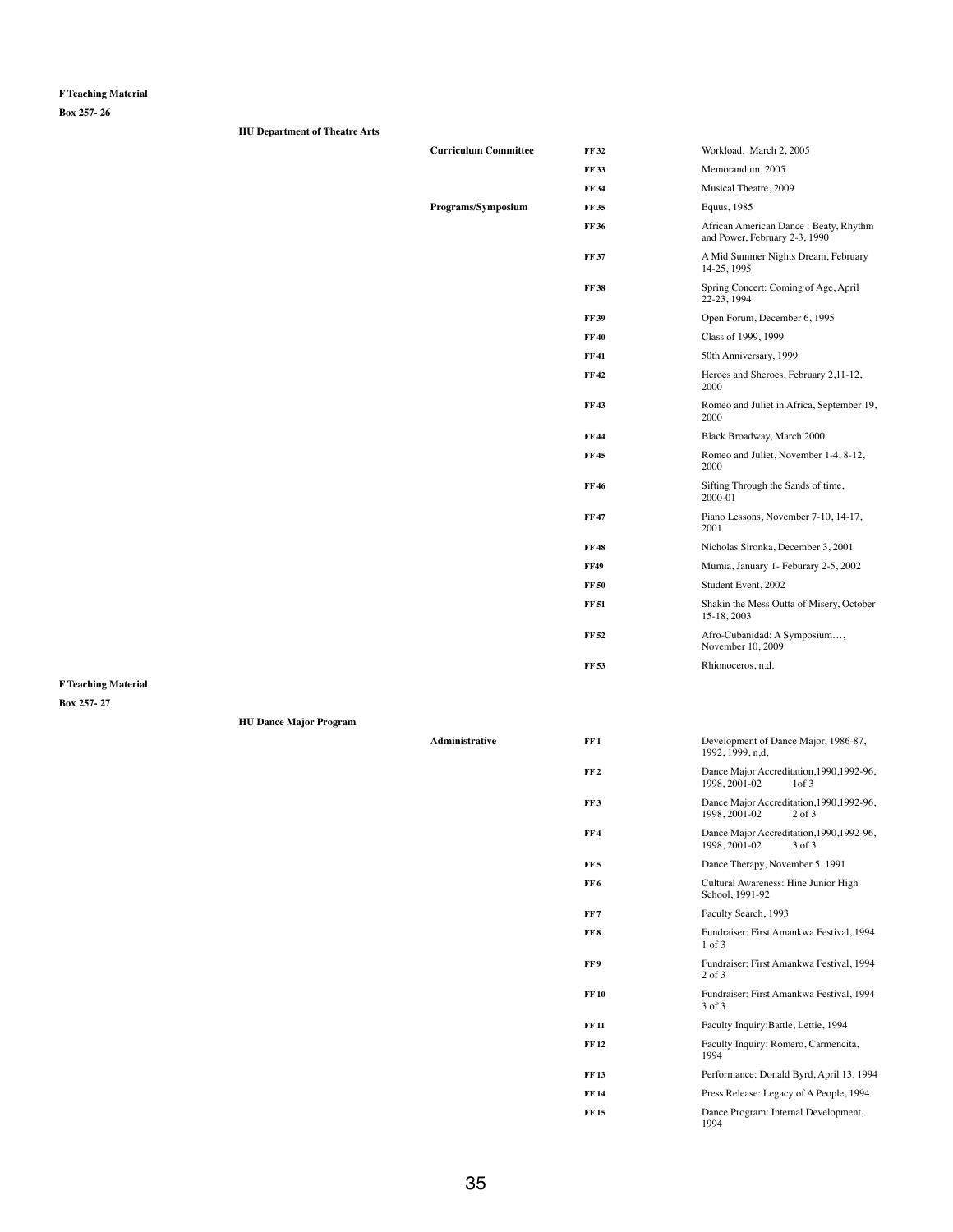**F Teaching Material**

**Box 257- 26**

**HU Department of Theatre Arts**

| | | |
|---|---|---|
| **Curriculum Committee** | **FF 32** | Workload, March 2, 2005 |
| | **FF 33** | Memorandum, 2005 |
| | **FF 34** | Musical Theatre, 2009 |
| **Programs/Symposium** | **FF 35** | Equus, 1985 |
| | **FF 36** | African American Dance : Beaty, Rhythm and Power, February 2-3, 1990 |
| | **FF 37** | A Mid Summer Nights Dream, February 14-25, 1995 |
| | **FF 38** | Spring Concert: Coming of Age, April 22-23, 1994 |
| | **FF 39** | Open Forum, December 6, 1995 |
| | **FF 40** | Class of 1999, 1999 |
| | **FF 41** | 50th Anniversary, 1999 |
| | **FF 42** | Heroes and Sheroes, February 2,11-12, 2000 |
| | **FF 43** | Romeo and Juliet in Africa, September 19, 2000 |
| | **FF 44** | Black Broadway, March 2000 |
| | **FF 45** | Romeo and Juliet, November 1-4, 8-12, 2000 |
| | **FF 46** | Sifting Through the Sands of time, 2000-01 |
| | **FF 47** | Piano Lessons, November 7-10, 14-17, 2001 |
| | **FF 48** | Nicholas Sironka, December 3, 2001 |
| | **FF49** | Mumia, January 1- Feburary 2-5, 2002 |
| | **FF 50** | Student Event, 2002 |
| | **FF 51** | Shakin the Mess Outta of Misery, October 15-18, 2003 |
| | **FF 52** | Afro-Cubanidad: A Symposium…, November 10, 2009 |
| | **FF 53** | Rhionoceros, n.d. |

**F Teaching Material**

**Box 257- 27**

**HU Dance Major Program**

| | | |
|---|---|---|
| **Administrative** | **FF 1** | Development of Dance Major, 1986-87, 1992, 1999, n,d, |
| | **FF 2** | Dance Major Accreditation,1990,1992-96, 1998, 2001-02 1of 3 |
| | **FF 3** | Dance Major Accreditation,1990,1992-96, 1998, 2001-02 2 of 3 |
| | **FF 4** | Dance Major Accreditation,1990,1992-96, 1998, 2001-02 3 of 3 |
| | **FF 5** | Dance Therapy, November 5, 1991 |
| | **FF 6** | Cultural Awareness: Hine Junior High School, 1991-92 |
| | **FF 7** | Faculty Search, 1993 |
| | **FF 8** | Fundraiser: First Amankwa Festival, 1994 1 of 3 |
| | **FF 9** | Fundraiser: First Amankwa Festival, 1994 2 of 3 |
| | **FF 10** | Fundraiser: First Amankwa Festival, 1994 3 of 3 |
| | **FF 11** | Faculty Inquiry:Battle, Lettie, 1994 |
| | **FF 12** | Faculty Inquiry: Romero, Carmencita, 1994 |
| | **FF 13** | Performance: Donald Byrd, April 13, 1994 |
| | **FF 14** | Press Release: Legacy of A People, 1994 |
| | **FF 15** | Dance Program: Internal Development, 1994 |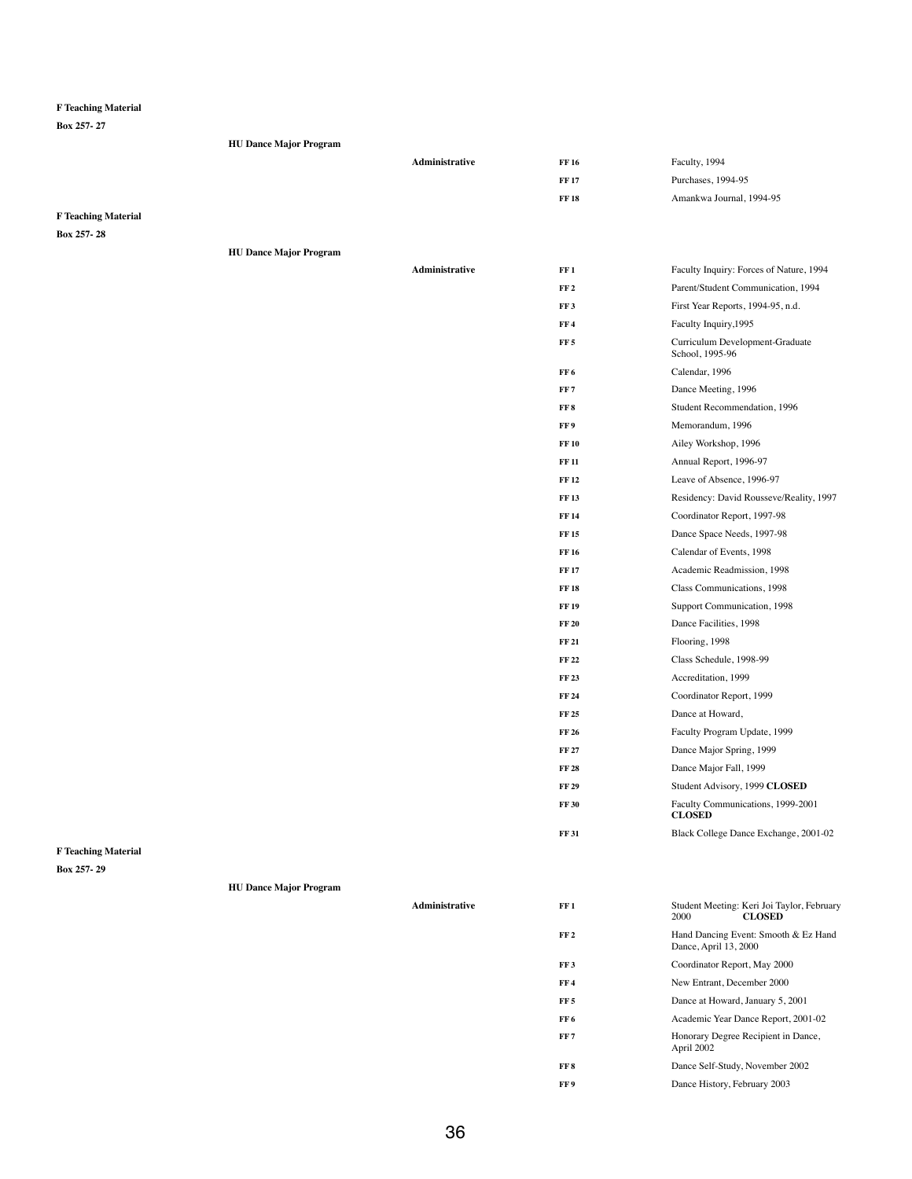**F Teaching Material**

**Box 257- 27**

**HU Dance Major Program**

| | | | |
|---|---|---|---|
| **Administrative** | **FF 16** | Faculty, 1994 |
| | **FF 17** | Purchases, 1994-95 |
| | **FF 18** | Amankwa Journal, 1994-95 |

**F Teaching Material**

**Box 257- 28**

**HU Dance Major Program**

| | | |
|---|---|---|
| **Administrative** | **FF 1** | Faculty Inquiry: Forces of Nature, 1994 |
| | **FF 2** | Parent/Student Communication, 1994 |
| | **FF 3** | First Year Reports, 1994-95, n.d. |
| | **FF 4** | Faculty Inquiry,1995 |
| | **FF 5** | Curriculum Development-Graduate School, 1995-96 |
| | **FF 6** | Calendar, 1996 |
| | **FF 7** | Dance Meeting, 1996 |
| | **FF 8** | Student Recommendation, 1996 |
| | **FF 9** | Memorandum, 1996 |
| | **FF 10** | Ailey Workshop, 1996 |
| | **FF 11** | Annual Report, 1996-97 |
| | **FF 12** | Leave of Absence, 1996-97 |
| | **FF 13** | Residency: David Rousseve/Reality, 1997 |
| | **FF 14** | Coordinator Report, 1997-98 |
| | **FF 15** | Dance Space Needs, 1997-98 |
| | **FF 16** | Calendar of Events, 1998 |
| | **FF 17** | Academic Readmission, 1998 |
| | **FF 18** | Class Communications, 1998 |
| | **FF 19** | Support Communication, 1998 |
| | **FF 20** | Dance Facilities, 1998 |
| | **FF 21** | Flooring, 1998 |
| | **FF 22** | Class Schedule, 1998-99 |
| | **FF 23** | Accreditation, 1999 |
| | **FF 24** | Coordinator Report, 1999 |
| | **FF 25** | Dance at Howard, |
| | **FF 26** | Faculty Program Update, 1999 |
| | **FF 27** | Dance Major Spring, 1999 |
| | **FF 28** | Dance Major Fall, 1999 |
| | **FF 29** | Student Advisory, 1999 **CLOSED** |
| | **FF 30** | Faculty Communications, 1999-2001 **CLOSED** |
| | **FF 31** | Black College Dance Exchange, 2001-02 |

**F Teaching Material**

**Box 257- 29**

**HU Dance Major Program**

| | | |
|---|---|---|
| **Administrative** | **FF 1** | Student Meeting: Keri Joi Taylor, February 2000 **CLOSED** |
| | **FF 2** | Hand Dancing Event: Smooth & Ez Hand Dance, April 13, 2000 |
| | **FF 3** | Coordinator Report, May 2000 |
| | **FF 4** | New Entrant, December 2000 |
| | **FF 5** | Dance at Howard, January 5, 2001 |
| | **FF 6** | Academic Year Dance Report, 2001-02 |
| | **FF 7** | Honorary Degree Recipient in Dance, April 2002 |
| | **FF 8** | Dance Self-Study, November 2002 |
| | **FF 9** | Dance History, February 2003 |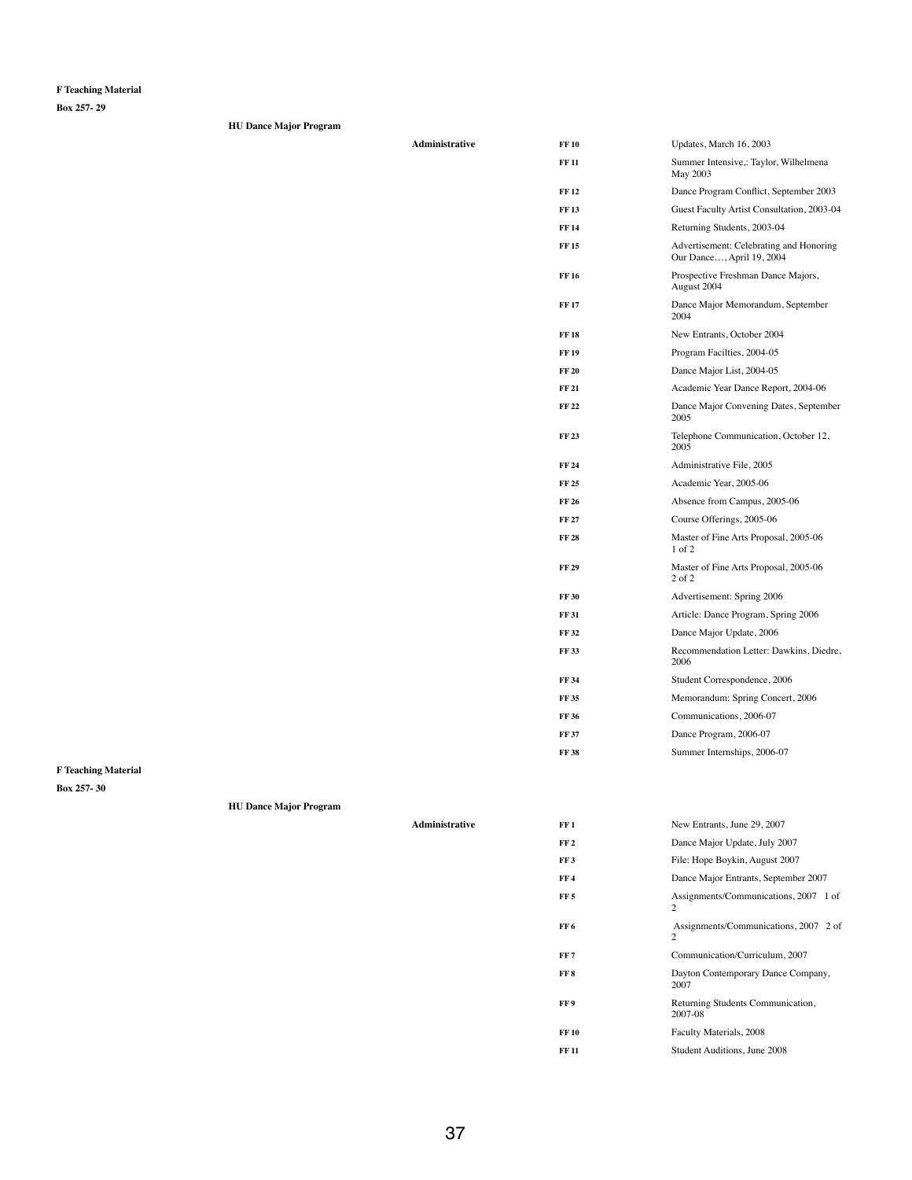**F Teaching Material**

**Box 257- 29**

**HU Dance Major Program**

| | | |
|---|---|---|
| **Administrative** | **FF 10** | Updates, March 16, 2003 |
| | **FF 11** | Summer Intensive,: Taylor, Wilhelmena May 2003 |
| | **FF 12** | Dance Program Conflict, September 2003 |
| | **FF 13** | Guest Faculty Artist Consultation, 2003-04 |
| | **FF 14** | Returning Students, 2003-04 |
| | **FF 15** | Advertisement: Celebrating and Honoring Our Dance…, April 19, 2004 |
| | **FF 16** | Prospective Freshman Dance Majors, August 2004 |
| | **FF 17** | Dance Major Memorandum, September 2004 |
| | **FF 18** | New Entrants, October 2004 |
| | **FF 19** | Program Facilties, 2004-05 |
| | **FF 20** | Dance Major List, 2004-05 |
| | **FF 21** | Academic Year Dance Report, 2004-06 |
| | **FF 22** | Dance Major Convening Dates, September 2005 |
| | **FF 23** | Telephone Communication, October 12, 2005 |
| | **FF 24** | Administrative File, 2005 |
| | **FF 25** | Academic Year, 2005-06 |
| | **FF 26** | Absence from Campus, 2005-06 |
| | **FF 27** | Course Offerings, 2005-06 |
| | **FF 28** | Master of Fine Arts Proposal, 2005-06 1 of 2 |
| | **FF 29** | Master of Fine Arts Proposal, 2005-06 2 of 2 |
| | **FF 30** | Advertisement: Spring 2006 |
| | **FF 31** | Article: Dance Program, Spring 2006 |
| | **FF 32** | Dance Major Update, 2006 |
| | **FF 33** | Recommendation Letter: Dawkins, Diedre, 2006 |
| | **FF 34** | Student Correspondence, 2006 |
| | **FF 35** | Memorandum: Spring Concert, 2006 |
| | **FF 36** | Communications, 2006-07 |
| | **FF 37** | Dance Program, 2006-07 |
| | **FF 38** | Summer Internships, 2006-07 |

**F Teaching Material**

**Box 257- 30**

**HU Dance Major Program**

| | | |
|---|---|---|
| **Administrative** | **FF 1** | New Entrants, June 29, 2007 |
| | **FF 2** | Dance Major Update, July 2007 |
| | **FF 3** | File: Hope Boykin, August 2007 |
| | **FF 4** | Dance Major Entrants, September 2007 |
| | **FF 5** | Assignments/Communications, 2007 1 of 2 |
| | **FF 6** | Assignments/Communications, 2007 2 of 2 |
| | **FF 7** | Communication/Curriculum, 2007 |
| | **FF 8** | Dayton Contemporary Dance Company, 2007 |
| | **FF 9** | Returning Students Communication, 2007-08 |
| | **FF 10** | Faculty Materials, 2008 |
| | **FF 11** | Student Auditions, June 2008 |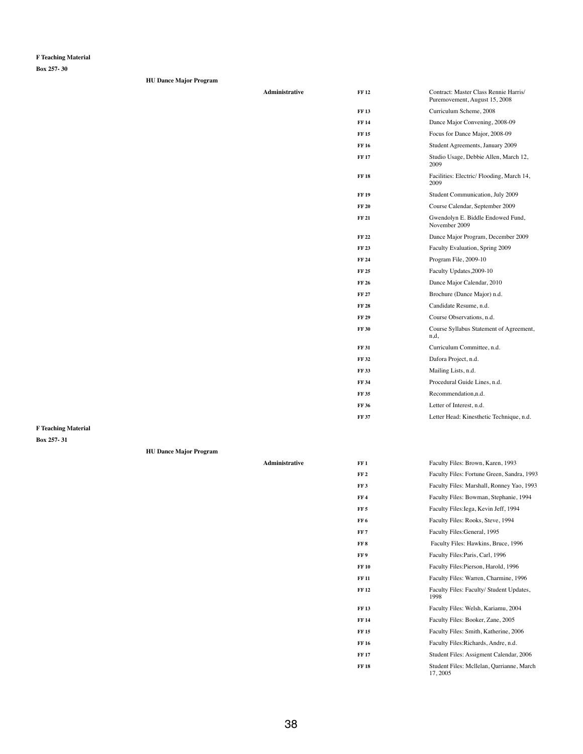**F Teaching Material**

**Box 257- 30**

**HU Dance Major Program**

| | | |
|---|---|---|
| **Administrative** | **FF 12** | Contract: Master Class Rennie Harris/ Puremovement, August 15, 2008 |
| | **FF 13** | Curriculum Scheme, 2008 |
| | **FF 14** | Dance Major Convening, 2008-09 |
| | **FF 15** | Focus for Dance Major, 2008-09 |
| | **FF 16** | Student Agreements, January 2009 |
| | **FF 17** | Studio Usage, Debbie Allen, March 12, 2009 |
| | **FF 18** | Facilities: Electric/ Flooding, March 14, 2009 |
| | **FF 19** | Student Communication, July 2009 |
| | **FF 20** | Course Calendar, September 2009 |
| | **FF 21** | Gwendolyn E. Biddle Endowed Fund, November 2009 |
| | **FF 22** | Dance Major Program, December 2009 |
| | **FF 23** | Faculty Evaluation, Spring 2009 |
| | **FF 24** | Program File, 2009-10 |
| | **FF 25** | Faculty Updates,2009-10 |
| | **FF 26** | Dance Major Calendar, 2010 |
| | **FF 27** | Brochure (Dance Major) n.d. |
| | **FF 28** | Candidate Resume, n.d. |
| | **FF 29** | Course Observations, n.d. |
| | **FF 30** | Course Syllabus Statement of Agreement, n,d, |
| | **FF 31** | Curriculum Committee, n.d. |
| | **FF 32** | Dafora Project, n.d. |
| | **FF 33** | Mailing Lists, n.d. |
| | **FF 34** | Procedural Guide Lines, n.d. |
| | **FF 35** | Recommendation,n.d. |
| | **FF 36** | Letter of Interest, n.d. |
| | **FF 37** | Letter Head: Kinesthetic Technique, n.d. |

**F Teaching Material**

**Box 257- 31**

**HU Dance Major Program**

| | | |
|---|---|---|
| **Administrative** | **FF 1** | Faculty Files: Brown, Karen, 1993 |
| | **FF 2** | Faculty Files: Fortune Green, Sandra, 1993 |
| | **FF 3** | Faculty Files: Marshall, Ronney Yao, 1993 |
| | **FF 4** | Faculty Files: Bowman, Stephanie, 1994 |
| | **FF 5** | Faculty Files:Iega, Kevin Jeff, 1994 |
| | **FF 6** | Faculty Files: Rooks, Steve, 1994 |
| | **FF 7** | Faculty Files:General, 1995 |
| | **FF 8** | Faculty Files: Hawkins, Bruce, 1996 |
| | **FF 9** | Faculty Files:Paris, Carl, 1996 |
| | **FF 10** | Faculty Files:Pierson, Harold, 1996 |
| | **FF 11** | Faculty Files: Warren, Charmine, 1996 |
| | **FF 12** | Faculty Files: Faculty/ Student Updates, 1998 |
| | **FF 13** | Faculty Files: Welsh, Kariamu, 2004 |
| | **FF 14** | Faculty Files: Booker, Zane, 2005 |
| | **FF 15** | Faculty Files: Smith, Katherine, 2006 |
| | **FF 16** | Faculty Files:Richards, Andre, n.d. |
| | **FF 17** | Student Files: Assigment Calendar, 2006 |
| | **FF 18** | Student Files: Mcllelan, Qarrianne, March 17, 2005 |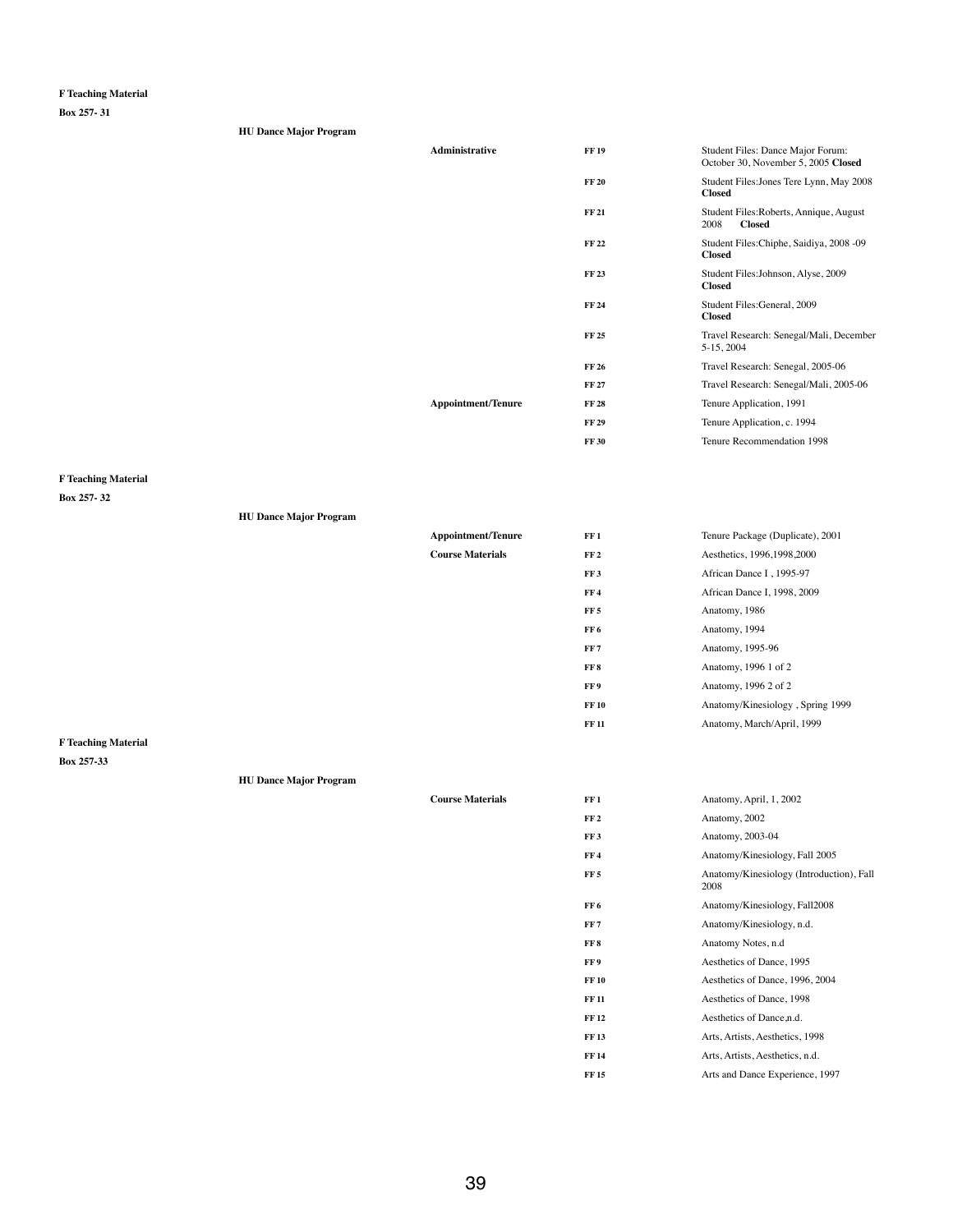**F Teaching Material**

**Box 257- 31**

**HU Dance Major Program**

| | | |
|---|---|---|
| **Administrative** | **FF 19** | Student Files: Dance Major Forum: October 30, November 5, 2005 **Closed** |
| | **FF 20** | Student Files:Jones Tere Lynn, May 2008 **Closed** |
| | **FF 21** | Student Files:Roberts, Annique, August 2008 **Closed** |
| | **FF 22** | Student Files:Chiphe, Saidiya, 2008 -09 **Closed** |
| | **FF 23** | Student Files:Johnson, Alyse, 2009 **Closed** |
| | **FF 24** | Student Files:General, 2009 **Closed** |
| | **FF 25** | Travel Research: Senegal/Mali, December 5-15, 2004 |
| | **FF 26** | Travel Research: Senegal, 2005-06 |
| | **FF 27** | Travel Research: Senegal/Mali, 2005-06 |
| **Appointment/Tenure** | **FF 28** | Tenure Application, 1991 |
| | **FF 29** | Tenure Application, c. 1994 |
| | **FF 30** | Tenure Recommendation 1998 |

**F Teaching Material**

**Box 257- 32**

**HU Dance Major Program**

| | | |
|---|---|---|
| **Appointment/Tenure** | **FF 1** | Tenure Package (Duplicate), 2001 |
| **Course Materials** | **FF 2** | Aesthetics, 1996,1998,2000 |
| | **FF 3** | African Dance I , 1995-97 |
| | **FF 4** | African Dance I, 1998, 2009 |
| | **FF 5** | Anatomy, 1986 |
| | **FF 6** | Anatomy, 1994 |
| | **FF 7** | Anatomy, 1995-96 |
| | **FF 8** | Anatomy, 1996 1 of 2 |
| | **FF 9** | Anatomy, 1996 2 of 2 |
| | **FF 10** | Anatomy/Kinesiology , Spring 1999 |
| | **FF 11** | Anatomy, March/April, 1999 |

**F Teaching Material**

**Box 257-33**

**HU Dance Major Program**

| | | |
|---|---|---|
| **Course Materials** | **FF 1** | Anatomy, April, 1, 2002 |
| | **FF 2** | Anatomy, 2002 |
| | **FF 3** | Anatomy, 2003-04 |
| | **FF 4** | Anatomy/Kinesiology, Fall 2005 |
| | **FF 5** | Anatomy/Kinesiology (Introduction), Fall 2008 |
| | **FF 6** | Anatomy/Kinesiology, Fall2008 |
| | **FF 7** | Anatomy/Kinesiology, n.d. |
| | **FF 8** | Anatomy Notes, n.d |
| | **FF 9** | Aesthetics of Dance, 1995 |
| | **FF 10** | Aesthetics of Dance, 1996, 2004 |
| | **FF 11** | Aesthetics of Dance, 1998 |
| | **FF 12** | Aesthetics of Dance,n.d. |
| | **FF 13** | Arts, Artists, Aesthetics, 1998 |
| | **FF 14** | Arts, Artists, Aesthetics, n.d. |
| | **FF 15** | Arts and Dance Experience, 1997 |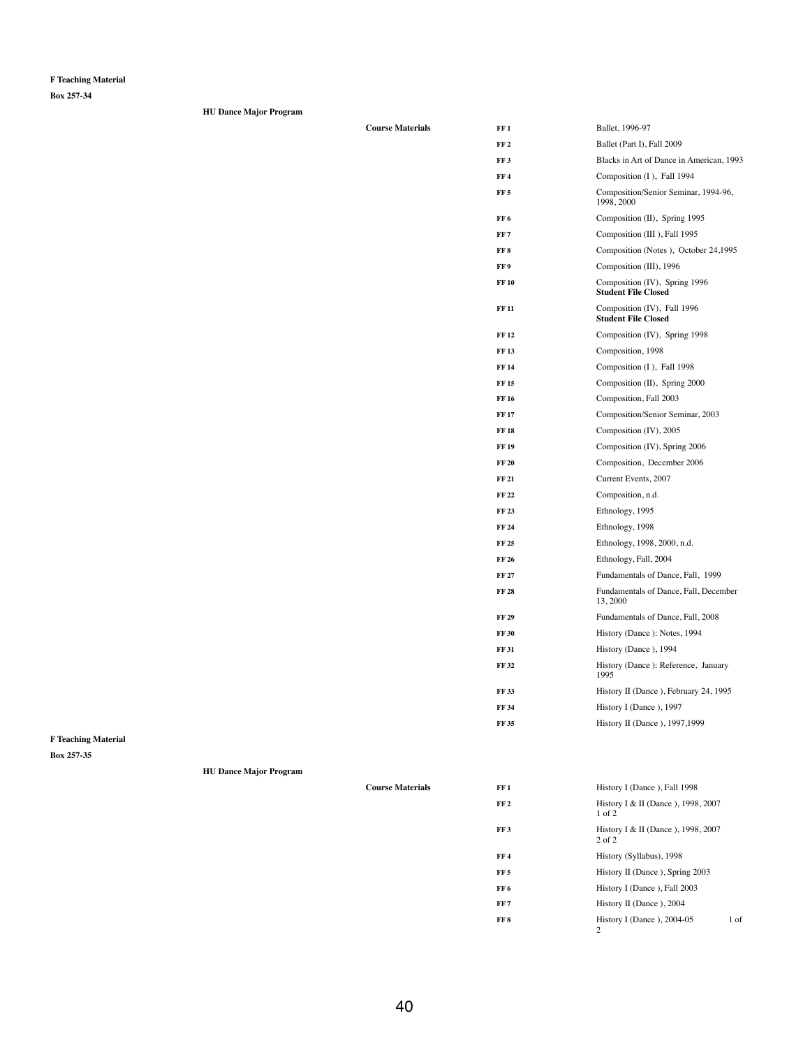**F Teaching Material**

**Box 257-34**

**HU Dance Major Program**

| **Course Materials** | | |
|---|---|---|
| | **FF 1** | Ballet, 1996-97 |
| | **FF 2** | Ballet (Part I), Fall 2009 |
| | **FF 3** | Blacks in Art of Dance in American, 1993 |
| | **FF 4** | Composition (I ), Fall 1994 |
| | **FF 5** | Composition/Senior Seminar, 1994-96, 1998, 2000 |
| | **FF 6** | Composition (II), Spring 1995 |
| | **FF 7** | Composition (III ), Fall 1995 |
| | **FF 8** | Composition (Notes ), October 24,1995 |
| | **FF 9** | Composition (III), 1996 |
| | **FF 10** | Composition (IV), Spring 1996 **Student File Closed** |
| | **FF 11** | Composition (IV), Fall 1996 **Student File Closed** |
| | **FF 12** | Composition (IV), Spring 1998 |
| | **FF 13** | Composition, 1998 |
| | **FF 14** | Composition (I ), Fall 1998 |
| | **FF 15** | Composition (II), Spring 2000 |
| | **FF 16** | Composition, Fall 2003 |
| | **FF 17** | Composition/Senior Seminar, 2003 |
| | **FF 18** | Composition (IV), 2005 |
| | **FF 19** | Composition (IV), Spring 2006 |
| | **FF 20** | Composition, December 2006 |
| | **FF 21** | Current Events, 2007 |
| | **FF 22** | Composition, n.d. |
| | **FF 23** | Ethnology, 1995 |
| | **FF 24** | Ethnology, 1998 |
| | **FF 25** | Ethnology, 1998, 2000, n.d. |
| | **FF 26** | Ethnology, Fall, 2004 |
| | **FF 27** | Fundamentals of Dance, Fall, 1999 |
| | **FF 28** | Fundamentals of Dance, Fall, December 13, 2000 |
| | **FF 29** | Fundamentals of Dance, Fall, 2008 |
| | **FF 30** | History (Dance ): Notes, 1994 |
| | **FF 31** | History (Dance ), 1994 |
| | **FF 32** | History (Dance ): Reference, January 1995 |
| | **FF 33** | History II (Dance ), February 24, 1995 |
| | **FF 34** | History I (Dance ), 1997 |
| | **FF 35** | History II (Dance ), 1997,1999 |

**F Teaching Material**

**Box 257-35**

**HU Dance Major Program**

| **Course Materials** | | |
|---|---|---|
| | **FF 1** | History I (Dance ), Fall 1998 |
| | **FF 2** | History I & II (Dance ), 1998, 2007 1 of 2 |
| | **FF 3** | History I & II (Dance ), 1998, 2007 2 of 2 |
| | **FF 4** | History (Syllabus), 1998 |
| | **FF 5** | History II (Dance ), Spring 2003 |
| | **FF 6** | History I (Dance ), Fall 2003 |
| | **FF 7** | History II (Dance ), 2004 |
| | **FF 8** | History I (Dance ), 2004-05 1 of 2 |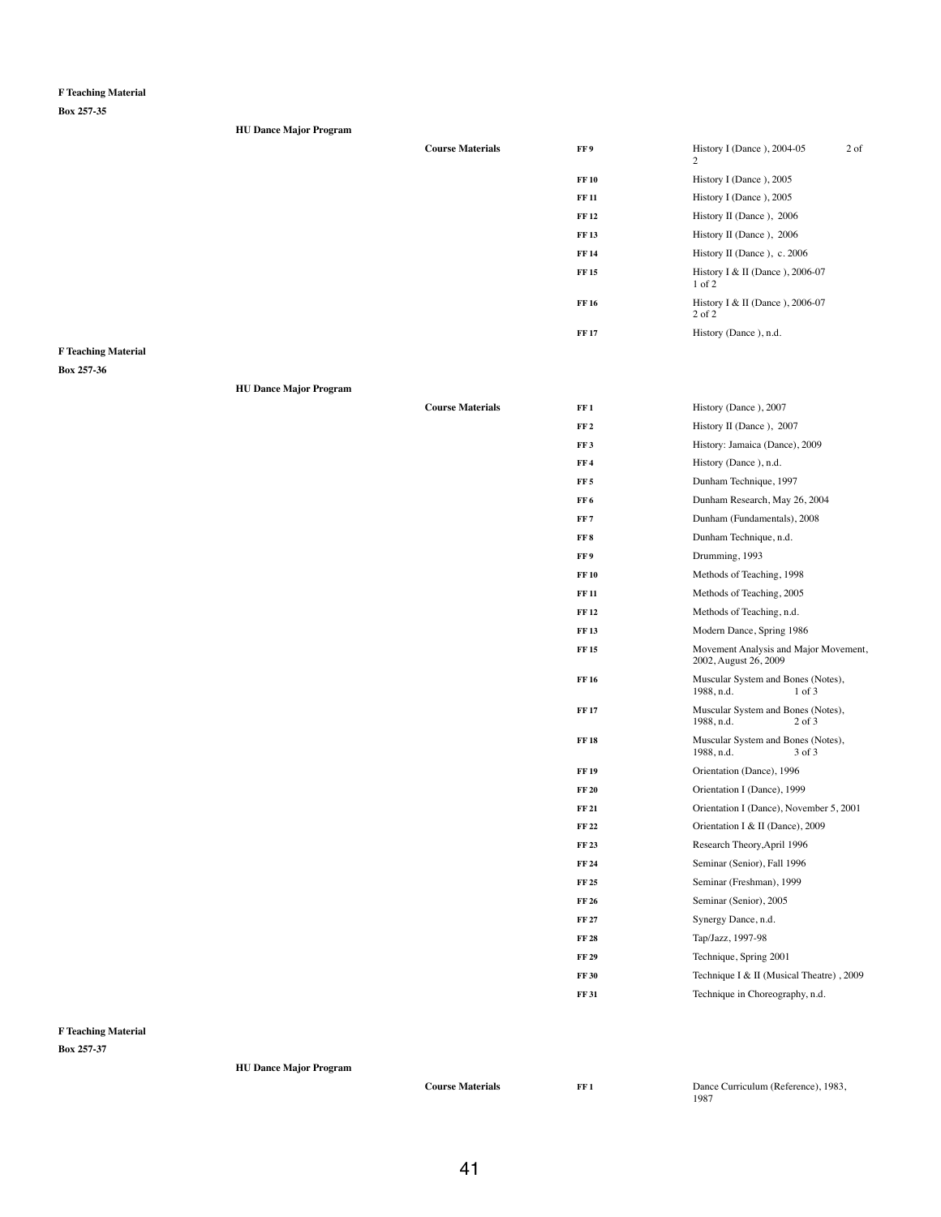**F Teaching Material**

**Box 257-35**

**HU Dance Major Program**

| | | |
|---|---|---|
| **Course Materials** | **FF 9** | History I (Dance ), 2004-05 2 of 2 |
| | **FF 10** | History I (Dance ), 2005 |
| | **FF 11** | History I (Dance ), 2005 |
| | **FF 12** | History II (Dance ), 2006 |
| | **FF 13** | History II (Dance ), 2006 |
| | **FF 14** | History II (Dance ), c. 2006 |
| | **FF 15** | History I & II (Dance ), 2006-07 1 of 2 |
| | **FF 16** | History I & II (Dance ), 2006-07 2 of 2 |
| | **FF 17** | History (Dance ), n.d. |

**F Teaching Material**

**Box 257-36**

**HU Dance Major Program**

| | | |
|---|---|---|
| **Course Materials** | **FF 1** | History (Dance ), 2007 |
| | **FF 2** | History II (Dance ), 2007 |
| | **FF 3** | History: Jamaica (Dance), 2009 |
| | **FF 4** | History (Dance ), n.d. |
| | **FF 5** | Dunham Technique, 1997 |
| | **FF 6** | Dunham Research, May 26, 2004 |
| | **FF 7** | Dunham (Fundamentals), 2008 |
| | **FF 8** | Dunham Technique, n.d. |
| | **FF 9** | Drumming, 1993 |
| | **FF 10** | Methods of Teaching, 1998 |
| | **FF 11** | Methods of Teaching, 2005 |
| | **FF 12** | Methods of Teaching, n.d. |
| | **FF 13** | Modern Dance, Spring 1986 |
| | **FF 15** | Movement Analysis and Major Movement, 2002, August 26, 2009 |
| | **FF 16** | Muscular System and Bones (Notes), 1988, n.d. 1 of 3 |
| | **FF 17** | Muscular System and Bones (Notes), 1988, n.d. 2 of 3 |
| | **FF 18** | Muscular System and Bones (Notes), 1988, n.d. 3 of 3 |
| | **FF 19** | Orientation (Dance), 1996 |
| | **FF 20** | Orientation I (Dance), 1999 |
| | **FF 21** | Orientation I (Dance), November 5, 2001 |
| | **FF 22** | Orientation I & II (Dance), 2009 |
| | **FF 23** | Research Theory,April 1996 |
| | **FF 24** | Seminar (Senior), Fall 1996 |
| | **FF 25** | Seminar (Freshman), 1999 |
| | **FF 26** | Seminar (Senior), 2005 |
| | **FF 27** | Synergy Dance, n.d. |
| | **FF 28** | Tap/Jazz, 1997-98 |
| | **FF 29** | Technique, Spring 2001 |
| | **FF 30** | Technique I & II (Musical Theatre) , 2009 |
| | **FF 31** | Technique in Choreography, n.d. |

**F Teaching Material**

**Box 257-37**

**HU Dance Major Program**

| | | |
|---|---|---|
| **Course Materials** | **FF 1** | Dance Curriculum (Reference), 1983, 1987 |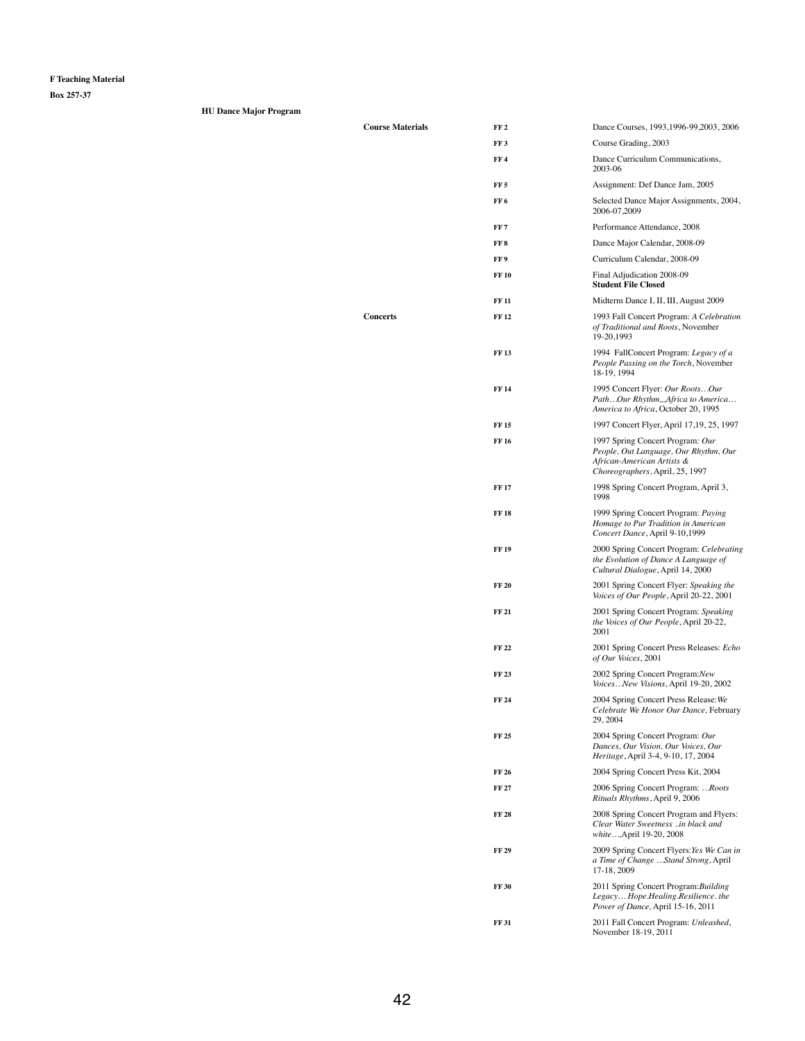**F Teaching Material**

**Box 257-37**

**HU Dance Major Program**

| | | |
|---|---|---|
| **Course Materials** | **FF 2** | Dance Courses, 1993,1996-99,2003, 2006 |
| | **FF 3** | Course Grading, 2003 |
| | **FF 4** | Dance Curriculum Communications, 2003-06 |
| | **FF 5** | Assignment: Def Dance Jam, 2005 |
| | **FF 6** | Selected Dance Major Assignments, 2004, 2006-07,2009 |
| | **FF 7** | Performance Attendance, 2008 |
| | **FF 8** | Dance Major Calendar, 2008-09 |
| | **FF 9** | Curriculum Calendar, 2008-09 |
| | **FF 10** | Final Adjudication 2008-09 **Student File Closed** |
| | **FF 11** | Midterm Dance I, II, III, August 2009 |
| **Concerts** | **FF 12** | 1993 Fall Concert Program: *A Celebration of Traditional and Roots*, November 19-20,1993 |
| | **FF 13** | 1994 FallConcert Program: *Legacy of a People Passing on the Torch*, November 18-19, 1994 |
| | **FF 14** | 1995 Concert Flyer: *Our Roots…Our Path…Our Rhythm,,,Africa to America… America to Africa*, October 20, 1995 |
| | **FF 15** | 1997 Concert Flyer, April 17,19, 25, 1997 |
| | **FF 16** | 1997 Spring Concert Program: *Our People, Out Language, Our Rhythm, Our African-American Artists & Choreographers*, April, 25, 1997 |
| | **FF 17** | 1998 Spring Concert Program, April 3, 1998 |
| | **FF 18** | 1999 Spring Concert Program: *Paying Homage to Pur Tradition in American Concert Dance*, April 9-10,1999 |
| | **FF 19** | 2000 Spring Concert Program: *Celebrating the Evolution of Dance A Language of Cultural Dialogue*, April 14, 2000 |
| | **FF 20** | 2001 Spring Concert Flyer: *Speaking the Voices of Our People*, April 20-22, 2001 |
| | **FF 21** | 2001 Spring Concert Program: *Speaking the Voices of Our People*, April 20-22, 2001 |
| | **FF 22** | 2001 Spring Concert Press Releases: *Echo of Our Voices*, 2001 |
| | **FF 23** | 2002 Spring Concert Program:*New Voices…New Visions*, April 19-20, 2002 |
| | **FF 24** | 2004 Spring Concert Press Release:*We Celebrate We Honor Our Dance,* February 29, 2004 |
| | **FF 25** | 2004 Spring Concert Program: *Our Dances, Our Vision, Our Voices, Our Heritage*, April 3-4, 9-10, 17, 2004 |
| | **FF 26** | 2004 Spring Concert Press Kit, 2004 |
| | **FF 27** | 2006 Spring Concert Program: *…Roots Rituals Rhythms*, April 9, 2006 |
| | **FF 28** | 2008 Spring Concert Program and Flyers: *Clear Water Sweetness ..in black and white…*,April 19-20, 2008 |
| | **FF 29** | 2009 Spring Concert Flyers:*Yes We Can in a Time of Change …Stand Strong*, April 17-18, 2009 |
| | **FF 30** | 2011 Spring Concert Program:*Building Legacy… Hope.Healing.Resilience. the Power of Dance*, April 15-16, 2011 |
| | **FF 31** | 2011 Fall Concert Program: *Unleashed*, November 18-19, 2011 |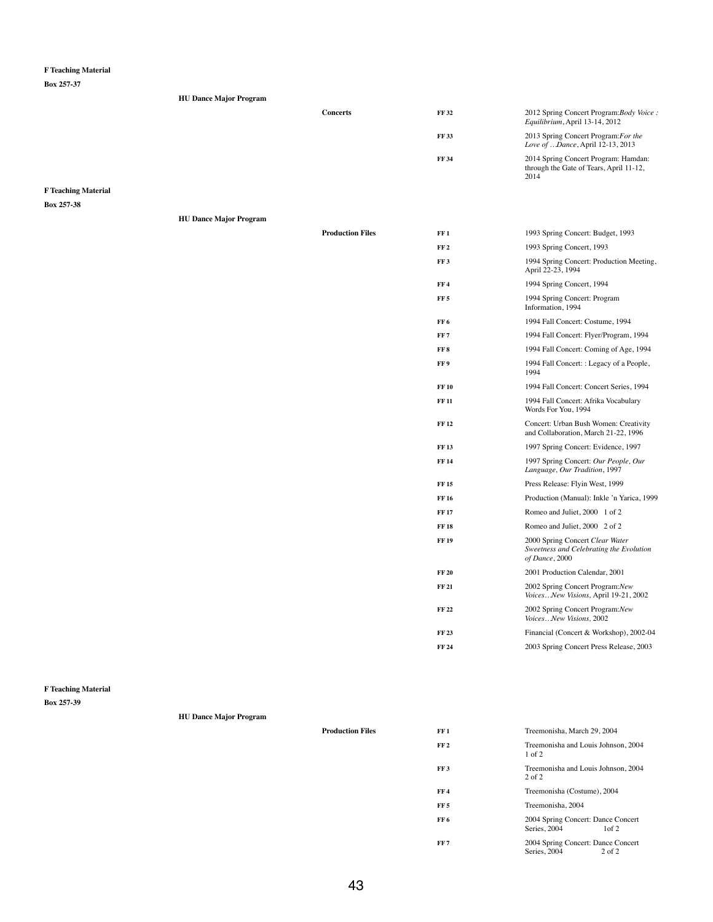**F Teaching Material**

**Box 257-37**

**HU Dance Major Program**

| | | |
|---|---|---|
| **Concerts** | **FF 32** | 2012 Spring Concert Program:*Body Voice : Equilibrium*, April 13-14, 2012 |
| | **FF 33** | 2013 Spring Concert Program:*For the Love of …Dance*, April 12-13, 2013 |
| | **FF 34** | 2014 Spring Concert Program: Hamdan: through the Gate of Tears, April 11-12, 2014 |

**F Teaching Material**

**Box 257-38**

**HU Dance Major Program**

| | | |
|---|---|---|
| **Production Files** | **FF 1** | 1993 Spring Concert: Budget, 1993 |
| | **FF 2** | 1993 Spring Concert, 1993 |
| | **FF 3** | 1994 Spring Concert: Production Meeting, April 22-23, 1994 |
| | **FF 4** | 1994 Spring Concert, 1994 |
| | **FF 5** | 1994 Spring Concert: Program Information, 1994 |
| | **FF 6** | 1994 Fall Concert: Costume, 1994 |
| | **FF 7** | 1994 Fall Concert: Flyer/Program, 1994 |
| | **FF 8** | 1994 Fall Concert: Coming of Age, 1994 |
| | **FF 9** | 1994 Fall Concert: : Legacy of a People, 1994 |
| | **FF 10** | 1994 Fall Concert: Concert Series, 1994 |
| | **FF 11** | 1994 Fall Concert: Afrika Vocabulary Words For You, 1994 |
| | **FF 12** | Concert: Urban Bush Women: Creativity and Collaboration, March 21-22, 1996 |
| | **FF 13** | 1997 Spring Concert: Evidence, 1997 |
| | **FF 14** | 1997 Spring Concert: *Our People, Our Language, Our Tradition*, 1997 |
| | **FF 15** | Press Release: Flyin West, 1999 |
| | **FF 16** | Production (Manual): Inkle 'n Yarica, 1999 |
| | **FF 17** | Romeo and Juliet, 2000 1 of 2 |
| | **FF 18** | Romeo and Juliet, 2000 2 of 2 |
| | **FF 19** | 2000 Spring Concert *Clear Water Sweetness and Celebrating the Evolution of Dance*, 2000 |
| | **FF 20** | 2001 Production Calendar, 2001 |
| | **FF 21** | 2002 Spring Concert Program:*New Voices…New Visions,* April 19-21, 2002 |
| | **FF 22** | 2002 Spring Concert Program:*New Voices…New Visions*, 2002 |
| | **FF 23** | Financial (Concert & Workshop), 2002-04 |
| | **FF 24** | 2003 Spring Concert Press Release, 2003 |

**F Teaching Material**

**Box 257-39**

**HU Dance Major Program**

| | | |
|---|---|---|
| **Production Files** | **FF 1** | Treemonisha, March 29, 2004 |
| | **FF 2** | Treemonisha and Louis Johnson, 2004 1 of 2 |
| | **FF 3** | Treemonisha and Louis Johnson, 2004 2 of 2 |
| | **FF 4** | Treemonisha (Costume), 2004 |
| | **FF 5** | Treemonisha, 2004 |
| | **FF 6** | 2004 Spring Concert: Dance Concert Series, 2004 1of 2 |
| | **FF 7** | 2004 Spring Concert: Dance Concert Series, 2004 2 of 2 |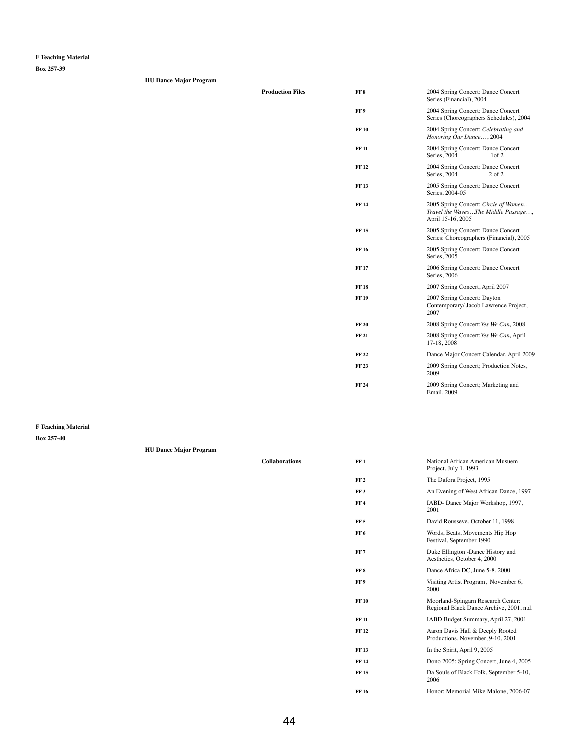**F Teaching Material**

**Box 257-39**

**HU Dance Major Program**

| | | |
|---|---|---|
| **Production Files** | **FF 8** | 2004 Spring Concert: Dance Concert Series (Financial), 2004 |
| | **FF 9** | 2004 Spring Concert: Dance Concert Series (Choreographers Schedules), 2004 |
| | **FF 10** | 2004 Spring Concert: *Celebrating and Honoring Our Dance…*, 2004 |
| | **FF 11** | 2004 Spring Concert: Dance Concert Series, 2004 1of 2 |
| | **FF 12** | 2004 Spring Concert: Dance Concert Series, 2004 2 of 2 |
| | **FF 13** | 2005 Spring Concert: Dance Concert Series, 2004-05 |
| | **FF 14** | 2005 Spring Concert: *Circle of Women… Travel the Waves…The Middle Passage…*, April 15-16, 2005 |
| | **FF 15** | 2005 Spring Concert: Dance Concert Series: Choreographers (Financial), 2005 |
| | **FF 16** | 2005 Spring Concert: Dance Concert Series, 2005 |
| | **FF 17** | 2006 Spring Concert: Dance Concert Series, 2006 |
| | **FF 18** | 2007 Spring Concert, April 2007 |
| | **FF 19** | 2007 Spring Concert: Dayton Contemporary/ Jacob Lawrence Project, 2007 |
| | **FF 20** | 2008 Spring Concert:*Yes We Can,* 2008 |
| | **FF 21** | 2008 Spring Concert:*Yes We Can,* April 17-18, 2008 |
| | **FF 22** | Dance Major Concert Calendar, April 2009 |
| | **FF 23** | 2009 Spring Concert; Production Notes, 2009 |
| | **FF 24** | 2009 Spring Concert; Marketing and Email, 2009 |

**F Teaching Material**

**Box 257-40**

**HU Dance Major Program**

| | | |
|---|---|---|
| **Collaborations** | **FF 1** | National African American Musuem Project, July 1, 1993 |
| | **FF 2** | The Dafora Project, 1995 |
| | **FF 3** | An Evening of West African Dance, 1997 |
| | **FF 4** | IABD- Dance Major Workshop, 1997, 2001 |
| | **FF 5** | David Rousseve, October 11, 1998 |
| | **FF 6** | Words, Beats, Movements Hip Hop Festival, September 1990 |
| | **FF 7** | Duke Ellington -Dance History and Aesthetics, October 4, 2000 |
| | **FF 8** | Dance Africa DC, June 5-8, 2000 |
| | **FF 9** | Visiting Artist Program, November 6, 2000 |
| | **FF 10** | Moorland-Spingarn Research Center: Regional Black Dance Archive, 2001, n.d. |
| | **FF 11** | IABD Budget Summary, April 27, 2001 |
| | **FF 12** | Aaron Davis Hall & Deeply Rooted Productions, November, 9-10, 2001 |
| | **FF 13** | In the Spirit, April 9, 2005 |
| | **FF 14** | Dono 2005: Spring Concert, June 4, 2005 |
| | **FF 15** | Da Souls of Black Folk, September 5-10, 2006 |
| | **FF 16** | Honor: Memorial Mike Malone, 2006-07 |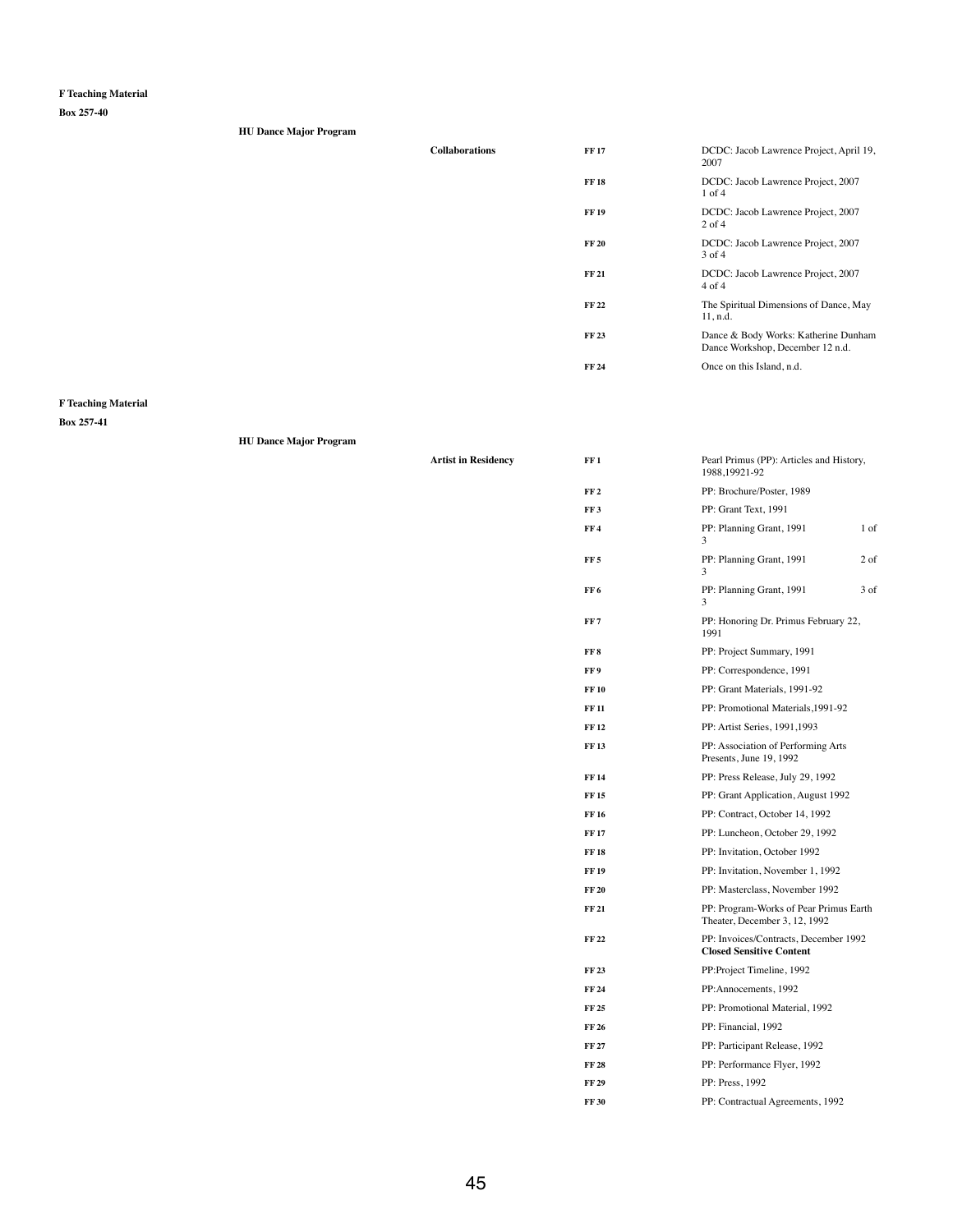**F Teaching Material**

**Box 257-40**

**HU Dance Major Program**

| | | |
|---|---|---|
| **Collaborations** | **FF 17** | DCDC: Jacob Lawrence Project, April 19, 2007 |
| | **FF 18** | DCDC: Jacob Lawrence Project, 2007 1 of 4 |
| | **FF 19** | DCDC: Jacob Lawrence Project, 2007 2 of 4 |
| | **FF 20** | DCDC: Jacob Lawrence Project, 2007 3 of 4 |
| | **FF 21** | DCDC: Jacob Lawrence Project, 2007 4 of 4 |
| | **FF 22** | The Spiritual Dimensions of Dance, May 11, n.d. |
| | **FF 23** | Dance & Body Works: Katherine Dunham Dance Workshop, December 12 n.d. |
| | **FF 24** | Once on this Island, n.d. |

**F Teaching Material**

**Box 257-41**

**HU Dance Major Program**

| | | |
|---|---|---|
| **Artist in Residency** | **FF 1** | Pearl Primus (PP): Articles and History, 1988,19921-92 |
| | **FF 2** | PP: Brochure/Poster, 1989 |
| | **FF 3** | PP: Grant Text, 1991 |
| | **FF 4** | PP: Planning Grant, 1991 1 of 3 |
| | **FF 5** | PP: Planning Grant, 1991 2 of 3 |
| | **FF 6** | PP: Planning Grant, 1991 3 of 3 |
| | **FF 7** | PP: Honoring Dr. Primus February 22, 1991 |
| | **FF 8** | PP: Project Summary, 1991 |
| | **FF 9** | PP: Correspondence, 1991 |
| | **FF 10** | PP: Grant Materials, 1991-92 |
| | **FF 11** | PP: Promotional Materials,1991-92 |
| | **FF 12** | PP: Artist Series, 1991,1993 |
| | **FF 13** | PP: Association of Performing Arts Presents, June 19, 1992 |
| | **FF 14** | PP: Press Release, July 29, 1992 |
| | **FF 15** | PP: Grant Application, August 1992 |
| | **FF 16** | PP: Contract, October 14, 1992 |
| | **FF 17** | PP: Luncheon, October 29, 1992 |
| | **FF 18** | PP: Invitation, October 1992 |
| | **FF 19** | PP: Invitation, November 1, 1992 |
| | **FF 20** | PP: Masterclass, November 1992 |
| | **FF 21** | PP: Program-Works of Pear Primus Earth Theater, December 3, 12, 1992 |
| | **FF 22** | PP: Invoices/Contracts, December 1992 **Closed Sensitive Content** |
| | **FF 23** | PP:Project Timeline, 1992 |
| | **FF 24** | PP:Annocements, 1992 |
| | **FF 25** | PP: Promotional Material, 1992 |
| | **FF 26** | PP: Financial, 1992 |
| | **FF 27** | PP: Participant Release, 1992 |
| | **FF 28** | PP: Performance Flyer, 1992 |
| | **FF 29** | PP: Press, 1992 |
| | **FF 30** | PP: Contractual Agreements, 1992 |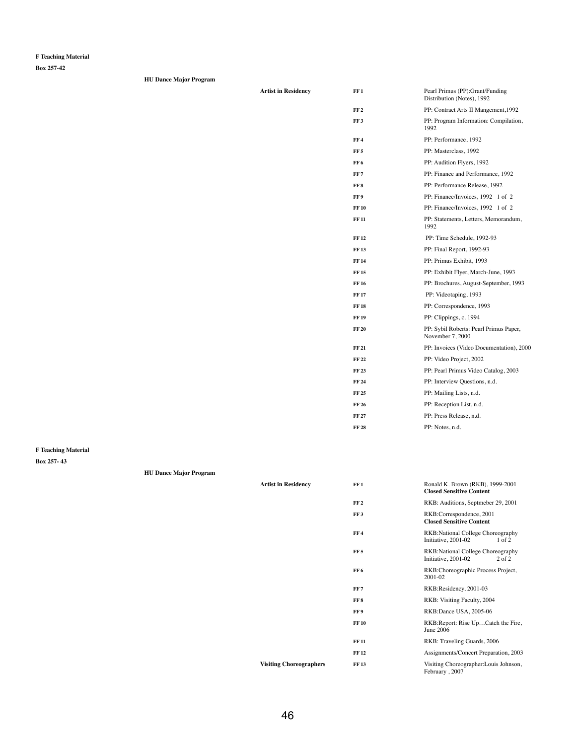**F Teaching Material**

**Box 257-42**

**HU Dance Major Program**

| | | |
|---|---|---|
| **Artist in Residency** | **FF 1** | Pearl Primus (PP):Grant/Funding Distribution (Notes), 1992 |
| | **FF 2** | PP: Contract Arts II Mangement,1992 |
| | **FF 3** | PP: Program Information: Compilation, 1992 |
| | **FF 4** | PP: Performance, 1992 |
| | **FF 5** | PP: Masterclass, 1992 |
| | **FF 6** | PP: Audition Flyers, 1992 |
| | **FF 7** | PP: Finance and Performance, 1992 |
| | **FF 8** | PP: Performance Release, 1992 |
| | **FF 9** | PP: Finance/Invoices, 1992 1 of 2 |
| | **FF 10** | PP: Finance/Invoices, 1992 1 of 2 |
| | **FF 11** | PP: Statements, Letters, Memorandum, 1992 |
| | **FF 12** | PP: Time Schedule, 1992-93 |
| | **FF 13** | PP: Final Report, 1992-93 |
| | **FF 14** | PP: Primus Exhibit, 1993 |
| | **FF 15** | PP: Exhibit Flyer, March-June, 1993 |
| | **FF 16** | PP: Brochures, August-September, 1993 |
| | **FF 17** | PP: Videotaping, 1993 |
| | **FF 18** | PP: Correspondence, 1993 |
| | **FF 19** | PP: Clippings, c. 1994 |
| | **FF 20** | PP: Sybil Roberts: Pearl Primus Paper, November 7, 2000 |
| | **FF 21** | PP: Invoices (Video Documentation), 2000 |
| | **FF 22** | PP: Video Project, 2002 |
| | **FF 23** | PP: Pearl Primus Video Catalog, 2003 |
| | **FF 24** | PP: Interview Questions, n.d. |
| | **FF 25** | PP: Mailing Lists, n.d. |
| | **FF 26** | PP: Reception List, n.d. |
| | **FF 27** | PP: Press Release, n.d. |
| | **FF 28** | PP: Notes, n.d. |

**F Teaching Material**

**Box 257- 43**

**HU Dance Major Program**

| | | |
|---|---|---|
| **Artist in Residency** | **FF 1** | Ronald K. Brown (RKB), 1999-2001 **Closed Sensitive Content** |
| | **FF 2** | RKB: Auditions, Septmeber 29, 2001 |
| | **FF 3** | RKB:Correspondence, 2001 **Closed Sensitive Content** |
| | **FF 4** | RKB:National College Choreography Initiative, 2001-02 1 of 2 |
| | **FF 5** | RKB:National College Choreography Initiative, 2001-02 2 of 2 |
| | **FF 6** | RKB:Choreographic Process Project, 2001-02 |
| | **FF 7** | RKB:Residency, 2001-03 |
| | **FF 8** | RKB: Visiting Faculty, 2004 |
| | **FF 9** | RKB:Dance USA, 2005-06 |
| | **FF 10** | RKB:Report: Rise Up…Catch the Fire, June 2006 |
| | **FF 11** | RKB: Traveling Guards, 2006 |
| | **FF 12** | Assignments/Concert Preparation, 2003 |
| **Visiting Choreographers** | **FF 13** | Visiting Choreographer:Louis Johnson, February , 2007 |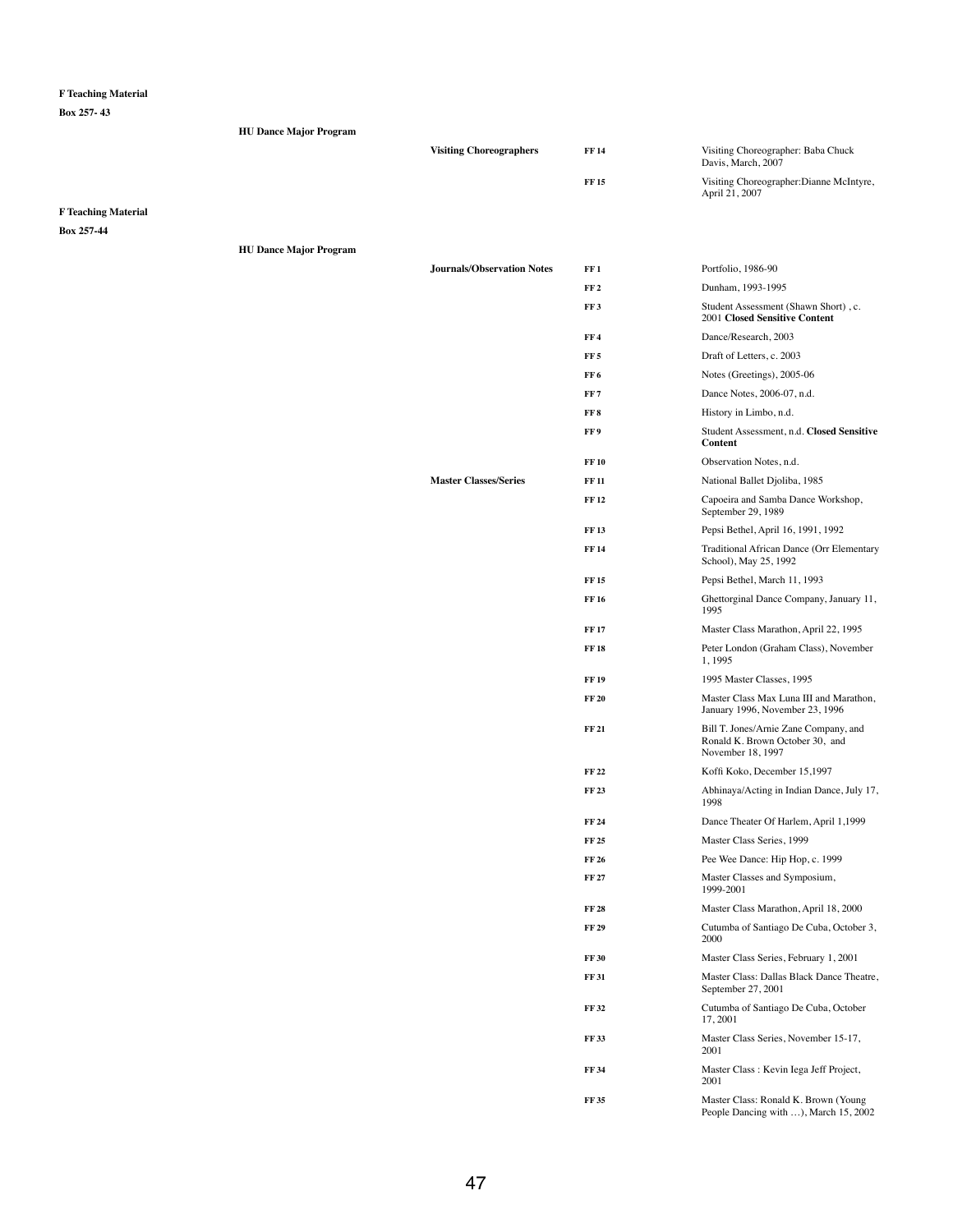**F Teaching Material**

**Box 257- 43**

| | | | |
|---|---|---|---|
| **HU Dance Major Program** | | | |
| | **Visiting Choreographers** | **FF 14** | Visiting Choreographer: Baba Chuck Davis, March, 2007 |
| | | **FF 15** | Visiting Choreographer:Dianne McIntyre, April 21, 2007 |

**F Teaching Material**

**Box 257-44**

| | | | |
|---|---|---|---|
| **HU Dance Major Program** | | | |
| | **Journals/Observation Notes** | **FF 1** | Portfolio, 1986-90 |
| | | **FF 2** | Dunham, 1993-1995 |
| | | **FF 3** | Student Assessment (Shawn Short) , c. 2001 **Closed Sensitive Content** |
| | | **FF 4** | Dance/Research, 2003 |
| | | **FF 5** | Draft of Letters, c. 2003 |
| | | **FF 6** | Notes (Greetings), 2005-06 |
| | | **FF 7** | Dance Notes, 2006-07, n.d. |
| | | **FF 8** | History in Limbo, n.d. |
| | | **FF 9** | Student Assessment, n.d. **Closed Sensitive Content** |
| | | **FF 10** | Observation Notes, n.d. |
| | **Master Classes/Series** | **FF 11** | National Ballet Djoliba, 1985 |
| | | **FF 12** | Capoeira and Samba Dance Workshop, September 29, 1989 |
| | | **FF 13** | Pepsi Bethel, April 16, 1991, 1992 |
| | | **FF 14** | Traditional African Dance (Orr Elementary School), May 25, 1992 |
| | | **FF 15** | Pepsi Bethel, March 11, 1993 |
| | | **FF 16** | Ghettorginal Dance Company, January 11, 1995 |
| | | **FF 17** | Master Class Marathon, April 22, 1995 |
| | | **FF 18** | Peter London (Graham Class), November 1, 1995 |
| | | **FF 19** | 1995 Master Classes, 1995 |
| | | **FF 20** | Master Class Max Luna III and Marathon, January 1996, November 23, 1996 |
| | | **FF 21** | Bill T. Jones/Arnie Zane Company, and Ronald K. Brown October 30, and November 18, 1997 |
| | | **FF 22** | Koffi Koko, December 15,1997 |
| | | **FF 23** | Abhinaya/Acting in Indian Dance, July 17, 1998 |
| | | **FF 24** | Dance Theater Of Harlem, April 1,1999 |
| | | **FF 25** | Master Class Series, 1999 |
| | | **FF 26** | Pee Wee Dance: Hip Hop, c. 1999 |
| | | **FF 27** | Master Classes and Symposium, 1999-2001 |
| | | **FF 28** | Master Class Marathon, April 18, 2000 |
| | | **FF 29** | Cutumba of Santiago De Cuba, October 3, 2000 |
| | | **FF 30** | Master Class Series, February 1, 2001 |
| | | **FF 31** | Master Class: Dallas Black Dance Theatre, September 27, 2001 |
| | | **FF 32** | Cutumba of Santiago De Cuba, October 17, 2001 |
| | | **FF 33** | Master Class Series, November 15-17, 2001 |
| | | **FF 34** | Master Class : Kevin Iega Jeff Project, 2001 |
| | | **FF 35** | Master Class: Ronald K. Brown (Young People Dancing with …), March 15, 2002 |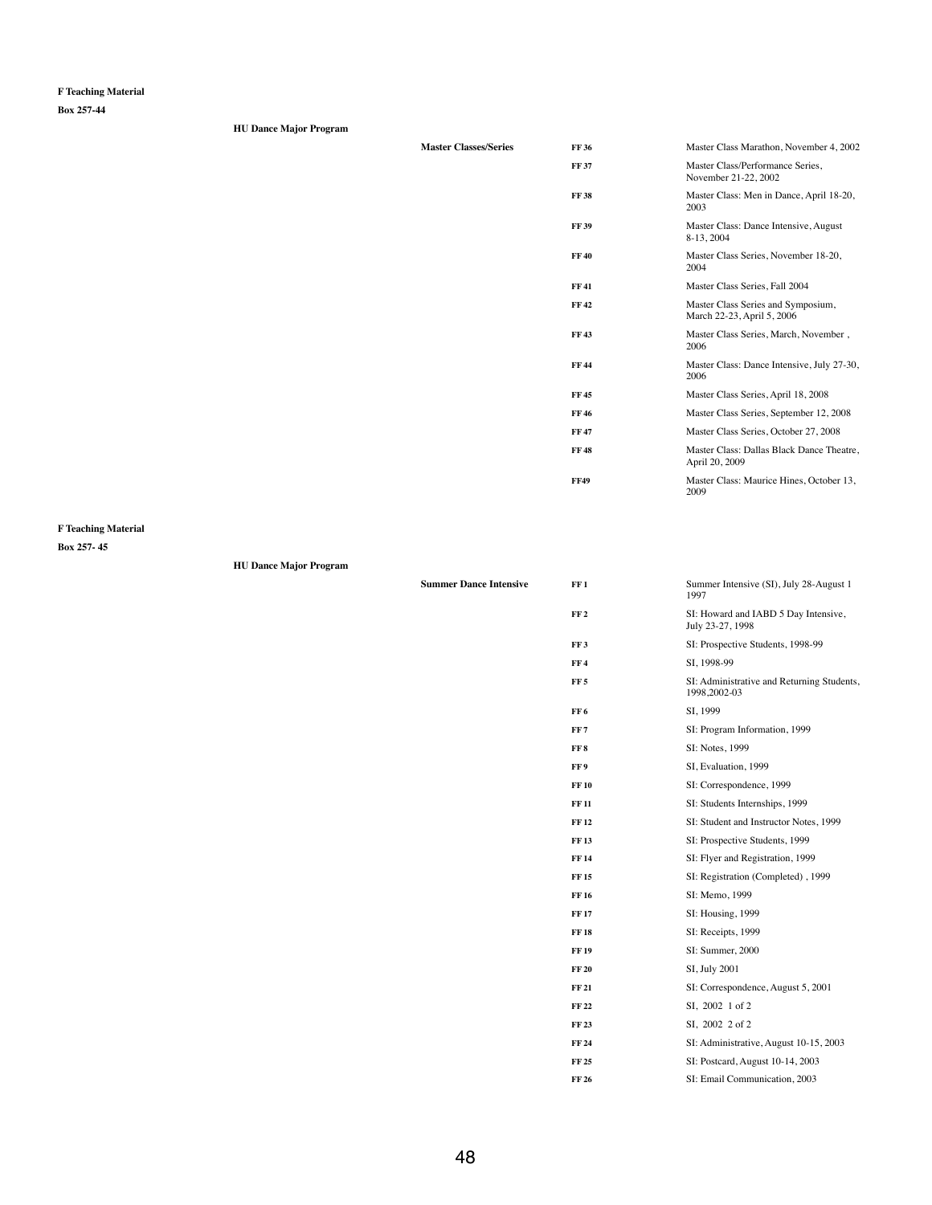**F Teaching Material**

**Box 257-44**

**HU Dance Major Program**

| | | |
|---|---|---|
| **Master Classes/Series** | **FF 36** | Master Class Marathon, November 4, 2002 |
| | **FF 37** | Master Class/Performance Series, November 21-22, 2002 |
| | **FF 38** | Master Class: Men in Dance, April 18-20, 2003 |
| | **FF 39** | Master Class: Dance Intensive, August 8-13, 2004 |
| | **FF 40** | Master Class Series, November 18-20, 2004 |
| | **FF 41** | Master Class Series, Fall 2004 |
| | **FF 42** | Master Class Series and Symposium, March 22-23, April 5, 2006 |
| | **FF 43** | Master Class Series, March, November , 2006 |
| | **FF 44** | Master Class: Dance Intensive, July 27-30, 2006 |
| | **FF 45** | Master Class Series, April 18, 2008 |
| | **FF 46** | Master Class Series, September 12, 2008 |
| | **FF 47** | Master Class Series, October 27, 2008 |
| | **FF 48** | Master Class: Dallas Black Dance Theatre, April 20, 2009 |
| | **FF49** | Master Class: Maurice Hines, October 13, 2009 |

**F Teaching Material**

**Box 257- 45**

**HU Dance Major Program**

| | | |
|---|---|---|
| **Summer Dance Intensive** | **FF 1** | Summer Intensive (SI), July 28-August 1 1997 |
| | **FF 2** | SI: Howard and IABD 5 Day Intensive, July 23-27, 1998 |
| | **FF 3** | SI: Prospective Students, 1998-99 |
| | **FF 4** | SI, 1998-99 |
| | **FF 5** | SI: Administrative and Returning Students, 1998,2002-03 |
| | **FF 6** | SI, 1999 |
| | **FF 7** | SI: Program Information, 1999 |
| | **FF 8** | SI: Notes, 1999 |
| | **FF 9** | SI, Evaluation, 1999 |
| | **FF 10** | SI: Correspondence, 1999 |
| | **FF 11** | SI: Students Internships, 1999 |
| | **FF 12** | SI: Student and Instructor Notes, 1999 |
| | **FF 13** | SI: Prospective Students, 1999 |
| | **FF 14** | SI: Flyer and Registration, 1999 |
| | **FF 15** | SI: Registration (Completed) , 1999 |
| | **FF 16** | SI: Memo, 1999 |
| | **FF 17** | SI: Housing, 1999 |
| | **FF 18** | SI: Receipts, 1999 |
| | **FF 19** | SI: Summer, 2000 |
| | **FF 20** | SI, July 2001 |
| | **FF 21** | SI: Correspondence, August 5, 2001 |
| | **FF 22** | SI, 2002 1 of 2 |
| | **FF 23** | SI, 2002 2 of 2 |
| | **FF 24** | SI: Administrative, August 10-15, 2003 |
| | **FF 25** | SI: Postcard, August 10-14, 2003 |
| | **FF 26** | SI: Email Communication, 2003 |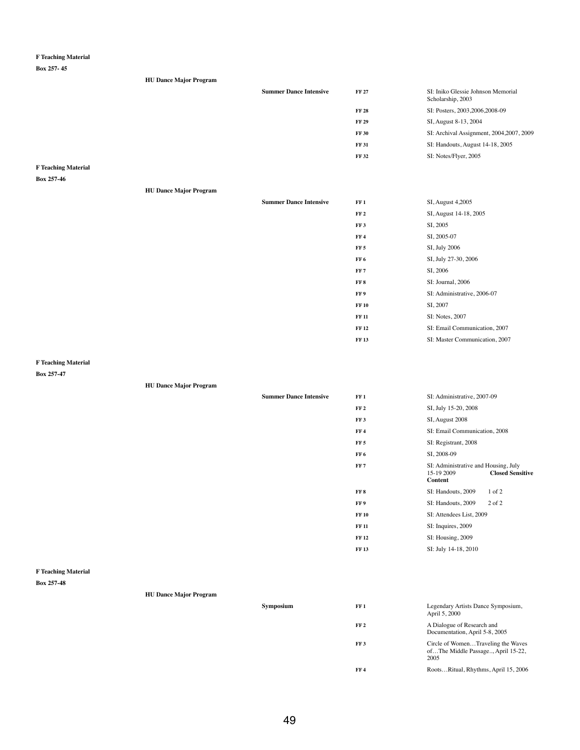**F Teaching Material**

**Box 257- 45**

| | | | |
|---|---|---|---|
| **HU Dance Major Program** | | | |
| | **Summer Dance Intensive** | **FF 27** | SI: Iniko Glessie Johnson Memorial Scholarship, 2003 |
| | | **FF 28** | SI: Posters, 2003,2006,2008-09 |
| | | **FF 29** | SI, August 8-13, 2004 |
| | | **FF 30** | SI: Archival Assignment, 2004,2007, 2009 |
| | | **FF 31** | SI: Handouts, August 14-18, 2005 |
| | | **FF 32** | SI: Notes/Flyer, 2005 |

**F Teaching Material**

**Box 257-46**

| | | | |
|---|---|---|---|
| **HU Dance Major Program** | | | |
| | **Summer Dance Intensive** | **FF 1** | SI, August 4,2005 |
| | | **FF 2** | SI, August 14-18, 2005 |
| | | **FF 3** | SI, 2005 |
| | | **FF 4** | SI, 2005-07 |
| | | **FF 5** | SI, July 2006 |
| | | **FF 6** | SI, July 27-30, 2006 |
| | | **FF 7** | SI, 2006 |
| | | **FF 8** | SI: Journal, 2006 |
| | | **FF 9** | SI: Administrative, 2006-07 |
| | | **FF 10** | SI, 2007 |
| | | **FF 11** | SI: Notes, 2007 |
| | | **FF 12** | SI: Email Communication, 2007 |
| | | **FF 13** | SI: Master Communication, 2007 |

**F Teaching Material**

**Box 257-47**

| | | | |
|---|---|---|---|
| **HU Dance Major Program** | | | |
| | **Summer Dance Intensive** | **FF 1** | SI: Administrative, 2007-09 |
| | | **FF 2** | SI, July 15-20, 2008 |
| | | **FF 3** | SI, August 2008 |
| | | **FF 4** | SI: Email Communication, 2008 |
| | | **FF 5** | SI: Registrant, 2008 |
| | | **FF 6** | SI, 2008-09 |
| | | **FF 7** | SI: Administrative and Housing, July 15-19 2009 **Closed Sensitive Content** |
| | | **FF 8** | SI: Handouts, 2009 1 of 2 |
| | | **FF 9** | SI: Handouts, 2009 2 of 2 |
| | | **FF 10** | SI: Attendees List, 2009 |
| | | **FF 11** | SI: Inquires, 2009 |
| | | **FF 12** | SI: Housing, 2009 |
| | | **FF 13** | SI: July 14-18, 2010 |

**F Teaching Material**

**Box 257-48**

| | | | |
|---|---|---|---|
| **HU Dance Major Program** | | | |
| | **Symposium** | **FF 1** | Legendary Artists Dance Symposium, April 5, 2000 |
| | | **FF 2** | A Dialogue of Research and Documentation, April 5-8, 2005 |
| | | **FF 3** | Circle of Women…Traveling the Waves of…The Middle Passage.., April 15-22, 2005 |
| | | **FF 4** | Roots…Ritual, Rhythms, April 15, 2006 |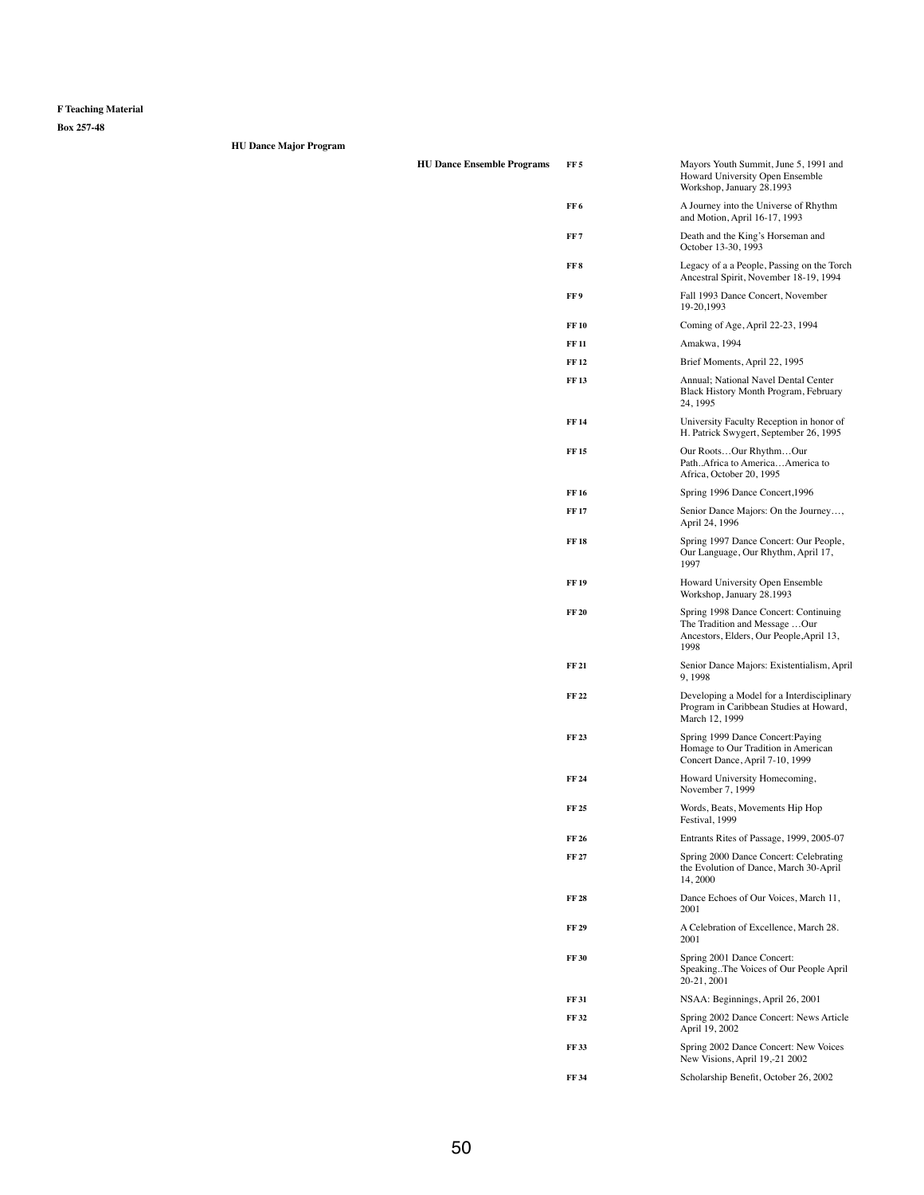**F Teaching Material**

**Box 257-48**

**HU Dance Major Program**

**HU Dance Ensemble Programs**

| | |
|---|---|
| **FF 5** | Mayors Youth Summit, June 5, 1991 and Howard University Open Ensemble Workshop, January 28.1993 |
| **FF 6** | A Journey into the Universe of Rhythm and Motion, April 16-17, 1993 |
| **FF 7** | Death and the King's Horseman and October 13-30, 1993 |
| **FF 8** | Legacy of a a People, Passing on the Torch Ancestral Spirit, November 18-19, 1994 |
| **FF 9** | Fall 1993 Dance Concert, November 19-20,1993 |
| **FF 10** | Coming of Age, April 22-23, 1994 |
| **FF 11** | Amakwa, 1994 |
| **FF 12** | Brief Moments, April 22, 1995 |
| **FF 13** | Annual; National Navel Dental Center Black History Month Program, February 24, 1995 |
| **FF 14** | University Faculty Reception in honor of H. Patrick Swygert, September 26, 1995 |
| **FF 15** | Our Roots…Our Rhythm…Our Path..Africa to America…America to Africa, October 20, 1995 |
| **FF 16** | Spring 1996 Dance Concert,1996 |
| **FF 17** | Senior Dance Majors: On the Journey…, April 24, 1996 |
| **FF 18** | Spring 1997 Dance Concert: Our People, Our Language, Our Rhythm, April 17, 1997 |
| **FF 19** | Howard University Open Ensemble Workshop, January 28.1993 |
| **FF 20** | Spring 1998 Dance Concert: Continuing The Tradition and Message …Our Ancestors, Elders, Our People,April 13, 1998 |
| **FF 21** | Senior Dance Majors: Existentialism, April 9, 1998 |
| **FF 22** | Developing a Model for a Interdisciplinary Program in Caribbean Studies at Howard, March 12, 1999 |
| **FF 23** | Spring 1999 Dance Concert:Paying Homage to Our Tradition in American Concert Dance, April 7-10, 1999 |
| **FF 24** | Howard University Homecoming, November 7, 1999 |
| **FF 25** | Words, Beats, Movements Hip Hop Festival, 1999 |
| **FF 26** | Entrants Rites of Passage, 1999, 2005-07 |
| **FF 27** | Spring 2000 Dance Concert: Celebrating the Evolution of Dance, March 30-April 14, 2000 |
| **FF 28** | Dance Echoes of Our Voices, March 11, 2001 |
| **FF 29** | A Celebration of Excellence, March 28. 2001 |
| **FF 30** | Spring 2001 Dance Concert: Speaking..The Voices of Our People April 20-21, 2001 |
| **FF 31** | NSAA: Beginnings, April 26, 2001 |
| **FF 32** | Spring 2002 Dance Concert: News Article April 19, 2002 |
| **FF 33** | Spring 2002 Dance Concert: New Voices New Visions, April 19,-21 2002 |
| **FF 34** | Scholarship Benefit, October 26, 2002 |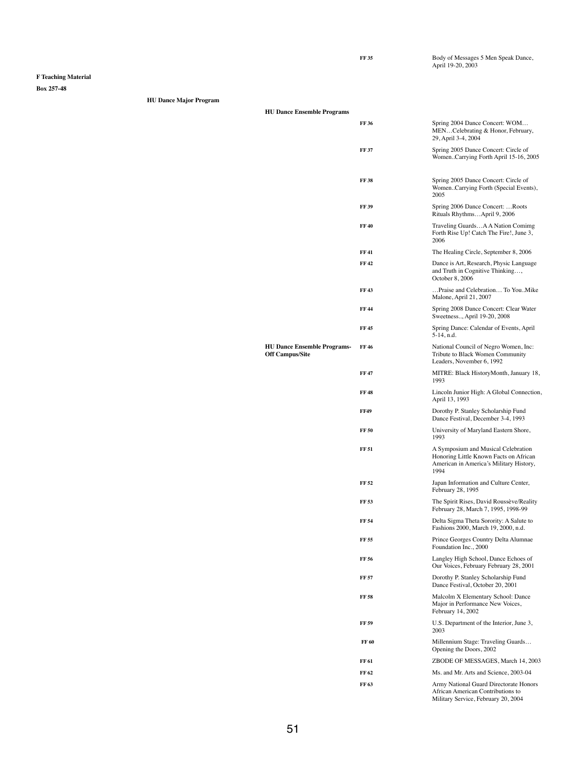| | | | FF 35 | Body of Messages 5 Men Speak Dance, April 19-20, 2003 |
|---|---|---|---|---|

**F Teaching Material**

**Box 257-48**

**HU Dance Major Program**

**HU Dance Ensemble Programs**

| Series | Folder | Description |
|---|---|---|
| | FF 36 | Spring 2004 Dance Concert: WOM… MEN…Celebrating & Honor, February, 29, April 3-4, 2004 |
| | FF 37 | Spring 2005 Dance Concert: Circle of Women..Carrying Forth April 15-16, 2005 |
| | FF 38 | Spring 2005 Dance Concert: Circle of Women..Carrying Forth (Special Events), 2005 |
| | FF 39 | Spring 2006 Dance Concert: …Roots Rituals Rhythms…April 9, 2006 |
| | FF 40 | Traveling Guards…A A Nation Comimg Forth Rise Up! Catch The Fire!, June 3, 2006 |
| | FF 41 | The Healing Circle, September 8, 2006 |
| | FF 42 | Dance is Art, Research, Physic Language and Truth in Cognitive Thinking…, October 8, 2006 |
| | FF 43 | …Praise and Celebration… To You..Mike Malone, April 21, 2007 |
| | FF 44 | Spring 2008 Dance Concert: Clear Water Sweetness.., April 19-20, 2008 |
| | FF 45 | Spring Dance: Calendar of Events, April 5-14, n.d. |
| **HU Dance Ensemble Programs-Off Campus/Site** | FF 46 | National Council of Negro Women, Inc: Tribute to Black Women Community Leaders, November 6, 1992 |
| | FF 47 | MITRE: Black HistoryMonth, January 18, 1993 |
| | FF 48 | Lincoln Junior High: A Global Connection, April 13, 1993 |
| | FF49 | Dorothy P. Stanley Scholarship Fund Dance Festival, December 3-4, 1993 |
| | FF 50 | University of Maryland Eastern Shore, 1993 |
| | FF 51 | A Symposium and Musical Celebration Honoring Little Known Facts on African American in America's Military History, 1994 |
| | FF 52 | Japan Information and Culture Center, February 28, 1995 |
| | FF 53 | The Spirit Rises, David Roussève/Reality February 28, March 7, 1995, 1998-99 |
| | FF 54 | Delta Sigma Theta Sorority: A Salute to Fashions 2000, March 19, 2000, n.d. |
| | FF 55 | Prince Georges Country Delta Alumnae Foundation Inc., 2000 |
| | FF 56 | Langley High School, Dance Echoes of Our Voices, February February 28, 2001 |
| | FF 57 | Dorothy P. Stanley Scholarship Fund Dance Festival, October 20, 2001 |
| | FF 58 | Malcolm X Elementary School: Dance Major in Performance New Voices, February 14, 2002 |
| | FF 59 | U.S. Department of the Interior, June 3, 2003 |
| | FF 60 | Millennium Stage: Traveling Guards… Opening the Doors, 2002 |
| | FF 61 | ZBODE OF MESSAGES, March 14, 2003 |
| | FF 62 | Ms. and Mr. Arts and Science, 2003-04 |
| | FF 63 | Army National Guard Directorate Honors African American Contributions to Military Service, February 20, 2004 |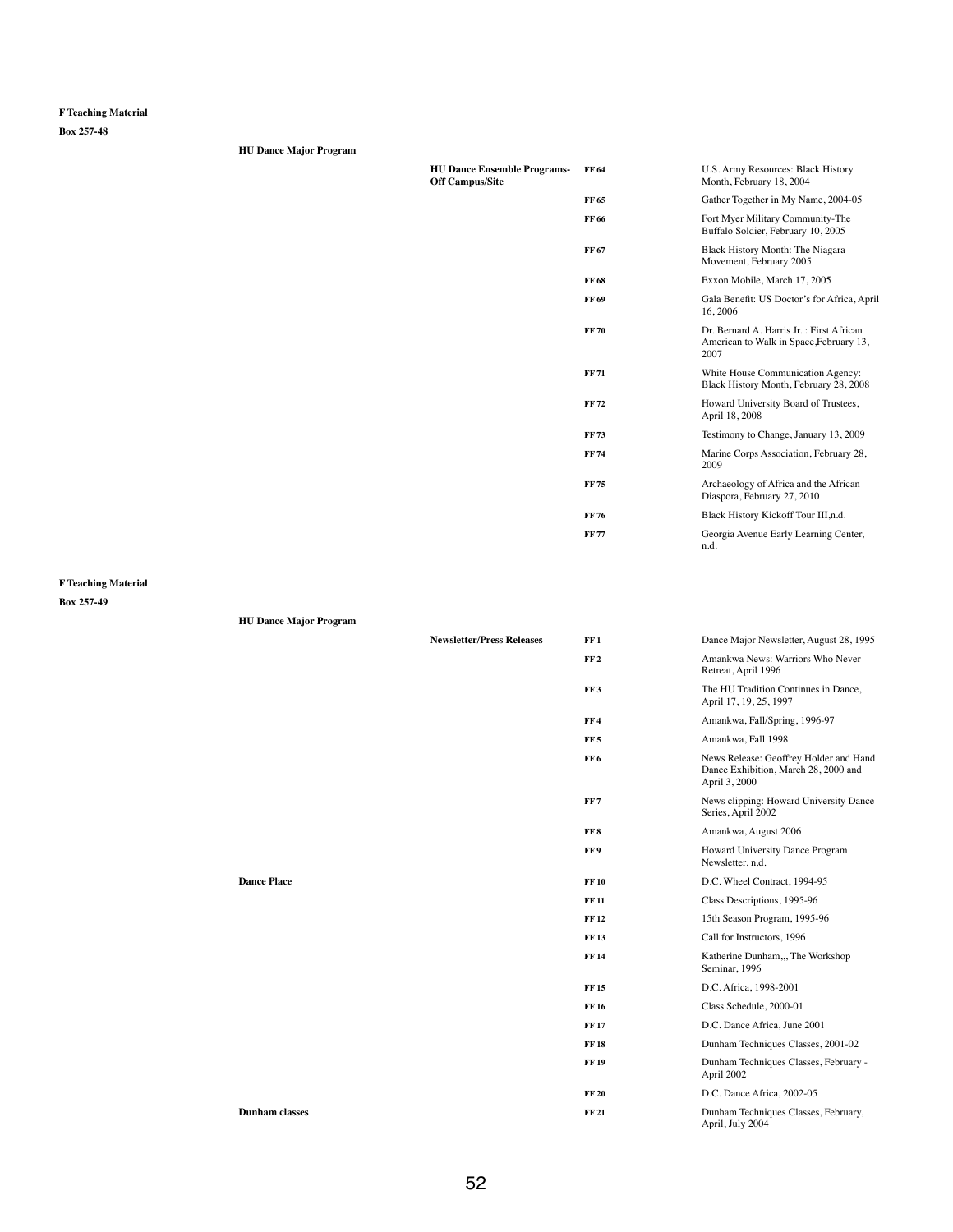**F Teaching Material**

**Box 257-48**

**HU Dance Major Program**

| | | | |
|---|---|---|---|
| | **HU Dance Ensemble Programs-Off Campus/Site** | **FF 64** | U.S. Army Resources: Black History Month, February 18, 2004 |
| | | **FF 65** | Gather Together in My Name, 2004-05 |
| | | **FF 66** | Fort Myer Military Community-The Buffalo Soldier, February 10, 2005 |
| | | **FF 67** | Black History Month: The Niagara Movement, February 2005 |
| | | **FF 68** | Exxon Mobile, March 17, 2005 |
| | | **FF 69** | Gala Benefit: US Doctor's for Africa, April 16, 2006 |
| | | **FF 70** | Dr. Bernard A. Harris Jr. : First African American to Walk in Space,February 13, 2007 |
| | | **FF 71** | White House Communication Agency: Black History Month, February 28, 2008 |
| | | **FF 72** | Howard University Board of Trustees, April 18, 2008 |
| | | **FF 73** | Testimony to Change, January 13, 2009 |
| | | **FF 74** | Marine Corps Association, February 28, 2009 |
| | | **FF 75** | Archaeology of Africa and the African Diaspora, February 27, 2010 |
| | | **FF 76** | Black History Kickoff Tour III,n.d. |
| | | **FF 77** | Georgia Avenue Early Learning Center, n.d. |

**F Teaching Material**

**Box 257-49**

**HU Dance Major Program**

| | | | |
|---|---|---|---|
| | **Newsletter/Press Releases** | **FF 1** | Dance Major Newsletter, August 28, 1995 |
| | | **FF 2** | Amankwa News: Warriors Who Never Retreat, April 1996 |
| | | **FF 3** | The HU Tradition Continues in Dance, April 17, 19, 25, 1997 |
| | | **FF 4** | Amankwa, Fall/Spring, 1996-97 |
| | | **FF 5** | Amankwa, Fall 1998 |
| | | **FF 6** | News Release: Geoffrey Holder and Hand Dance Exhibition, March 28, 2000 and April 3, 2000 |
| | | **FF 7** | News clipping: Howard University Dance Series, April 2002 |
| | | **FF 8** | Amankwa, August 2006 |
| | | **FF 9** | Howard University Dance Program Newsletter, n.d. |
| **Dance Place** | | **FF 10** | D.C. Wheel Contract, 1994-95 |
| | | **FF 11** | Class Descriptions, 1995-96 |
| | | **FF 12** | 15th Season Program, 1995-96 |
| | | **FF 13** | Call for Instructors, 1996 |
| | | **FF 14** | Katherine Dunham,,, The Workshop Seminar, 1996 |
| | | **FF 15** | D.C. Africa, 1998-2001 |
| | | **FF 16** | Class Schedule, 2000-01 |
| | | **FF 17** | D.C. Dance Africa, June 2001 |
| | | **FF 18** | Dunham Techniques Classes, 2001-02 |
| | | **FF 19** | Dunham Techniques Classes, February - April 2002 |
| | | **FF 20** | D.C. Dance Africa, 2002-05 |
| **Dunham classes** | | **FF 21** | Dunham Techniques Classes, February, April, July 2004 |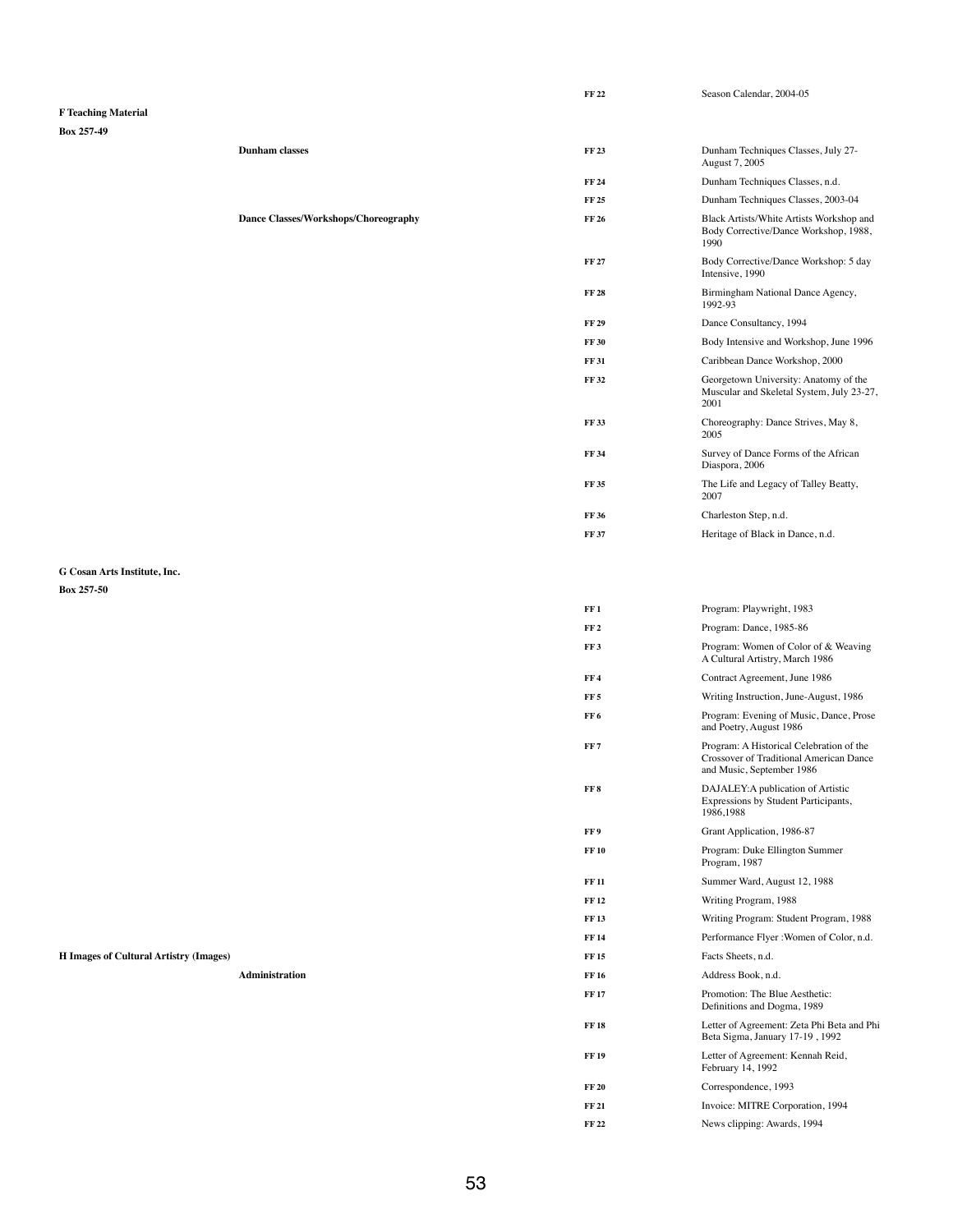| | | | |
|---|---|---|---|
| | | FF 22 | Season Calendar, 2004-05 |

**F Teaching Material**

**Box 257-49**

| | | |
|---|---|---|
| **Dunham classes** | FF 23 | Dunham Techniques Classes, July 27-August 7, 2005 |
| | FF 24 | Dunham Techniques Classes, n.d. |
| | FF 25 | Dunham Techniques Classes, 2003-04 |
| **Dance Classes/Workshops/Choreography** | FF 26 | Black Artists/White Artists Workshop and Body Corrective/Dance Workshop, 1988, 1990 |
| | FF 27 | Body Corrective/Dance Workshop: 5 day Intensive, 1990 |
| | FF 28 | Birmingham National Dance Agency, 1992-93 |
| | FF 29 | Dance Consultancy, 1994 |
| | FF 30 | Body Intensive and Workshop, June 1996 |
| | FF 31 | Caribbean Dance Workshop, 2000 |
| | FF 32 | Georgetown University: Anatomy of the Muscular and Skeletal System, July 23-27, 2001 |
| | FF 33 | Choreography: Dance Strives, May 8, 2005 |
| | FF 34 | Survey of Dance Forms of the African Diaspora, 2006 |
| | FF 35 | The Life and Legacy of Talley Beatty, 2007 |
| | FF 36 | Charleston Step, n.d. |
| | FF 37 | Heritage of Black in Dance, n.d. |

**G Cosan Arts Institute, Inc.**

**Box 257-50**

| | | |
|---|---|---|
| | FF 1 | Program: Playwright, 1983 |
| | FF 2 | Program: Dance, 1985-86 |
| | FF 3 | Program: Women of Color of & Weaving A Cultural Artistry, March 1986 |
| | FF 4 | Contract Agreement, June 1986 |
| | FF 5 | Writing Instruction, June-August, 1986 |
| | FF 6 | Program: Evening of Music, Dance, Prose and Poetry, August 1986 |
| | FF 7 | Program: A Historical Celebration of the Crossover of Traditional American Dance and Music, September 1986 |
| | FF 8 | DAJALEY:A publication of Artistic Expressions by Student Participants, 1986,1988 |
| | FF 9 | Grant Application, 1986-87 |
| | FF 10 | Program: Duke Ellington Summer Program, 1987 |
| | FF 11 | Summer Ward, August 12, 1988 |
| | FF 12 | Writing Program, 1988 |
| | FF 13 | Writing Program: Student Program, 1988 |
| | FF 14 | Performance Flyer :Women of Color, n.d. |

| | | | |
|---|---|---|---|
| **H Images of Cultural Artistry (Images)** | | FF 15 | Facts Sheets, n.d. |
| | **Administration** | FF 16 | Address Book, n.d. |
| | | FF 17 | Promotion: The Blue Aesthetic: Definitions and Dogma, 1989 |
| | | FF 18 | Letter of Agreement: Zeta Phi Beta and Phi Beta Sigma, January 17-19 , 1992 |
| | | FF 19 | Letter of Agreement: Kennah Reid, February 14, 1992 |
| | | FF 20 | Correspondence, 1993 |
| | | FF 21 | Invoice: MITRE Corporation, 1994 |
| | | FF 22 | News clipping: Awards, 1994 |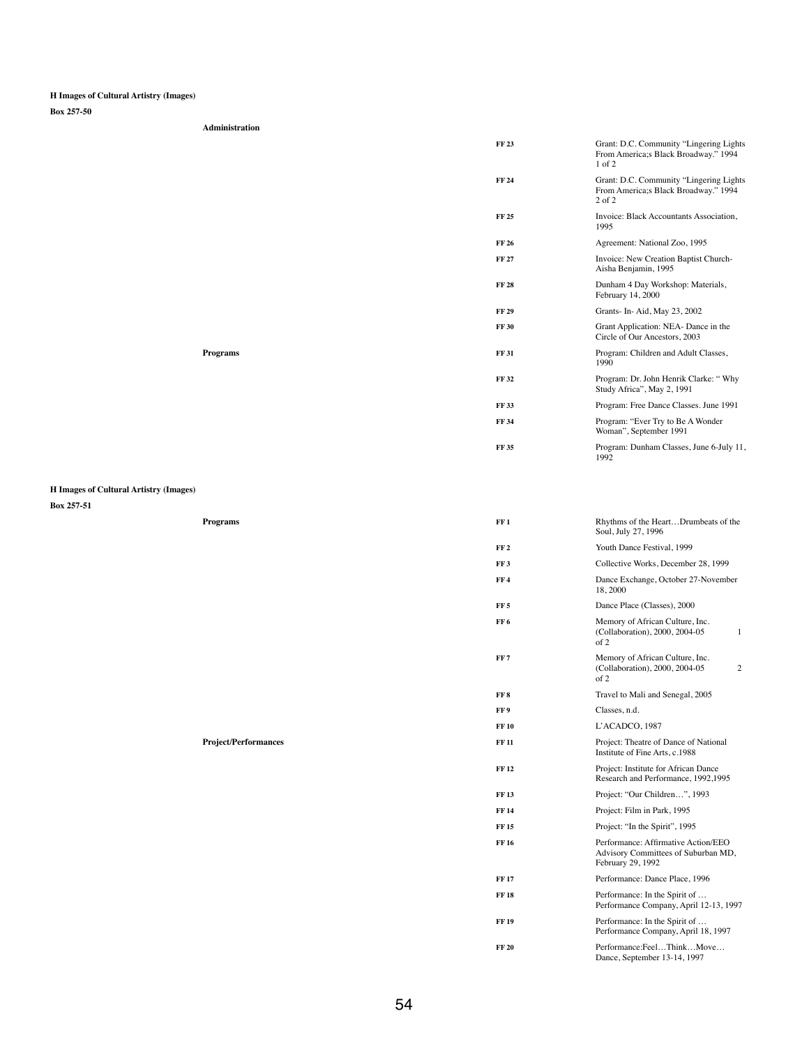**H Images of Cultural Artistry (Images)**

**Box 257-50**

| | | |
|---|---|---|
| **Administration** | | |
| | **FF 23** | Grant: D.C. Community "Lingering Lights From America;s Black Broadway." 1994 1 of 2 |
| | **FF 24** | Grant: D.C. Community "Lingering Lights From America;s Black Broadway." 1994 2 of 2 |
| | **FF 25** | Invoice: Black Accountants Association, 1995 |
| | **FF 26** | Agreement: National Zoo, 1995 |
| | **FF 27** | Invoice: New Creation Baptist Church-Aisha Benjamin, 1995 |
| | **FF 28** | Dunham 4 Day Workshop: Materials, February 14, 2000 |
| | **FF 29** | Grants- In- Aid, May 23, 2002 |
| | **FF 30** | Grant Application: NEA- Dance in the Circle of Our Ancestors, 2003 |
| **Programs** | **FF 31** | Program: Children and Adult Classes, 1990 |
| | **FF 32** | Program: Dr. John Henrik Clarke: " Why Study Africa", May 2, 1991 |
| | **FF 33** | Program: Free Dance Classes. June 1991 |
| | **FF 34** | Program: "Ever Try to Be A Wonder Woman", September 1991 |
| | **FF 35** | Program: Dunham Classes, June 6-July 11, 1992 |

**H Images of Cultural Artistry (Images)**

**Box 257-51**

| | | |
|---|---|---|
| **Programs** | **FF 1** | Rhythms of the Heart…Drumbeats of the Soul, July 27, 1996 |
| | **FF 2** | Youth Dance Festival, 1999 |
| | **FF 3** | Collective Works, December 28, 1999 |
| | **FF 4** | Dance Exchange, October 27-November 18, 2000 |
| | **FF 5** | Dance Place (Classes), 2000 |
| | **FF 6** | Memory of African Culture, Inc. (Collaboration), 2000, 2004-05 1 of 2 |
| | **FF 7** | Memory of African Culture, Inc. (Collaboration), 2000, 2004-05 2 of 2 |
| | **FF 8** | Travel to Mali and Senegal, 2005 |
| | **FF 9** | Classes, n.d. |
| | **FF 10** | L'ACADCO, 1987 |
| **Project/Performances** | **FF 11** | Project: Theatre of Dance of National Institute of Fine Arts, c.1988 |
| | **FF 12** | Project: Institute for African Dance Research and Performance, 1992,1995 |
| | **FF 13** | Project: "Our Children…", 1993 |
| | **FF 14** | Project: Film in Park, 1995 |
| | **FF 15** | Project: "In the Spirit", 1995 |
| | **FF 16** | Performance: Affirmative Action/EEO Advisory Committees of Suburban MD, February 29, 1992 |
| | **FF 17** | Performance: Dance Place, 1996 |
| | **FF 18** | Performance: In the Spirit of … Performance Company, April 12-13, 1997 |
| | **FF 19** | Performance: In the Spirit of … Performance Company, April 18, 1997 |
| | **FF 20** | Performance:Feel…Think…Move… Dance, September 13-14, 1997 |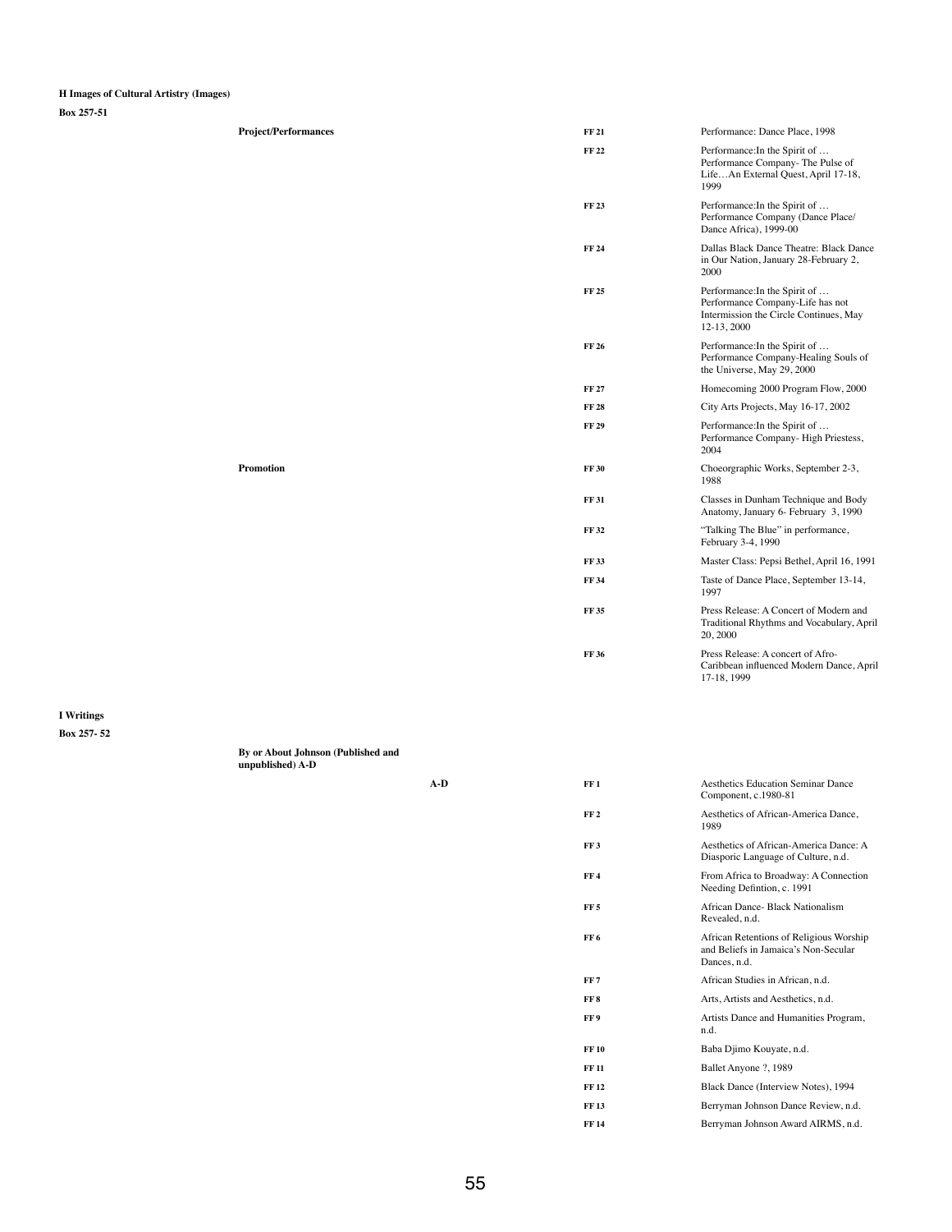**H Images of Cultural Artistry (Images)**

**Box 257-51**

| | | | |
|---|---|---|---|
| **Project/Performances** | | **FF 21** | Performance: Dance Place, 1998 |
| | | **FF 22** | Performance:In the Spirit of … Performance Company- The Pulse of Life…An External Quest, April 17-18, 1999 |
| | | **FF 23** | Performance:In the Spirit of … Performance Company (Dance Place/ Dance Africa), 1999-00 |
| | | **FF 24** | Dallas Black Dance Theatre: Black Dance in Our Nation, January 28-February 2, 2000 |
| | | **FF 25** | Performance:In the Spirit of … Performance Company-Life has not Intermission the Circle Continues, May 12-13, 2000 |
| | | **FF 26** | Performance:In the Spirit of … Performance Company-Healing Souls of the Universe, May 29, 2000 |
| | | **FF 27** | Homecoming 2000 Program Flow, 2000 |
| | | **FF 28** | City Arts Projects, May 16-17, 2002 |
| | | **FF 29** | Performance:In the Spirit of … Performance Company- High Priestess, 2004 |
| **Promotion** | | **FF 30** | Choeorgraphic Works, September 2-3, 1988 |
| | | **FF 31** | Classes in Dunham Technique and Body Anatomy, January 6- February 3, 1990 |
| | | **FF 32** | "Talking The Blue" in performance, February 3-4, 1990 |
| | | **FF 33** | Master Class: Pepsi Bethel, April 16, 1991 |
| | | **FF 34** | Taste of Dance Place, September 13-14, 1997 |
| | | **FF 35** | Press Release: A Concert of Modern and Traditional Rhythms and Vocabulary, April 20, 2000 |
| | | **FF 36** | Press Release: A concert of Afro-Caribbean influenced Modern Dance, April 17-18, 1999 |

**I Writings**

**Box 257- 52**

| | | | |
|---|---|---|---|
| **By or About Johnson (Published and unpublished) A-D** | | | |
| | **A-D** | **FF 1** | Aesthetics Education Seminar Dance Component, c.1980-81 |
| | | **FF 2** | Aesthetics of African-America Dance, 1989 |
| | | **FF 3** | Aesthetics of African-America Dance: A Diasporic Language of Culture, n.d. |
| | | **FF 4** | From Africa to Broadway: A Connection Needing Defintion, c. 1991 |
| | | **FF 5** | African Dance- Black Nationalism Revealed, n.d. |
| | | **FF 6** | African Retentions of Religious Worship and Beliefs in Jamaica's Non-Secular Dances, n.d. |
| | | **FF 7** | African Studies in African, n.d. |
| | | **FF 8** | Arts, Artists and Aesthetics, n.d. |
| | | **FF 9** | Artists Dance and Humanities Program, n.d. |
| | | **FF 10** | Baba Djimo Kouyate, n.d. |
| | | **FF 11** | Ballet Anyone ?, 1989 |
| | | **FF 12** | Black Dance (Interview Notes), 1994 |
| | | **FF 13** | Berryman Johnson Dance Review, n.d. |
| | | **FF 14** | Berryman Johnson Award AIRMS, n.d. |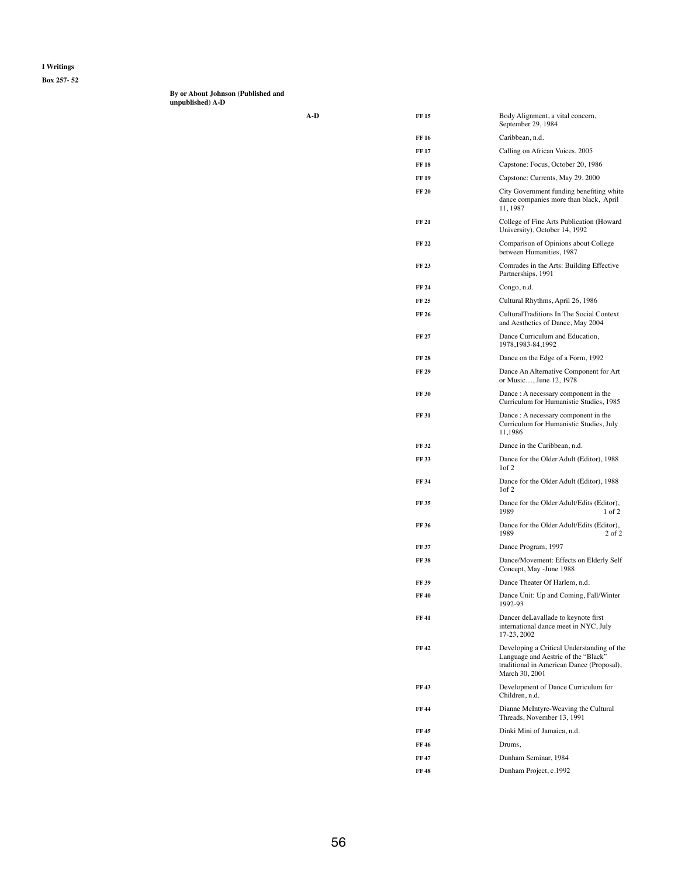**I Writings**

**Box 257- 52**

**By or About Johnson (Published and unpublished) A-D**

| | | |
|---|---|---|
| **A-D** | **FF 15** | Body Alignment, a vital concern, September 29, 1984 |
| | **FF 16** | Caribbean, n.d. |
| | **FF 17** | Calling on African Voices, 2005 |
| | **FF 18** | Capstone: Focus, October 20, 1986 |
| | **FF 19** | Capstone: Currents, May 29, 2000 |
| | **FF 20** | City Government funding benefiting white dance companies more than black, April 11, 1987 |
| | **FF 21** | College of Fine Arts Publication (Howard University), October 14, 1992 |
| | **FF 22** | Comparison of Opinions about College between Humanities, 1987 |
| | **FF 23** | Comrades in the Arts: Building Effective Partnerships, 1991 |
| | **FF 24** | Congo, n.d. |
| | **FF 25** | Cultural Rhythms, April 26, 1986 |
| | **FF 26** | CulturalTraditions In The Social Context and Aesthetics of Dance, May 2004 |
| | **FF 27** | Dance Curriculum and Education, 1978,1983-84,1992 |
| | **FF 28** | Dance on the Edge of a Form, 1992 |
| | **FF 29** | Dance An Alternative Component for Art or Music…, June 12, 1978 |
| | **FF 30** | Dance : A necessary component in the Curriculum for Humanistic Studies, 1985 |
| | **FF 31** | Dance : A necessary component in the Curriculum for Humanistic Studies, July 11,1986 |
| | **FF 32** | Dance in the Caribbean, n.d. |
| | **FF 33** | Dance for the Older Adult (Editor), 1988 1of 2 |
| | **FF 34** | Dance for the Older Adult (Editor), 1988 1of 2 |
| | **FF 35** | Dance for the Older Adult/Edits (Editor), 1989 1 of 2 |
| | **FF 36** | Dance for the Older Adult/Edits (Editor), 1989 2 of 2 |
| | **FF 37** | Dance Program, 1997 |
| | **FF 38** | Dance/Movement: Effects on Elderly Self Concept, May -June 1988 |
| | **FF 39** | Dance Theater Of Harlem, n.d. |
| | **FF 40** | Dance Unit: Up and Coming, Fall/Winter 1992-93 |
| | **FF 41** | Dancer deLavallade to keynote first international dance meet in NYC, July 17-23, 2002 |
| | **FF 42** | Developing a Critical Understanding of the Language and Aestric of the "Black" traditional in American Dance (Proposal), March 30, 2001 |
| | **FF 43** | Development of Dance Curriculum for Children, n.d. |
| | **FF 44** | Dianne McIntyre-Weaving the Cultural Threads, November 13, 1991 |
| | **FF 45** | Dinki Mini of Jamaica, n.d. |
| | **FF 46** | Drums, |
| | **FF 47** | Dunham Seminar, 1984 |
| | **FF 48** | Dunham Project, c.1992 |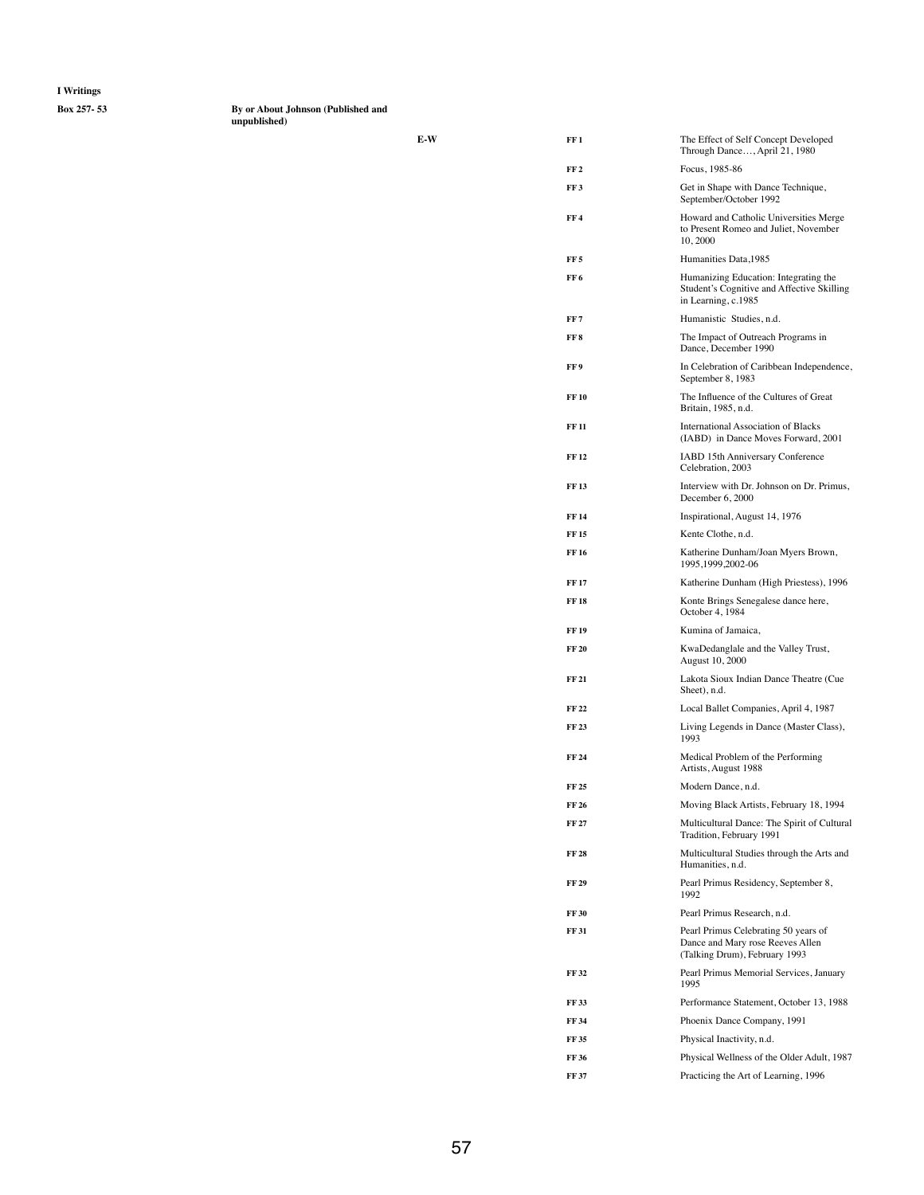**I Writings**

| Box 257- 53 | By or About Johnson (Published and unpublished) | | | |
|---|---|---|---|---|
| | | E-W | FF 1 | The Effect of Self Concept Developed Through Dance…, April 21, 1980 |
| | | | FF 2 | Focus, 1985-86 |
| | | | FF 3 | Get in Shape with Dance Technique, September/October 1992 |
| | | | FF 4 | Howard and Catholic Universities Merge to Present Romeo and Juliet, November 10, 2000 |
| | | | FF 5 | Humanities Data,1985 |
| | | | FF 6 | Humanizing Education: Integrating the Student's Cognitive and Affective Skilling in Learning, c.1985 |
| | | | FF 7 | Humanistic Studies, n.d. |
| | | | FF 8 | The Impact of Outreach Programs in Dance, December 1990 |
| | | | FF 9 | In Celebration of Caribbean Independence, September 8, 1983 |
| | | | FF 10 | The Influence of the Cultures of Great Britain, 1985, n.d. |
| | | | FF 11 | International Association of Blacks (IABD) in Dance Moves Forward, 2001 |
| | | | FF 12 | IABD 15th Anniversary Conference Celebration, 2003 |
| | | | FF 13 | Interview with Dr. Johnson on Dr. Primus, December 6, 2000 |
| | | | FF 14 | Inspirational, August 14, 1976 |
| | | | FF 15 | Kente Clothe, n.d. |
| | | | FF 16 | Katherine Dunham/Joan Myers Brown, 1995,1999,2002-06 |
| | | | FF 17 | Katherine Dunham (High Priestess), 1996 |
| | | | FF 18 | Konte Brings Senegalese dance here, October 4, 1984 |
| | | | FF 19 | Kumina of Jamaica, |
| | | | FF 20 | KwaDedanglale and the Valley Trust, August 10, 2000 |
| | | | FF 21 | Lakota Sioux Indian Dance Theatre (Cue Sheet), n.d. |
| | | | FF 22 | Local Ballet Companies, April 4, 1987 |
| | | | FF 23 | Living Legends in Dance (Master Class), 1993 |
| | | | FF 24 | Medical Problem of the Performing Artists, August 1988 |
| | | | FF 25 | Modern Dance, n.d. |
| | | | FF 26 | Moving Black Artists, February 18, 1994 |
| | | | FF 27 | Multicultural Dance: The Spirit of Cultural Tradition, February 1991 |
| | | | FF 28 | Multicultural Studies through the Arts and Humanities, n.d. |
| | | | FF 29 | Pearl Primus Residency, September 8, 1992 |
| | | | FF 30 | Pearl Primus Research, n.d. |
| | | | FF 31 | Pearl Primus Celebrating 50 years of Dance and Mary rose Reeves Allen (Talking Drum), February 1993 |
| | | | FF 32 | Pearl Primus Memorial Services, January 1995 |
| | | | FF 33 | Performance Statement, October 13, 1988 |
| | | | FF 34 | Phoenix Dance Company, 1991 |
| | | | FF 35 | Physical Inactivity, n.d. |
| | | | FF 36 | Physical Wellness of the Older Adult, 1987 |
| | | | FF 37 | Practicing the Art of Learning, 1996 |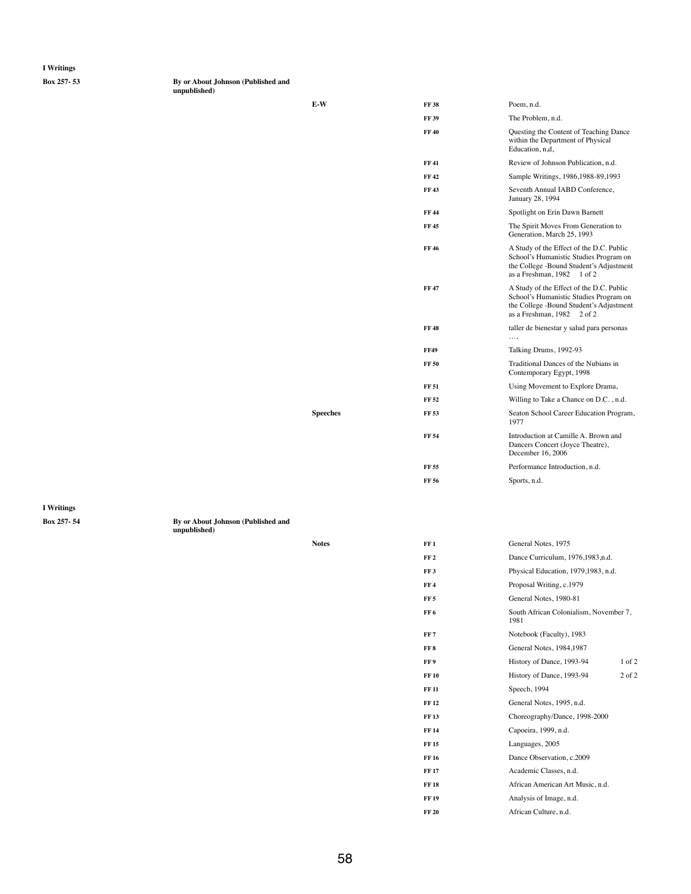**I Writings**

| Box 257- 53 | By or About Johnson (Published and unpublished) | | | |
|---|---|---|---|---|
| | | E-W | FF 38 | Poem, n.d. |
| | | | FF 39 | The Problem, n.d. |
| | | | FF 40 | Questing the Content of Teaching Dance within the Department of Physical Education, n,d, |
| | | | FF 41 | Review of Johnson Publication, n.d. |
| | | | FF 42 | Sample Writings, 1986,1988-89,1993 |
| | | | FF 43 | Seventh Annual IABD Conference, January 28, 1994 |
| | | | FF 44 | Spotlight on Erin Dawn Barnett |
| | | | FF 45 | The Spirit Moves From Generation to Generation, March 25, 1993 |
| | | | FF 46 | A Study of the Effect of the D.C. Public School's Humanistic Studies Program on the College -Bound Student's Adjustment as a Freshman, 1982 1 of 2 |
| | | | FF 47 | A Study of the Effect of the D.C. Public School's Humanistic Studies Program on the College -Bound Student's Adjustment as a Freshman, 1982 2 of 2 |
| | | | FF 48 | taller de bienestar y salud para personas …, |
| | | | FF49 | Talking Drums, 1992-93 |
| | | | FF 50 | Traditional Dances of the Nubians in Contemporary Egypt, 1998 |
| | | | FF 51 | Using Movement to Explore Drama, |
| | | | FF 52 | Willing to Take a Chance on D.C. , n.d. |
| | | Speeches | FF 53 | Seaton School Career Education Program, 1977 |
| | | | FF 54 | Introduction at Camille A. Brown and Dancers Concert (Joyce Theatre), December 16, 2006 |
| | | | FF 55 | Performance Introduction, n.d. |
| | | | FF 56 | Sports, n.d. |

**I Writings**

| Box 257- 54 | By or About Johnson (Published and unpublished) | | | |
|---|---|---|---|---|
| | | Notes | FF 1 | General Notes, 1975 |
| | | | FF 2 | Dance Curriculum, 1976,1983,n.d. |
| | | | FF 3 | Physical Education, 1979,1983, n.d. |
| | | | FF 4 | Proposal Writing, c.1979 |
| | | | FF 5 | General Notes, 1980-81 |
| | | | FF 6 | South African Colonialism, November 7, 1981 |
| | | | FF 7 | Notebook (Faculty), 1983 |
| | | | FF 8 | General Notes, 1984,1987 |
| | | | FF 9 | History of Dance, 1993-94 1 of 2 |
| | | | FF 10 | History of Dance, 1993-94 2 of 2 |
| | | | FF 11 | Speech, 1994 |
| | | | FF 12 | General Notes, 1995, n.d. |
| | | | FF 13 | Choreography/Dance, 1998-2000 |
| | | | FF 14 | Capoeira, 1999, n.d. |
| | | | FF 15 | Languages, 2005 |
| | | | FF 16 | Dance Observation, c.2009 |
| | | | FF 17 | Academic Classes, n.d. |
| | | | FF 18 | African American Art Music, n.d. |
| | | | FF 19 | Analysis of Image, n.d. |
| | | | FF 20 | African Culture, n.d. |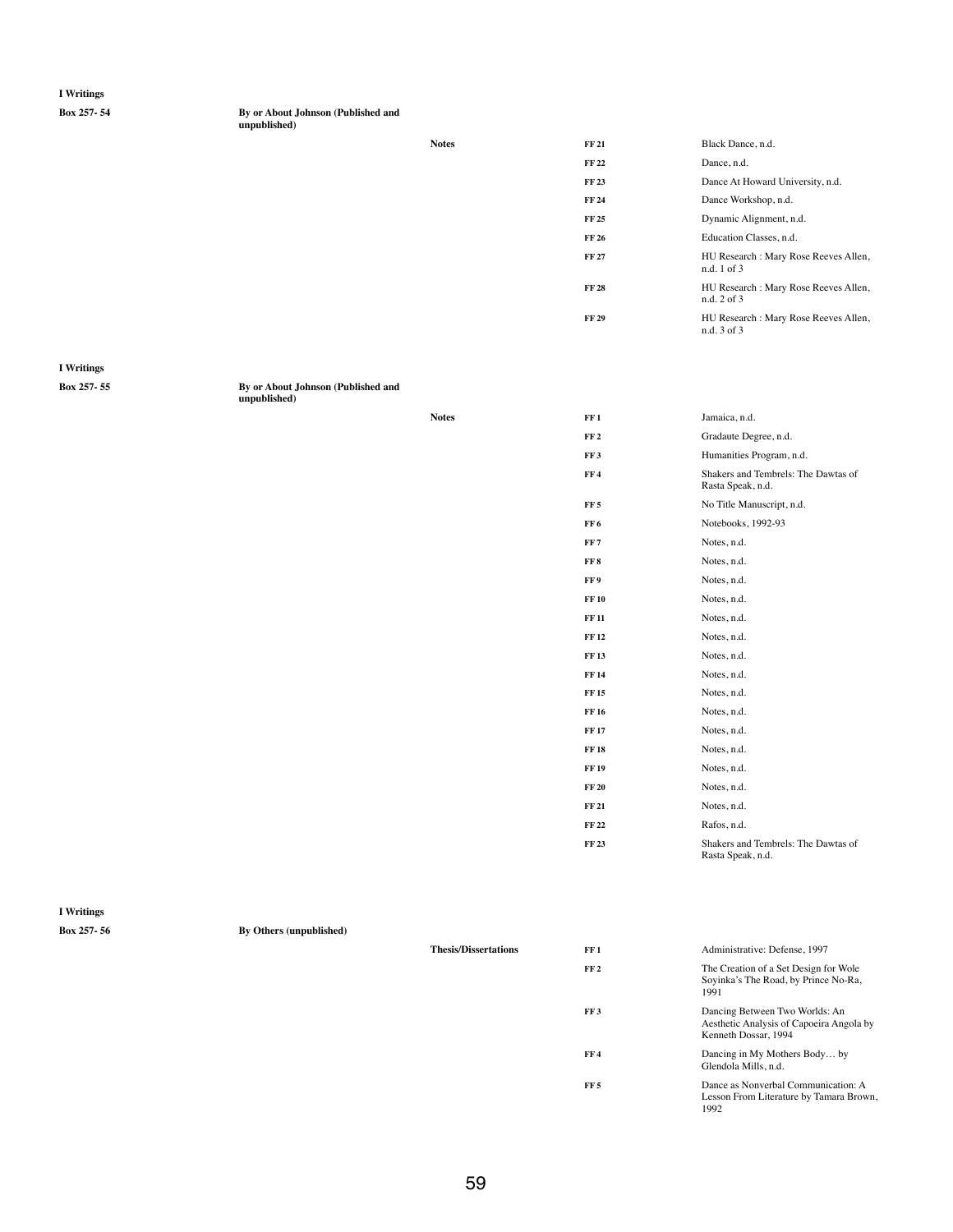**I Writings**

| Box 257- 54 | By or About Johnson (Published and unpublished) | | | |
|---|---|---|---|---|
| | | Notes | FF 21 | Black Dance, n.d. |
| | | | FF 22 | Dance, n.d. |
| | | | FF 23 | Dance At Howard University, n.d. |
| | | | FF 24 | Dance Workshop, n.d. |
| | | | FF 25 | Dynamic Alignment, n.d. |
| | | | FF 26 | Education Classes, n.d. |
| | | | FF 27 | HU Research : Mary Rose Reeves Allen, n.d. 1 of 3 |
| | | | FF 28 | HU Research : Mary Rose Reeves Allen, n.d. 2 of 3 |
| | | | FF 29 | HU Research : Mary Rose Reeves Allen, n.d. 3 of 3 |

**I Writings**

| Box 257- 55 | By or About Johnson (Published and unpublished) | | | |
|---|---|---|---|---|
| | | Notes | FF 1 | Jamaica, n.d. |
| | | | FF 2 | Gradaute Degree, n.d. |
| | | | FF 3 | Humanities Program, n.d. |
| | | | FF 4 | Shakers and Tembrels: The Dawtas of Rasta Speak, n.d. |
| | | | FF 5 | No Title Manuscript, n.d. |
| | | | FF 6 | Notebooks, 1992-93 |
| | | | FF 7 | Notes, n.d. |
| | | | FF 8 | Notes, n.d. |
| | | | FF 9 | Notes, n.d. |
| | | | FF 10 | Notes, n.d. |
| | | | FF 11 | Notes, n.d. |
| | | | FF 12 | Notes, n.d. |
| | | | FF 13 | Notes, n.d. |
| | | | FF 14 | Notes, n.d. |
| | | | FF 15 | Notes, n.d. |
| | | | FF 16 | Notes, n.d. |
| | | | FF 17 | Notes, n.d. |
| | | | FF 18 | Notes, n.d. |
| | | | FF 19 | Notes, n.d. |
| | | | FF 20 | Notes, n.d. |
| | | | FF 21 | Notes, n.d. |
| | | | FF 22 | Rafos, n.d. |
| | | | FF 23 | Shakers and Tembrels: The Dawtas of Rasta Speak, n.d. |

**I Writings**

| Box 257- 56 | By Others (unpublished) | | | |
|---|---|---|---|---|
| | | Thesis/Dissertations | FF 1 | Administrative: Defense, 1997 |
| | | | FF 2 | The Creation of a Set Design for Wole Soyinka's The Road, by Prince No-Ra, 1991 |
| | | | FF 3 | Dancing Between Two Worlds: An Aesthetic Analysis of Capoeira Angola by Kenneth Dossar, 1994 |
| | | | FF 4 | Dancing in My Mothers Body… by Glendola Mills, n.d. |
| | | | FF 5 | Dance as Nonverbal Communication: A Lesson From Literature by Tamara Brown, 1992 |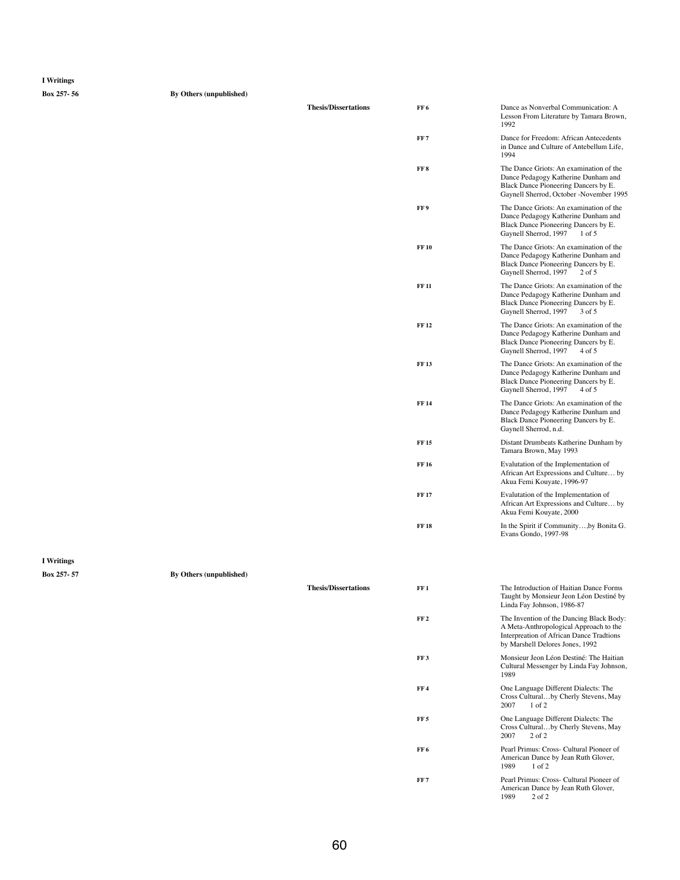**I Writings**

**Box 257- 56** **By Others (unpublished)**

| | | | |
|---|---|---|---|
| **Thesis/Dissertations** | **FF 6** | Dance as Nonverbal Communication: A Lesson From Literature by Tamara Brown, 1992 |
| | **FF 7** | Dance for Freedom: African Antecedents in Dance and Culture of Antebellum Life, 1994 |
| | **FF 8** | The Dance Griots: An examination of the Dance Pedagogy Katherine Dunham and Black Dance Pioneering Dancers by E. Gaynell Sherrod, October -November 1995 |
| | **FF 9** | The Dance Griots: An examination of the Dance Pedagogy Katherine Dunham and Black Dance Pioneering Dancers by E. Gaynell Sherrod, 1997 1 of 5 |
| | **FF 10** | The Dance Griots: An examination of the Dance Pedagogy Katherine Dunham and Black Dance Pioneering Dancers by E. Gaynell Sherrod, 1997 2 of 5 |
| | **FF 11** | The Dance Griots: An examination of the Dance Pedagogy Katherine Dunham and Black Dance Pioneering Dancers by E. Gaynell Sherrod, 1997 3 of 5 |
| | **FF 12** | The Dance Griots: An examination of the Dance Pedagogy Katherine Dunham and Black Dance Pioneering Dancers by E. Gaynell Sherrod, 1997 4 of 5 |
| | **FF 13** | The Dance Griots: An examination of the Dance Pedagogy Katherine Dunham and Black Dance Pioneering Dancers by E. Gaynell Sherrod, 1997 4 of 5 |
| | **FF 14** | The Dance Griots: An examination of the Dance Pedagogy Katherine Dunham and Black Dance Pioneering Dancers by E. Gaynell Sherrod, n.d. |
| | **FF 15** | Distant Drumbeats Katherine Dunham by Tamara Brown, May 1993 |
| | **FF 16** | Evaluation of the Implementation of African Art Expressions and Culture… by Akua Femi Kouyate, 1996-97 |
| | **FF 17** | Evaluation of the Implementation of African Art Expressions and Culture… by Akua Femi Kouyate, 2000 |
| | **FF 18** | In the Spirit if Community…,by Bonita G. Evans Gondo, 1997-98 |

**I Writings**

**Box 257- 57** **By Others (unpublished)**

| | | |
|---|---|---|
| **Thesis/Dissertations** | **FF 1** | The Introduction of Haitian Dance Forms Taught by Monsieur Jeon Léon Destiné by Linda Fay Johnson, 1986-87 |
| | **FF 2** | The Invention of the Dancing Black Body: A Meta-Anthropological Approach to the Interpreation of African Dance Tradtions by Marshell Delores Jones, 1992 |
| | **FF 3** | Monsieur Jeon Léon Destiné: The Haitian Cultural Messenger by Linda Fay Johnson, 1989 |
| | **FF 4** | One Language Different Dialects: The Cross Cultural…by Cherly Stevens, May 2007 1 of 2 |
| | **FF 5** | One Language Different Dialects: The Cross Cultural…by Cherly Stevens, May 2007 2 of 2 |
| | **FF 6** | Pearl Primus: Cross- Cultural Pioneer of American Dance by Jean Ruth Glover, 1989 1 of 2 |
| | **FF 7** | Pearl Primus: Cross- Cultural Pioneer of American Dance by Jean Ruth Glover, 1989 2 of 2 |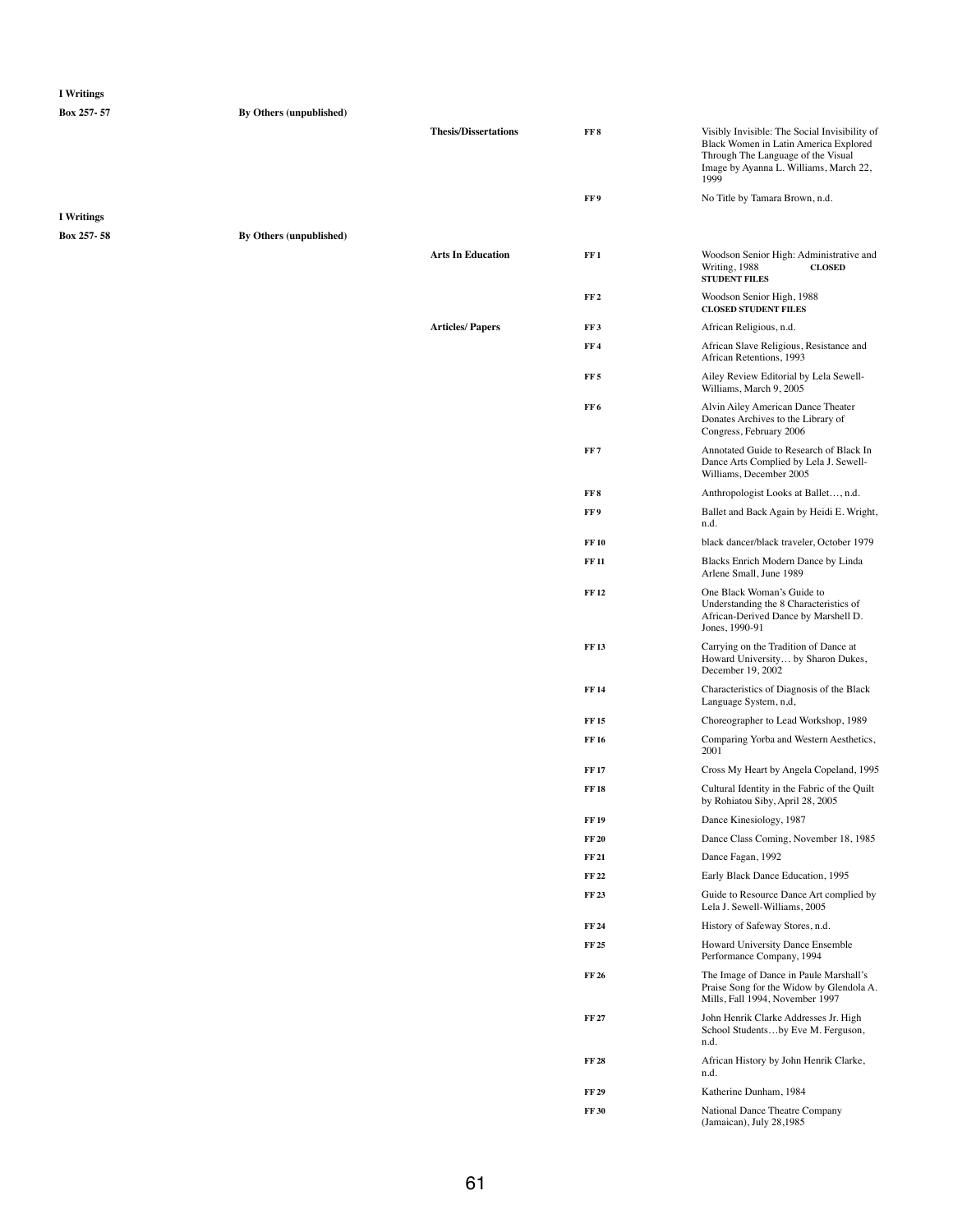| | | | | |
|---|---|---|---|---|
| **I Writings** | | | | |
| **Box 257- 57** | **By Others (unpublished)** | | | |
| | | **Thesis/Dissertations** | **FF 8** | Visibly Invisible: The Social Invisibility of Black Women in Latin America Explored Through The Language of the Visual Image by Ayanna L. Williams, March 22, 1999 |
| | | | **FF 9** | No Title by Tamara Brown, n.d. |
| **I Writings** | | | | |
| **Box 257- 58** | **By Others (unpublished)** | | | |
| | | **Arts In Education** | **FF 1** | Woodson Senior High: Administrative and Writing, 1988 **CLOSED STUDENT FILES** |
| | | | **FF 2** | Woodson Senior High, 1988 **CLOSED STUDENT FILES** |
| | | **Articles/ Papers** | **FF 3** | African Religious, n.d. |
| | | | **FF 4** | African Slave Religious, Resistance and African Retentions, 1993 |
| | | | **FF 5** | Ailey Review Editorial by Lela Sewell-Williams, March 9, 2005 |
| | | | **FF 6** | Alvin Ailey American Dance Theater Donates Archives to the Library of Congress, February 2006 |
| | | | **FF 7** | Annotated Guide to Research of Black In Dance Arts Complied by Lela J. Sewell-Williams, December 2005 |
| | | | **FF 8** | Anthropologist Looks at Ballet…, n.d. |
| | | | **FF 9** | Ballet and Back Again by Heidi E. Wright, n.d. |
| | | | **FF 10** | black dancer/black traveler, October 1979 |
| | | | **FF 11** | Blacks Enrich Modern Dance by Linda Arlene Small, June 1989 |
| | | | **FF 12** | One Black Woman's Guide to Understanding the 8 Characteristics of African-Derived Dance by Marshell D. Jones, 1990-91 |
| | | | **FF 13** | Carrying on the Tradition of Dance at Howard University… by Sharon Dukes, December 19, 2002 |
| | | | **FF 14** | Characteristics of Diagnosis of the Black Language System, n,d, |
| | | | **FF 15** | Choreographer to Lead Workshop, 1989 |
| | | | **FF 16** | Comparing Yorba and Western Aesthetics, 2001 |
| | | | **FF 17** | Cross My Heart by Angela Copeland, 1995 |
| | | | **FF 18** | Cultural Identity in the Fabric of the Quilt by Rohiatou Siby, April 28, 2005 |
| | | | **FF 19** | Dance Kinesiology, 1987 |
| | | | **FF 20** | Dance Class Coming, November 18, 1985 |
| | | | **FF 21** | Dance Fagan, 1992 |
| | | | **FF 22** | Early Black Dance Education, 1995 |
| | | | **FF 23** | Guide to Resource Dance Art complied by Lela J. Sewell-Williams, 2005 |
| | | | **FF 24** | History of Safeway Stores, n.d. |
| | | | **FF 25** | Howard University Dance Ensemble Performance Company, 1994 |
| | | | **FF 26** | The Image of Dance in Paule Marshall's Praise Song for the Widow by Glendola A. Mills, Fall 1994, November 1997 |
| | | | **FF 27** | John Henrik Clarke Addresses Jr. High School Students…by Eve M. Ferguson, n.d. |
| | | | **FF 28** | African History by John Henrik Clarke, n.d. |
| | | | **FF 29** | Katherine Dunham, 1984 |
| | | | **FF 30** | National Dance Theatre Company (Jamaican), July 28,1985 |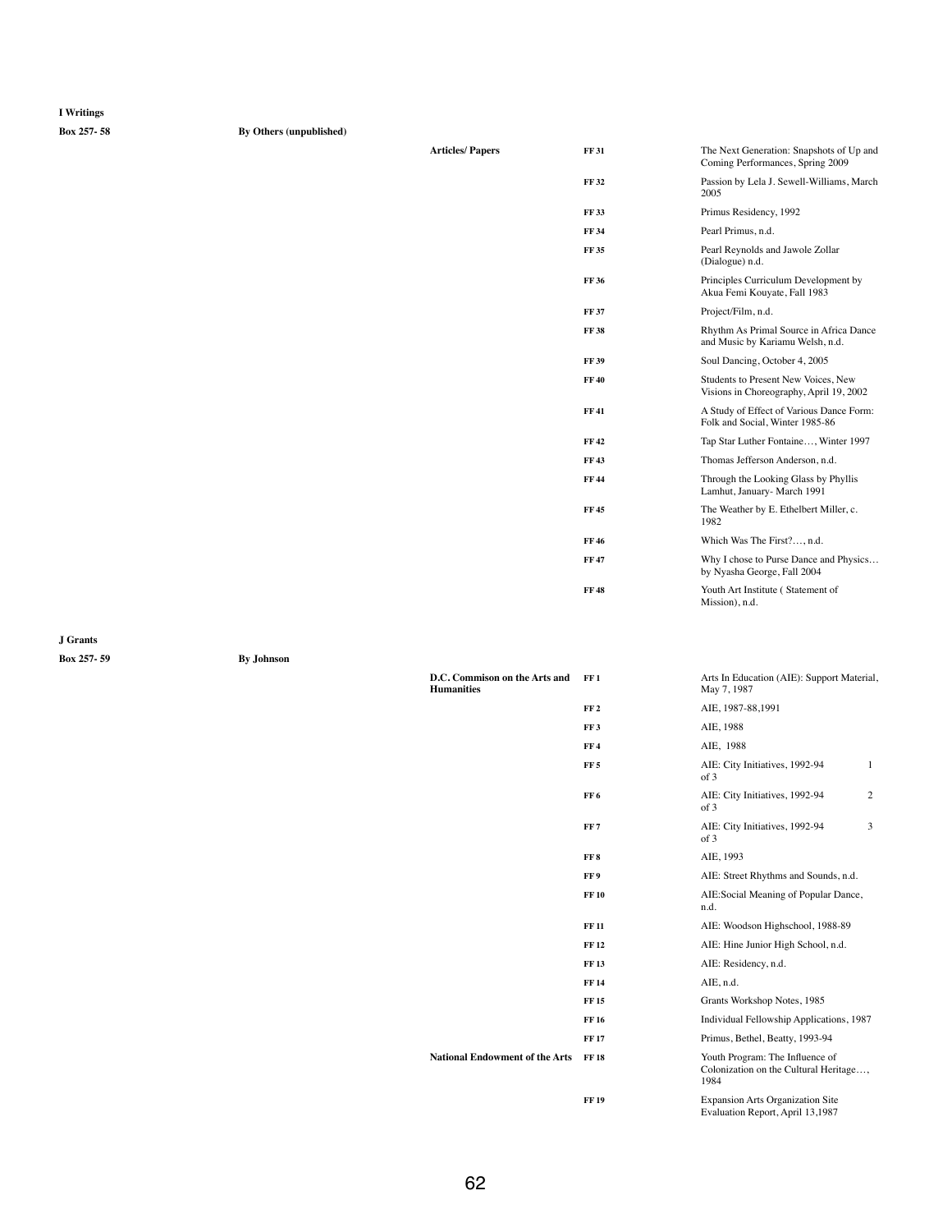**I Writings**

| Box | Series | Subseries | Folder | Description |
|---|---|---|---|---|
| **Box 257- 58** | **By Others (unpublished)** | | | |
| | | **Articles/ Papers** | **FF 31** | The Next Generation: Snapshots of Up and Coming Performances, Spring 2009 |
| | | | **FF 32** | Passion by Lela J. Sewell-Williams, March 2005 |
| | | | **FF 33** | Primus Residency, 1992 |
| | | | **FF 34** | Pearl Primus, n.d. |
| | | | **FF 35** | Pearl Reynolds and Jawole Zollar (Dialogue) n.d. |
| | | | **FF 36** | Principles Curriculum Development by Akua Femi Kouyate, Fall 1983 |
| | | | **FF 37** | Project/Film, n.d. |
| | | | **FF 38** | Rhythm As Primal Source in Africa Dance and Music by Kariamu Welsh, n.d. |
| | | | **FF 39** | Soul Dancing, October 4, 2005 |
| | | | **FF 40** | Students to Present New Voices, New Visions in Choreography, April 19, 2002 |
| | | | **FF 41** | A Study of Effect of Various Dance Form: Folk and Social, Winter 1985-86 |
| | | | **FF 42** | Tap Star Luther Fontaine…, Winter 1997 |
| | | | **FF 43** | Thomas Jefferson Anderson, n.d. |
| | | | **FF 44** | Through the Looking Glass by Phyllis Lamhut, January- March 1991 |
| | | | **FF 45** | The Weather by E. Ethelbert Miller, c. 1982 |
| | | | **FF 46** | Which Was The First?…, n.d. |
| | | | **FF 47** | Why I chose to Purse Dance and Physics… by Nyasha George, Fall 2004 |
| | | | **FF 48** | Youth Art Institute ( Statement of Mission), n.d. |

**J Grants**

| Box | Series | Subseries | Folder | Description | Part |
|---|---|---|---|---|---|
| **Box 257- 59** | **By Johnson** | | | | |
| | | **D.C. Commison on the Arts and Humanities** | **FF 1** | Arts In Education (AIE): Support Material, May 7, 1987 | |
| | | | **FF 2** | AIE, 1987-88,1991 | |
| | | | **FF 3** | AIE, 1988 | |
| | | | **FF 4** | AIE, 1988 | |
| | | | **FF 5** | AIE: City Initiatives, 1992-94 | 1 of 3 |
| | | | **FF 6** | AIE: City Initiatives, 1992-94 | 2 of 3 |
| | | | **FF 7** | AIE: City Initiatives, 1992-94 | 3 of 3 |
| | | | **FF 8** | AIE, 1993 | |
| | | | **FF 9** | AIE: Street Rhythms and Sounds, n.d. | |
| | | | **FF 10** | AIE:Social Meaning of Popular Dance, n.d. | |
| | | | **FF 11** | AIE: Woodson Highschool, 1988-89 | |
| | | | **FF 12** | AIE: Hine Junior High School, n.d. | |
| | | | **FF 13** | AIE: Residency, n.d. | |
| | | | **FF 14** | AIE, n.d. | |
| | | | **FF 15** | Grants Workshop Notes, 1985 | |
| | | | **FF 16** | Individual Fellowship Applications, 1987 | |
| | | | **FF 17** | Primus, Bethel, Beatty, 1993-94 | |
| | | **National Endowment of the Arts** | **FF 18** | Youth Program: The Influence of Colonization on the Cultural Heritage…, 1984 | |
| | | | **FF 19** | Expansion Arts Organization Site Evaluation Report, April 13,1987 | |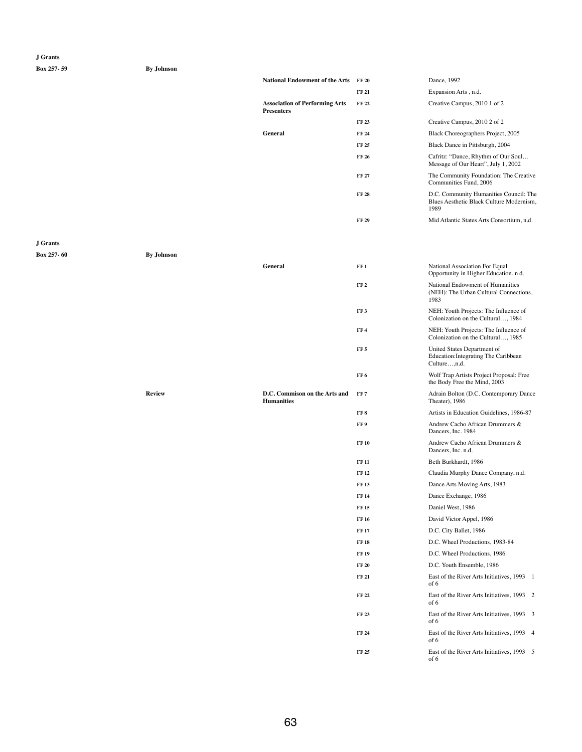**J Grants**

**Box 257- 59** **By Johnson**

| | | | | |
|---|---|---|---|---|
| | | **National Endowment of the Arts** | **FF 20** | Dance, 1992 |
| | | | **FF 21** | Expansion Arts , n.d. |
| | | **Association of Performing Arts Presenters** | **FF 22** | Creative Campus, 2010 1 of 2 |
| | | | **FF 23** | Creative Campus, 2010 2 of 2 |
| | | **General** | **FF 24** | Black Choreographers Project, 2005 |
| | | | **FF 25** | Black Dance in Pittsburgh, 2004 |
| | | | **FF 26** | Cafritz: "Dance, Rhythm of Our Soul… Message of Our Heart", July 1, 2002 |
| | | | **FF 27** | The Community Foundation: The Creative Communities Fund, 2006 |
| | | | **FF 28** | D.C. Community Humanities Council: The Blues Aesthetic Black Culture Modernism, 1989 |
| | | | **FF 29** | Mid Atlantic States Arts Consortium, n.d. |

**J Grants**

**Box 257- 60** **By Johnson**

| | | | | |
|---|---|---|---|---|
| | | **General** | **FF 1** | National Association For Equal Opportunity in Higher Education, n.d. |
| | | | **FF 2** | National Endowment of Humanities (NEH): The Urban Cultural Connections, 1983 |
| | | | **FF 3** | NEH: Youth Projects: The Influence of Colonization on the Cultural…, 1984 |
| | | | **FF 4** | NEH: Youth Projects: The Influence of Colonization on the Cultural…, 1985 |
| | | | **FF 5** | United States Department of Education:Integrating The Caribbean Culture…,n.d. |
| | | | **FF 6** | Wolf Trap Artists Project Proposal: Free the Body Free the Mind, 2003 |
| | **Review** | **D.C. Commison on the Arts and Humanities** | **FF 7** | Adrain Bolton (D.C. Contemporary Dance Theater), 1986 |
| | | | **FF 8** | Artists in Education Guidelines, 1986-87 |
| | | | **FF 9** | Andrew Cacho African Drummers & Dancers, Inc. 1984 |
| | | | **FF 10** | Andrew Cacho African Drummers & Dancers, Inc. n.d. |
| | | | **FF 11** | Beth Burkhardt, 1986 |
| | | | **FF 12** | Claudia Murphy Dance Company, n.d. |
| | | | **FF 13** | Dance Arts Moving Arts, 1983 |
| | | | **FF 14** | Dance Exchange, 1986 |
| | | | **FF 15** | Daniel West, 1986 |
| | | | **FF 16** | David Victor Appel, 1986 |
| | | | **FF 17** | D.C. City Ballet, 1986 |
| | | | **FF 18** | D.C. Wheel Productions, 1983-84 |
| | | | **FF 19** | D.C. Wheel Productions, 1986 |
| | | | **FF 20** | D.C. Youth Ensemble, 1986 |
| | | | **FF 21** | East of the River Arts Initiatives, 1993 1 of 6 |
| | | | **FF 22** | East of the River Arts Initiatives, 1993 2 of 6 |
| | | | **FF 23** | East of the River Arts Initiatives, 1993 3 of 6 |
| | | | **FF 24** | East of the River Arts Initiatives, 1993 4 of 6 |
| | | | **FF 25** | East of the River Arts Initiatives, 1993 5 of 6 |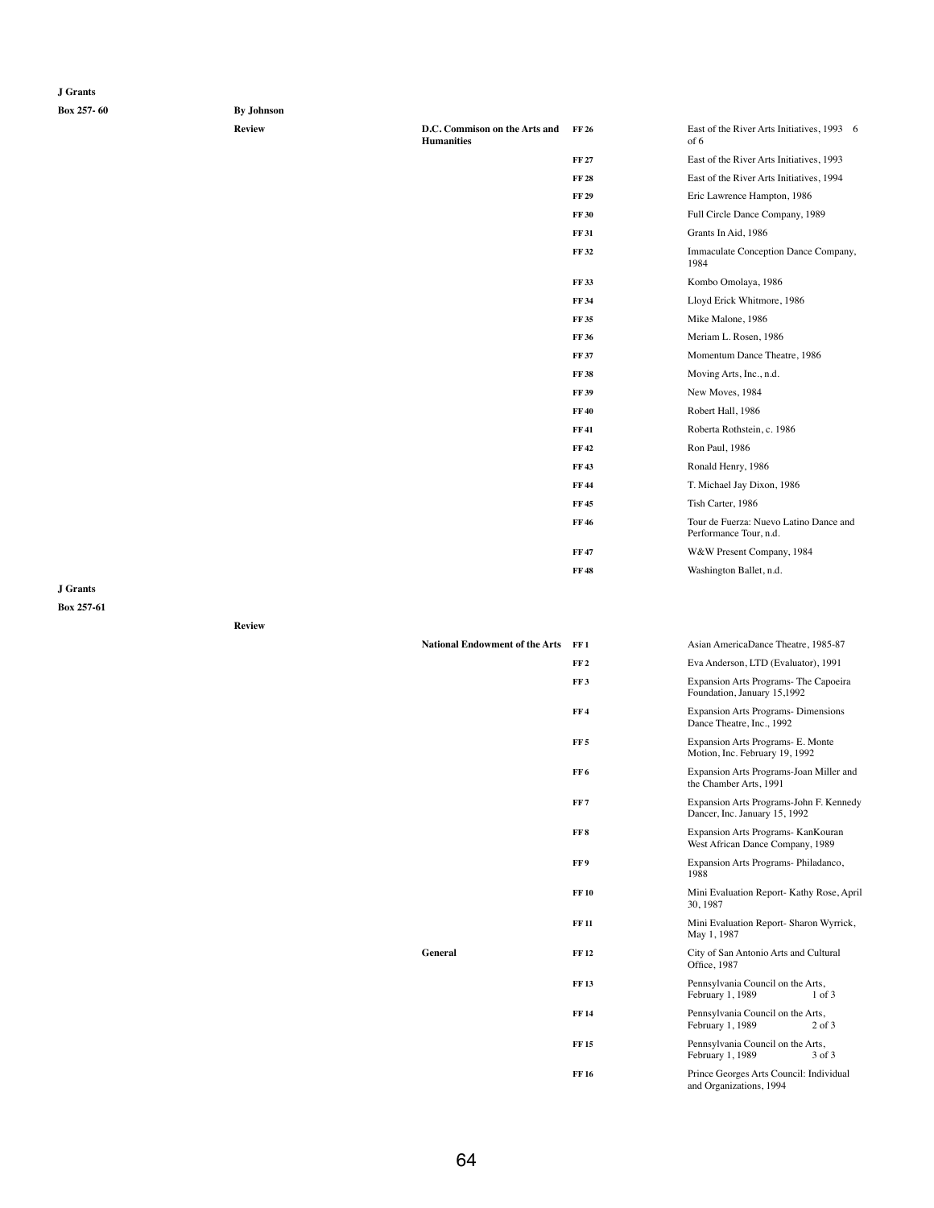**J Grants**

| Box 257- 60 | By Johnson | | | |
|---|---|---|---|---|
| | **Review** | **D.C. Commison on the Arts and Humanities** | **FF 26** | East of the River Arts Initiatives, 1993 6 of 6 |
| | | | **FF 27** | East of the River Arts Initiatives, 1993 |
| | | | **FF 28** | East of the River Arts Initiatives, 1994 |
| | | | **FF 29** | Eric Lawrence Hampton, 1986 |
| | | | **FF 30** | Full Circle Dance Company, 1989 |
| | | | **FF 31** | Grants In Aid, 1986 |
| | | | **FF 32** | Immaculate Conception Dance Company, 1984 |
| | | | **FF 33** | Kombo Omolaya, 1986 |
| | | | **FF 34** | Lloyd Erick Whitmore, 1986 |
| | | | **FF 35** | Mike Malone, 1986 |
| | | | **FF 36** | Meriam L. Rosen, 1986 |
| | | | **FF 37** | Momentum Dance Theatre, 1986 |
| | | | **FF 38** | Moving Arts, Inc., n.d. |
| | | | **FF 39** | New Moves, 1984 |
| | | | **FF 40** | Robert Hall, 1986 |
| | | | **FF 41** | Roberta Rothstein, c. 1986 |
| | | | **FF 42** | Ron Paul, 1986 |
| | | | **FF 43** | Ronald Henry, 1986 |
| | | | **FF 44** | T. Michael Jay Dixon, 1986 |
| | | | **FF 45** | Tish Carter, 1986 |
| | | | **FF 46** | Tour de Fuerza: Nuevo Latino Dance and Performance Tour, n.d. |
| | | | **FF 47** | W&W Present Company, 1984 |
| | | | **FF 48** | Washington Ballet, n.d. |

**J Grants**

| Box 257-61 | | | | |
|---|---|---|---|---|
| | **Review** | | | |
| | | **National Endowment of the Arts** | **FF 1** | Asian AmericaDance Theatre, 1985-87 |
| | | | **FF 2** | Eva Anderson, LTD (Evaluator), 1991 |
| | | | **FF 3** | Expansion Arts Programs- The Capoeira Foundation, January 15,1992 |
| | | | **FF 4** | Expansion Arts Programs- Dimensions Dance Theatre, Inc., 1992 |
| | | | **FF 5** | Expansion Arts Programs- E. Monte Motion, Inc. February 19, 1992 |
| | | | **FF 6** | Expansion Arts Programs-Joan Miller and the Chamber Arts, 1991 |
| | | | **FF 7** | Expansion Arts Programs-John F. Kennedy Dancer, Inc. January 15, 1992 |
| | | | **FF 8** | Expansion Arts Programs- KanKouran West African Dance Company, 1989 |
| | | | **FF 9** | Expansion Arts Programs- Philadanco, 1988 |
| | | | **FF 10** | Mini Evaluation Report- Kathy Rose, April 30, 1987 |
| | | | **FF 11** | Mini Evaluation Report- Sharon Wyrrick, May 1, 1987 |
| | | **General** | **FF 12** | City of San Antonio Arts and Cultural Office, 1987 |
| | | | **FF 13** | Pennsylvania Council on the Arts, February 1, 1989 1 of 3 |
| | | | **FF 14** | Pennsylvania Council on the Arts, February 1, 1989 2 of 3 |
| | | | **FF 15** | Pennsylvania Council on the Arts, February 1, 1989 3 of 3 |
| | | | **FF 16** | Prince Georges Arts Council: Individual and Organizations, 1994 |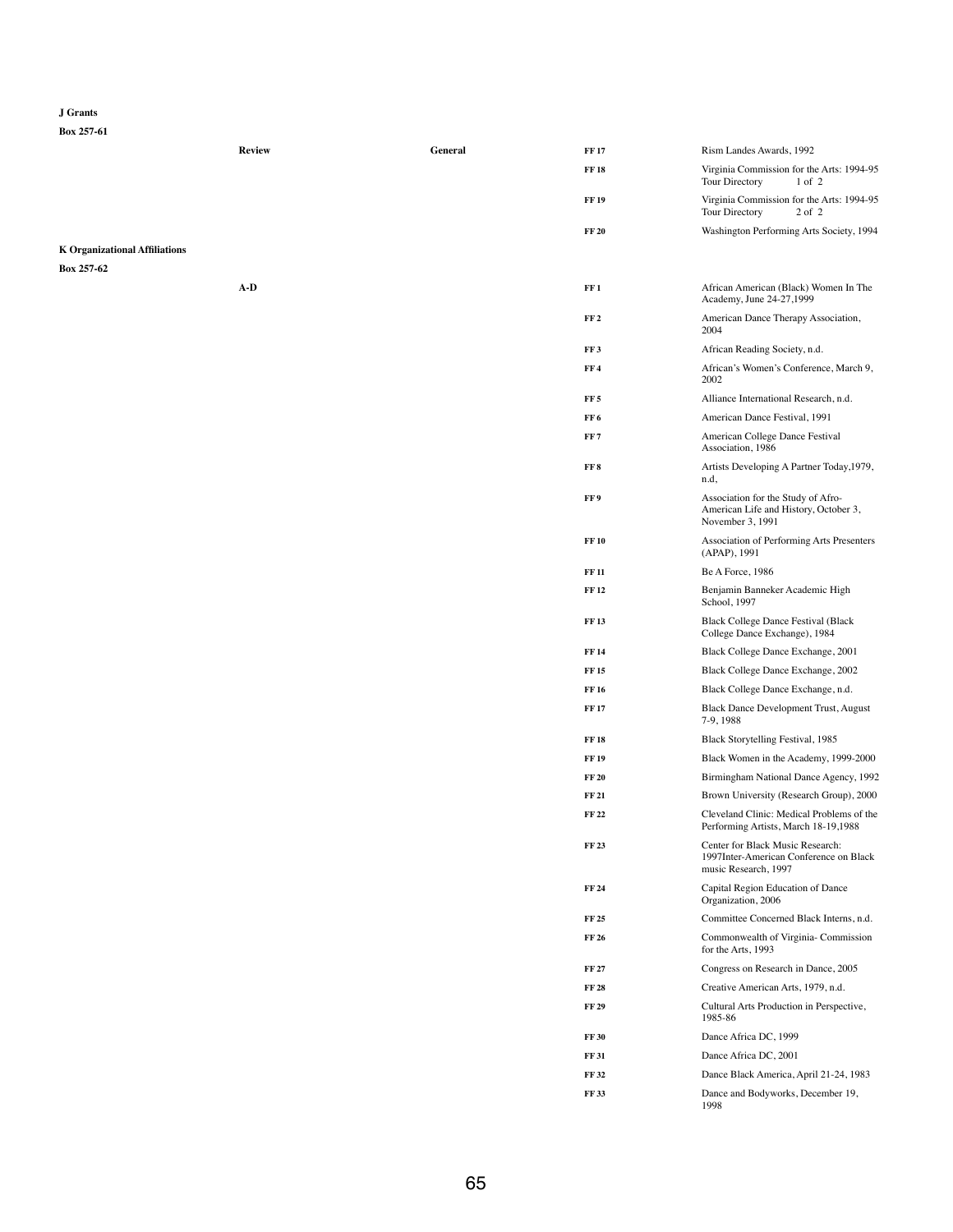**J Grants**

**Box 257-61**

| | | | |
|---|---|---|---|
| **Review** | **General** | **FF 17** | Rism Landes Awards, 1992 |
| | | **FF 18** | Virginia Commission for the Arts: 1994-95 Tour Directory 1 of 2 |
| | | **FF 19** | Virginia Commission for the Arts: 1994-95 Tour Directory 2 of 2 |
| | | **FF 20** | Washington Performing Arts Society, 1994 |

**K Organizational Affiliations**

**Box 257-62**

| | | |
|---|---|---|
| **A-D** | **FF 1** | African American (Black) Women In The Academy, June 24-27,1999 |
| | **FF 2** | American Dance Therapy Association, 2004 |
| | **FF 3** | African Reading Society, n.d. |
| | **FF 4** | African's Women's Conference, March 9, 2002 |
| | **FF 5** | Alliance International Research, n.d. |
| | **FF 6** | American Dance Festival, 1991 |
| | **FF 7** | American College Dance Festival Association, 1986 |
| | **FF 8** | Artists Developing A Partner Today,1979, n.d, |
| | **FF 9** | Association for the Study of Afro-American Life and History, October 3, November 3, 1991 |
| | **FF 10** | Association of Performing Arts Presenters (APAP), 1991 |
| | **FF 11** | Be A Force, 1986 |
| | **FF 12** | Benjamin Banneker Academic High School, 1997 |
| | **FF 13** | Black College Dance Festival (Black College Dance Exchange), 1984 |
| | **FF 14** | Black College Dance Exchange, 2001 |
| | **FF 15** | Black College Dance Exchange, 2002 |
| | **FF 16** | Black College Dance Exchange, n.d. |
| | **FF 17** | Black Dance Development Trust, August 7-9, 1988 |
| | **FF 18** | Black Storytelling Festival, 1985 |
| | **FF 19** | Black Women in the Academy, 1999-2000 |
| | **FF 20** | Birmingham National Dance Agency, 1992 |
| | **FF 21** | Brown University (Research Group), 2000 |
| | **FF 22** | Cleveland Clinic: Medical Problems of the Performing Artists, March 18-19,1988 |
| | **FF 23** | Center for Black Music Research: 1997Inter-American Conference on Black music Research, 1997 |
| | **FF 24** | Capital Region Education of Dance Organization, 2006 |
| | **FF 25** | Committee Concerned Black Interns, n.d. |
| | **FF 26** | Commonwealth of Virginia- Commission for the Arts, 1993 |
| | **FF 27** | Congress on Research in Dance, 2005 |
| | **FF 28** | Creative American Arts, 1979, n.d. |
| | **FF 29** | Cultural Arts Production in Perspective, 1985-86 |
| | **FF 30** | Dance Africa DC, 1999 |
| | **FF 31** | Dance Africa DC, 2001 |
| | **FF 32** | Dance Black America, April 21-24, 1983 |
| | **FF 33** | Dance and Bodyworks, December 19, 1998 |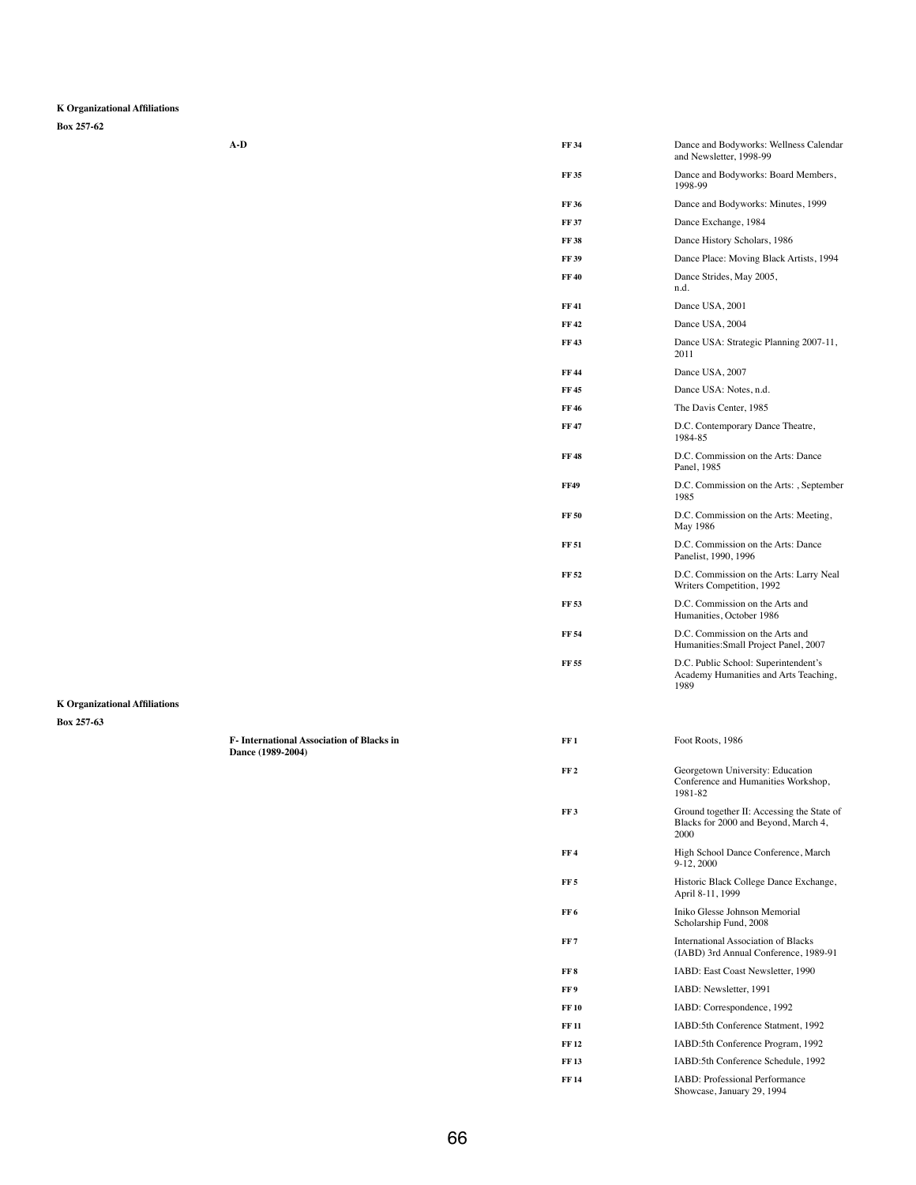**K Organizational Affiliations**

**Box 257-62**

| | | |
|---|---|---|
| **A-D** | **FF 34** | Dance and Bodyworks: Wellness Calendar and Newsletter, 1998-99 |
| | **FF 35** | Dance and Bodyworks: Board Members, 1998-99 |
| | **FF 36** | Dance and Bodyworks: Minutes, 1999 |
| | **FF 37** | Dance Exchange, 1984 |
| | **FF 38** | Dance History Scholars, 1986 |
| | **FF 39** | Dance Place: Moving Black Artists, 1994 |
| | **FF 40** | Dance Strides, May 2005, n.d. |
| | **FF 41** | Dance USA, 2001 |
| | **FF 42** | Dance USA, 2004 |
| | **FF 43** | Dance USA: Strategic Planning 2007-11, 2011 |
| | **FF 44** | Dance USA, 2007 |
| | **FF 45** | Dance USA: Notes, n.d. |
| | **FF 46** | The Davis Center, 1985 |
| | **FF 47** | D.C. Contemporary Dance Theatre, 1984-85 |
| | **FF 48** | D.C. Commission on the Arts: Dance Panel, 1985 |
| | **FF49** | D.C. Commission on the Arts: , September 1985 |
| | **FF 50** | D.C. Commission on the Arts: Meeting, May 1986 |
| | **FF 51** | D.C. Commission on the Arts: Dance Panelist, 1990, 1996 |
| | **FF 52** | D.C. Commission on the Arts: Larry Neal Writers Competition, 1992 |
| | **FF 53** | D.C. Commission on the Arts and Humanities, October 1986 |
| | **FF 54** | D.C. Commission on the Arts and Humanities:Small Project Panel, 2007 |
| | **FF 55** | D.C. Public School: Superintendent's Academy Humanities and Arts Teaching, 1989 |

**K Organizational Affiliations**

**Box 257-63**

| | | |
|---|---|---|
| **F- International Association of Blacks in Dance (1989-2004)** | **FF 1** | Foot Roots, 1986 |
| | **FF 2** | Georgetown University: Education Conference and Humanities Workshop, 1981-82 |
| | **FF 3** | Ground together II: Accessing the State of Blacks for 2000 and Beyond, March 4, 2000 |
| | **FF 4** | High School Dance Conference, March 9-12, 2000 |
| | **FF 5** | Historic Black College Dance Exchange, April 8-11, 1999 |
| | **FF 6** | Iniko Glesse Johnson Memorial Scholarship Fund, 2008 |
| | **FF 7** | International Association of Blacks (IABD) 3rd Annual Conference, 1989-91 |
| | **FF 8** | IABD: East Coast Newsletter, 1990 |
| | **FF 9** | IABD: Newsletter, 1991 |
| | **FF 10** | IABD: Correspondence, 1992 |
| | **FF 11** | IABD:5th Conference Statment, 1992 |
| | **FF 12** | IABD:5th Conference Program, 1992 |
| | **FF 13** | IABD:5th Conference Schedule, 1992 |
| | **FF 14** | IABD: Professional Performance Showcase, January 29, 1994 |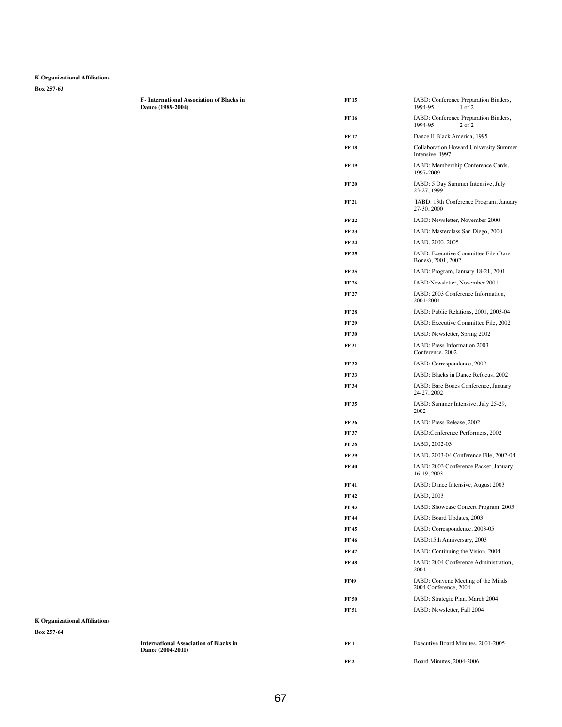**K Organizational Affiliations**

**Box 257-63**

| | | |
|---|---|---|
| **F- International Association of Blacks in Dance (1989-2004)** | **FF 15** | IABD: Conference Preparation Binders, 1994-95 1 of 2 |
| | **FF 16** | IABD: Conference Preparation Binders, 1994-95 2 of 2 |
| | **FF 17** | Dance II Black America, 1995 |
| | **FF 18** | Collaboration Howard University Summer Intensive, 1997 |
| | **FF 19** | IABD: Membership Conference Cards, 1997-2009 |
| | **FF 20** | IABD: 5 Day Summer Intensive, July 23-27, 1999 |
| | **FF 21** | IABD: 13th Conference Program, January 27-30, 2000 |
| | **FF 22** | IABD: Newsletter, November 2000 |
| | **FF 23** | IABD: Masterclass San Diego, 2000 |
| | **FF 24** | IABD, 2000, 2005 |
| | **FF 25** | IABD: Executive Committee File (Bare Bones), 2001, 2002 |
| | **FF 25** | IABD: Program, January 18-21, 2001 |
| | **FF 26** | IABD:Newsletter, November 2001 |
| | **FF 27** | IABD: 2003 Conference Information, 2001-2004 |
| | **FF 28** | IABD: Public Relations, 2001, 2003-04 |
| | **FF 29** | IABD: Executive Committee File, 2002 |
| | **FF 30** | IABD: Newsletter, Spring 2002 |
| | **FF 31** | IABD: Press Information 2003 Conference, 2002 |
| | **FF 32** | IABD: Correspondence, 2002 |
| | **FF 33** | IABD: Blacks in Dance Refocus, 2002 |
| | **FF 34** | IABD: Bare Bones Conference, January 24-27, 2002 |
| | **FF 35** | IABD: Summer Intensive, July 25-29, 2002 |
| | **FF 36** | IABD: Press Release, 2002 |
| | **FF 37** | IABD:Conference Performers, 2002 |
| | **FF 38** | IABD, 2002-03 |
| | **FF 39** | IABD, 2003-04 Conference File, 2002-04 |
| | **FF 40** | IABD: 2003 Conference Packet, January 16-19, 2003 |
| | **FF 41** | IABD: Dance Intensive, August 2003 |
| | **FF 42** | IABD, 2003 |
| | **FF 43** | IABD: Showcase Concert Program, 2003 |
| | **FF 44** | IABD: Board Updates, 2003 |
| | **FF 45** | IABD: Correspondence, 2003-05 |
| | **FF 46** | IABD:15th Anniversary, 2003 |
| | **FF 47** | IABD: Continuing the Vision, 2004 |
| | **FF 48** | IABD: 2004 Conference Administration, 2004 |
| | **FF49** | IABD: Convene Meeting of the Minds 2004 Conference, 2004 |
| | **FF 50** | IABD: Strategic Plan, March 2004 |
| | **FF 51** | IABD: Newsletter, Fall 2004 |

**K Organizational Affiliations**

**Box 257-64**

| | | |
|---|---|---|
| **International Association of Blacks in Dance (2004-2011)** | **FF 1** | Executive Board Minutes, 2001-2005 |
| | **FF 2** | Board Minutes, 2004-2006 |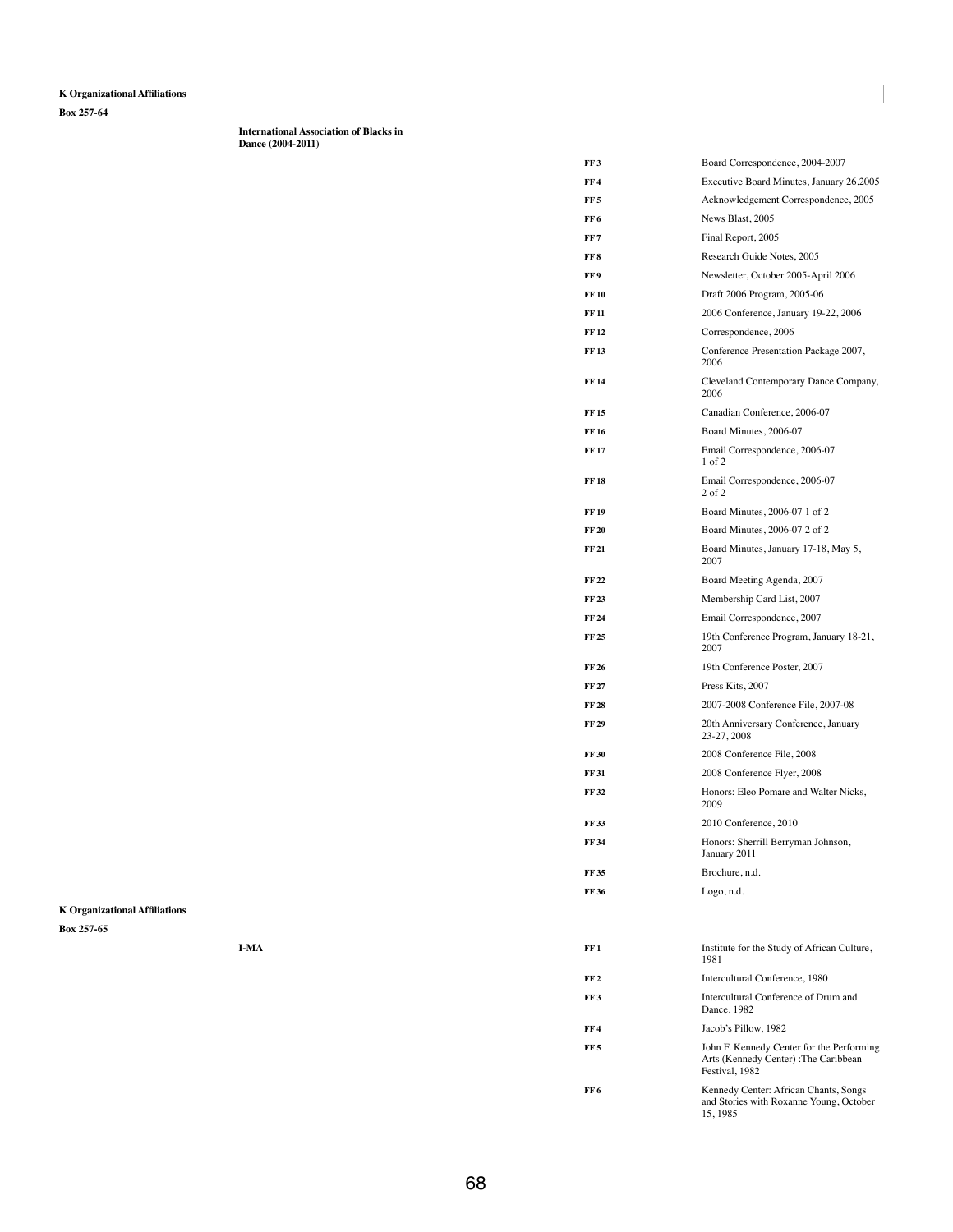**K Organizational Affiliations**

**Box 257-64**

**International Association of Blacks in Dance (2004-2011)**

| | |
|---|---|
| **FF 3** | Board Correspondence, 2004-2007 |
| **FF 4** | Executive Board Minutes, January 26,2005 |
| **FF 5** | Acknowledgement Correspondence, 2005 |
| **FF 6** | News Blast, 2005 |
| **FF 7** | Final Report, 2005 |
| **FF 8** | Research Guide Notes, 2005 |
| **FF 9** | Newsletter, October 2005-April 2006 |
| **FF 10** | Draft 2006 Program, 2005-06 |
| **FF 11** | 2006 Conference, January 19-22, 2006 |
| **FF 12** | Correspondence, 2006 |
| **FF 13** | Conference Presentation Package 2007, 2006 |
| **FF 14** | Cleveland Contemporary Dance Company, 2006 |
| **FF 15** | Canadian Conference, 2006-07 |
| **FF 16** | Board Minutes, 2006-07 |
| **FF 17** | Email Correspondence, 2006-07 1 of 2 |
| **FF 18** | Email Correspondence, 2006-07 2 of 2 |
| **FF 19** | Board Minutes, 2006-07 1 of 2 |
| **FF 20** | Board Minutes, 2006-07 2 of 2 |
| **FF 21** | Board Minutes, January 17-18, May 5, 2007 |
| **FF 22** | Board Meeting Agenda, 2007 |
| **FF 23** | Membership Card List, 2007 |
| **FF 24** | Email Correspondence, 2007 |
| **FF 25** | 19th Conference Program, January 18-21, 2007 |
| **FF 26** | 19th Conference Poster, 2007 |
| **FF 27** | Press Kits, 2007 |
| **FF 28** | 2007-2008 Conference File, 2007-08 |
| **FF 29** | 20th Anniversary Conference, January 23-27, 2008 |
| **FF 30** | 2008 Conference File, 2008 |
| **FF 31** | 2008 Conference Flyer, 2008 |
| **FF 32** | Honors: Eleo Pomare and Walter Nicks, 2009 |
| **FF 33** | 2010 Conference, 2010 |
| **FF 34** | Honors: Sherrill Berryman Johnson, January 2011 |
| **FF 35** | Brochure, n.d. |
| **FF 36** | Logo, n.d. |

**K Organizational Affiliations**

**Box 257-65**

**I-MA**

| | |
|---|---|
| **FF 1** | Institute for the Study of African Culture, 1981 |
| **FF 2** | Intercultural Conference, 1980 |
| **FF 3** | Intercultural Conference of Drum and Dance, 1982 |
| **FF 4** | Jacob's Pillow, 1982 |
| **FF 5** | John F. Kennedy Center for the Performing Arts (Kennedy Center) :The Caribbean Festival, 1982 |
| **FF 6** | Kennedy Center: African Chants, Songs and Stories with Roxanne Young, October 15, 1985 |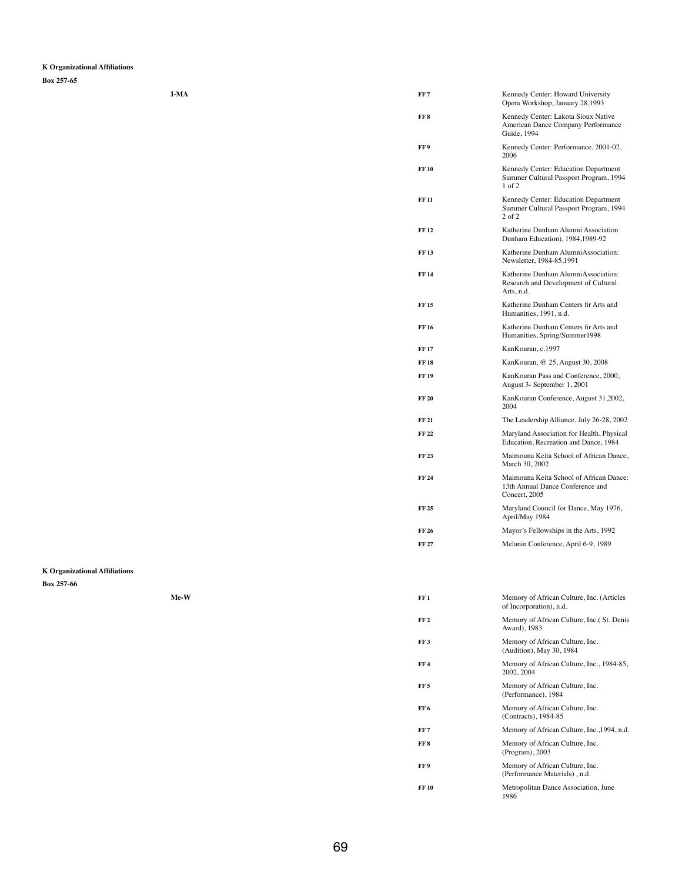**K Organizational Affiliations**

**Box 257-65**

| | | |
|---|---|---|
| **I-MA** | **FF 7** | Kennedy Center: Howard University Opera Workshop, January 28,1993 |
| | **FF 8** | Kennedy Center: Lakota Sioux Native American Dance Company Performance Guide, 1994 |
| | **FF 9** | Kennedy Center: Performance, 2001-02, 2006 |
| | **FF 10** | Kennedy Center: Education Department Summer Cultural Passport Program, 1994 1 of 2 |
| | **FF 11** | Kennedy Center: Education Department Summer Cultural Passport Program, 1994 2 of 2 |
| | **FF 12** | Katherine Dunham Alumni Association Dunham Education), 1984,1989-92 |
| | **FF 13** | Katherine Dunham AlumniAssociation: Newsletter, 1984-85,1991 |
| | **FF 14** | Katherine Dunham AlumniAssociation: Research and Development of Cultural Arts, n.d. |
| | **FF 15** | Katherine Dunham Centers fir Arts and Humanities, 1991, n.d. |
| | **FF 16** | Katherine Dunham Centers fir Arts and Humanities, Spring/Summer1998 |
| | **FF 17** | KanKouran, c.1997 |
| | **FF 18** | KanKouran, @ 25, August 30, 2008 |
| | **FF 19** | KanKouran Pass and Conference, 2000, August 3- September 1, 2001 |
| | **FF 20** | KanKouran Conference, August 31,2002, 2004 |
| | **FF 21** | The Leadership Alliance, July 26-28, 2002 |
| | **FF 22** | Maryland Association for Health, Physical Education, Recreation and Dance, 1984 |
| | **FF 23** | Maimouna Keita School of African Dance, March 30, 2002 |
| | **FF 24** | Maimouna Keita School of African Dance: 13th Annual Dance Conference and Concert, 2005 |
| | **FF 25** | Maryland Council for Dance, May 1976, April/May 1984 |
| | **FF 26** | Mayor's Fellowships in the Arts, 1992 |
| | **FF 27** | Melanin Conference, April 6-9, 1989 |

**K Organizational Affiliations**

**Box 257-66**

| | | |
|---|---|---|
| **Me-W** | **FF 1** | Memory of African Culture, Inc. (Articles of Incorporation), n.d. |
| | **FF 2** | Memory of African Culture, Inc.( St. Denis Award), 1983 |
| | **FF 3** | Memory of African Culture, Inc. (Audition), May 30, 1984 |
| | **FF 4** | Memory of African Culture, Inc., 1984-85, 2002, 2004 |
| | **FF 5** | Memory of African Culture, Inc. (Performance), 1984 |
| | **FF 6** | Memory of African Culture, Inc. (Contracts), 1984-85 |
| | **FF 7** | Memory of African Culture, Inc.,1994, n.d. |
| | **FF 8** | Memory of African Culture, Inc. (Program), 2003 |
| | **FF 9** | Memory of African Culture, Inc. (Performance Materials) , n.d. |
| | **FF 10** | Metropolitan Dance Association, June 1986 |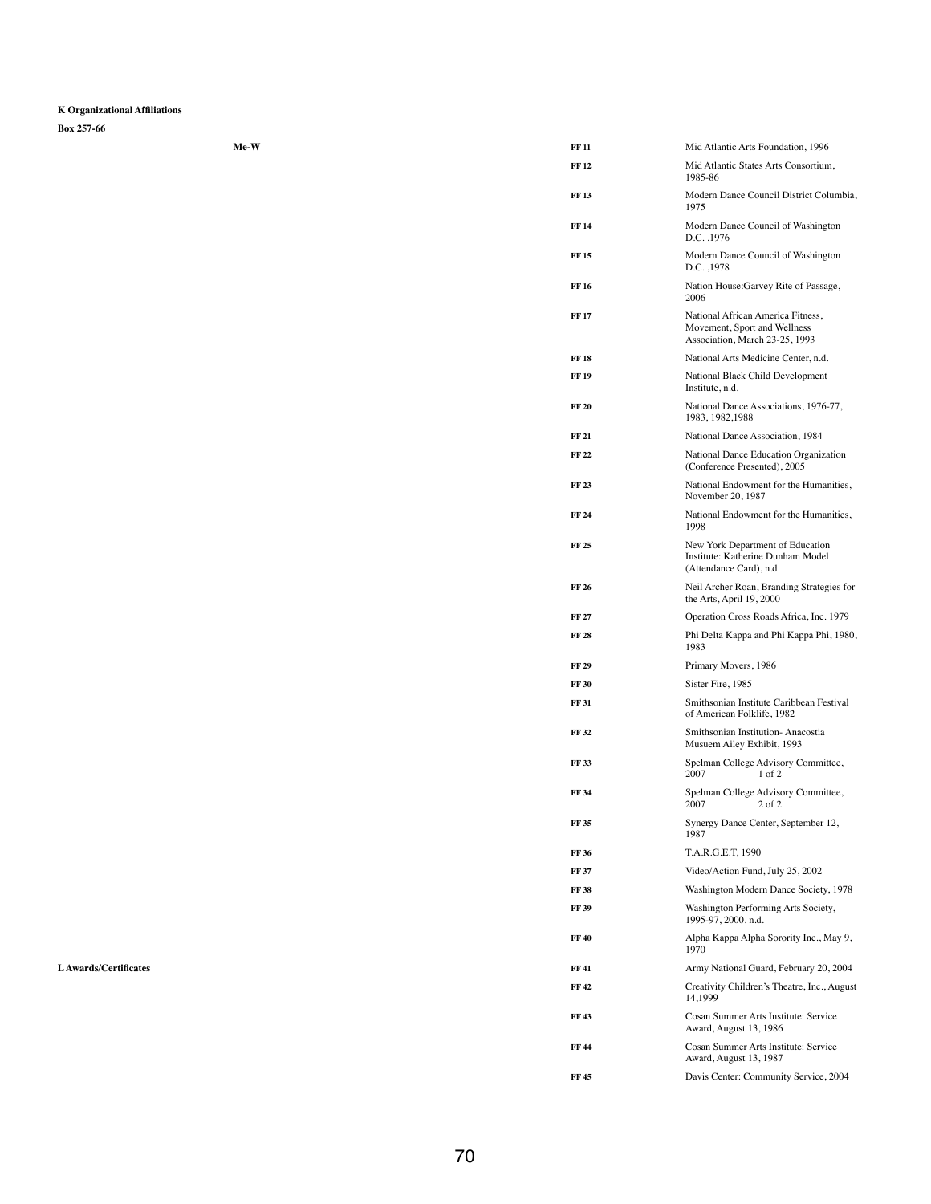**K Organizational Affiliations**

**Box 257-66**

| | | |
|---|---|---|
| **Me-W** | **FF 11** | Mid Atlantic Arts Foundation, 1996 |
| | **FF 12** | Mid Atlantic States Arts Consortium, 1985-86 |
| | **FF 13** | Modern Dance Council District Columbia, 1975 |
| | **FF 14** | Modern Dance Council of Washington D.C. ,1976 |
| | **FF 15** | Modern Dance Council of Washington D.C. ,1978 |
| | **FF 16** | Nation House:Garvey Rite of Passage, 2006 |
| | **FF 17** | National African America Fitness, Movement, Sport and Wellness Association, March 23-25, 1993 |
| | **FF 18** | National Arts Medicine Center, n.d. |
| | **FF 19** | National Black Child Development Institute, n.d. |
| | **FF 20** | National Dance Associations, 1976-77, 1983, 1982,1988 |
| | **FF 21** | National Dance Association, 1984 |
| | **FF 22** | National Dance Education Organization (Conference Presented), 2005 |
| | **FF 23** | National Endowment for the Humanities, November 20, 1987 |
| | **FF 24** | National Endowment for the Humanities, 1998 |
| | **FF 25** | New York Department of Education Institute: Katherine Dunham Model (Attendance Card), n.d. |
| | **FF 26** | Neil Archer Roan, Branding Strategies for the Arts, April 19, 2000 |
| | **FF 27** | Operation Cross Roads Africa, Inc. 1979 |
| | **FF 28** | Phi Delta Kappa and Phi Kappa Phi, 1980, 1983 |
| | **FF 29** | Primary Movers, 1986 |
| | **FF 30** | Sister Fire, 1985 |
| | **FF 31** | Smithsonian Institute Caribbean Festival of American Folklife, 1982 |
| | **FF 32** | Smithsonian Institution- Anacostia Musuem Ailey Exhibit, 1993 |
| | **FF 33** | Spelman College Advisory Committee, 2007 1 of 2 |
| | **FF 34** | Spelman College Advisory Committee, 2007 2 of 2 |
| | **FF 35** | Synergy Dance Center, September 12, 1987 |
| | **FF 36** | T.A.R.G.E.T, 1990 |
| | **FF 37** | Video/Action Fund, July 25, 2002 |
| | **FF 38** | Washington Modern Dance Society, 1978 |
| | **FF 39** | Washington Performing Arts Society, 1995-97, 2000. n.d. |
| | **FF 40** | Alpha Kappa Alpha Sorority Inc., May 9, 1970 |
| **L Awards/Certificates** | **FF 41** | Army National Guard, February 20, 2004 |
| | **FF 42** | Creativity Children's Theatre, Inc., August 14,1999 |
| | **FF 43** | Cosan Summer Arts Institute: Service Award, August 13, 1986 |
| | **FF 44** | Cosan Summer Arts Institute: Service Award, August 13, 1987 |
| | **FF 45** | Davis Center: Community Service, 2004 |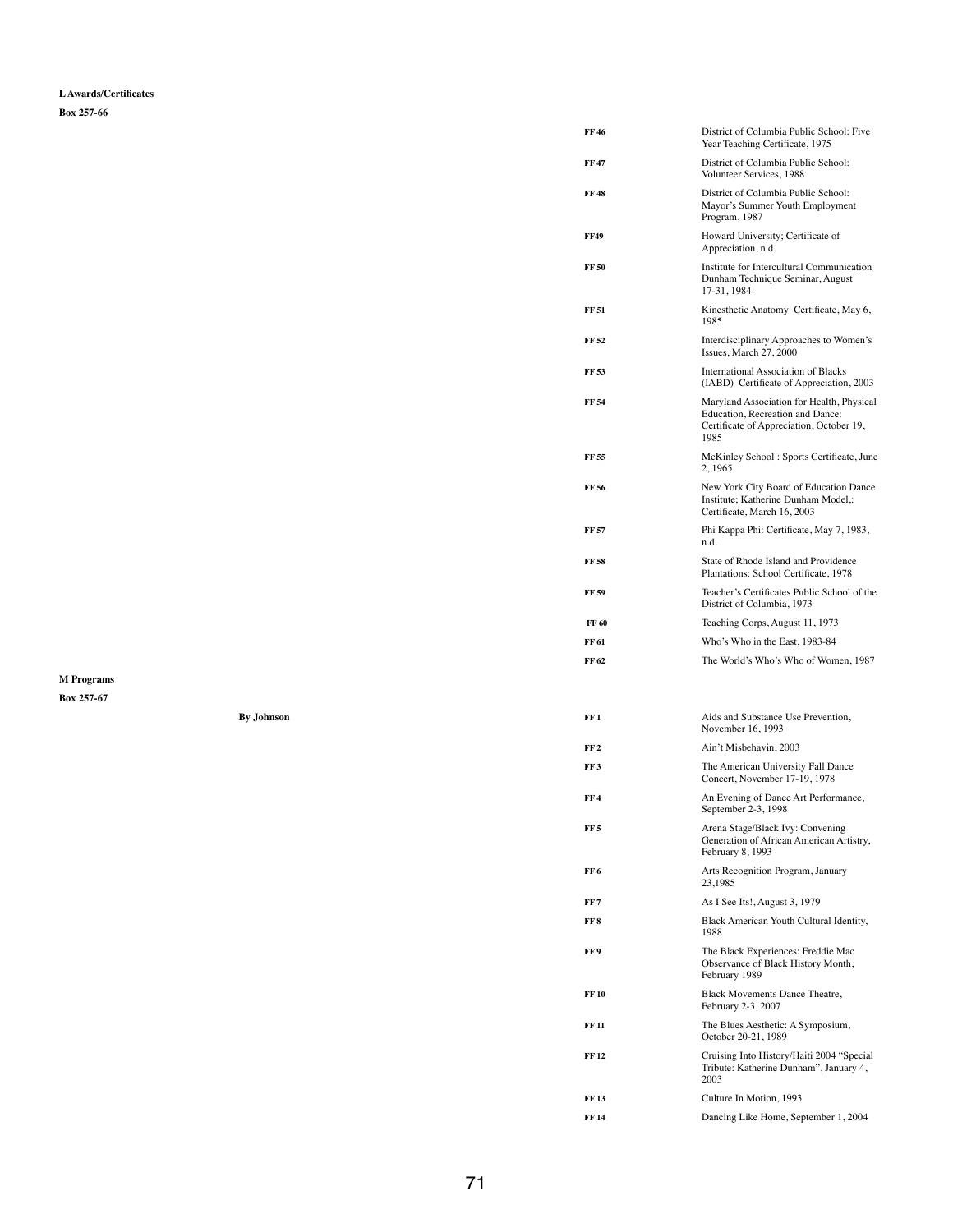**L Awards/Certificates**

**Box 257-66**

| | |
|---|---|
| **FF 46** | District of Columbia Public School: Five Year Teaching Certificate, 1975 |
| **FF 47** | District of Columbia Public School: Volunteer Services, 1988 |
| **FF 48** | District of Columbia Public School: Mayor's Summer Youth Employment Program, 1987 |
| **FF49** | Howard University; Certificate of Appreciation, n.d. |
| **FF 50** | Institute for Intercultural Communication Dunham Technique Seminar, August 17-31, 1984 |
| **FF 51** | Kinesthetic Anatomy Certificate, May 6, 1985 |
| **FF 52** | Interdisciplinary Approaches to Women's Issues, March 27, 2000 |
| **FF 53** | International Association of Blacks (IABD) Certificate of Appreciation, 2003 |
| **FF 54** | Maryland Association for Health, Physical Education, Recreation and Dance: Certificate of Appreciation, October 19, 1985 |
| **FF 55** | McKinley School : Sports Certificate, June 2, 1965 |
| **FF 56** | New York City Board of Education Dance Institute; Katherine Dunham Model,: Certificate, March 16, 2003 |
| **FF 57** | Phi Kappa Phi: Certificate, May 7, 1983, n.d. |
| **FF 58** | State of Rhode Island and Providence Plantations: School Certificate, 1978 |
| **FF 59** | Teacher's Certificates Public School of the District of Columbia, 1973 |
| **FF 60** | Teaching Corps, August 11, 1973 |
| **FF 61** | Who's Who in the East, 1983-84 |
| **FF 62** | The World's Who's Who of Women, 1987 |

**M Programs**

**Box 257-67**

**By Johnson**

| | |
|---|---|
| **FF 1** | Aids and Substance Use Prevention, November 16, 1993 |
| **FF 2** | Ain't Misbehavin, 2003 |
| **FF 3** | The American University Fall Dance Concert, November 17-19, 1978 |
| **FF 4** | An Evening of Dance Art Performance, September 2-3, 1998 |
| **FF 5** | Arena Stage/Black Ivy: Convening Generation of African American Artistry, February 8, 1993 |
| **FF 6** | Arts Recognition Program, January 23,1985 |
| **FF 7** | As I See Its!, August 3, 1979 |
| **FF 8** | Black American Youth Cultural Identity, 1988 |
| **FF 9** | The Black Experiences: Freddie Mac Observance of Black History Month, February 1989 |
| **FF 10** | Black Movements Dance Theatre, February 2-3, 2007 |
| **FF 11** | The Blues Aesthetic: A Symposium, October 20-21, 1989 |
| **FF 12** | Cruising Into History/Haiti 2004 "Special Tribute: Katherine Dunham", January 4, 2003 |
| **FF 13** | Culture In Motion, 1993 |
| **FF 14** | Dancing Like Home, September 1, 2004 |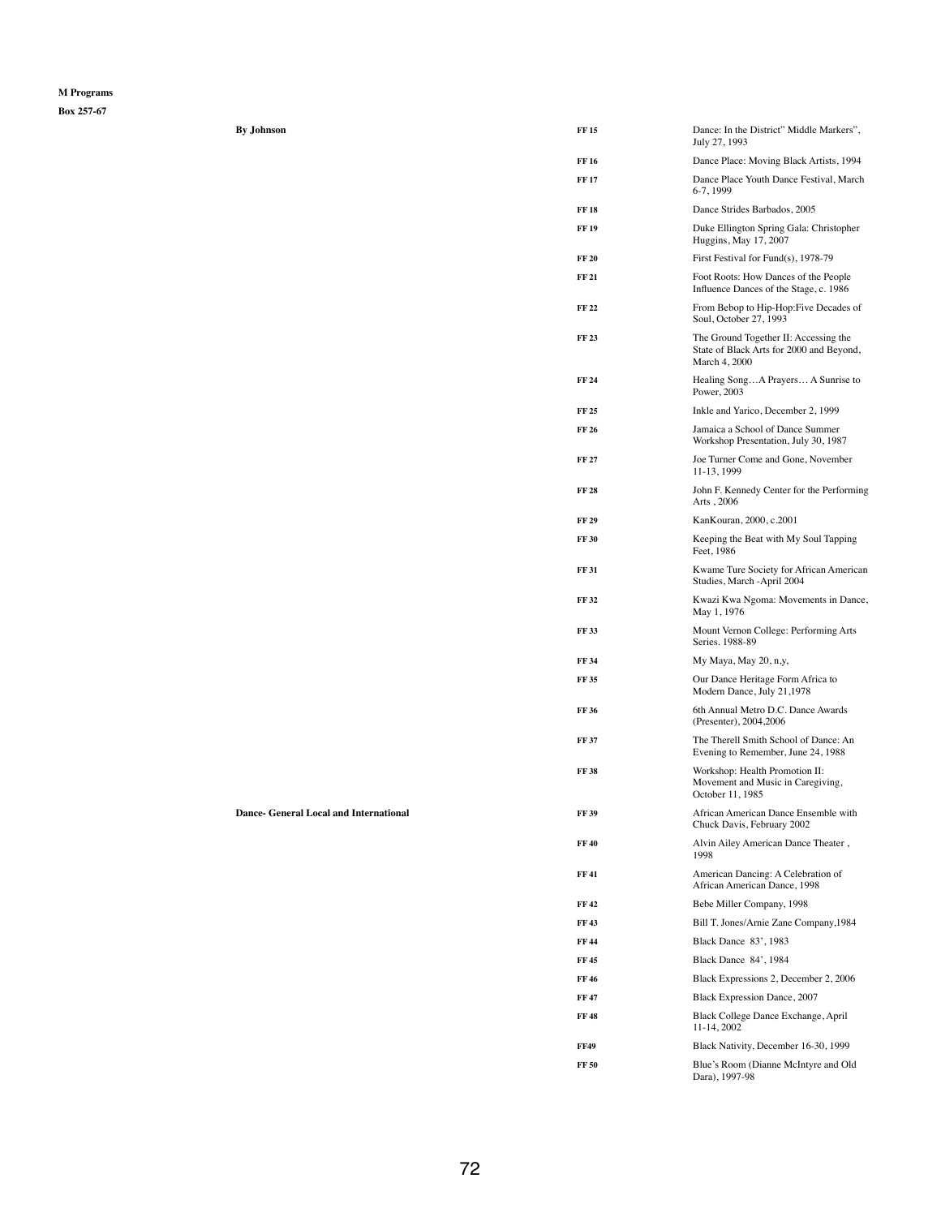**M Programs**

**Box 257-67**

| | | |
|---|---|---|
| **By Johnson** | **FF 15** | Dance: In the District" Middle Markers", July 27, 1993 |
| | **FF 16** | Dance Place: Moving Black Artists, 1994 |
| | **FF 17** | Dance Place Youth Dance Festival, March 6-7, 1999 |
| | **FF 18** | Dance Strides Barbados, 2005 |
| | **FF 19** | Duke Ellington Spring Gala: Christopher Huggins, May 17, 2007 |
| | **FF 20** | First Festival for Fund(s), 1978-79 |
| | **FF 21** | Foot Roots: How Dances of the People Influence Dances of the Stage, c. 1986 |
| | **FF 22** | From Bebop to Hip-Hop:Five Decades of Soul, October 27, 1993 |
| | **FF 23** | The Ground Together II: Accessing the State of Black Arts for 2000 and Beyond, March 4, 2000 |
| | **FF 24** | Healing Song…A Prayers… A Sunrise to Power, 2003 |
| | **FF 25** | Inkle and Yarico, December 2, 1999 |
| | **FF 26** | Jamaica a School of Dance Summer Workshop Presentation, July 30, 1987 |
| | **FF 27** | Joe Turner Come and Gone, November 11-13, 1999 |
| | **FF 28** | John F. Kennedy Center for the Performing Arts , 2006 |
| | **FF 29** | KanKouran, 2000, c.2001 |
| | **FF 30** | Keeping the Beat with My Soul Tapping Feet, 1986 |
| | **FF 31** | Kwame Ture Society for African American Studies, March -April 2004 |
| | **FF 32** | Kwazi Kwa Ngoma: Movements in Dance, May 1, 1976 |
| | **FF 33** | Mount Vernon College: Performing Arts Series. 1988-89 |
| | **FF 34** | My Maya, May 20, n,y, |
| | **FF 35** | Our Dance Heritage Form Africa to Modern Dance, July 21,1978 |
| | **FF 36** | 6th Annual Metro D.C. Dance Awards (Presenter), 2004,2006 |
| | **FF 37** | The Therell Smith School of Dance: An Evening to Remember, June 24, 1988 |
| | **FF 38** | Workshop: Health Promotion II: Movement and Music in Caregiving, October 11, 1985 |
| **Dance- General Local and International** | **FF 39** | African American Dance Ensemble with Chuck Davis, February 2002 |
| | **FF 40** | Alvin Ailey American Dance Theater , 1998 |
| | **FF 41** | American Dancing: A Celebration of African American Dance, 1998 |
| | **FF 42** | Bebe Miller Company, 1998 |
| | **FF 43** | Bill T. Jones/Arnie Zane Company,1984 |
| | **FF 44** | Black Dance 83', 1983 |
| | **FF 45** | Black Dance 84', 1984 |
| | **FF 46** | Black Expressions 2, December 2, 2006 |
| | **FF 47** | Black Expression Dance, 2007 |
| | **FF 48** | Black College Dance Exchange, April 11-14, 2002 |
| | **FF49** | Black Nativity, December 16-30, 1999 |
| | **FF 50** | Blue's Room (Dianne McIntyre and Old Dara), 1997-98 |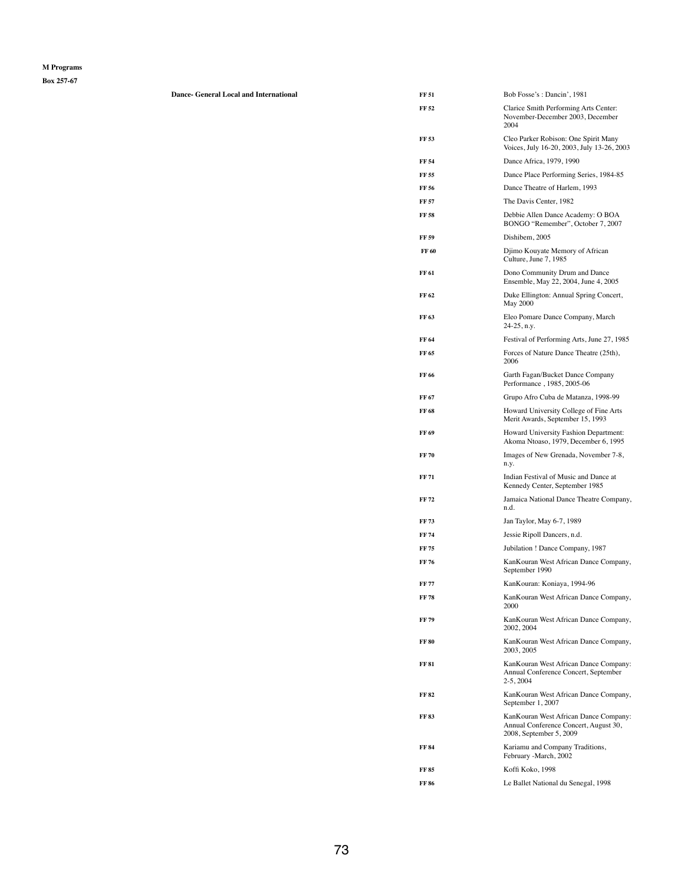**M Programs**

**Box 257-67**

| Series | Folder | Description |
|---|---|---|
| **Dance- General Local and International** | **FF 51** | Bob Fosse's : Dancin', 1981 |
| | **FF 52** | Clarice Smith Performing Arts Center: November-December 2003, December 2004 |
| | **FF 53** | Cleo Parker Robison: One Spirit Many Voices, July 16-20, 2003, July 13-26, 2003 |
| | **FF 54** | Dance Africa, 1979, 1990 |
| | **FF 55** | Dance Place Performing Series, 1984-85 |
| | **FF 56** | Dance Theatre of Harlem, 1993 |
| | **FF 57** | The Davis Center, 1982 |
| | **FF 58** | Debbie Allen Dance Academy: O BOA BONGO "Remember", October 7, 2007 |
| | **FF 59** | Dishibem, 2005 |
| | **FF 60** | Djimo Kouyate Memory of African Culture, June 7, 1985 |
| | **FF 61** | Dono Community Drum and Dance Ensemble, May 22, 2004, June 4, 2005 |
| | **FF 62** | Duke Ellington: Annual Spring Concert, May 2000 |
| | **FF 63** | Eleo Pomare Dance Company, March 24-25, n.y. |
| | **FF 64** | Festival of Performing Arts, June 27, 1985 |
| | **FF 65** | Forces of Nature Dance Theatre (25th), 2006 |
| | **FF 66** | Garth Fagan/Bucket Dance Company Performance , 1985, 2005-06 |
| | **FF 67** | Grupo Afro Cuba de Matanza, 1998-99 |
| | **FF 68** | Howard University College of Fine Arts Merit Awards, September 15, 1993 |
| | **FF 69** | Howard University Fashion Department: Akoma Ntoaso, 1979, December 6, 1995 |
| | **FF 70** | Images of New Grenada, November 7-8, n.y. |
| | **FF 71** | Indian Festival of Music and Dance at Kennedy Center, September 1985 |
| | **FF 72** | Jamaica National Dance Theatre Company, n.d. |
| | **FF 73** | Jan Taylor, May 6-7, 1989 |
| | **FF 74** | Jessie Ripoll Dancers, n.d. |
| | **FF 75** | Jubilation ! Dance Company, 1987 |
| | **FF 76** | KanKouran West African Dance Company, September 1990 |
| | **FF 77** | KanKouran: Koniaya, 1994-96 |
| | **FF 78** | KanKouran West African Dance Company, 2000 |
| | **FF 79** | KanKouran West African Dance Company, 2002, 2004 |
| | **FF 80** | KanKouran West African Dance Company, 2003, 2005 |
| | **FF 81** | KanKouran West African Dance Company: Annual Conference Concert, September 2-5, 2004 |
| | **FF 82** | KanKouran West African Dance Company, September 1, 2007 |
| | **FF 83** | KanKouran West African Dance Company: Annual Conference Concert, August 30, 2008, September 5, 2009 |
| | **FF 84** | Kariamu and Company Traditions, February -March, 2002 |
| | **FF 85** | Koffi Koko, 1998 |
| | **FF 86** | Le Ballet National du Senegal, 1998 |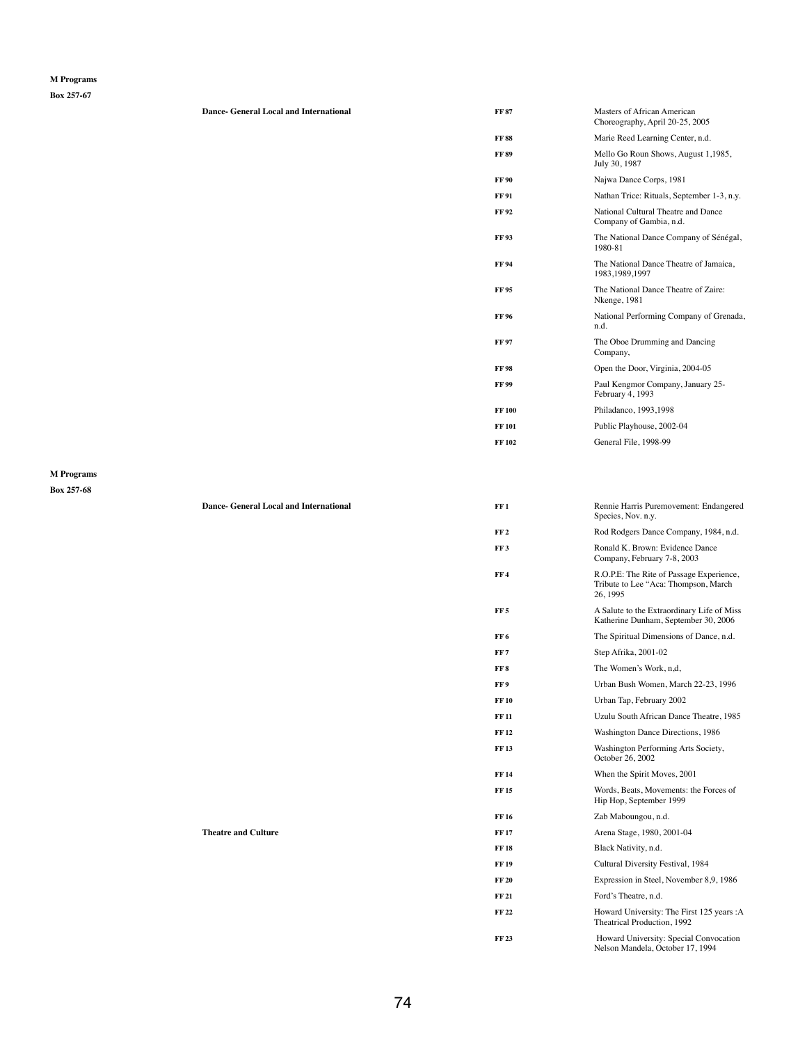**M Programs**

**Box 257-67**

| | | |
|---|---|---|
| **Dance- General Local and International** | **FF 87** | Masters of African American Choreography, April 20-25, 2005 |
| | **FF 88** | Marie Reed Learning Center, n.d. |
| | **FF 89** | Mello Go Roun Shows, August 1,1985, July 30, 1987 |
| | **FF 90** | Najwa Dance Corps, 1981 |
| | **FF 91** | Nathan Trice: Rituals, September 1-3, n.y. |
| | **FF 92** | National Cultural Theatre and Dance Company of Gambia, n.d. |
| | **FF 93** | The National Dance Company of Sénégal, 1980-81 |
| | **FF 94** | The National Dance Theatre of Jamaica, 1983,1989,1997 |
| | **FF 95** | The National Dance Theatre of Zaire: Nkenge, 1981 |
| | **FF 96** | National Performing Company of Grenada, n.d. |
| | **FF 97** | The Oboe Drumming and Dancing Company, |
| | **FF 98** | Open the Door, Virginia, 2004-05 |
| | **FF 99** | Paul Kengmor Company, January 25-February 4, 1993 |
| | **FF 100** | Philadanco, 1993,1998 |
| | **FF 101** | Public Playhouse, 2002-04 |
| | **FF 102** | General File, 1998-99 |

**M Programs**

**Box 257-68**

| | | |
|---|---|---|
| **Dance- General Local and International** | **FF 1** | Rennie Harris Puremovement: Endangered Species, Nov. n.y. |
| | **FF 2** | Rod Rodgers Dance Company, 1984, n.d. |
| | **FF 3** | Ronald K. Brown: Evidence Dance Company, February 7-8, 2003 |
| | **FF 4** | R.O.P.E: The Rite of Passage Experience, Tribute to Lee "Aca: Thompson, March 26, 1995 |
| | **FF 5** | A Salute to the Extraordinary Life of Miss Katherine Dunham, September 30, 2006 |
| | **FF 6** | The Spiritual Dimensions of Dance, n.d. |
| | **FF 7** | Step Afrika, 2001-02 |
| | **FF 8** | The Women's Work, n,d, |
| | **FF 9** | Urban Bush Women, March 22-23, 1996 |
| | **FF 10** | Urban Tap, February 2002 |
| | **FF 11** | Uzulu South African Dance Theatre, 1985 |
| | **FF 12** | Washington Dance Directions, 1986 |
| | **FF 13** | Washington Performing Arts Society, October 26, 2002 |
| | **FF 14** | When the Spirit Moves, 2001 |
| | **FF 15** | Words, Beats, Movements: the Forces of Hip Hop, September 1999 |
| | **FF 16** | Zab Maboungou, n.d. |
| **Theatre and Culture** | **FF 17** | Arena Stage, 1980, 2001-04 |
| | **FF 18** | Black Nativity, n.d. |
| | **FF 19** | Cultural Diversity Festival, 1984 |
| | **FF 20** | Expression in Steel, November 8,9, 1986 |
| | **FF 21** | Ford's Theatre, n.d. |
| | **FF 22** | Howard University: The First 125 years :A Theatrical Production, 1992 |
| | **FF 23** | Howard University: Special Convocation Nelson Mandela, October 17, 1994 |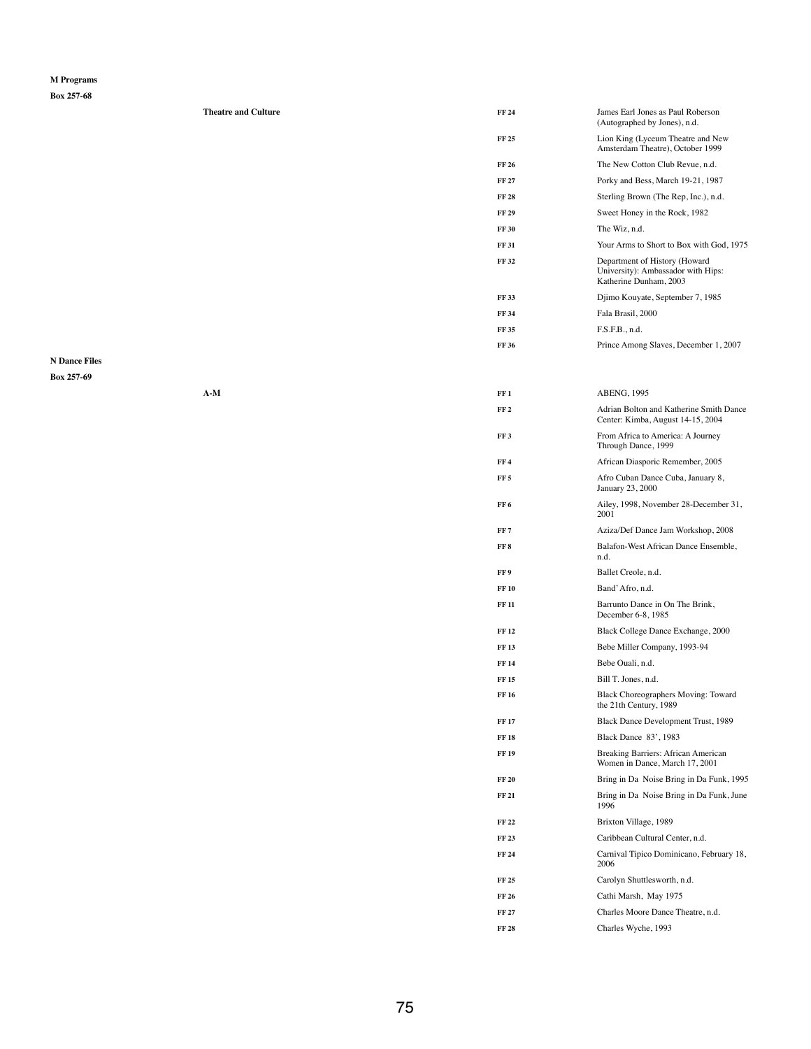**M Programs**

**Box 257-68**

| | | |
|---|---|---|
| **Theatre and Culture** | **FF 24** | James Earl Jones as Paul Roberson (Autographed by Jones), n.d. |
| | **FF 25** | Lion King (Lyceum Theatre and New Amsterdam Theatre), October 1999 |
| | **FF 26** | The New Cotton Club Revue, n.d. |
| | **FF 27** | Porky and Bess, March 19-21, 1987 |
| | **FF 28** | Sterling Brown (The Rep, Inc.), n.d. |
| | **FF 29** | Sweet Honey in the Rock, 1982 |
| | **FF 30** | The Wiz, n.d. |
| | **FF 31** | Your Arms to Short to Box with God, 1975 |
| | **FF 32** | Department of History (Howard University): Ambassador with Hips: Katherine Dunham, 2003 |
| | **FF 33** | Djimo Kouyate, September 7, 1985 |
| | **FF 34** | Fala Brasil, 2000 |
| | **FF 35** | F.S.F.B., n.d. |
| | **FF 36** | Prince Among Slaves, December 1, 2007 |

**N Dance Files**

**Box 257-69**

| | | |
|---|---|---|
| **A-M** | **FF 1** | ABENG, 1995 |
| | **FF 2** | Adrian Bolton and Katherine Smith Dance Center: Kimba, August 14-15, 2004 |
| | **FF 3** | From Africa to America: A Journey Through Dance, 1999 |
| | **FF 4** | African Diasporic Remember, 2005 |
| | **FF 5** | Afro Cuban Dance Cuba, January 8, January 23, 2000 |
| | **FF 6** | Ailey, 1998, November 28-December 31, 2001 |
| | **FF 7** | Aziza/Def Dance Jam Workshop, 2008 |
| | **FF 8** | Balafon-West African Dance Ensemble, n.d. |
| | **FF 9** | Ballet Creole, n.d. |
| | **FF 10** | Band' Afro, n.d. |
| | **FF 11** | Barrunto Dance in On The Brink, December 6-8, 1985 |
| | **FF 12** | Black College Dance Exchange, 2000 |
| | **FF 13** | Bebe Miller Company, 1993-94 |
| | **FF 14** | Bebe Ouali, n.d. |
| | **FF 15** | Bill T. Jones, n.d. |
| | **FF 16** | Black Choreographers Moving: Toward the 21th Century, 1989 |
| | **FF 17** | Black Dance Development Trust, 1989 |
| | **FF 18** | Black Dance 83', 1983 |
| | **FF 19** | Breaking Barriers: African American Women in Dance, March 17, 2001 |
| | **FF 20** | Bring in Da Noise Bring in Da Funk, 1995 |
| | **FF 21** | Bring in Da Noise Bring in Da Funk, June 1996 |
| | **FF 22** | Brixton Village, 1989 |
| | **FF 23** | Caribbean Cultural Center, n.d. |
| | **FF 24** | Carnival Tipico Dominicano, February 18, 2006 |
| | **FF 25** | Carolyn Shuttlesworth, n.d. |
| | **FF 26** | Cathi Marsh, May 1975 |
| | **FF 27** | Charles Moore Dance Theatre, n.d. |
| | **FF 28** | Charles Wyche, 1993 |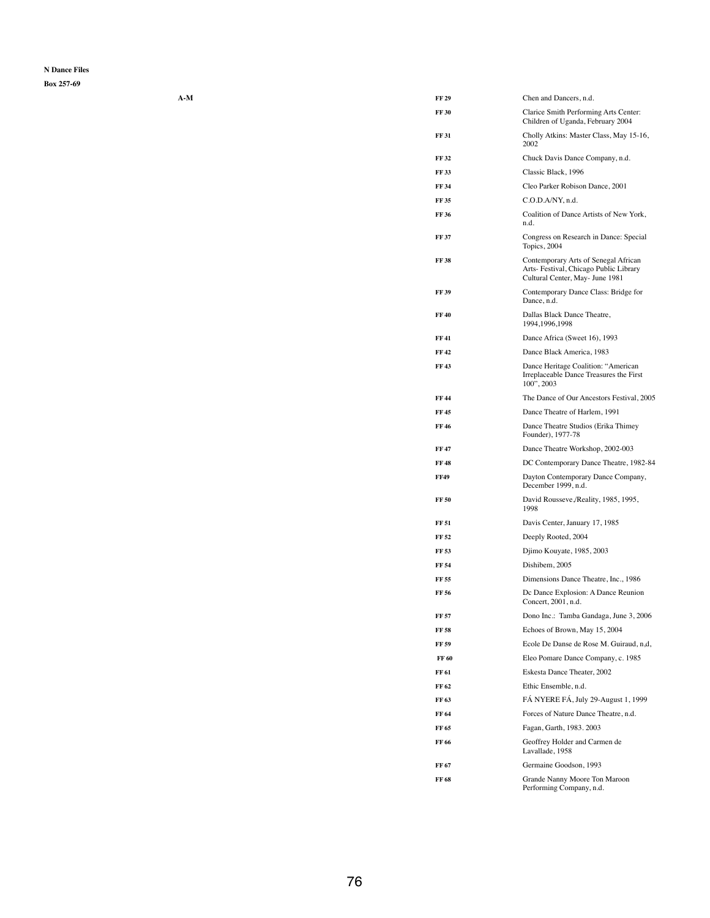**N Dance Files**

**Box 257-69**

**A-M**

| | |
|---|---|
| **FF 29** | Chen and Dancers, n.d. |
| **FF 30** | Clarice Smith Performing Arts Center: Children of Uganda, February 2004 |
| **FF 31** | Cholly Atkins: Master Class, May 15-16, 2002 |
| **FF 32** | Chuck Davis Dance Company, n.d. |
| **FF 33** | Classic Black, 1996 |
| **FF 34** | Cleo Parker Robison Dance, 2001 |
| **FF 35** | C.O.D.A/NY, n.d. |
| **FF 36** | Coalition of Dance Artists of New York, n.d. |
| **FF 37** | Congress on Research in Dance: Special Topics, 2004 |
| **FF 38** | Contemporary Arts of Senegal African Arts- Festival, Chicago Public Library Cultural Center, May- June 1981 |
| **FF 39** | Contemporary Dance Class: Bridge for Dance, n.d. |
| **FF 40** | Dallas Black Dance Theatre, 1994,1996,1998 |
| **FF 41** | Dance Africa (Sweet 16), 1993 |
| **FF 42** | Dance Black America, 1983 |
| **FF 43** | Dance Heritage Coalition: "American Irreplaceable Dance Treasures the First 100", 2003 |
| **FF 44** | The Dance of Our Ancestors Festival, 2005 |
| **FF 45** | Dance Theatre of Harlem, 1991 |
| **FF 46** | Dance Theatre Studios (Erika Thimey Founder), 1977-78 |
| **FF 47** | Dance Theatre Workshop, 2002-003 |
| **FF 48** | DC Contemporary Dance Theatre, 1982-84 |
| **FF49** | Dayton Contemporary Dance Company, December 1999, n.d. |
| **FF 50** | David Rousseve./Reality, 1985, 1995, 1998 |
| **FF 51** | Davis Center, January 17, 1985 |
| **FF 52** | Deeply Rooted, 2004 |
| **FF 53** | Djimo Kouyate, 1985, 2003 |
| **FF 54** | Dishibem, 2005 |
| **FF 55** | Dimensions Dance Theatre, Inc., 1986 |
| **FF 56** | Dc Dance Explosion: A Dance Reunion Concert, 2001, n.d. |
| **FF 57** | Dono Inc.: Tamba Gandaga, June 3, 2006 |
| **FF 58** | Echoes of Brown, May 15, 2004 |
| **FF 59** | Ecole De Danse de Rose M. Guiraud, n,d, |
| **FF 60** | Eleo Pomare Dance Company, c. 1985 |
| **FF 61** | Eskesta Dance Theater, 2002 |
| **FF 62** | Ethic Ensemble, n.d. |
| **FF 63** | FÁ NYERE FÁ, July 29-August 1, 1999 |
| **FF 64** | Forces of Nature Dance Theatre, n.d. |
| **FF 65** | Fagan, Garth, 1983. 2003 |
| **FF 66** | Geoffrey Holder and Carmen de Lavallade, 1958 |
| **FF 67** | Germaine Goodson, 1993 |
| **FF 68** | Grande Nanny Moore Ton Maroon Performing Company, n.d. |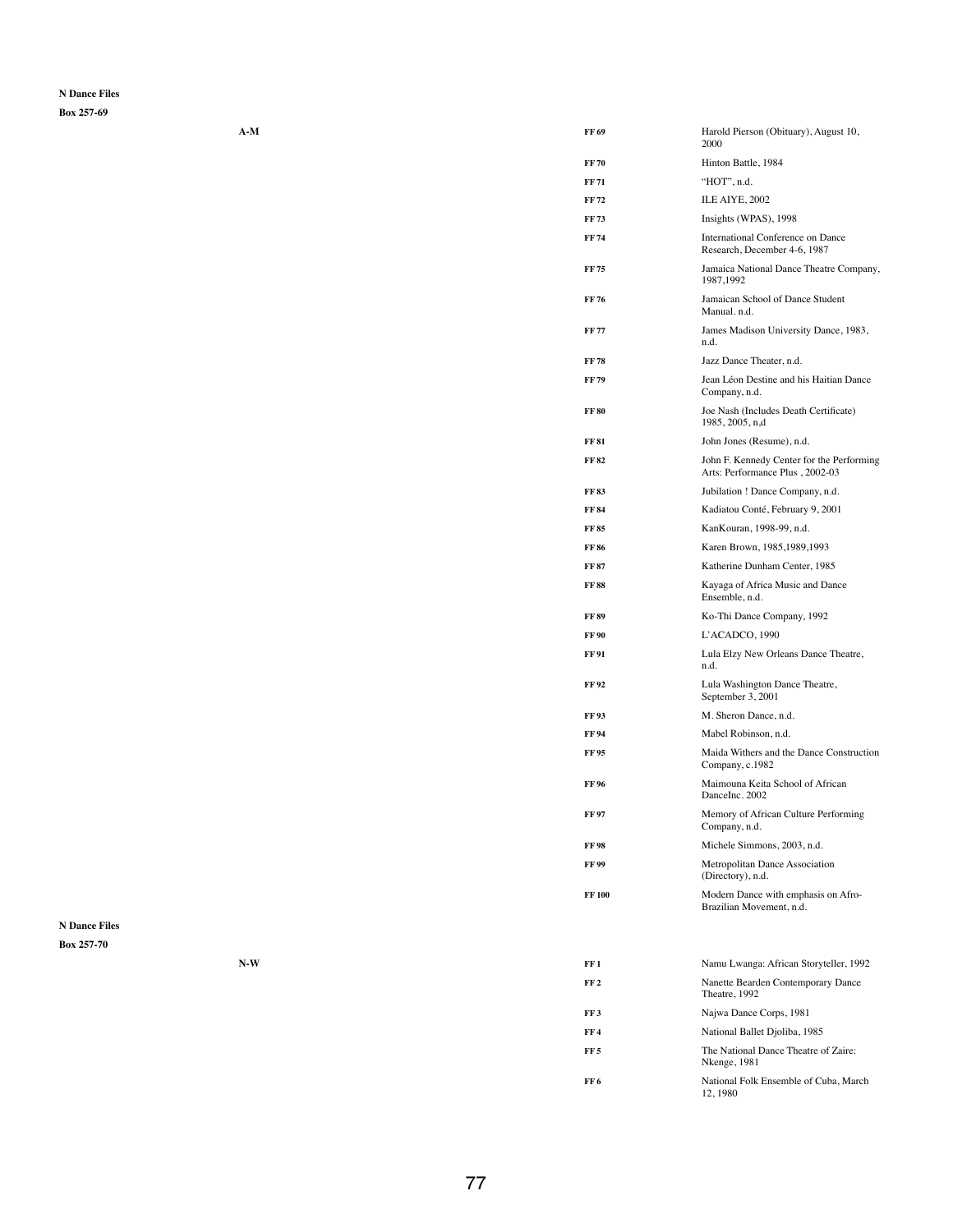**N Dance Files**

**Box 257-69**

**A-M**

| | |
|---|---|
| **FF 69** | Harold Pierson (Obituary), August 10, 2000 |
| **FF 70** | Hinton Battle, 1984 |
| **FF 71** | "HOT", n.d. |
| **FF 72** | ILE AIYE, 2002 |
| **FF 73** | Insights (WPAS), 1998 |
| **FF 74** | International Conference on Dance Research, December 4-6, 1987 |
| **FF 75** | Jamaica National Dance Theatre Company, 1987,1992 |
| **FF 76** | Jamaican School of Dance Student Manual. n.d. |
| **FF 77** | James Madison University Dance, 1983, n.d. |
| **FF 78** | Jazz Dance Theater, n.d. |
| **FF 79** | Jean Léon Destine and his Haitian Dance Company, n.d. |
| **FF 80** | Joe Nash (Includes Death Certificate) 1985, 2005, n,d |
| **FF 81** | John Jones (Resume), n.d. |
| **FF 82** | John F. Kennedy Center for the Performing Arts: Performance Plus , 2002-03 |
| **FF 83** | Jubilation ! Dance Company, n.d. |
| **FF 84** | Kadiatou Conté, February 9, 2001 |
| **FF 85** | KanKouran, 1998-99, n.d. |
| **FF 86** | Karen Brown, 1985,1989,1993 |
| **FF 87** | Katherine Dunham Center, 1985 |
| **FF 88** | Kayaga of Africa Music and Dance Ensemble, n.d. |
| **FF 89** | Ko-Thi Dance Company, 1992 |
| **FF 90** | L'ACADCO, 1990 |
| **FF 91** | Lula Elzy New Orleans Dance Theatre, n.d. |
| **FF 92** | Lula Washington Dance Theatre, September 3, 2001 |
| **FF 93** | M. Sheron Dance, n.d. |
| **FF 94** | Mabel Robinson, n.d. |
| **FF 95** | Maida Withers and the Dance Construction Company, c.1982 |
| **FF 96** | Maimouna Keita School of African DanceInc. 2002 |
| **FF 97** | Memory of African Culture Performing Company, n.d. |
| **FF 98** | Michele Simmons, 2003, n.d. |
| **FF 99** | Metropolitan Dance Association (Directory), n.d. |
| **FF 100** | Modern Dance with emphasis on Afro-Brazilian Movement, n.d. |

**N Dance Files**

**Box 257-70**

**N-W**

| | |
|---|---|
| **FF 1** | Namu Lwanga: African Storyteller, 1992 |
| **FF 2** | Nanette Bearden Contemporary Dance Theatre, 1992 |
| **FF 3** | Najwa Dance Corps, 1981 |
| **FF 4** | National Ballet Djoliba, 1985 |
| **FF 5** | The National Dance Theatre of Zaire: Nkenge, 1981 |
| **FF 6** | National Folk Ensemble of Cuba, March 12, 1980 |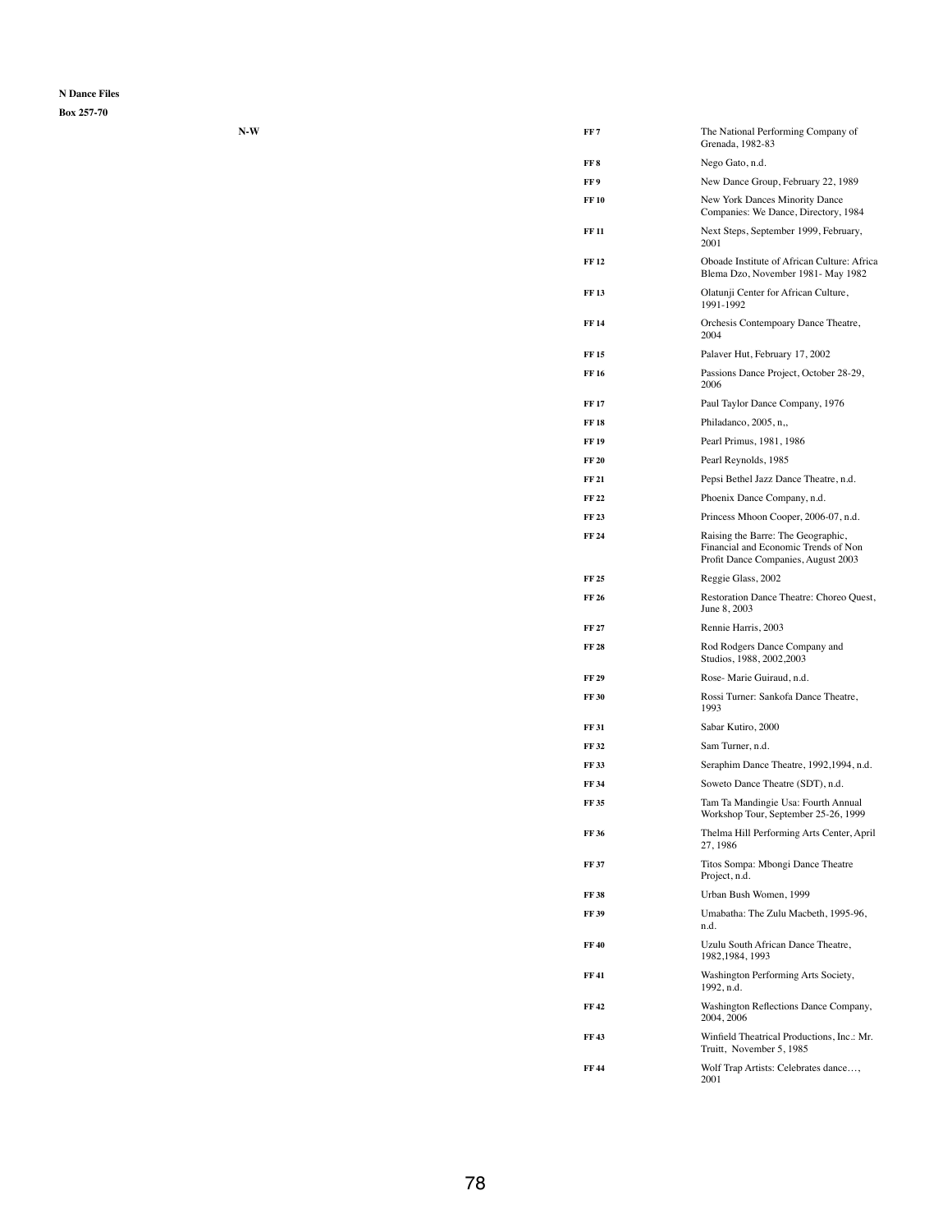**N Dance Files**

**Box 257-70**

| | | |
|---|---|---|
| **N-W** | **FF 7** | The National Performing Company of Grenada, 1982-83 |
| | **FF 8** | Nego Gato, n.d. |
| | **FF 9** | New Dance Group, February 22, 1989 |
| | **FF 10** | New York Dances Minority Dance Companies: We Dance, Directory, 1984 |
| | **FF 11** | Next Steps, September 1999, February, 2001 |
| | **FF 12** | Oboade Institute of African Culture: Africa Blema Dzo, November 1981- May 1982 |
| | **FF 13** | Olatunji Center for African Culture, 1991-1992 |
| | **FF 14** | Orchesis Contempoary Dance Theatre, 2004 |
| | **FF 15** | Palaver Hut, February 17, 2002 |
| | **FF 16** | Passions Dance Project, October 28-29, 2006 |
| | **FF 17** | Paul Taylor Dance Company, 1976 |
| | **FF 18** | Philadanco, 2005, n,, |
| | **FF 19** | Pearl Primus, 1981, 1986 |
| | **FF 20** | Pearl Reynolds, 1985 |
| | **FF 21** | Pepsi Bethel Jazz Dance Theatre, n.d. |
| | **FF 22** | Phoenix Dance Company, n.d. |
| | **FF 23** | Princess Mhoon Cooper, 2006-07, n.d. |
| | **FF 24** | Raising the Barre: The Geographic, Financial and Economic Trends of Non Profit Dance Companies, August 2003 |
| | **FF 25** | Reggie Glass, 2002 |
| | **FF 26** | Restoration Dance Theatre: Choreo Quest, June 8, 2003 |
| | **FF 27** | Rennie Harris, 2003 |
| | **FF 28** | Rod Rodgers Dance Company and Studios, 1988, 2002,2003 |
| | **FF 29** | Rose- Marie Guiraud, n.d. |
| | **FF 30** | Rossi Turner: Sankofa Dance Theatre, 1993 |
| | **FF 31** | Sabar Kutiro, 2000 |
| | **FF 32** | Sam Turner, n.d. |
| | **FF 33** | Seraphim Dance Theatre, 1992,1994, n.d. |
| | **FF 34** | Soweto Dance Theatre (SDT), n.d. |
| | **FF 35** | Tam Ta Mandingie Usa: Fourth Annual Workshop Tour, September 25-26, 1999 |
| | **FF 36** | Thelma Hill Performing Arts Center, April 27, 1986 |
| | **FF 37** | Titos Sompa: Mbongi Dance Theatre Project, n.d. |
| | **FF 38** | Urban Bush Women, 1999 |
| | **FF 39** | Umabatha: The Zulu Macbeth, 1995-96, n.d. |
| | **FF 40** | Uzulu South African Dance Theatre, 1982,1984, 1993 |
| | **FF 41** | Washington Performing Arts Society, 1992, n.d. |
| | **FF 42** | Washington Reflections Dance Company, 2004, 2006 |
| | **FF 43** | Winfield Theatrical Productions, Inc.: Mr. Truitt, November 5, 1985 |
| | **FF 44** | Wolf Trap Artists: Celebrates dance…, 2001 |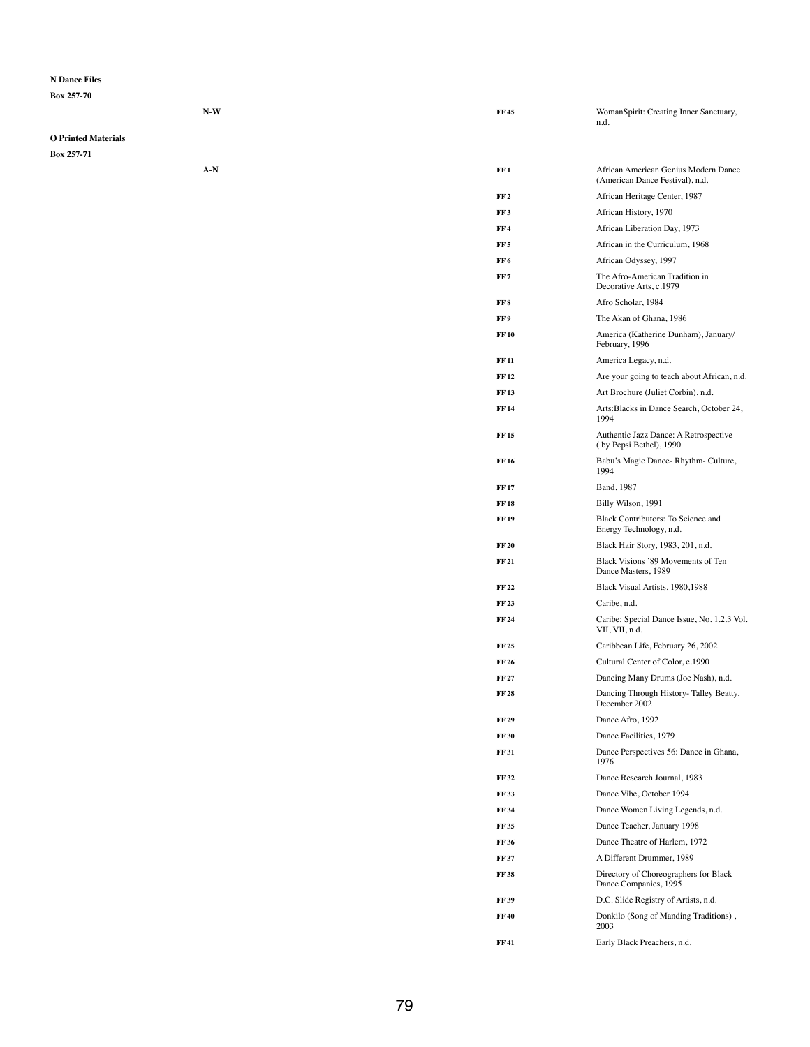**N Dance Files**

**Box 257-70**

| | | | |
|---|---|---|---|
| | **N-W** | **FF 45** | WomanSpirit: Creating Inner Sanctuary, n.d. |

**O Printed Materials**

**Box 257-71**

| | | | |
|---|---|---|---|
| | **A-N** | **FF 1** | African American Genius Modern Dance (American Dance Festival), n.d. |
| | | **FF 2** | African Heritage Center, 1987 |
| | | **FF 3** | African History, 1970 |
| | | **FF 4** | African Liberation Day, 1973 |
| | | **FF 5** | African in the Curriculum, 1968 |
| | | **FF 6** | African Odyssey, 1997 |
| | | **FF 7** | The Afro-American Tradition in Decorative Arts, c.1979 |
| | | **FF 8** | Afro Scholar, 1984 |
| | | **FF 9** | The Akan of Ghana, 1986 |
| | | **FF 10** | America (Katherine Dunham), January/ February, 1996 |
| | | **FF 11** | America Legacy, n.d. |
| | | **FF 12** | Are your going to teach about African, n.d. |
| | | **FF 13** | Art Brochure (Juliet Corbin), n.d. |
| | | **FF 14** | Arts:Blacks in Dance Search, October 24, 1994 |
| | | **FF 15** | Authentic Jazz Dance: A Retrospective ( by Pepsi Bethel), 1990 |
| | | **FF 16** | Babu's Magic Dance- Rhythm- Culture, 1994 |
| | | **FF 17** | Band, 1987 |
| | | **FF 18** | Billy Wilson, 1991 |
| | | **FF 19** | Black Contributors: To Science and Energy Technology, n.d. |
| | | **FF 20** | Black Hair Story, 1983, 201, n.d. |
| | | **FF 21** | Black Visions '89 Movements of Ten Dance Masters, 1989 |
| | | **FF 22** | Black Visual Artists, 1980,1988 |
| | | **FF 23** | Caribe, n.d. |
| | | **FF 24** | Caribe: Special Dance Issue, No. 1.2.3 Vol. VII, VII, n.d. |
| | | **FF 25** | Caribbean Life, February 26, 2002 |
| | | **FF 26** | Cultural Center of Color, c.1990 |
| | | **FF 27** | Dancing Many Drums (Joe Nash), n.d. |
| | | **FF 28** | Dancing Through History- Talley Beatty, December 2002 |
| | | **FF 29** | Dance Afro, 1992 |
| | | **FF 30** | Dance Facilities, 1979 |
| | | **FF 31** | Dance Perspectives 56: Dance in Ghana, 1976 |
| | | **FF 32** | Dance Research Journal, 1983 |
| | | **FF 33** | Dance Vibe, October 1994 |
| | | **FF 34** | Dance Women Living Legends, n.d. |
| | | **FF 35** | Dance Teacher, January 1998 |
| | | **FF 36** | Dance Theatre of Harlem, 1972 |
| | | **FF 37** | A Different Drummer, 1989 |
| | | **FF 38** | Directory of Choreographers for Black Dance Companies, 1995 |
| | | **FF 39** | D.C. Slide Registry of Artists, n.d. |
| | | **FF 40** | Donkilo (Song of Manding Traditions) , 2003 |
| | | **FF 41** | Early Black Preachers, n.d. |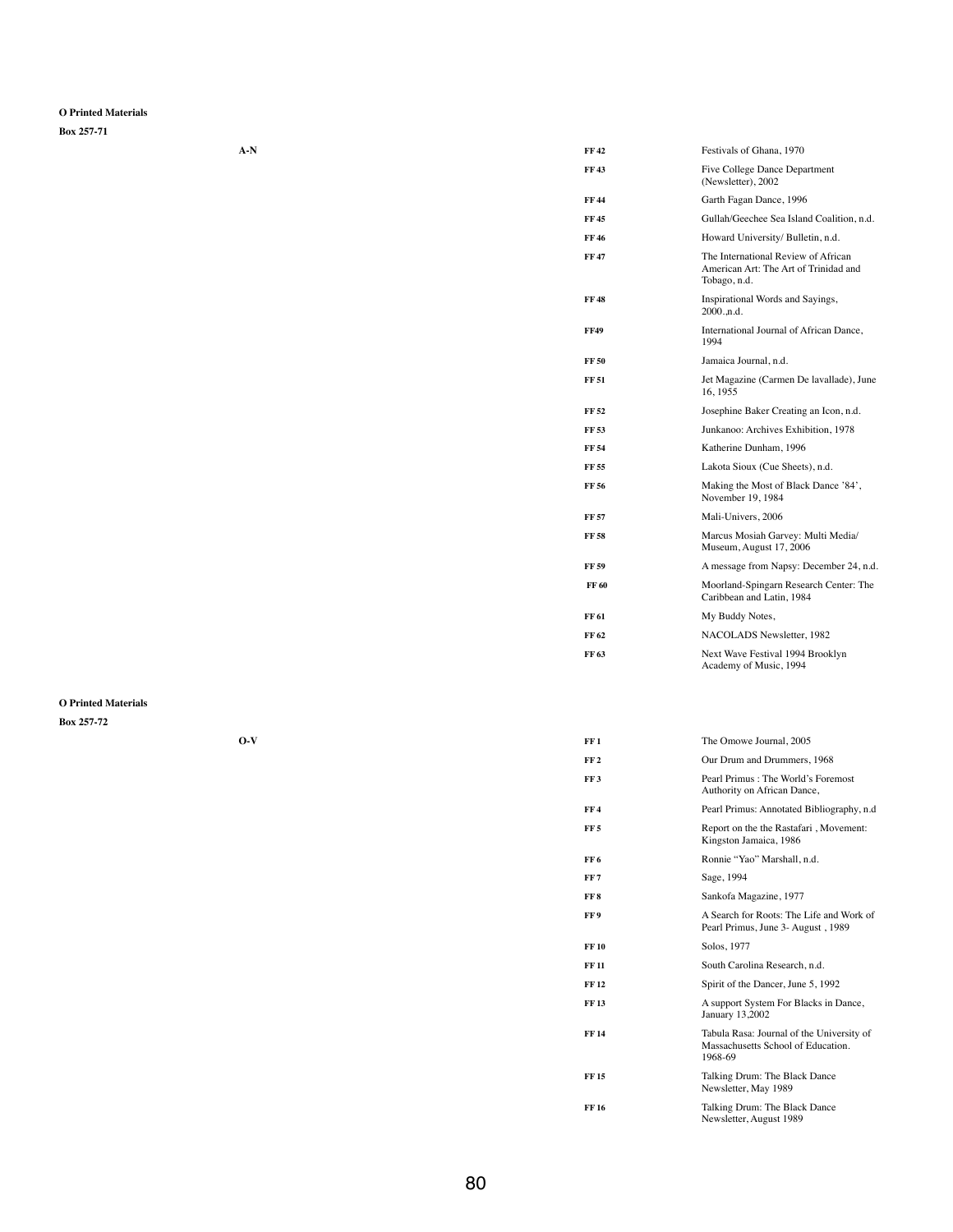**O Printed Materials**

**Box 257-71**

| | | |
|---|---|---|
| **A-N** | **FF 42** | Festivals of Ghana, 1970 |
| | **FF 43** | Five College Dance Department (Newsletter), 2002 |
| | **FF 44** | Garth Fagan Dance, 1996 |
| | **FF 45** | Gullah/Geechee Sea Island Coalition, n.d. |
| | **FF 46** | Howard University/ Bulletin, n.d. |
| | **FF 47** | The International Review of African American Art: The Art of Trinidad and Tobago, n.d. |
| | **FF 48** | Inspirational Words and Sayings, 2000.,n.d. |
| | **FF49** | International Journal of African Dance, 1994 |
| | **FF 50** | Jamaica Journal, n.d. |
| | **FF 51** | Jet Magazine (Carmen De lavallade), June 16, 1955 |
| | **FF 52** | Josephine Baker Creating an Icon, n.d. |
| | **FF 53** | Junkanoo: Archives Exhibition, 1978 |
| | **FF 54** | Katherine Dunham, 1996 |
| | **FF 55** | Lakota Sioux (Cue Sheets), n.d. |
| | **FF 56** | Making the Most of Black Dance '84', November 19, 1984 |
| | **FF 57** | Mali-Univers, 2006 |
| | **FF 58** | Marcus Mosiah Garvey: Multi Media/ Museum, August 17, 2006 |
| | **FF 59** | A message from Napsy: December 24, n.d. |
| | **FF 60** | Moorland-Spingarn Research Center: The Caribbean and Latin, 1984 |
| | **FF 61** | My Buddy Notes, |
| | **FF 62** | NACOLADS Newsletter, 1982 |
| | **FF 63** | Next Wave Festival 1994 Brooklyn Academy of Music, 1994 |

**O Printed Materials**

**Box 257-72**

| | | |
|---|---|---|
| **O-V** | **FF 1** | The Omowe Journal, 2005 |
| | **FF 2** | Our Drum and Drummers, 1968 |
| | **FF 3** | Pearl Primus : The World's Foremost Authority on African Dance, |
| | **FF 4** | Pearl Primus: Annotated Bibliography, n.d |
| | **FF 5** | Report on the the Rastafari , Movement: Kingston Jamaica, 1986 |
| | **FF 6** | Ronnie "Yao" Marshall, n.d. |
| | **FF 7** | Sage, 1994 |
| | **FF 8** | Sankofa Magazine, 1977 |
| | **FF 9** | A Search for Roots: The Life and Work of Pearl Primus, June 3- August , 1989 |
| | **FF 10** | Solos, 1977 |
| | **FF 11** | South Carolina Research, n.d. |
| | **FF 12** | Spirit of the Dancer, June 5, 1992 |
| | **FF 13** | A support System For Blacks in Dance, January 13,2002 |
| | **FF 14** | Tabula Rasa: Journal of the University of Massachusetts School of Education. 1968-69 |
| | **FF 15** | Talking Drum: The Black Dance Newsletter, May 1989 |
| | **FF 16** | Talking Drum: The Black Dance Newsletter, August 1989 |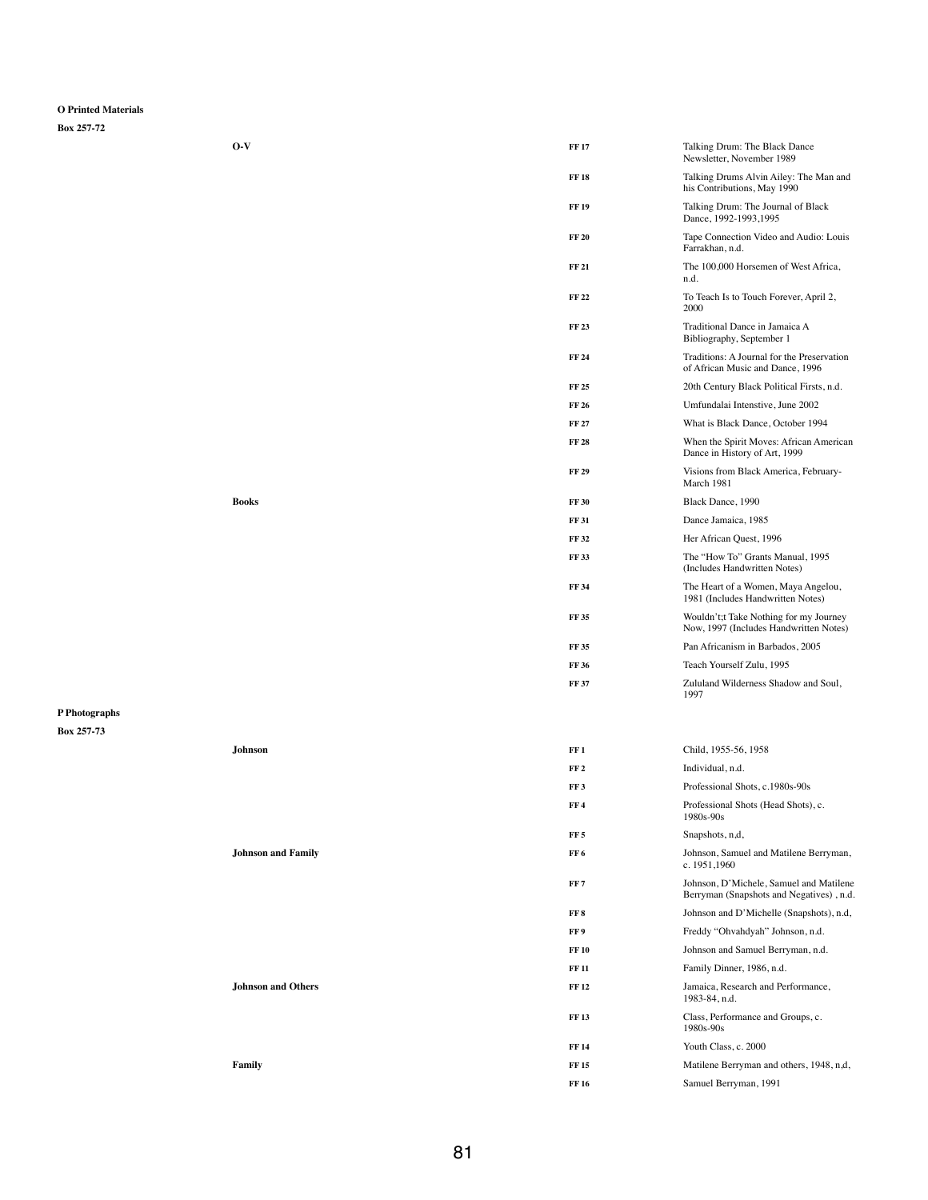**O Printed Materials**

**Box 257-72**

| | | |
|---|---|---|
| **O-V** | **FF 17** | Talking Drum: The Black Dance Newsletter, November 1989 |
| | **FF 18** | Talking Drums Alvin Ailey: The Man and his Contributions, May 1990 |
| | **FF 19** | Talking Drum: The Journal of Black Dance, 1992-1993,1995 |
| | **FF 20** | Tape Connection Video and Audio: Louis Farrakhan, n.d. |
| | **FF 21** | The 100,000 Horsemen of West Africa, n.d. |
| | **FF 22** | To Teach Is to Touch Forever, April 2, 2000 |
| | **FF 23** | Traditional Dance in Jamaica A Bibliography, September 1 |
| | **FF 24** | Traditions: A Journal for the Preservation of African Music and Dance, 1996 |
| | **FF 25** | 20th Century Black Political Firsts, n.d. |
| | **FF 26** | Umfundalai Intensive, June 2002 |
| | **FF 27** | What is Black Dance, October 1994 |
| | **FF 28** | When the Spirit Moves: African American Dance in History of Art, 1999 |
| | **FF 29** | Visions from Black America, February-March 1981 |
| **Books** | **FF 30** | Black Dance, 1990 |
| | **FF 31** | Dance Jamaica, 1985 |
| | **FF 32** | Her African Quest, 1996 |
| | **FF 33** | The "How To" Grants Manual, 1995 (Includes Handwritten Notes) |
| | **FF 34** | The Heart of a Women, Maya Angelou, 1981 (Includes Handwritten Notes) |
| | **FF 35** | Wouldn't;t Take Nothing for my Journey Now, 1997 (Includes Handwritten Notes) |
| | **FF 35** | Pan Africanism in Barbados, 2005 |
| | **FF 36** | Teach Yourself Zulu, 1995 |
| | **FF 37** | Zululand Wilderness Shadow and Soul, 1997 |

**P Photographs**

**Box 257-73**

| | | |
|---|---|---|
| **Johnson** | **FF 1** | Child, 1955-56, 1958 |
| | **FF 2** | Individual, n.d. |
| | **FF 3** | Professional Shots, c.1980s-90s |
| | **FF 4** | Professional Shots (Head Shots), c. 1980s-90s |
| | **FF 5** | Snapshots, n,d, |
| **Johnson and Family** | **FF 6** | Johnson, Samuel and Matilene Berryman, c. 1951,1960 |
| | **FF 7** | Johnson, D'Michele, Samuel and Matilene Berryman (Snapshots and Negatives) , n.d. |
| | **FF 8** | Johnson and D'Michelle (Snapshots), n.d, |
| | **FF 9** | Freddy "Ohvahdyah" Johnson, n.d. |
| | **FF 10** | Johnson and Samuel Berryman, n.d. |
| | **FF 11** | Family Dinner, 1986, n.d. |
| **Johnson and Others** | **FF 12** | Jamaica, Research and Performance, 1983-84, n.d. |
| | **FF 13** | Class, Performance and Groups, c. 1980s-90s |
| | **FF 14** | Youth Class, c. 2000 |
| **Family** | **FF 15** | Matilene Berryman and others, 1948, n,d, |
| | **FF 16** | Samuel Berryman, 1991 |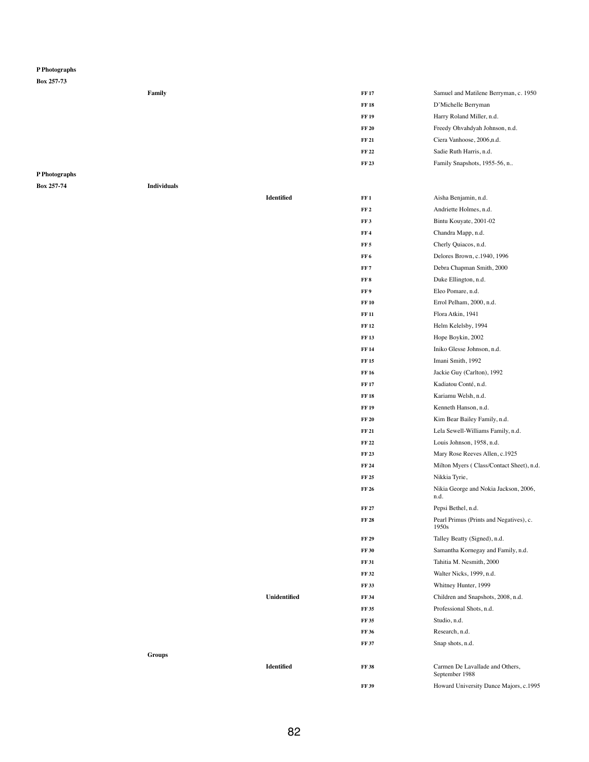| | | | | |
|---|---|---|---|---|
| **P Photographs** | | | | |
| **Box 257-73** | | | | |
| | **Family** | | **FF 17** | Samuel and Matilene Berryman, c. 1950 |
| | | | **FF 18** | D'Michelle Berryman |
| | | | **FF 19** | Harry Roland Miller, n.d. |
| | | | **FF 20** | Freedy Ohvahdyah Johnson, n.d. |
| | | | **FF 21** | Ciera Vanhoose, 2006,n.d. |
| | | | **FF 22** | Sadie Ruth Harris, n.d. |
| | | | **FF 23** | Family Snapshots, 1955-56, n.. |
| **P Photographs** | | | | |
| **Box 257-74** | **Individuals** | | | |
| | | **Identified** | **FF 1** | Aisha Benjamin, n.d. |
| | | | **FF 2** | Andriette Holmes, n.d. |
| | | | **FF 3** | Bintu Kouyate, 2001-02 |
| | | | **FF 4** | Chandra Mapp, n.d. |
| | | | **FF 5** | Cherly Quiacos, n.d. |
| | | | **FF 6** | Delores Brown, c.1940, 1996 |
| | | | **FF 7** | Debra Chapman Smith, 2000 |
| | | | **FF 8** | Duke Ellington, n.d. |
| | | | **FF 9** | Eleo Pomare, n.d. |
| | | | **FF 10** | Errol Pelham, 2000, n.d. |
| | | | **FF 11** | Flora Atkin, 1941 |
| | | | **FF 12** | Helm Kelelsby, 1994 |
| | | | **FF 13** | Hope Boykin, 2002 |
| | | | **FF 14** | Iniko Glesse Johnson, n.d. |
| | | | **FF 15** | Imani Smith, 1992 |
| | | | **FF 16** | Jackie Guy (Carlton), 1992 |
| | | | **FF 17** | Kadiatou Conté, n.d. |
| | | | **FF 18** | Kariamu Welsh, n.d. |
| | | | **FF 19** | Kenneth Hanson, n.d. |
| | | | **FF 20** | Kim Bear Bailey Family, n.d. |
| | | | **FF 21** | Lela Sewell-Williams Family, n.d. |
| | | | **FF 22** | Louis Johnson, 1958, n.d. |
| | | | **FF 23** | Mary Rose Reeves Allen, c.1925 |
| | | | **FF 24** | Milton Myers ( Class/Contact Sheet), n.d. |
| | | | **FF 25** | Nikkia Tyrie, |
| | | | **FF 26** | Nikia George and Nokia Jackson, 2006, n.d. |
| | | | **FF 27** | Pepsi Bethel, n.d. |
| | | | **FF 28** | Pearl Primus (Prints and Negatives), c. 1950s |
| | | | **FF 29** | Talley Beatty (Signed), n.d. |
| | | | **FF 30** | Samantha Kornegay and Family, n.d. |
| | | | **FF 31** | Tahitia M. Nesmith, 2000 |
| | | | **FF 32** | Walter Nicks, 1999, n.d. |
| | | | **FF 33** | Whitney Hunter, 1999 |
| | | **Unidentified** | **FF 34** | Children and Snapshots, 2008, n.d. |
| | | | **FF 35** | Professional Shots, n.d. |
| | | | **FF 35** | Studio, n.d. |
| | | | **FF 36** | Research, n.d. |
| | | | **FF 37** | Snap shots, n.d. |
| | **Groups** | | | |
| | | **Identified** | **FF 38** | Carmen De Lavallade and Others, September 1988 |
| | | | **FF 39** | Howard University Dance Majors, c.1995 |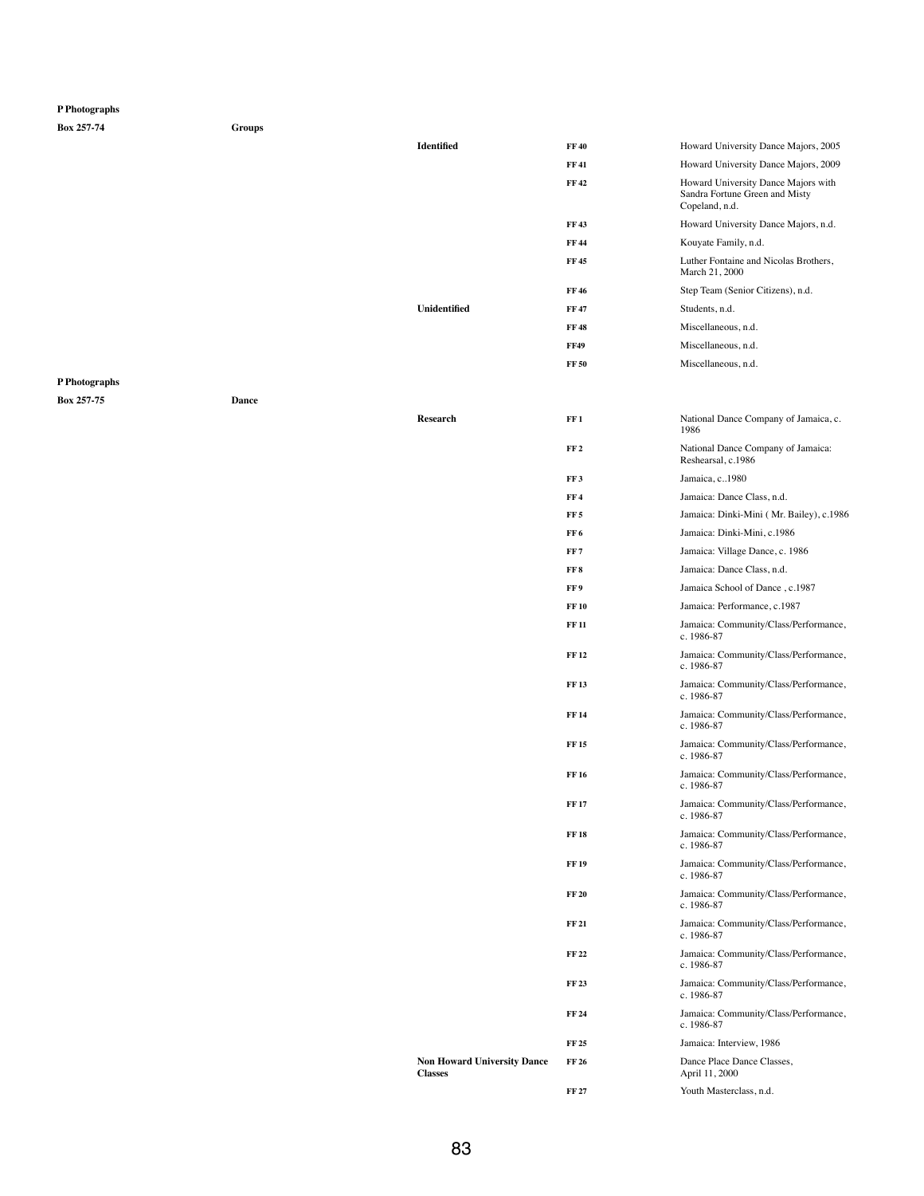**P Photographs**

| Box | Series | Subseries | Folder | Description |
|---|---|---|---|---|
| **Box 257-74** | **Groups** | | | |
| | | **Identified** | **FF 40** | Howard University Dance Majors, 2005 |
| | | | **FF 41** | Howard University Dance Majors, 2009 |
| | | | **FF 42** | Howard University Dance Majors with Sandra Fortune Green and Misty Copeland, n.d. |
| | | | **FF 43** | Howard University Dance Majors, n.d. |
| | | | **FF 44** | Kouyate Family, n.d. |
| | | | **FF 45** | Luther Fontaine and Nicolas Brothers, March 21, 2000 |
| | | | **FF 46** | Step Team (Senior Citizens), n.d. |
| | | **Unidentified** | **FF 47** | Students, n.d. |
| | | | **FF 48** | Miscellaneous, n.d. |
| | | | **FF49** | Miscellaneous, n.d. |
| | | | **FF 50** | Miscellaneous, n.d. |

**P Photographs**

| Box | Series | Subseries | Folder | Description |
|---|---|---|---|---|
| **Box 257-75** | **Dance** | | | |
| | | **Research** | **FF 1** | National Dance Company of Jamaica, c. 1986 |
| | | | **FF 2** | National Dance Company of Jamaica: Reshearsal, c.1986 |
| | | | **FF 3** | Jamaica, c..1980 |
| | | | **FF 4** | Jamaica: Dance Class, n.d. |
| | | | **FF 5** | Jamaica: Dinki-Mini ( Mr. Bailey), c.1986 |
| | | | **FF 6** | Jamaica: Dinki-Mini, c.1986 |
| | | | **FF 7** | Jamaica: Village Dance, c. 1986 |
| | | | **FF 8** | Jamaica: Dance Class, n.d. |
| | | | **FF 9** | Jamaica School of Dance , c.1987 |
| | | | **FF 10** | Jamaica: Performance, c.1987 |
| | | | **FF 11** | Jamaica: Community/Class/Performance, c. 1986-87 |
| | | | **FF 12** | Jamaica: Community/Class/Performance, c. 1986-87 |
| | | | **FF 13** | Jamaica: Community/Class/Performance, c. 1986-87 |
| | | | **FF 14** | Jamaica: Community/Class/Performance, c. 1986-87 |
| | | | **FF 15** | Jamaica: Community/Class/Performance, c. 1986-87 |
| | | | **FF 16** | Jamaica: Community/Class/Performance, c. 1986-87 |
| | | | **FF 17** | Jamaica: Community/Class/Performance, c. 1986-87 |
| | | | **FF 18** | Jamaica: Community/Class/Performance, c. 1986-87 |
| | | | **FF 19** | Jamaica: Community/Class/Performance, c. 1986-87 |
| | | | **FF 20** | Jamaica: Community/Class/Performance, c. 1986-87 |
| | | | **FF 21** | Jamaica: Community/Class/Performance, c. 1986-87 |
| | | | **FF 22** | Jamaica: Community/Class/Performance, c. 1986-87 |
| | | | **FF 23** | Jamaica: Community/Class/Performance, c. 1986-87 |
| | | | **FF 24** | Jamaica: Community/Class/Performance, c. 1986-87 |
| | | | **FF 25** | Jamaica: Interview, 1986 |
| | | **Non Howard University Dance Classes** | **FF 26** | Dance Place Dance Classes, April 11, 2000 |
| | | | **FF 27** | Youth Masterclass, n.d. |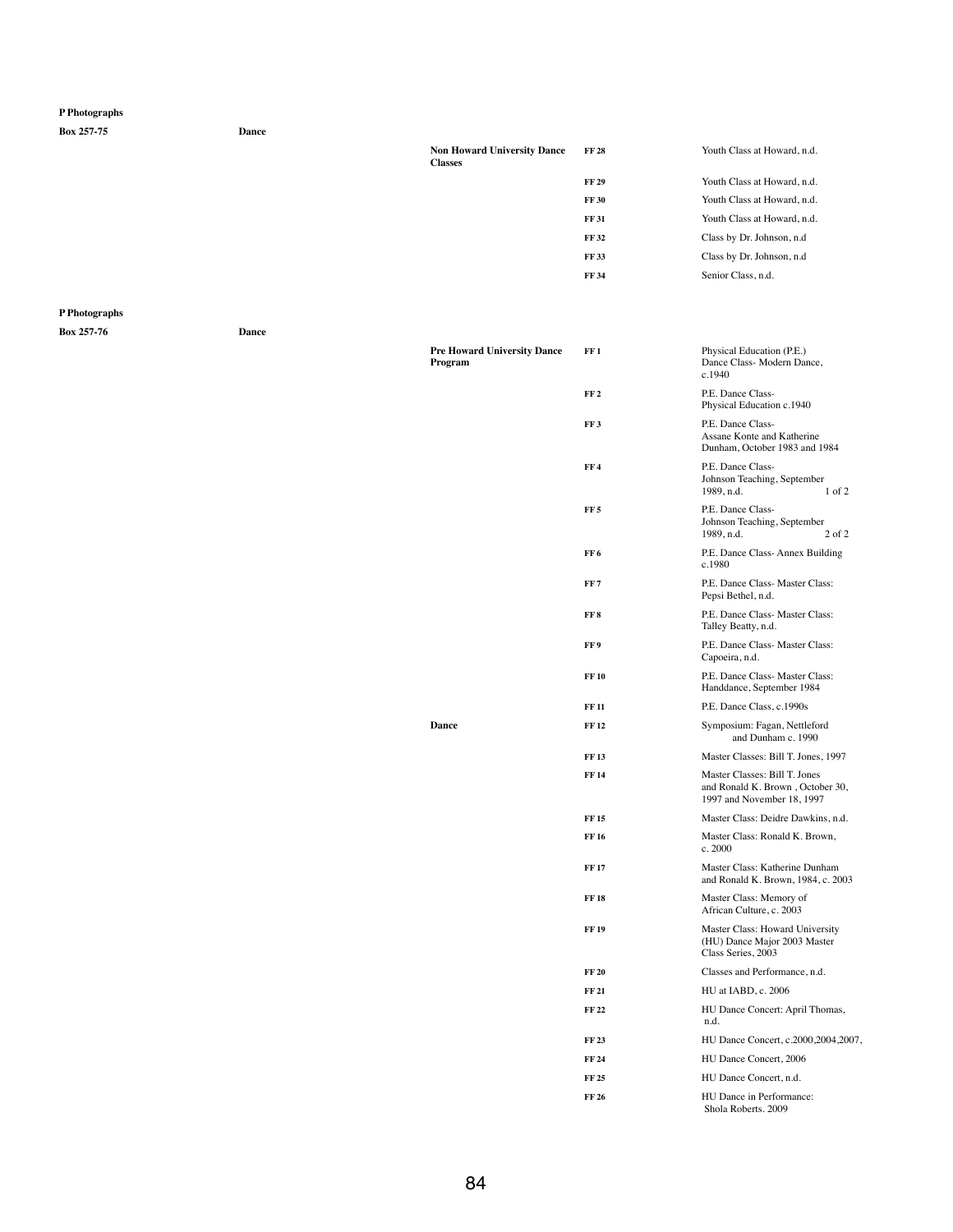**P Photographs**

| Box | Series | Subseries | Folder | Description |
|---|---|---|---|---|
| **Box 257-75** | **Dance** | | | |
| | | **Non Howard University Dance Classes** | **FF 28** | Youth Class at Howard, n.d. |
| | | | **FF 29** | Youth Class at Howard, n.d. |
| | | | **FF 30** | Youth Class at Howard, n.d. |
| | | | **FF 31** | Youth Class at Howard, n.d. |
| | | | **FF 32** | Class by Dr. Johnson, n.d |
| | | | **FF 33** | Class by Dr. Johnson, n.d |
| | | | **FF 34** | Senior Class, n.d. |

**P Photographs**

| Box | Series | Subseries | Folder | Description |
|---|---|---|---|---|
| **Box 257-76** | **Dance** | | | |
| | | **Pre Howard University Dance Program** | **FF 1** | Physical Education (P.E.) Dance Class- Modern Dance, c.1940 |
| | | | **FF 2** | P.E. Dance Class- Physical Education c.1940 |
| | | | **FF 3** | P.E. Dance Class- Assane Konte and Katherine Dunham, October 1983 and 1984 |
| | | | **FF 4** | P.E. Dance Class- Johnson Teaching, September 1989, n.d. 1 of 2 |
| | | | **FF 5** | P.E. Dance Class- Johnson Teaching, September 1989, n.d. 2 of 2 |
| | | | **FF 6** | P.E. Dance Class- Annex Building c.1980 |
| | | | **FF 7** | P.E. Dance Class- Master Class: Pepsi Bethel, n.d. |
| | | | **FF 8** | P.E. Dance Class- Master Class: Talley Beatty, n.d. |
| | | | **FF 9** | P.E. Dance Class- Master Class: Capoeira, n.d. |
| | | | **FF 10** | P.E. Dance Class- Master Class: Handdance, September 1984 |
| | | | **FF 11** | P.E. Dance Class, c.1990s |
| | | **Dance** | **FF 12** | Symposium: Fagan, Nettleford and Dunham c. 1990 |
| | | | **FF 13** | Master Classes: Bill T. Jones, 1997 |
| | | | **FF 14** | Master Classes: Bill T. Jones and Ronald K. Brown , October 30, 1997 and November 18, 1997 |
| | | | **FF 15** | Master Class: Deidre Dawkins, n.d. |
| | | | **FF 16** | Master Class: Ronald K. Brown, c. 2000 |
| | | | **FF 17** | Master Class: Katherine Dunham and Ronald K. Brown, 1984, c. 2003 |
| | | | **FF 18** | Master Class: Memory of African Culture, c. 2003 |
| | | | **FF 19** | Master Class: Howard University (HU) Dance Major 2003 Master Class Series, 2003 |
| | | | **FF 20** | Classes and Performance, n.d. |
| | | | **FF 21** | HU at IABD, c. 2006 |
| | | | **FF 22** | HU Dance Concert: April Thomas, n.d. |
| | | | **FF 23** | HU Dance Concert, c.2000,2004,2007, |
| | | | **FF 24** | HU Dance Concert, 2006 |
| | | | **FF 25** | HU Dance Concert, n.d. |
| | | | **FF 26** | HU Dance in Performance: Shola Roberts. 2009 |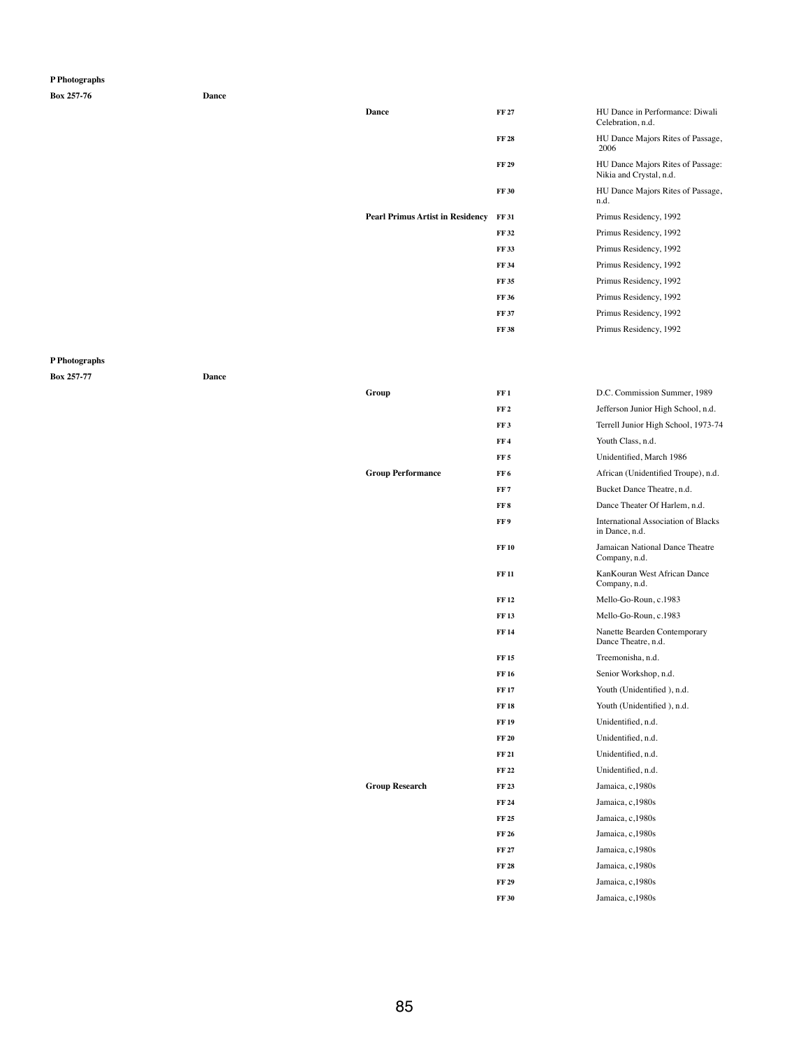**P Photographs**

| Box | Series | Subseries | Folder | Description |
|---|---|---|---|---|
| **Box 257-76** | **Dance** | | | |
| | | **Dance** | **FF 27** | HU Dance in Performance: Diwali Celebration, n.d. |
| | | | **FF 28** | HU Dance Majors Rites of Passage, 2006 |
| | | | **FF 29** | HU Dance Majors Rites of Passage: Nikia and Crystal, n.d. |
| | | | **FF 30** | HU Dance Majors Rites of Passage, n.d. |
| | | **Pearl Primus Artist in Residency** | **FF 31** | Primus Residency, 1992 |
| | | | **FF 32** | Primus Residency, 1992 |
| | | | **FF 33** | Primus Residency, 1992 |
| | | | **FF 34** | Primus Residency, 1992 |
| | | | **FF 35** | Primus Residency, 1992 |
| | | | **FF 36** | Primus Residency, 1992 |
| | | | **FF 37** | Primus Residency, 1992 |
| | | | **FF 38** | Primus Residency, 1992 |

**P Photographs**

| Box | Series | Subseries | Folder | Description |
|---|---|---|---|---|
| **Box 257-77** | **Dance** | | | |
| | | **Group** | **FF 1** | D.C. Commission Summer, 1989 |
| | | | **FF 2** | Jefferson Junior High School, n.d. |
| | | | **FF 3** | Terrell Junior High School, 1973-74 |
| | | | **FF 4** | Youth Class, n.d. |
| | | | **FF 5** | Unidentified, March 1986 |
| | | **Group Performance** | **FF 6** | African (Unidentified Troupe), n.d. |
| | | | **FF 7** | Bucket Dance Theatre, n.d. |
| | | | **FF 8** | Dance Theater Of Harlem, n.d. |
| | | | **FF 9** | International Association of Blacks in Dance, n.d. |
| | | | **FF 10** | Jamaican National Dance Theatre Company, n.d. |
| | | | **FF 11** | KanKouran West African Dance Company, n.d. |
| | | | **FF 12** | Mello-Go-Roun, c.1983 |
| | | | **FF 13** | Mello-Go-Roun, c.1983 |
| | | | **FF 14** | Nanette Bearden Contemporary Dance Theatre, n.d. |
| | | | **FF 15** | Treemonisha, n.d. |
| | | | **FF 16** | Senior Workshop, n.d. |
| | | | **FF 17** | Youth (Unidentified ), n.d. |
| | | | **FF 18** | Youth (Unidentified ), n.d. |
| | | | **FF 19** | Unidentified, n.d. |
| | | | **FF 20** | Unidentified, n.d. |
| | | | **FF 21** | Unidentified, n.d. |
| | | | **FF 22** | Unidentified, n.d. |
| | | **Group Research** | **FF 23** | Jamaica, c,1980s |
| | | | **FF 24** | Jamaica, c,1980s |
| | | | **FF 25** | Jamaica, c,1980s |
| | | | **FF 26** | Jamaica, c,1980s |
| | | | **FF 27** | Jamaica, c,1980s |
| | | | **FF 28** | Jamaica, c,1980s |
| | | | **FF 29** | Jamaica, c,1980s |
| | | | **FF 30** | Jamaica, c,1980s |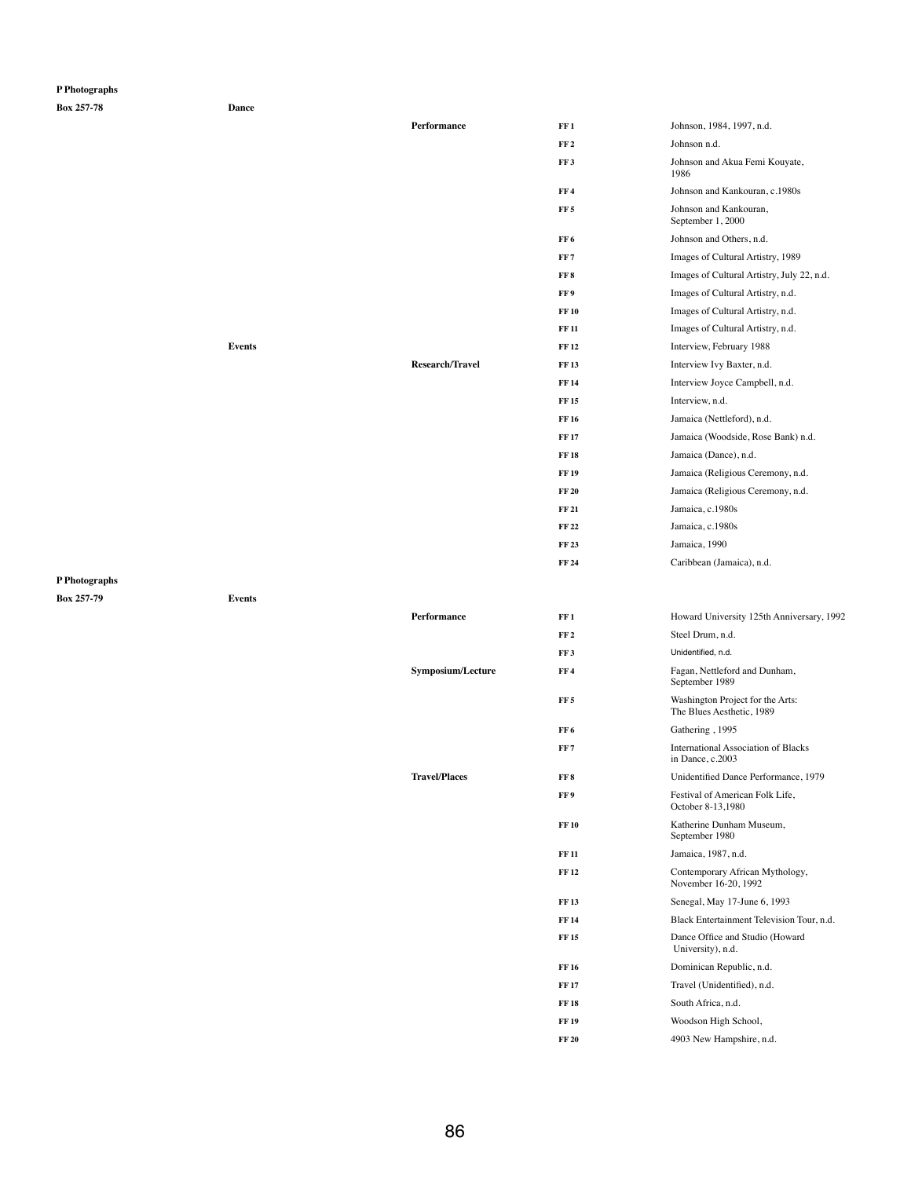| P Photographs | | | | |
|---|---|---|---|---|
| Box 257-78 | Dance | | | |
| | | Performance | FF 1 | Johnson, 1984, 1997, n.d. |
| | | | FF 2 | Johnson n.d. |
| | | | FF 3 | Johnson and Akua Femi Kouyate, 1986 |
| | | | FF 4 | Johnson and Kankouran, c.1980s |
| | | | FF 5 | Johnson and Kankouran, September 1, 2000 |
| | | | FF 6 | Johnson and Others, n.d. |
| | | | FF 7 | Images of Cultural Artistry, 1989 |
| | | | FF 8 | Images of Cultural Artistry, July 22, n.d. |
| | | | FF 9 | Images of Cultural Artistry, n.d. |
| | | | FF 10 | Images of Cultural Artistry, n.d. |
| | | | FF 11 | Images of Cultural Artistry, n.d. |
| | Events | | FF 12 | Interview, February 1988 |
| | | Research/Travel | FF 13 | Interview Ivy Baxter, n.d. |
| | | | FF 14 | Interview Joyce Campbell, n.d. |
| | | | FF 15 | Interview, n.d. |
| | | | FF 16 | Jamaica (Nettleford), n.d. |
| | | | FF 17 | Jamaica (Woodside, Rose Bank) n.d. |
| | | | FF 18 | Jamaica (Dance), n.d. |
| | | | FF 19 | Jamaica (Religious Ceremony, n.d. |
| | | | FF 20 | Jamaica (Religious Ceremony, n.d. |
| | | | FF 21 | Jamaica, c.1980s |
| | | | FF 22 | Jamaica, c.1980s |
| | | | FF 23 | Jamaica, 1990 |
| | | | FF 24 | Caribbean (Jamaica), n.d. |

| P Photographs | | | | |
|---|---|---|---|---|
| Box 257-79 | Events | | | |
| | | Performance | FF 1 | Howard University 125th Anniversary, 1992 |
| | | | FF 2 | Steel Drum, n.d. |
| | | | FF 3 | Unidentified, n.d. |
| | | Symposium/Lecture | FF 4 | Fagan, Nettleford and Dunham, September 1989 |
| | | | FF 5 | Washington Project for the Arts: The Blues Aesthetic, 1989 |
| | | | FF 6 | Gathering , 1995 |
| | | | FF 7 | International Association of Blacks in Dance, c.2003 |
| | | Travel/Places | FF 8 | Unidentified Dance Performance, 1979 |
| | | | FF 9 | Festival of American Folk Life, October 8-13,1980 |
| | | | FF 10 | Katherine Dunham Museum, September 1980 |
| | | | FF 11 | Jamaica, 1987, n.d. |
| | | | FF 12 | Contemporary African Mythology, November 16-20, 1992 |
| | | | FF 13 | Senegal, May 17-June 6, 1993 |
| | | | FF 14 | Black Entertainment Television Tour, n.d. |
| | | | FF 15 | Dance Office and Studio (Howard University), n.d. |
| | | | FF 16 | Dominican Republic, n.d. |
| | | | FF 17 | Travel (Unidentified), n.d. |
| | | | FF 18 | South Africa, n.d. |
| | | | FF 19 | Woodson High School, |
| | | | FF 20 | 4903 New Hampshire, n.d. |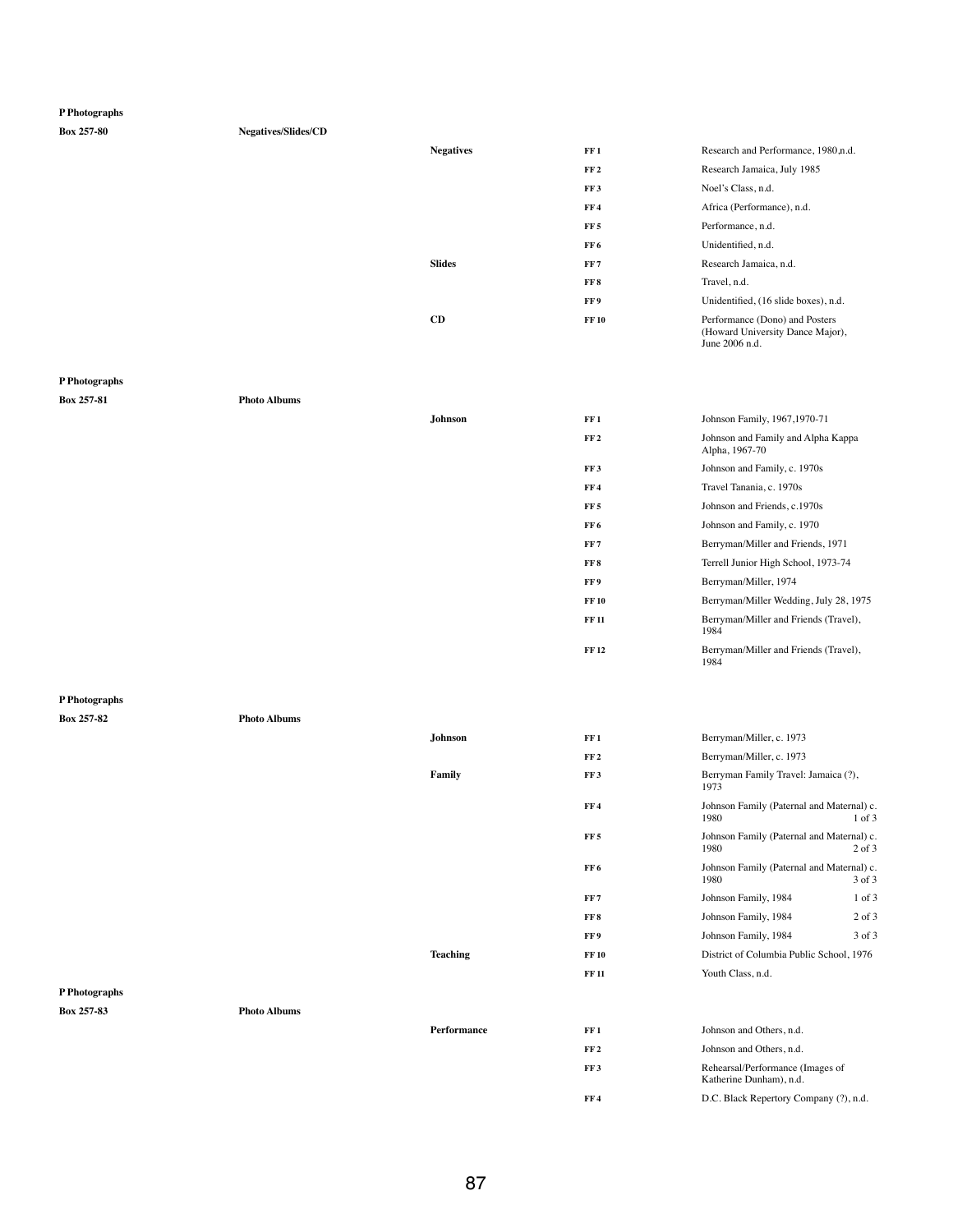**P Photographs**

**Box 257-80** **Negatives/Slides/CD**

| | | | |
|---|---|---|---|
| **Negatives** | **FF 1** | Research and Performance, 1980,n.d. | |
| | **FF 2** | Research Jamaica, July 1985 | |
| | **FF 3** | Noel's Class, n.d. | |
| | **FF 4** | Africa (Performance), n.d. | |
| | **FF 5** | Performance, n.d. | |
| | **FF 6** | Unidentified, n.d. | |
| **Slides** | **FF 7** | Research Jamaica, n.d. | |
| | **FF 8** | Travel, n.d. | |
| | **FF 9** | Unidentified, (16 slide boxes), n.d. | |
| **CD** | **FF 10** | Performance (Dono) and Posters (Howard University Dance Major), June 2006 n.d. | |

**P Photographs**

**Box 257-81** **Photo Albums**

| | | | |
|---|---|---|---|
| **Johnson** | **FF 1** | Johnson Family, 1967,1970-71 | |
| | **FF 2** | Johnson and Family and Alpha Kappa Alpha, 1967-70 | |
| | **FF 3** | Johnson and Family, c. 1970s | |
| | **FF 4** | Travel Tanania, c. 1970s | |
| | **FF 5** | Johnson and Friends, c.1970s | |
| | **FF 6** | Johnson and Family, c. 1970 | |
| | **FF 7** | Berryman/Miller and Friends, 1971 | |
| | **FF 8** | Terrell Junior High School, 1973-74 | |
| | **FF 9** | Berryman/Miller, 1974 | |
| | **FF 10** | Berryman/Miller Wedding, July 28, 1975 | |
| | **FF 11** | Berryman/Miller and Friends (Travel), 1984 | |
| | **FF 12** | Berryman/Miller and Friends (Travel), 1984 | |

**P Photographs**

**Box 257-82** **Photo Albums**

| | | | |
|---|---|---|---|
| **Johnson** | **FF 1** | Berryman/Miller, c. 1973 | |
| | **FF 2** | Berryman/Miller, c. 1973 | |
| **Family** | **FF 3** | Berryman Family Travel: Jamaica (?), 1973 | |
| | **FF 4** | Johnson Family (Paternal and Maternal) c. 1980 | 1 of 3 |
| | **FF 5** | Johnson Family (Paternal and Maternal) c. 1980 | 2 of 3 |
| | **FF 6** | Johnson Family (Paternal and Maternal) c. 1980 | 3 of 3 |
| | **FF 7** | Johnson Family, 1984 | 1 of 3 |
| | **FF 8** | Johnson Family, 1984 | 2 of 3 |
| | **FF 9** | Johnson Family, 1984 | 3 of 3 |
| **Teaching** | **FF 10** | District of Columbia Public School, 1976 | |
| | **FF 11** | Youth Class, n.d. | |

**P Photographs**

**Box 257-83** **Photo Albums**

| | | | |
|---|---|---|---|
| **Performance** | **FF 1** | Johnson and Others, n.d. | |
| | **FF 2** | Johnson and Others, n.d. | |
| | **FF 3** | Rehearsal/Performance (Images of Katherine Dunham), n.d. | |
| | **FF 4** | D.C. Black Repertory Company (?), n.d. | |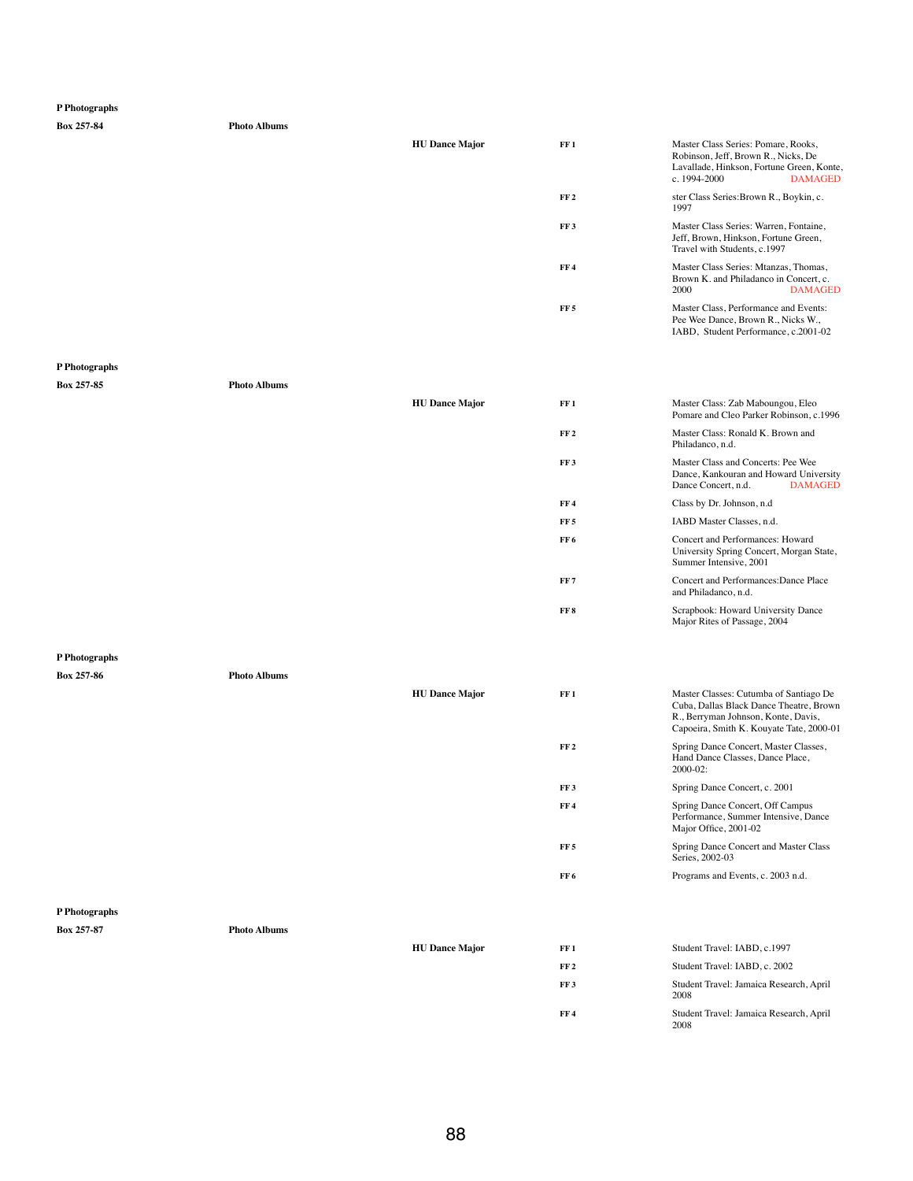**P Photographs**

**Box 257-84** | **Photo Albums**

| | | | |
|---|---|---|---|
| **HU Dance Major** | **FF 1** | Master Class Series: Pomare, Rooks, Robinson, Jeff, Brown R., Nicks, De Lavallade, Hinkson, Fortune Green, Konte, c. 1994-2000 | DAMAGED |
| | **FF 2** | ster Class Series:Brown R., Boykin, c. 1997 | |
| | **FF 3** | Master Class Series: Warren, Fontaine, Jeff, Brown, Hinkson, Fortune Green, Travel with Students, c.1997 | |
| | **FF 4** | Master Class Series: Mtanzas, Thomas, Brown K. and Philadanco in Concert, c. 2000 | DAMAGED |
| | **FF 5** | Master Class, Performance and Events: Pee Wee Dance, Brown R., Nicks W., IABD, Student Performance, c.2001-02 | |

**P Photographs**

**Box 257-85** | **Photo Albums**

| | | | |
|---|---|---|---|
| **HU Dance Major** | **FF 1** | Master Class: Zab Maboungou, Eleo Pomare and Cleo Parker Robinson, c.1996 | |
| | **FF 2** | Master Class: Ronald K. Brown and Philadanco, n.d. | |
| | **FF 3** | Master Class and Concerts: Pee Wee Dance, Kankouran and Howard University Dance Concert, n.d. | DAMAGED |
| | **FF 4** | Class by Dr. Johnson, n.d | |
| | **FF 5** | IABD Master Classes, n.d. | |
| | **FF 6** | Concert and Performances: Howard University Spring Concert, Morgan State, Summer Intensive, 2001 | |
| | **FF 7** | Concert and Performances:Dance Place and Philadanco, n.d. | |
| | **FF 8** | Scrapbook: Howard University Dance Major Rites of Passage, 2004 | |

**P Photographs**

**Box 257-86** | **Photo Albums**

| | | |
|---|---|---|
| **HU Dance Major** | **FF 1** | Master Classes: Cutumba of Santiago De Cuba, Dallas Black Dance Theatre, Brown R., Berryman Johnson, Konte, Davis, Capoeira, Smith K. Kouyate Tate, 2000-01 |
| | **FF 2** | Spring Dance Concert, Master Classes, Hand Dance Classes, Dance Place, 2000-02: |
| | **FF 3** | Spring Dance Concert, c. 2001 |
| | **FF 4** | Spring Dance Concert, Off Campus Performance, Summer Intensive, Dance Major Office, 2001-02 |
| | **FF 5** | Spring Dance Concert and Master Class Series, 2002-03 |
| | **FF 6** | Programs and Events, c. 2003 n.d. |

**P Photographs**

**Box 257-87** | **Photo Albums**

| | | |
|---|---|---|
| **HU Dance Major** | **FF 1** | Student Travel: IABD, c.1997 |
| | **FF 2** | Student Travel: IABD, c. 2002 |
| | **FF 3** | Student Travel: Jamaica Research, April 2008 |
| | **FF 4** | Student Travel: Jamaica Research, April 2008 |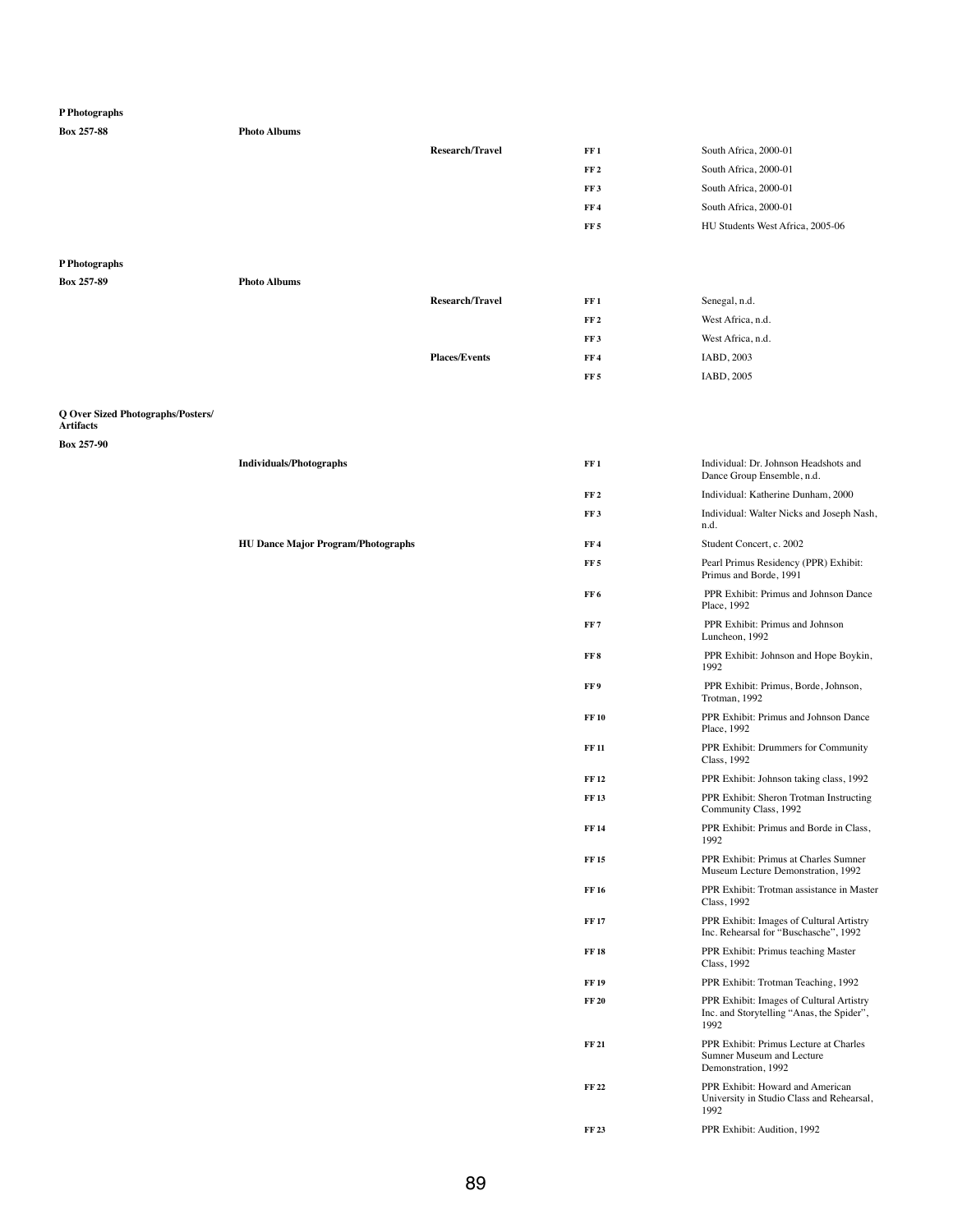**P Photographs**

| Box | Series | Subseries | Folder | Description |
|---|---|---|---|---|
| **Box 257-88** | **Photo Albums** | | | |
| | | **Research/Travel** | **FF 1** | South Africa, 2000-01 |
| | | | **FF 2** | South Africa, 2000-01 |
| | | | **FF 3** | South Africa, 2000-01 |
| | | | **FF 4** | South Africa, 2000-01 |
| | | | **FF 5** | HU Students West Africa, 2005-06 |

**P Photographs**

| Box | Series | Subseries | Folder | Description |
|---|---|---|---|---|
| **Box 257-89** | **Photo Albums** | | | |
| | | **Research/Travel** | **FF 1** | Senegal, n.d. |
| | | | **FF 2** | West Africa, n.d. |
| | | | **FF 3** | West Africa, n.d. |
| | | **Places/Events** | **FF 4** | IABD, 2003 |
| | | | **FF 5** | IABD, 2005 |

**Q Over Sized Photographs/Posters/ Artifacts**

| Box | Series | Folder | Description |
|---|---|---|---|
| **Box 257-90** | | | |
| | **Individuals/Photographs** | **FF 1** | Individual: Dr. Johnson Headshots and Dance Group Ensemble, n.d. |
| | | **FF 2** | Individual: Katherine Dunham, 2000 |
| | | **FF 3** | Individual: Walter Nicks and Joseph Nash, n.d. |
| | **HU Dance Major Program/Photographs** | **FF 4** | Student Concert, c. 2002 |
| | | **FF 5** | Pearl Primus Residency (PPR) Exhibit: Primus and Borde, 1991 |
| | | **FF 6** | PPR Exhibit: Primus and Johnson Dance Place, 1992 |
| | | **FF 7** | PPR Exhibit: Primus and Johnson Luncheon, 1992 |
| | | **FF 8** | PPR Exhibit: Johnson and Hope Boykin, 1992 |
| | | **FF 9** | PPR Exhibit: Primus, Borde, Johnson, Trotman, 1992 |
| | | **FF 10** | PPR Exhibit: Primus and Johnson Dance Place, 1992 |
| | | **FF 11** | PPR Exhibit: Drummers for Community Class, 1992 |
| | | **FF 12** | PPR Exhibit: Johnson taking class, 1992 |
| | | **FF 13** | PPR Exhibit: Sheron Trotman Instructing Community Class, 1992 |
| | | **FF 14** | PPR Exhibit: Primus and Borde in Class, 1992 |
| | | **FF 15** | PPR Exhibit: Primus at Charles Sumner Museum Lecture Demonstration, 1992 |
| | | **FF 16** | PPR Exhibit: Trotman assistance in Master Class, 1992 |
| | | **FF 17** | PPR Exhibit: Images of Cultural Artistry Inc. Rehearsal for "Buschasche", 1992 |
| | | **FF 18** | PPR Exhibit: Primus teaching Master Class, 1992 |
| | | **FF 19** | PPR Exhibit: Trotman Teaching, 1992 |
| | | **FF 20** | PPR Exhibit: Images of Cultural Artistry Inc. and Storytelling "Anas, the Spider", 1992 |
| | | **FF 21** | PPR Exhibit: Primus Lecture at Charles Sumner Museum and Lecture Demonstration, 1992 |
| | | **FF 22** | PPR Exhibit: Howard and American University in Studio Class and Rehearsal, 1992 |
| | | **FF 23** | PPR Exhibit: Audition, 1992 |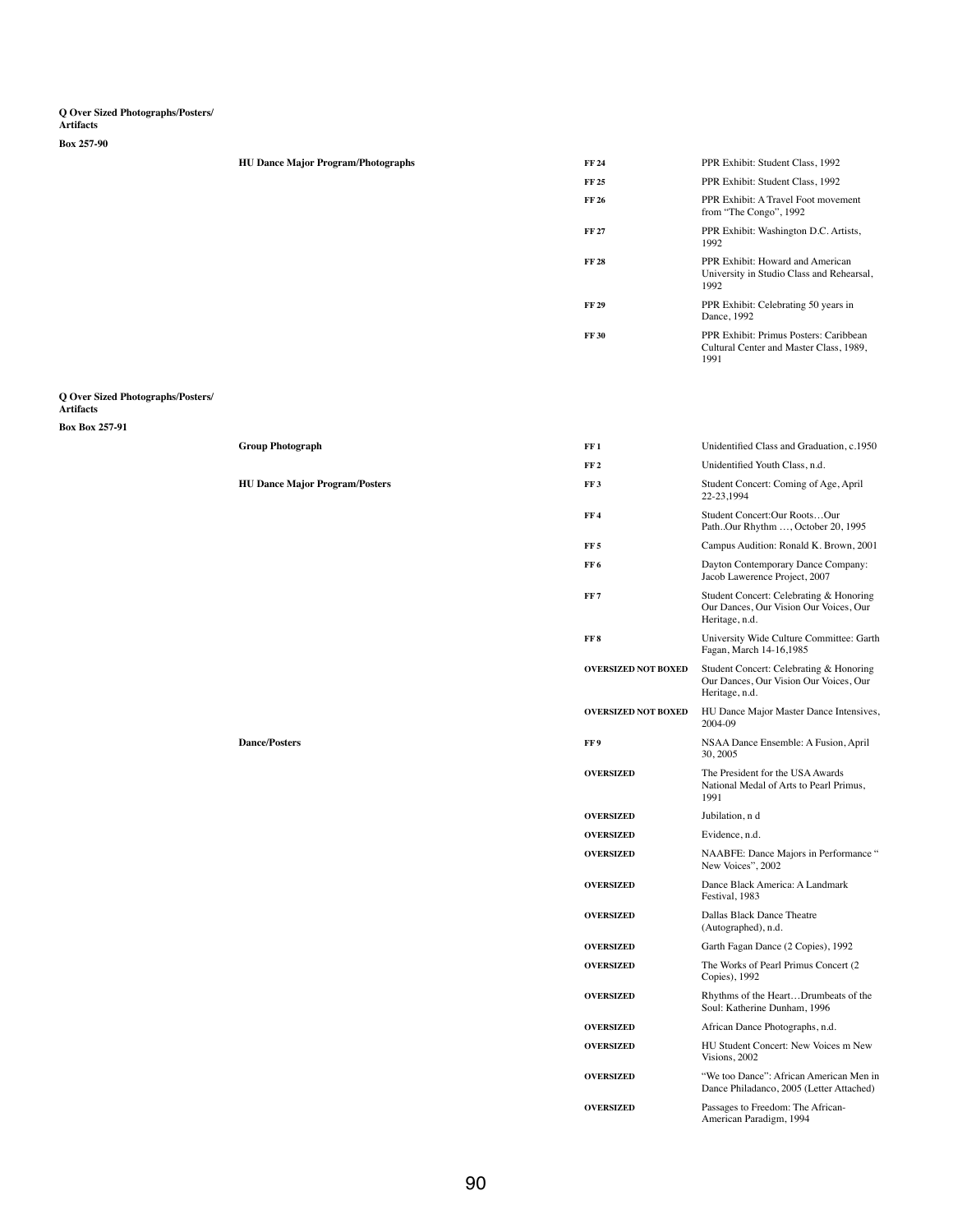**Q Over Sized Photographs/Posters/ Artifacts**

**Box 257-90**

| | | |
|---|---|---|
| **HU Dance Major Program/Photographs** | **FF 24** | PPR Exhibit: Student Class, 1992 |
| | **FF 25** | PPR Exhibit: Student Class, 1992 |
| | **FF 26** | PPR Exhibit: A Travel Foot movement from “The Congo”, 1992 |
| | **FF 27** | PPR Exhibit: Washington D.C. Artists, 1992 |
| | **FF 28** | PPR Exhibit: Howard and American University in Studio Class and Rehearsal, 1992 |
| | **FF 29** | PPR Exhibit: Celebrating 50 years in Dance, 1992 |
| | **FF 30** | PPR Exhibit: Primus Posters: Caribbean Cultural Center and Master Class, 1989, 1991 |

**Q Over Sized Photographs/Posters/ Artifacts**

**Box Box 257-91**

| | | |
|---|---|---|
| **Group Photograph** | **FF 1** | Unidentified Class and Graduation, c.1950 |
| | **FF 2** | Unidentified Youth Class, n.d. |
| **HU Dance Major Program/Posters** | **FF 3** | Student Concert: Coming of Age, April 22-23,1994 |
| | **FF 4** | Student Concert:Our Roots…Our Path..Our Rhythm …, October 20, 1995 |
| | **FF 5** | Campus Audition: Ronald K. Brown, 2001 |
| | **FF 6** | Dayton Contemporary Dance Company: Jacob Lawerence Project, 2007 |
| | **FF 7** | Student Concert: Celebrating & Honoring Our Dances, Our Vision Our Voices, Our Heritage, n.d. |
| | **FF 8** | University Wide Culture Committee: Garth Fagan, March 14-16,1985 |
| | **OVERSIZED NOT BOXED** | Student Concert: Celebrating & Honoring Our Dances, Our Vision Our Voices, Our Heritage, n.d. |
| | **OVERSIZED NOT BOXED** | HU Dance Major Master Dance Intensives, 2004-09 |
| **Dance/Posters** | **FF 9** | NSAA Dance Ensemble: A Fusion, April 30, 2005 |
| | **OVERSIZED** | The President for the USA Awards National Medal of Arts to Pearl Primus, 1991 |
| | **OVERSIZED** | Jubilation, n d |
| | **OVERSIZED** | Evidence, n.d. |
| | **OVERSIZED** | NAABFE: Dance Majors in Performance “ New Voices”, 2002 |
| | **OVERSIZED** | Dance Black America: A Landmark Festival, 1983 |
| | **OVERSIZED** | Dallas Black Dance Theatre (Autographed), n.d. |
| | **OVERSIZED** | Garth Fagan Dance (2 Copies), 1992 |
| | **OVERSIZED** | The Works of Pearl Primus Concert (2 Copies), 1992 |
| | **OVERSIZED** | Rhythms of the Heart…Drumbeats of the Soul: Katherine Dunham, 1996 |
| | **OVERSIZED** | African Dance Photographs, n.d. |
| | **OVERSIZED** | HU Student Concert: New Voices m New Visions, 2002 |
| | **OVERSIZED** | “We too Dance”: African American Men in Dance Philadanco, 2005 (Letter Attached) |
| | **OVERSIZED** | Passages to Freedom: The African-American Paradigm, 1994 |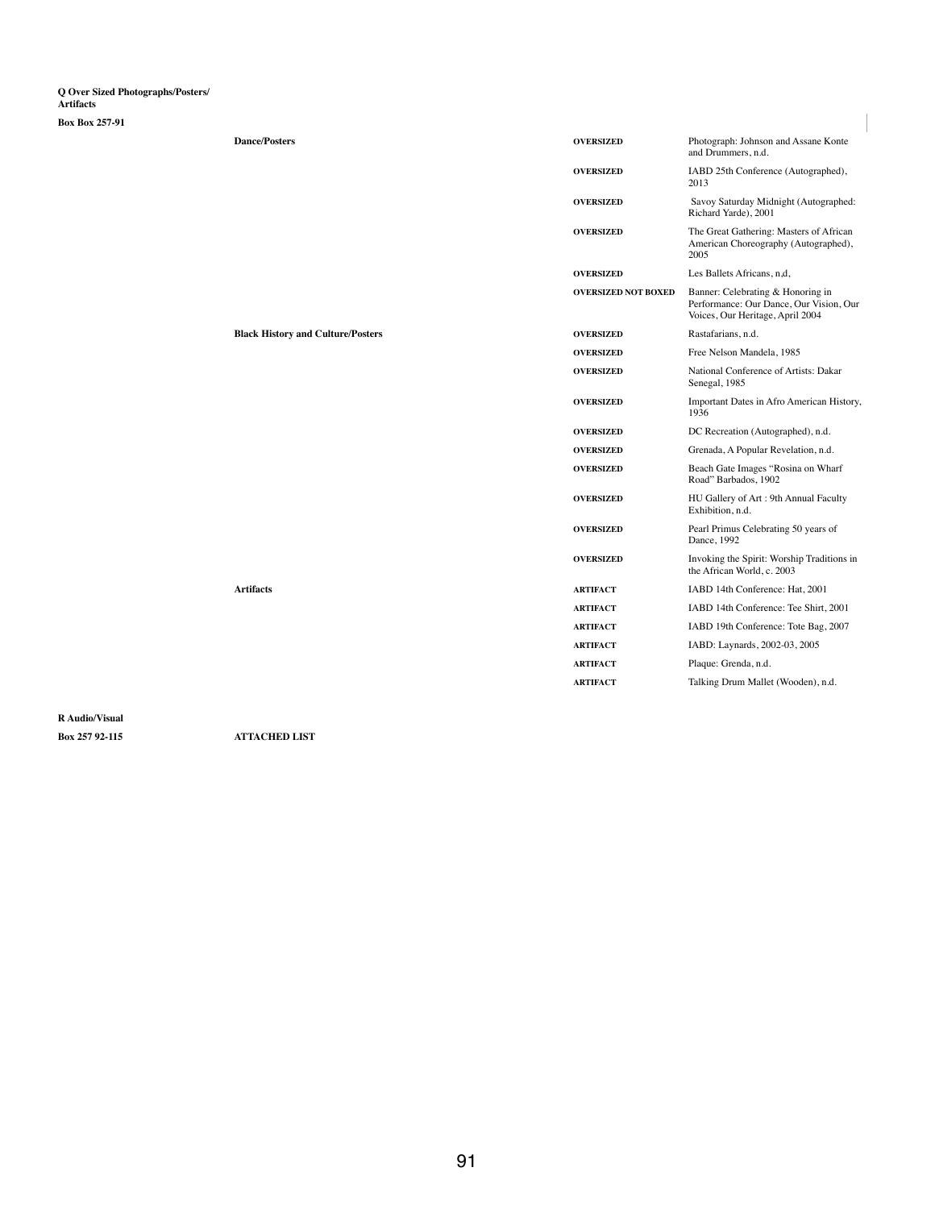**Q Over Sized Photographs/Posters/ Artifacts**

**Box Box 257-91**

| | | | |
|---|---|---|---|
| | **Dance/Posters** | **OVERSIZED** | Photograph: Johnson and Assane Konte and Drummers, n.d. |
| | | **OVERSIZED** | IABD 25th Conference (Autographed), 2013 |
| | | **OVERSIZED** | Savoy Saturday Midnight (Autographed: Richard Yarde), 2001 |
| | | **OVERSIZED** | The Great Gathering: Masters of African American Choreography (Autographed), 2005 |
| | | **OVERSIZED** | Les Ballets Africans, n,d, |
| | | **OVERSIZED NOT BOXED** | Banner: Celebrating & Honoring in Performance: Our Dance, Our Vision, Our Voices, Our Heritage, April 2004 |
| | **Black History and Culture/Posters** | **OVERSIZED** | Rastafarians, n.d. |
| | | **OVERSIZED** | Free Nelson Mandela, 1985 |
| | | **OVERSIZED** | National Conference of Artists: Dakar Senegal, 1985 |
| | | **OVERSIZED** | Important Dates in Afro American History, 1936 |
| | | **OVERSIZED** | DC Recreation (Autographed), n.d. |
| | | **OVERSIZED** | Grenada, A Popular Revelation, n.d. |
| | | **OVERSIZED** | Beach Gate Images "Rosina on Wharf Road" Barbados, 1902 |
| | | **OVERSIZED** | HU Gallery of Art : 9th Annual Faculty Exhibition, n.d. |
| | | **OVERSIZED** | Pearl Primus Celebrating 50 years of Dance, 1992 |
| | | **OVERSIZED** | Invoking the Spirit: Worship Traditions in the African World, c. 2003 |
| | **Artifacts** | **ARTIFACT** | IABD 14th Conference: Hat, 2001 |
| | | **ARTIFACT** | IABD 14th Conference: Tee Shirt, 2001 |
| | | **ARTIFACT** | IABD 19th Conference: Tote Bag, 2007 |
| | | **ARTIFACT** | IABD: Laynards, 2002-03, 2005 |
| | | **ARTIFACT** | Plaque: Grenda, n.d. |
| | | **ARTIFACT** | Talking Drum Mallet (Wooden), n.d. |

**R Audio/Visual**

**Box 257 92-115** **ATTACHED LIST**